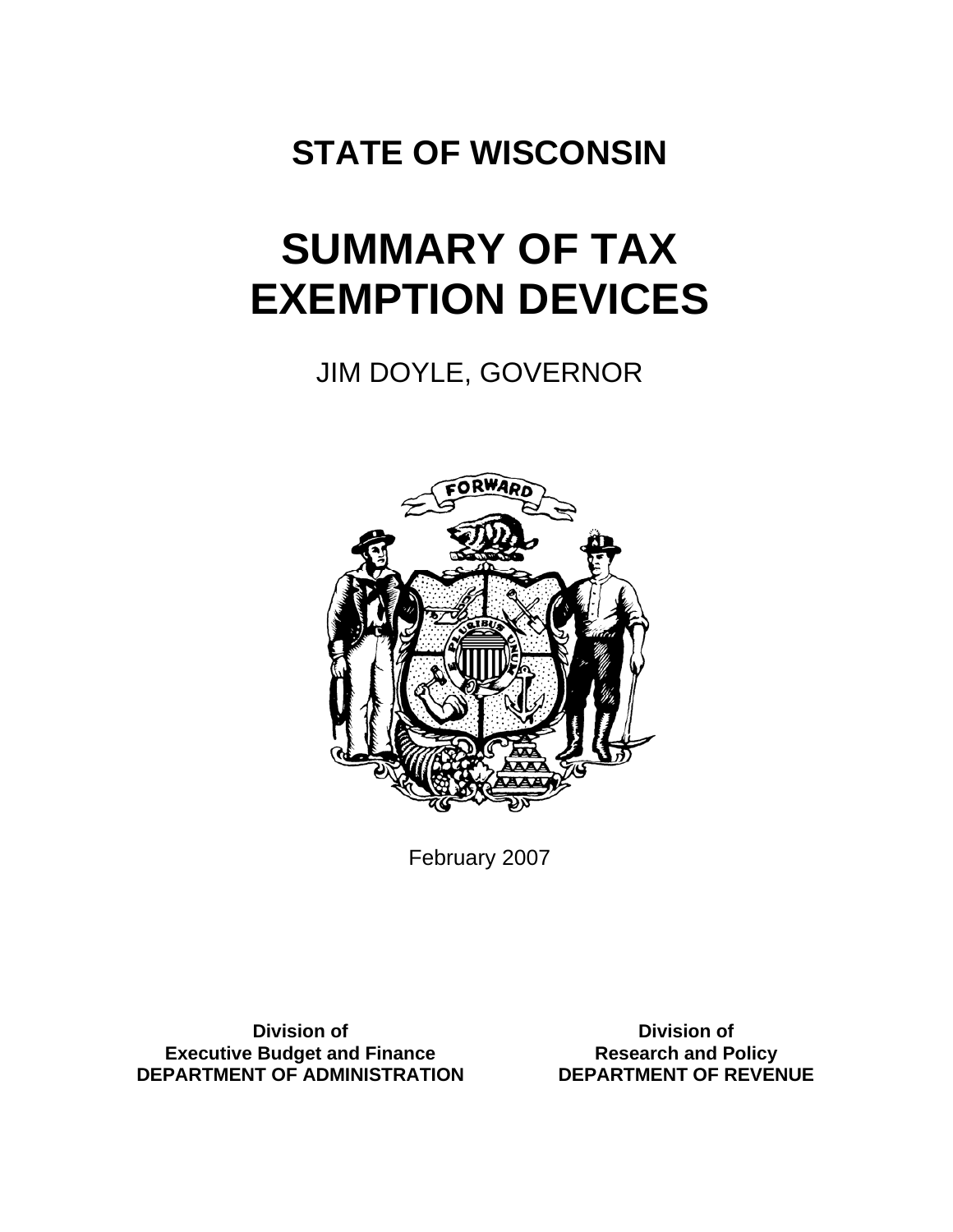# STATE OF WISCONSIN

# SUMMARY OF TAX EXEMPTION DEVICES

JIM DOYLE, GOVERNOR

February 2007

**Division of**
**Executive Budget and Finance**
**DEPARTMENT OF ADMINISTRATION**

**Division of**
**Research and Policy**
**DEPARTMENT OF REVENUE**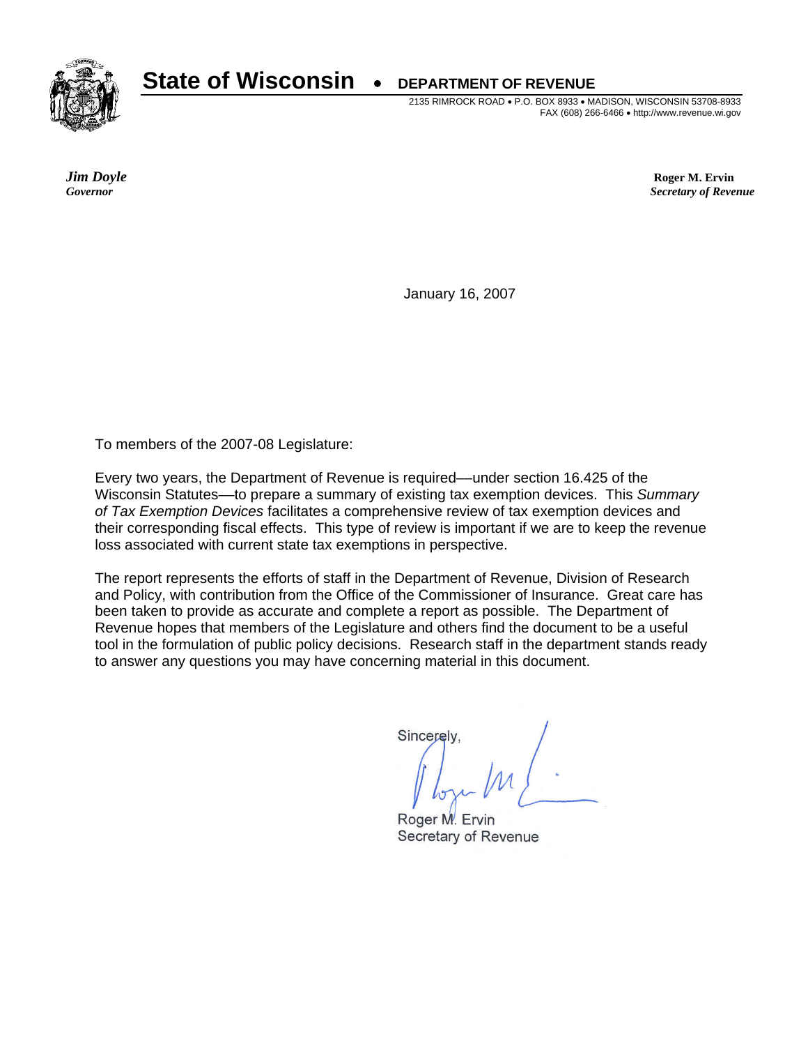**State of Wisconsin** • **DEPARTMENT OF REVENUE**

2135 RIMROCK ROAD • P.O. BOX 8933 • MADISON, WISCONSIN 53708-8933
FAX (608) 266-6466 • http://www.revenue.wi.gov

***Jim Doyle***
***Governor***

**Roger M. Ervin**
***Secretary of Revenue***

January 16, 2007

To members of the 2007-08 Legislature:

Every two years, the Department of Revenue is required—under section 16.425 of the Wisconsin Statutes—to prepare a summary of existing tax exemption devices. This *Summary of Tax Exemption Devices* facilitates a comprehensive review of tax exemption devices and their corresponding fiscal effects. This type of review is important if we are to keep the revenue loss associated with current state tax exemptions in perspective.

The report represents the efforts of staff in the Department of Revenue, Division of Research and Policy, with contribution from the Office of the Commissioner of Insurance. Great care has been taken to provide as accurate and complete a report as possible. The Department of Revenue hopes that members of the Legislature and others find the document to be a useful tool in the formulation of public policy decisions. Research staff in the department stands ready to answer any questions you may have concerning material in this document.

Sincerely,

Roger M. Ervin
Secretary of Revenue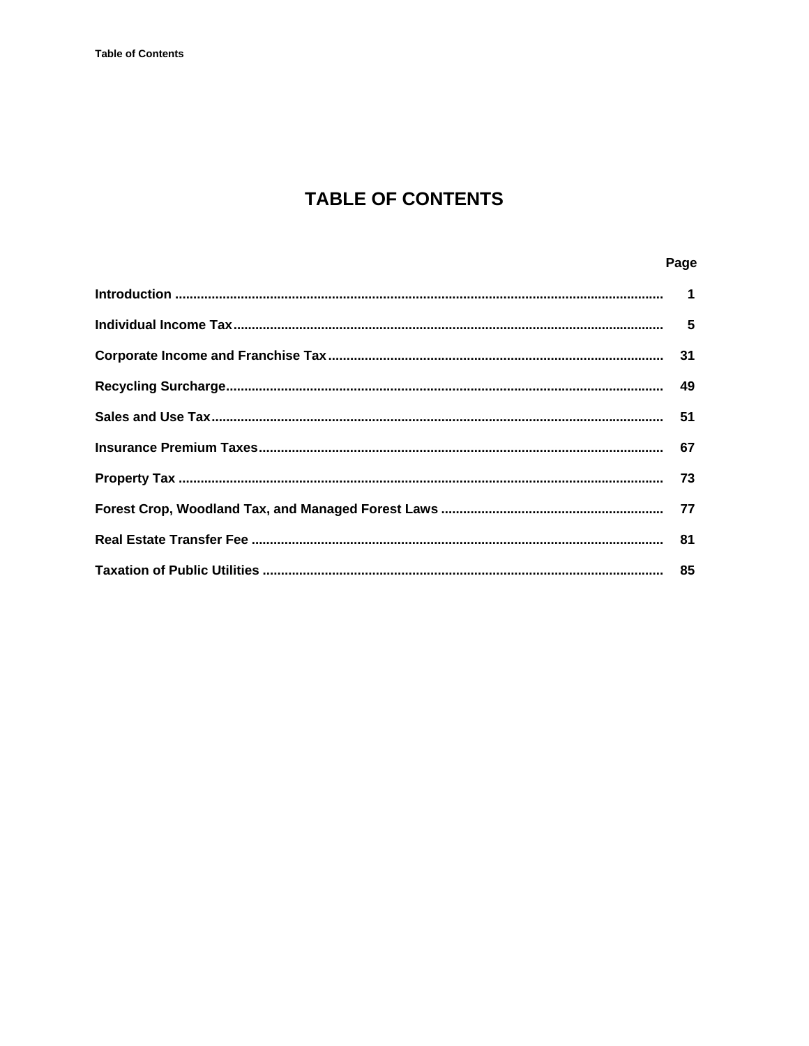# TABLE OF CONTENTS

| | Page |
|---|---|
| **Introduction** | **1** |
| **Individual Income Tax** | **5** |
| **Corporate Income and Franchise Tax** | **31** |
| **Recycling Surcharge** | **49** |
| **Sales and Use Tax** | **51** |
| **Insurance Premium Taxes** | **67** |
| **Property Tax** | **73** |
| **Forest Crop, Woodland Tax, and Managed Forest Laws** | **77** |
| **Real Estate Transfer Fee** | **81** |
| **Taxation of Public Utilities** | **85** |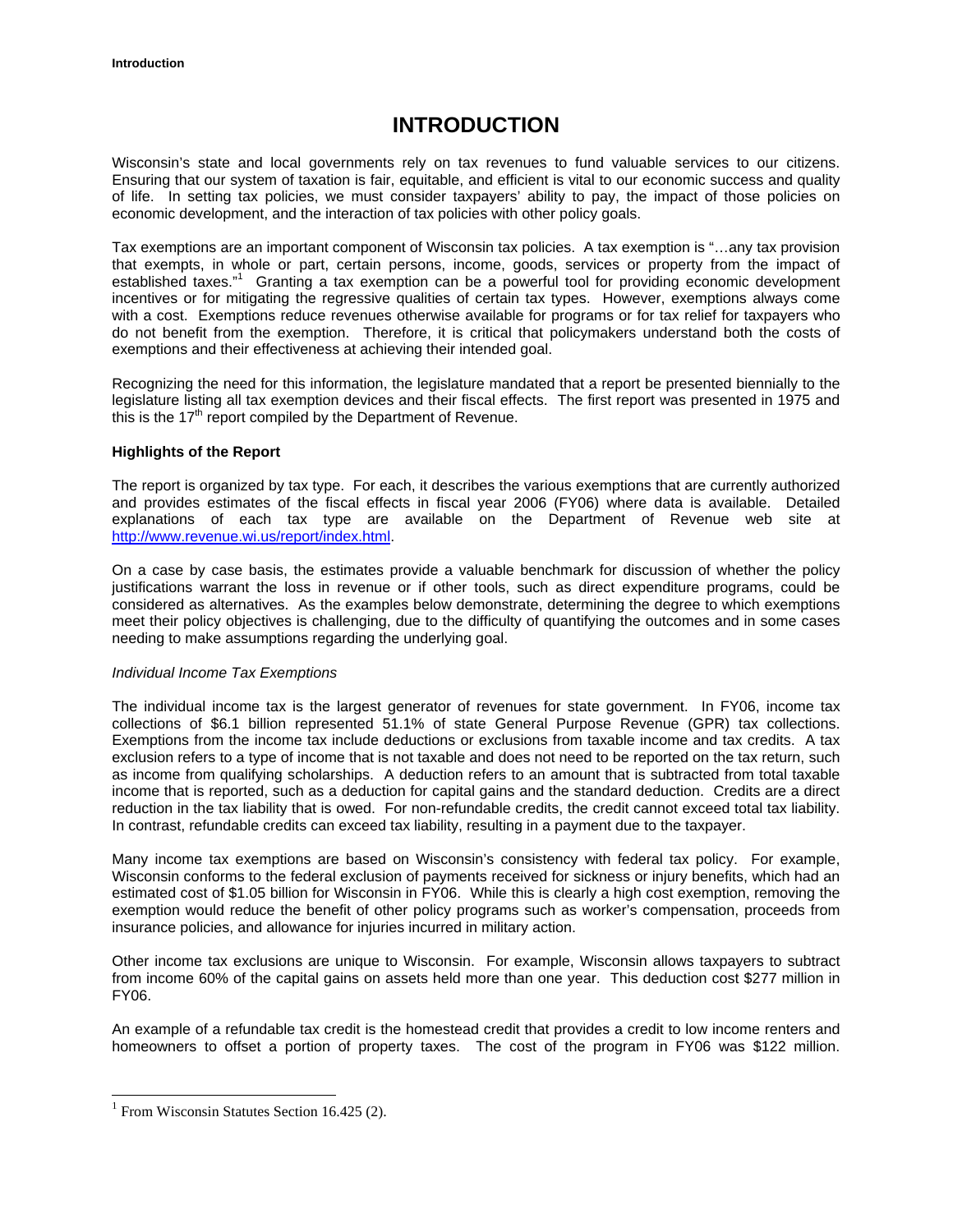# INTRODUCTION

Wisconsin's state and local governments rely on tax revenues to fund valuable services to our citizens. Ensuring that our system of taxation is fair, equitable, and efficient is vital to our economic success and quality of life. In setting tax policies, we must consider taxpayers' ability to pay, the impact of those policies on economic development, and the interaction of tax policies with other policy goals.

Tax exemptions are an important component of Wisconsin tax policies. A tax exemption is "…any tax provision that exempts, in whole or part, certain persons, income, goods, services or property from the impact of established taxes."[1] Granting a tax exemption can be a powerful tool for providing economic development incentives or for mitigating the regressive qualities of certain tax types. However, exemptions always come with a cost. Exemptions reduce revenues otherwise available for programs or for tax relief for taxpayers who do not benefit from the exemption. Therefore, it is critical that policymakers understand both the costs of exemptions and their effectiveness at achieving their intended goal.

Recognizing the need for this information, the legislature mandated that a report be presented biennially to the legislature listing all tax exemption devices and their fiscal effects. The first report was presented in 1975 and this is the 17th report compiled by the Department of Revenue.

**Highlights of the Report**

The report is organized by tax type. For each, it describes the various exemptions that are currently authorized and provides estimates of the fiscal effects in fiscal year 2006 (FY06) where data is available. Detailed explanations of each tax type are available on the Department of Revenue web site at http://www.revenue.wi.us/report/index.html.

On a case by case basis, the estimates provide a valuable benchmark for discussion of whether the policy justifications warrant the loss in revenue or if other tools, such as direct expenditure programs, could be considered as alternatives. As the examples below demonstrate, determining the degree to which exemptions meet their policy objectives is challenging, due to the difficulty of quantifying the outcomes and in some cases needing to make assumptions regarding the underlying goal.

*Individual Income Tax Exemptions*

The individual income tax is the largest generator of revenues for state government. In FY06, income tax collections of $6.1 billion represented 51.1% of state General Purpose Revenue (GPR) tax collections. Exemptions from the income tax include deductions or exclusions from taxable income and tax credits. A tax exclusion refers to a type of income that is not taxable and does not need to be reported on the tax return, such as income from qualifying scholarships. A deduction refers to an amount that is subtracted from total taxable income that is reported, such as a deduction for capital gains and the standard deduction. Credits are a direct reduction in the tax liability that is owed. For non-refundable credits, the credit cannot exceed total tax liability. In contrast, refundable credits can exceed tax liability, resulting in a payment due to the taxpayer.

Many income tax exemptions are based on Wisconsin's consistency with federal tax policy. For example, Wisconsin conforms to the federal exclusion of payments received for sickness or injury benefits, which had an estimated cost of $1.05 billion for Wisconsin in FY06. While this is clearly a high cost exemption, removing the exemption would reduce the benefit of other policy programs such as worker's compensation, proceeds from insurance policies, and allowance for injuries incurred in military action.

Other income tax exclusions are unique to Wisconsin. For example, Wisconsin allows taxpayers to subtract from income 60% of the capital gains on assets held more than one year. This deduction cost $277 million in FY06.

An example of a refundable tax credit is the homestead credit that provides a credit to low income renters and homeowners to offset a portion of property taxes. The cost of the program in FY06 was $122 million.

[1] From Wisconsin Statutes Section 16.425 (2).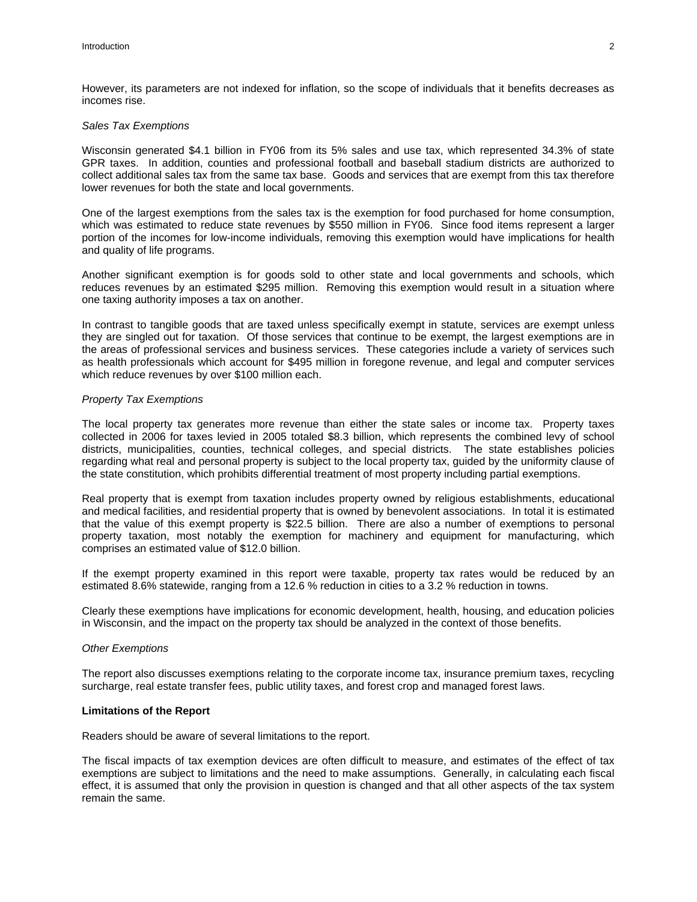However, its parameters are not indexed for inflation, so the scope of individuals that it benefits decreases as incomes rise.

*Sales Tax Exemptions*

Wisconsin generated $4.1 billion in FY06 from its 5% sales and use tax, which represented 34.3% of state GPR taxes. In addition, counties and professional football and baseball stadium districts are authorized to collect additional sales tax from the same tax base. Goods and services that are exempt from this tax therefore lower revenues for both the state and local governments.

One of the largest exemptions from the sales tax is the exemption for food purchased for home consumption, which was estimated to reduce state revenues by $550 million in FY06. Since food items represent a larger portion of the incomes for low-income individuals, removing this exemption would have implications for health and quality of life programs.

Another significant exemption is for goods sold to other state and local governments and schools, which reduces revenues by an estimated $295 million. Removing this exemption would result in a situation where one taxing authority imposes a tax on another.

In contrast to tangible goods that are taxed unless specifically exempt in statute, services are exempt unless they are singled out for taxation. Of those services that continue to be exempt, the largest exemptions are in the areas of professional services and business services. These categories include a variety of services such as health professionals which account for $495 million in foregone revenue, and legal and computer services which reduce revenues by over $100 million each.

*Property Tax Exemptions*

The local property tax generates more revenue than either the state sales or income tax. Property taxes collected in 2006 for taxes levied in 2005 totaled $8.3 billion, which represents the combined levy of school districts, municipalities, counties, technical colleges, and special districts. The state establishes policies regarding what real and personal property is subject to the local property tax, guided by the uniformity clause of the state constitution, which prohibits differential treatment of most property including partial exemptions.

Real property that is exempt from taxation includes property owned by religious establishments, educational and medical facilities, and residential property that is owned by benevolent associations. In total it is estimated that the value of this exempt property is $22.5 billion. There are also a number of exemptions to personal property taxation, most notably the exemption for machinery and equipment for manufacturing, which comprises an estimated value of $12.0 billion.

If the exempt property examined in this report were taxable, property tax rates would be reduced by an estimated 8.6% statewide, ranging from a 12.6 % reduction in cities to a 3.2 % reduction in towns.

Clearly these exemptions have implications for economic development, health, housing, and education policies in Wisconsin, and the impact on the property tax should be analyzed in the context of those benefits.

*Other Exemptions*

The report also discusses exemptions relating to the corporate income tax, insurance premium taxes, recycling surcharge, real estate transfer fees, public utility taxes, and forest crop and managed forest laws.

**Limitations of the Report**

Readers should be aware of several limitations to the report.

The fiscal impacts of tax exemption devices are often difficult to measure, and estimates of the effect of tax exemptions are subject to limitations and the need to make assumptions. Generally, in calculating each fiscal effect, it is assumed that only the provision in question is changed and that all other aspects of the tax system remain the same.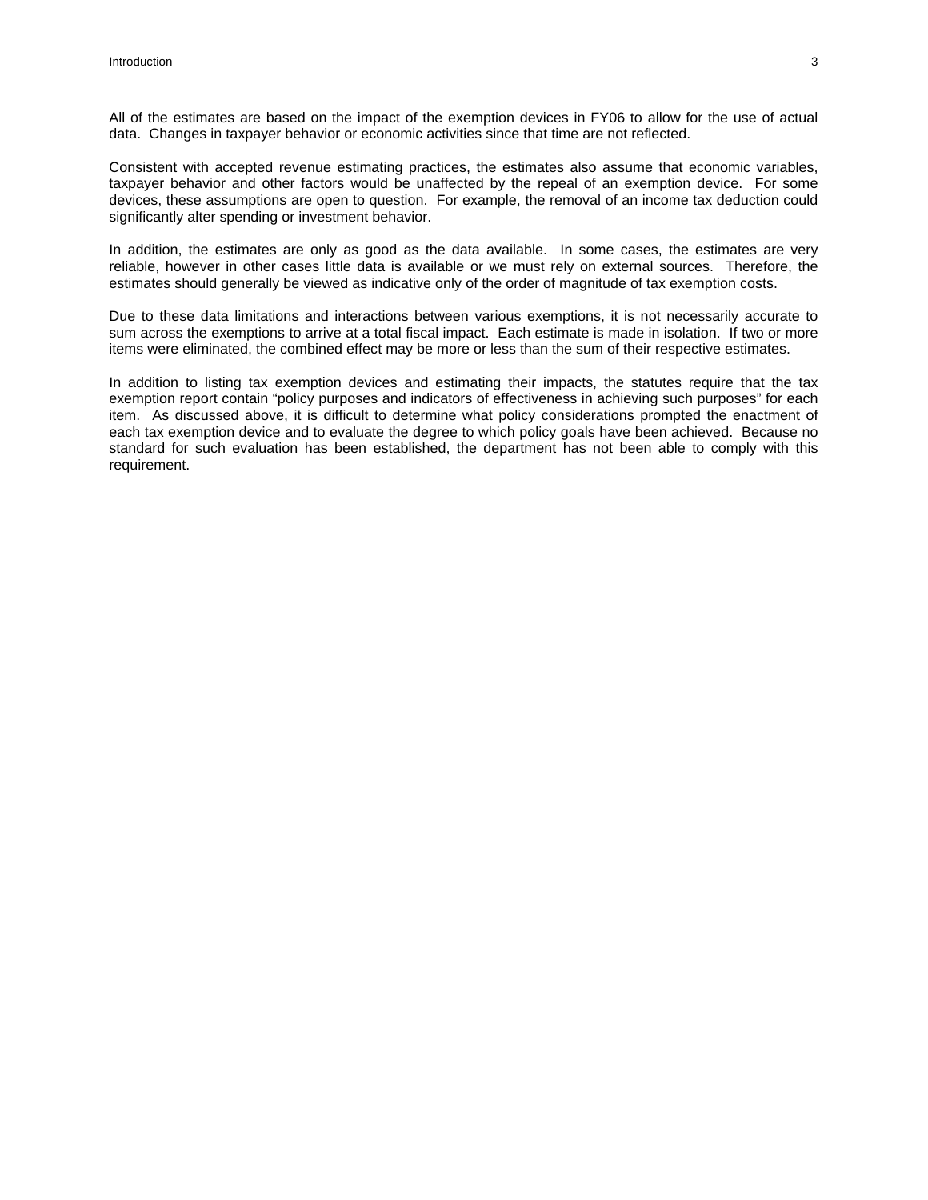All of the estimates are based on the impact of the exemption devices in FY06 to allow for the use of actual data. Changes in taxpayer behavior or economic activities since that time are not reflected.

Consistent with accepted revenue estimating practices, the estimates also assume that economic variables, taxpayer behavior and other factors would be unaffected by the repeal of an exemption device. For some devices, these assumptions are open to question. For example, the removal of an income tax deduction could significantly alter spending or investment behavior.

In addition, the estimates are only as good as the data available. In some cases, the estimates are very reliable, however in other cases little data is available or we must rely on external sources. Therefore, the estimates should generally be viewed as indicative only of the order of magnitude of tax exemption costs.

Due to these data limitations and interactions between various exemptions, it is not necessarily accurate to sum across the exemptions to arrive at a total fiscal impact. Each estimate is made in isolation. If two or more items were eliminated, the combined effect may be more or less than the sum of their respective estimates.

In addition to listing tax exemption devices and estimating their impacts, the statutes require that the tax exemption report contain "policy purposes and indicators of effectiveness in achieving such purposes" for each item. As discussed above, it is difficult to determine what policy considerations prompted the enactment of each tax exemption device and to evaluate the degree to which policy goals have been achieved. Because no standard for such evaluation has been established, the department has not been able to comply with this requirement.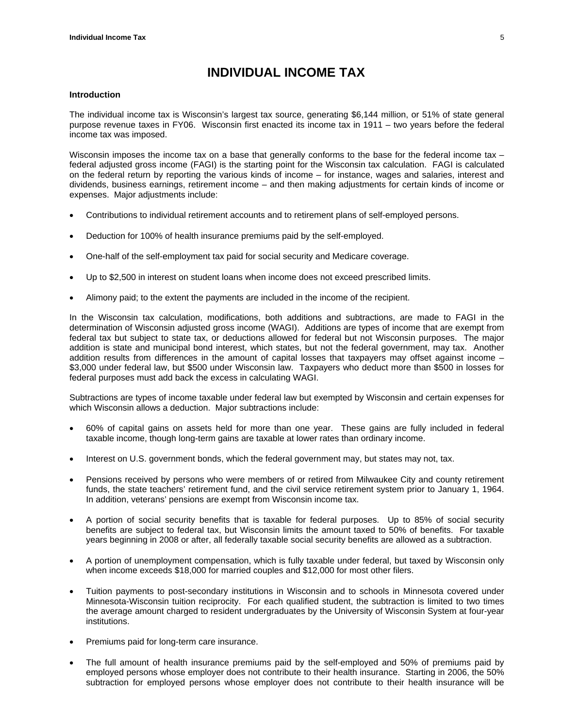# INDIVIDUAL INCOME TAX

## Introduction

The individual income tax is Wisconsin's largest tax source, generating $6,144 million, or 51% of state general purpose revenue taxes in FY06. Wisconsin first enacted its income tax in 1911 – two years before the federal income tax was imposed.

Wisconsin imposes the income tax on a base that generally conforms to the base for the federal income tax – federal adjusted gross income (FAGI) is the starting point for the Wisconsin tax calculation. FAGI is calculated on the federal return by reporting the various kinds of income – for instance, wages and salaries, interest and dividends, business earnings, retirement income – and then making adjustments for certain kinds of income or expenses. Major adjustments include:

- Contributions to individual retirement accounts and to retirement plans of self-employed persons.
- Deduction for 100% of health insurance premiums paid by the self-employed.
- One-half of the self-employment tax paid for social security and Medicare coverage.
- Up to $2,500 in interest on student loans when income does not exceed prescribed limits.
- Alimony paid; to the extent the payments are included in the income of the recipient.

In the Wisconsin tax calculation, modifications, both additions and subtractions, are made to FAGI in the determination of Wisconsin adjusted gross income (WAGI). Additions are types of income that are exempt from federal tax but subject to state tax, or deductions allowed for federal but not Wisconsin purposes. The major addition is state and municipal bond interest, which states, but not the federal government, may tax. Another addition results from differences in the amount of capital losses that taxpayers may offset against income – $3,000 under federal law, but $500 under Wisconsin law. Taxpayers who deduct more than $500 in losses for federal purposes must add back the excess in calculating WAGI.

Subtractions are types of income taxable under federal law but exempted by Wisconsin and certain expenses for which Wisconsin allows a deduction. Major subtractions include:

- 60% of capital gains on assets held for more than one year. These gains are fully included in federal taxable income, though long-term gains are taxable at lower rates than ordinary income.
- Interest on U.S. government bonds, which the federal government may, but states may not, tax.
- Pensions received by persons who were members of or retired from Milwaukee City and county retirement funds, the state teachers' retirement fund, and the civil service retirement system prior to January 1, 1964. In addition, veterans' pensions are exempt from Wisconsin income tax.
- A portion of social security benefits that is taxable for federal purposes. Up to 85% of social security benefits are subject to federal tax, but Wisconsin limits the amount taxed to 50% of benefits. For taxable years beginning in 2008 or after, all federally taxable social security benefits are allowed as a subtraction.
- A portion of unemployment compensation, which is fully taxable under federal, but taxed by Wisconsin only when income exceeds $18,000 for married couples and $12,000 for most other filers.
- Tuition payments to post-secondary institutions in Wisconsin and to schools in Minnesota covered under Minnesota-Wisconsin tuition reciprocity. For each qualified student, the subtraction is limited to two times the average amount charged to resident undergraduates by the University of Wisconsin System at four-year institutions.
- Premiums paid for long-term care insurance.
- The full amount of health insurance premiums paid by the self-employed and 50% of premiums paid by employed persons whose employer does not contribute to their health insurance. Starting in 2006, the 50% subtraction for employed persons whose employer does not contribute to their health insurance will be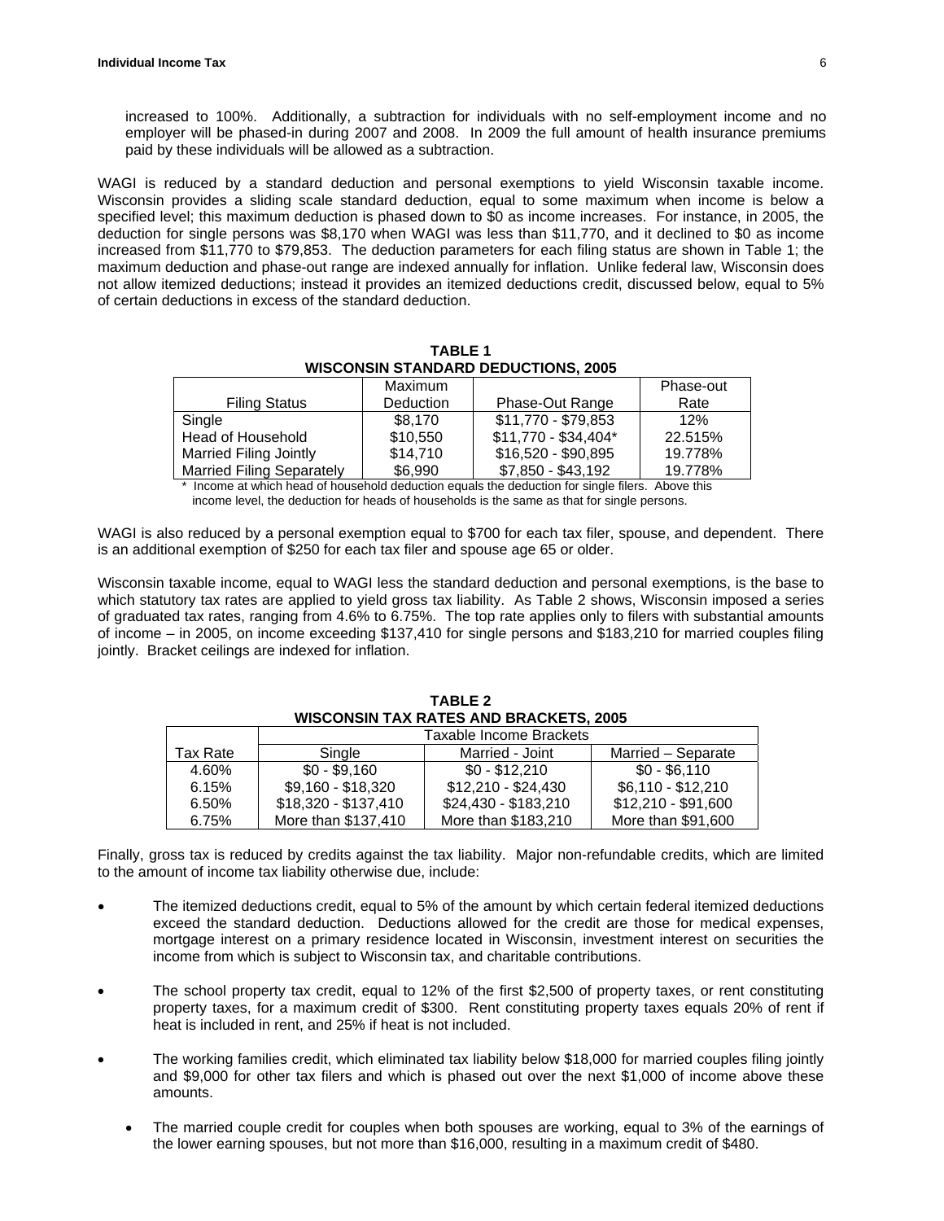increased to 100%. Additionally, a subtraction for individuals with no self-employment income and no employer will be phased-in during 2007 and 2008. In 2009 the full amount of health insurance premiums paid by these individuals will be allowed as a subtraction.

WAGI is reduced by a standard deduction and personal exemptions to yield Wisconsin taxable income. Wisconsin provides a sliding scale standard deduction, equal to some maximum when income is below a specified level; this maximum deduction is phased down to $0 as income increases. For instance, in 2005, the deduction for single persons was $8,170 when WAGI was less than $11,770, and it declined to $0 as income increased from $11,770 to $79,853. The deduction parameters for each filing status are shown in Table 1; the maximum deduction and phase-out range are indexed annually for inflation. Unlike federal law, Wisconsin does not allow itemized deductions; instead it provides an itemized deductions credit, discussed below, equal to 5% of certain deductions in excess of the standard deduction.

**TABLE 1**
**WISCONSIN STANDARD DEDUCTIONS, 2005**

| Filing Status | Maximum Deduction | Phase-Out Range | Phase-out Rate |
|---|---|---|---|
| Single | $8,170 | $11,770 - $79,853 | 12% |
| Head of Household | $10,550 | $11,770 - $34,404* | 22.515% |
| Married Filing Jointly | $14,710 | $16,520 - $90,895 | 19.778% |
| Married Filing Separately | $6,990 | $7,850 - $43,192 | 19.778% |

\* Income at which head of household deduction equals the deduction for single filers. Above this income level, the deduction for heads of households is the same as that for single persons.

WAGI is also reduced by a personal exemption equal to $700 for each tax filer, spouse, and dependent. There is an additional exemption of $250 for each tax filer and spouse age 65 or older.

Wisconsin taxable income, equal to WAGI less the standard deduction and personal exemptions, is the base to which statutory tax rates are applied to yield gross tax liability. As Table 2 shows, Wisconsin imposed a series of graduated tax rates, ranging from 4.6% to 6.75%. The top rate applies only to filers with substantial amounts of income – in 2005, on income exceeding $137,410 for single persons and $183,210 for married couples filing jointly. Bracket ceilings are indexed for inflation.

**TABLE 2**
**WISCONSIN TAX RATES AND BRACKETS, 2005**

| | Taxable Income Brackets | | |
|---|---|---|---|
| Tax Rate | Single | Married - Joint | Married – Separate |
| 4.60% | $0 - $9,160 | $0 - $12,210 | $0 - $6,110 |
| 6.15% | $9,160 - $18,320 | $12,210 - $24,430 | $6,110 - $12,210 |
| 6.50% | $18,320 - $137,410 | $24,430 - $183,210 | $12,210 - $91,600 |
| 6.75% | More than $137,410 | More than $183,210 | More than $91,600 |

Finally, gross tax is reduced by credits against the tax liability. Major non-refundable credits, which are limited to the amount of income tax liability otherwise due, include:

- The itemized deductions credit, equal to 5% of the amount by which certain federal itemized deductions exceed the standard deduction. Deductions allowed for the credit are those for medical expenses, mortgage interest on a primary residence located in Wisconsin, investment interest on securities the income from which is subject to Wisconsin tax, and charitable contributions.

- The school property tax credit, equal to 12% of the first $2,500 of property taxes, or rent constituting property taxes, for a maximum credit of $300. Rent constituting property taxes equals 20% of rent if heat is included in rent, and 25% if heat is not included.

- The working families credit, which eliminated tax liability below $18,000 for married couples filing jointly and $9,000 for other tax filers and which is phased out over the next $1,000 of income above these amounts.

  - The married couple credit for couples when both spouses are working, equal to 3% of the earnings of the lower earning spouses, but not more than $16,000, resulting in a maximum credit of $480.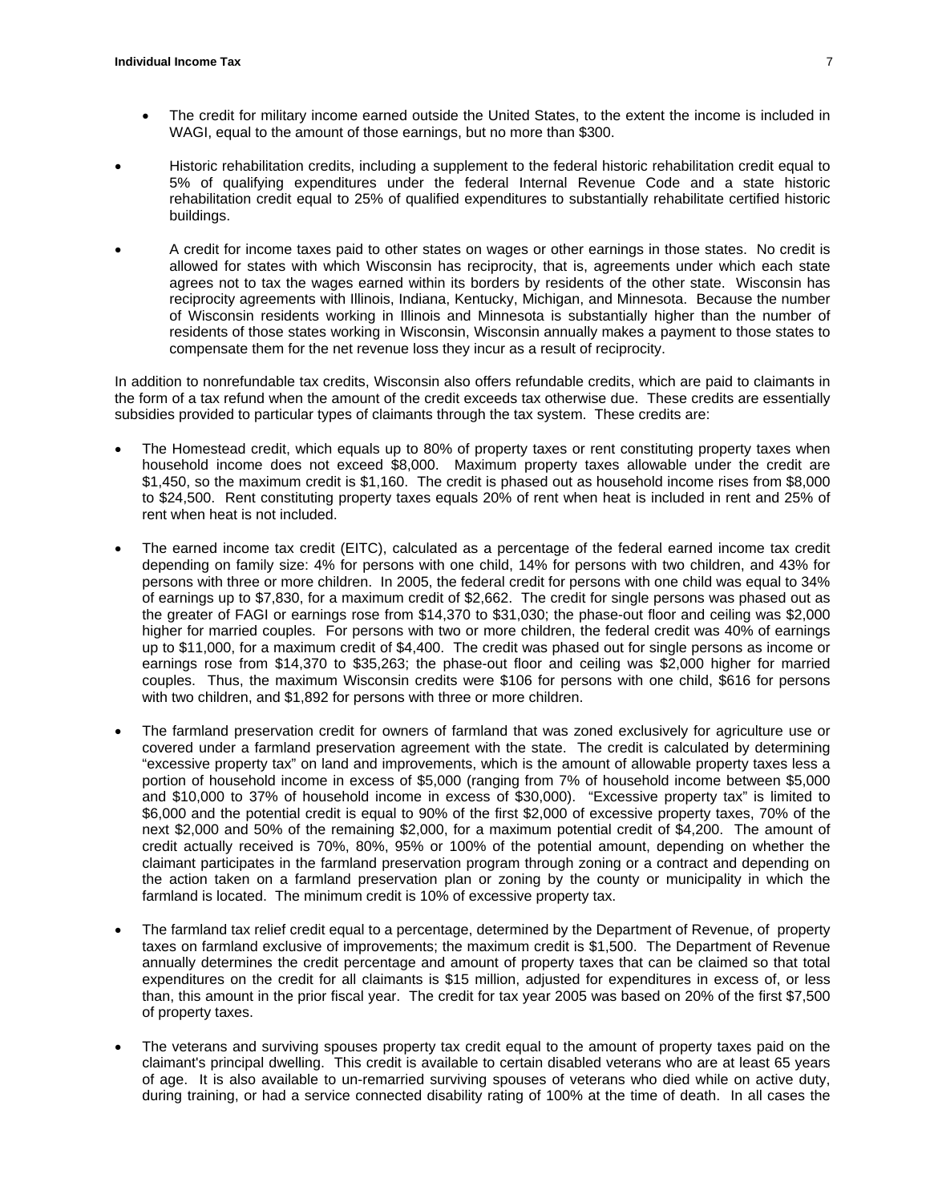- The credit for military income earned outside the United States, to the extent the income is included in WAGI, equal to the amount of those earnings, but no more than $300.

- Historic rehabilitation credits, including a supplement to the federal historic rehabilitation credit equal to 5% of qualifying expenditures under the federal Internal Revenue Code and a state historic rehabilitation credit equal to 25% of qualified expenditures to substantially rehabilitate certified historic buildings.

- A credit for income taxes paid to other states on wages or other earnings in those states. No credit is allowed for states with which Wisconsin has reciprocity, that is, agreements under which each state agrees not to tax the wages earned within its borders by residents of the other state. Wisconsin has reciprocity agreements with Illinois, Indiana, Kentucky, Michigan, and Minnesota. Because the number of Wisconsin residents working in Illinois and Minnesota is substantially higher than the number of residents of those states working in Wisconsin, Wisconsin annually makes a payment to those states to compensate them for the net revenue loss they incur as a result of reciprocity.

In addition to nonrefundable tax credits, Wisconsin also offers refundable credits, which are paid to claimants in the form of a tax refund when the amount of the credit exceeds tax otherwise due. These credits are essentially subsidies provided to particular types of claimants through the tax system. These credits are:

- The Homestead credit, which equals up to 80% of property taxes or rent constituting property taxes when household income does not exceed $8,000. Maximum property taxes allowable under the credit are $1,450, so the maximum credit is $1,160. The credit is phased out as household income rises from $8,000 to $24,500. Rent constituting property taxes equals 20% of rent when heat is included in rent and 25% of rent when heat is not included.

- The earned income tax credit (EITC), calculated as a percentage of the federal earned income tax credit depending on family size: 4% for persons with one child, 14% for persons with two children, and 43% for persons with three or more children. In 2005, the federal credit for persons with one child was equal to 34% of earnings up to $7,830, for a maximum credit of $2,662. The credit for single persons was phased out as the greater of FAGI or earnings rose from $14,370 to $31,030; the phase-out floor and ceiling was $2,000 higher for married couples. For persons with two or more children, the federal credit was 40% of earnings up to $11,000, for a maximum credit of $4,400. The credit was phased out for single persons as income or earnings rose from $14,370 to $35,263; the phase-out floor and ceiling was $2,000 higher for married couples. Thus, the maximum Wisconsin credits were $106 for persons with one child, $616 for persons with two children, and $1,892 for persons with three or more children.

- The farmland preservation credit for owners of farmland that was zoned exclusively for agriculture use or covered under a farmland preservation agreement with the state. The credit is calculated by determining "excessive property tax" on land and improvements, which is the amount of allowable property taxes less a portion of household income in excess of $5,000 (ranging from 7% of household income between $5,000 and $10,000 to 37% of household income in excess of $30,000). "Excessive property tax" is limited to $6,000 and the potential credit is equal to 90% of the first $2,000 of excessive property taxes, 70% of the next $2,000 and 50% of the remaining $2,000, for a maximum potential credit of $4,200. The amount of credit actually received is 70%, 80%, 95% or 100% of the potential amount, depending on whether the claimant participates in the farmland preservation program through zoning or a contract and depending on the action taken on a farmland preservation plan or zoning by the county or municipality in which the farmland is located. The minimum credit is 10% of excessive property tax.

- The farmland tax relief credit equal to a percentage, determined by the Department of Revenue, of property taxes on farmland exclusive of improvements; the maximum credit is $1,500. The Department of Revenue annually determines the credit percentage and amount of property taxes that can be claimed so that total expenditures on the credit for all claimants is $15 million, adjusted for expenditures in excess of, or less than, this amount in the prior fiscal year. The credit for tax year 2005 was based on 20% of the first $7,500 of property taxes.

- The veterans and surviving spouses property tax credit equal to the amount of property taxes paid on the claimant's principal dwelling. This credit is available to certain disabled veterans who are at least 65 years of age. It is also available to un-remarried surviving spouses of veterans who died while on active duty, during training, or had a service connected disability rating of 100% at the time of death. In all cases the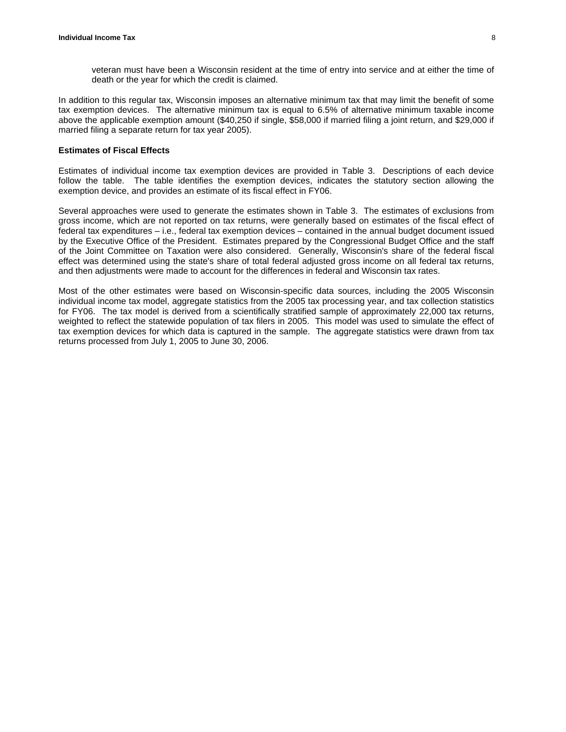veteran must have been a Wisconsin resident at the time of entry into service and at either the time of death or the year for which the credit is claimed.

In addition to this regular tax, Wisconsin imposes an alternative minimum tax that may limit the benefit of some tax exemption devices. The alternative minimum tax is equal to 6.5% of alternative minimum taxable income above the applicable exemption amount ($40,250 if single, $58,000 if married filing a joint return, and $29,000 if married filing a separate return for tax year 2005).

**Estimates of Fiscal Effects**

Estimates of individual income tax exemption devices are provided in Table 3. Descriptions of each device follow the table. The table identifies the exemption devices, indicates the statutory section allowing the exemption device, and provides an estimate of its fiscal effect in FY06.

Several approaches were used to generate the estimates shown in Table 3. The estimates of exclusions from gross income, which are not reported on tax returns, were generally based on estimates of the fiscal effect of federal tax expenditures – i.e., federal tax exemption devices – contained in the annual budget document issued by the Executive Office of the President. Estimates prepared by the Congressional Budget Office and the staff of the Joint Committee on Taxation were also considered. Generally, Wisconsin's share of the federal fiscal effect was determined using the state's share of total federal adjusted gross income on all federal tax returns, and then adjustments were made to account for the differences in federal and Wisconsin tax rates.

Most of the other estimates were based on Wisconsin-specific data sources, including the 2005 Wisconsin individual income tax model, aggregate statistics from the 2005 tax processing year, and tax collection statistics for FY06. The tax model is derived from a scientifically stratified sample of approximately 22,000 tax returns, weighted to reflect the statewide population of tax filers in 2005. This model was used to simulate the effect of tax exemption devices for which data is captured in the sample. The aggregate statistics were drawn from tax returns processed from July 1, 2005 to June 30, 2006.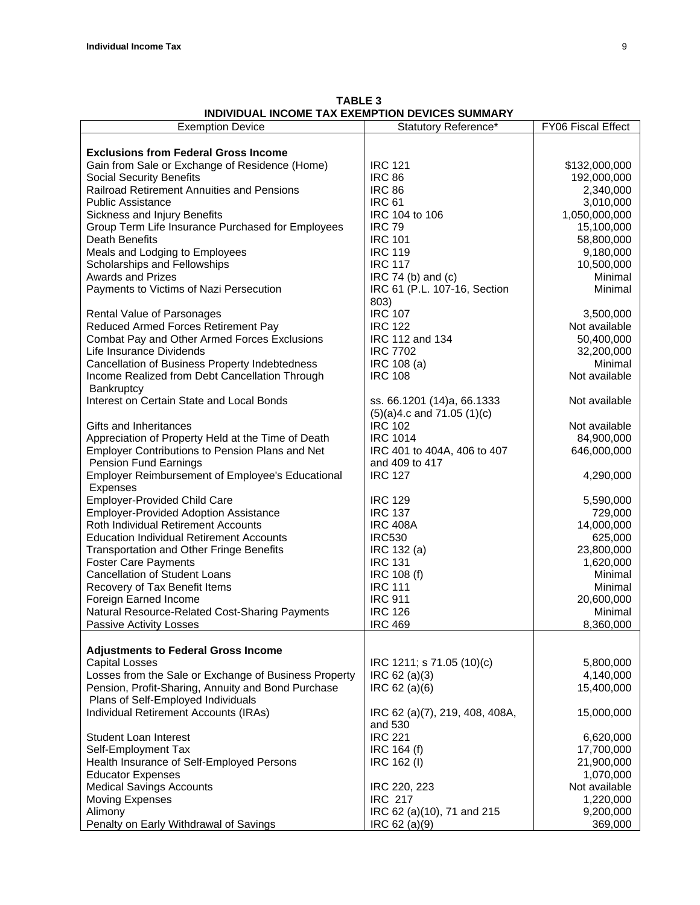**TABLE 3**
**INDIVIDUAL INCOME TAX EXEMPTION DEVICES SUMMARY**

| Exemption Device | Statutory Reference* | FY06 Fiscal Effect |
|---|---|---|
| **Exclusions from Federal Gross Income** | | |
| Gain from Sale or Exchange of Residence (Home) | IRC 121 | $132,000,000 |
| Social Security Benefits | IRC 86 | 192,000,000 |
| Railroad Retirement Annuities and Pensions | IRC 86 | 2,340,000 |
| Public Assistance | IRC 61 | 3,010,000 |
| Sickness and Injury Benefits | IRC 104 to 106 | 1,050,000,000 |
| Group Term Life Insurance Purchased for Employees | IRC 79 | 15,100,000 |
| Death Benefits | IRC 101 | 58,800,000 |
| Meals and Lodging to Employees | IRC 119 | 9,180,000 |
| Scholarships and Fellowships | IRC 117 | 10,500,000 |
| Awards and Prizes | IRC 74 (b) and (c) | Minimal |
| Payments to Victims of Nazi Persecution | IRC 61 (P.L. 107-16, Section 803) | Minimal |
| Rental Value of Parsonages | IRC 107 | 3,500,000 |
| Reduced Armed Forces Retirement Pay | IRC 122 | Not available |
| Combat Pay and Other Armed Forces Exclusions | IRC 112 and 134 | 50,400,000 |
| Life Insurance Dividends | IRC 7702 | 32,200,000 |
| Cancellation of Business Property Indebtedness | IRC 108 (a) | Minimal |
| Income Realized from Debt Cancellation Through Bankruptcy | IRC 108 | Not available |
| Interest on Certain State and Local Bonds | ss. 66.1201 (14)a, 66.1333 (5)(a)4.c and 71.05 (1)(c) | Not available |
| Gifts and Inheritances | IRC 102 | Not available |
| Appreciation of Property Held at the Time of Death | IRC 1014 | 84,900,000 |
| Employer Contributions to Pension Plans and Net Pension Fund Earnings | IRC 401 to 404A, 406 to 407 and 409 to 417 | 646,000,000 |
| Employer Reimbursement of Employee's Educational Expenses | IRC 127 | 4,290,000 |
| Employer-Provided Child Care | IRC 129 | 5,590,000 |
| Employer-Provided Adoption Assistance | IRC 137 | 729,000 |
| Roth Individual Retirement Accounts | IRC 408A | 14,000,000 |
| Education Individual Retirement Accounts | IRC530 | 625,000 |
| Transportation and Other Fringe Benefits | IRC 132 (a) | 23,800,000 |
| Foster Care Payments | IRC 131 | 1,620,000 |
| Cancellation of Student Loans | IRC 108 (f) | Minimal |
| Recovery of Tax Benefit Items | IRC 111 | Minimal |
| Foreign Earned Income | IRC 911 | 20,600,000 |
| Natural Resource-Related Cost-Sharing Payments | IRC 126 | Minimal |
| Passive Activity Losses | IRC 469 | 8,360,000 |
| **Adjustments to Federal Gross Income** | | |
| Capital Losses | IRC 1211; s 71.05 (10)(c) | 5,800,000 |
| Losses from the Sale or Exchange of Business Property | IRC 62 (a)(3) | 4,140,000 |
| Pension, Profit-Sharing, Annuity and Bond Purchase Plans of Self-Employed Individuals | IRC 62 (a)(6) | 15,400,000 |
| Individual Retirement Accounts (IRAs) | IRC 62 (a)(7), 219, 408, 408A, and 530 | 15,000,000 |
| Student Loan Interest | IRC 221 | 6,620,000 |
| Self-Employment Tax | IRC 164 (f) | 17,700,000 |
| Health Insurance of Self-Employed Persons | IRC 162 (l) | 21,900,000 |
| Educator Expenses | | 1,070,000 |
| Medical Savings Accounts | IRC 220, 223 | Not available |
| Moving Expenses | IRC 217 | 1,220,000 |
| Alimony | IRC 62 (a)(10), 71 and 215 | 9,200,000 |
| Penalty on Early Withdrawal of Savings | IRC 62 (a)(9) | 369,000 |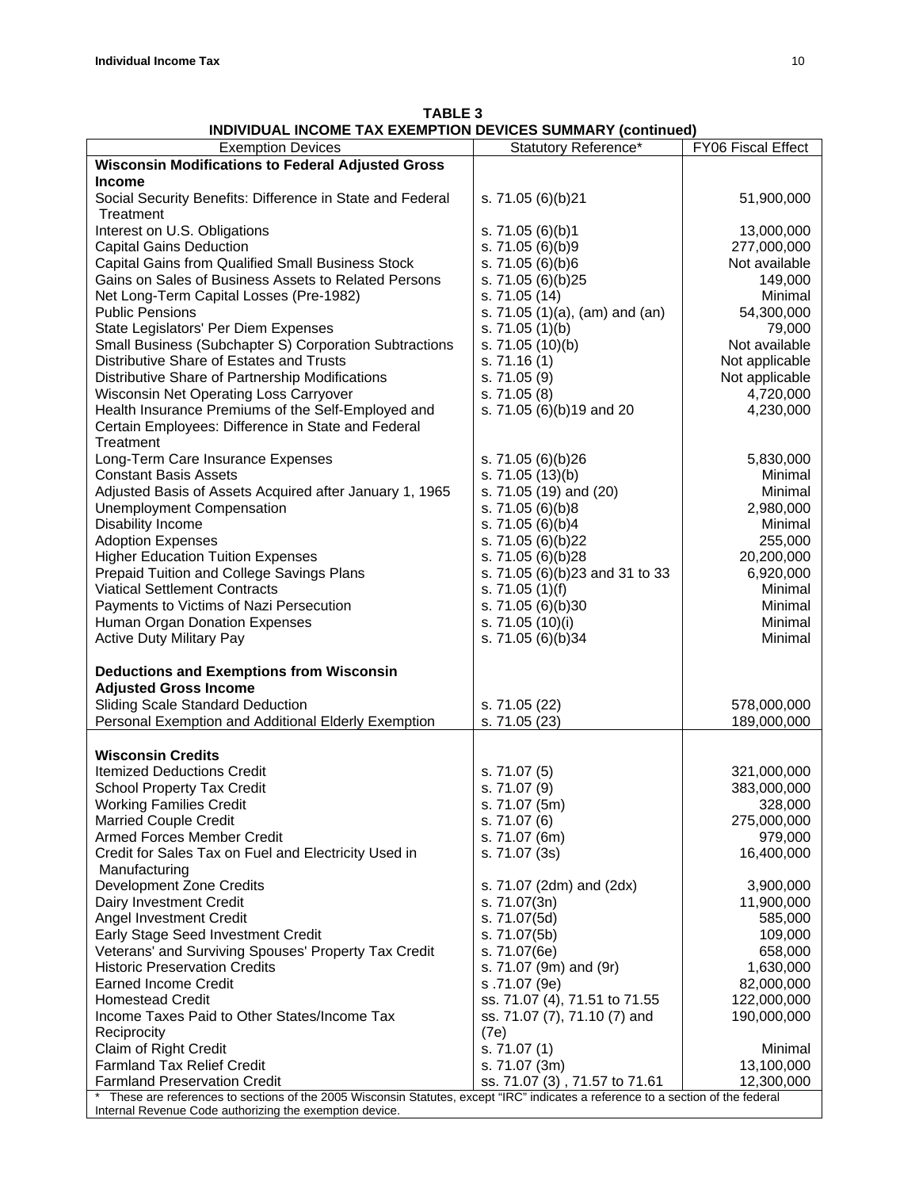**TABLE 3**
**INDIVIDUAL INCOME TAX EXEMPTION DEVICES SUMMARY (continued)**

| Exemption Devices | Statutory Reference* | FY06 Fiscal Effect |
|---|---|---|
| **Wisconsin Modifications to Federal Adjusted Gross Income** | | |
| Social Security Benefits: Difference in State and Federal Treatment | s. 71.05 (6)(b)21 | 51,900,000 |
| Interest on U.S. Obligations | s. 71.05 (6)(b)1 | 13,000,000 |
| Capital Gains Deduction | s. 71.05 (6)(b)9 | 277,000,000 |
| Capital Gains from Qualified Small Business Stock | s. 71.05 (6)(b)6 | Not available |
| Gains on Sales of Business Assets to Related Persons | s. 71.05 (6)(b)25 | 149,000 |
| Net Long-Term Capital Losses (Pre-1982) | s. 71.05 (14) | Minimal |
| Public Pensions | s. 71.05 (1)(a), (am) and (an) | 54,300,000 |
| State Legislators' Per Diem Expenses | s. 71.05 (1)(b) | 79,000 |
| Small Business (Subchapter S) Corporation Subtractions | s. 71.05 (10)(b) | Not available |
| Distributive Share of Estates and Trusts | s. 71.16 (1) | Not applicable |
| Distributive Share of Partnership Modifications | s. 71.05 (9) | Not applicable |
| Wisconsin Net Operating Loss Carryover | s. 71.05 (8) | 4,720,000 |
| Health Insurance Premiums of the Self-Employed and Certain Employees: Difference in State and Federal Treatment | s. 71.05 (6)(b)19 and 20 | 4,230,000 |
| Long-Term Care Insurance Expenses | s. 71.05 (6)(b)26 | 5,830,000 |
| Constant Basis Assets | s. 71.05 (13)(b) | Minimal |
| Adjusted Basis of Assets Acquired after January 1, 1965 | s. 71.05 (19) and (20) | Minimal |
| Unemployment Compensation | s. 71.05 (6)(b)8 | 2,980,000 |
| Disability Income | s. 71.05 (6)(b)4 | Minimal |
| Adoption Expenses | s. 71.05 (6)(b)22 | 255,000 |
| Higher Education Tuition Expenses | s. 71.05 (6)(b)28 | 20,200,000 |
| Prepaid Tuition and College Savings Plans | s. 71.05 (6)(b)23 and 31 to 33 | 6,920,000 |
| Viatical Settlement Contracts | s. 71.05 (1)(f) | Minimal |
| Payments to Victims of Nazi Persecution | s. 71.05 (6)(b)30 | Minimal |
| Human Organ Donation Expenses | s. 71.05 (10)(i) | Minimal |
| Active Duty Military Pay | s. 71.05 (6)(b)34 | Minimal |
| **Deductions and Exemptions from Wisconsin Adjusted Gross Income** | | |
| Sliding Scale Standard Deduction | s. 71.05 (22) | 578,000,000 |
| Personal Exemption and Additional Elderly Exemption | s. 71.05 (23) | 189,000,000 |
| **Wisconsin Credits** | | |
| Itemized Deductions Credit | s. 71.07 (5) | 321,000,000 |
| School Property Tax Credit | s. 71.07 (9) | 383,000,000 |
| Working Families Credit | s. 71.07 (5m) | 328,000 |
| Married Couple Credit | s. 71.07 (6) | 275,000,000 |
| Armed Forces Member Credit | s. 71.07 (6m) | 979,000 |
| Credit for Sales Tax on Fuel and Electricity Used in Manufacturing | s. 71.07 (3s) | 16,400,000 |
| Development Zone Credits | s. 71.07 (2dm) and (2dx) | 3,900,000 |
| Dairy Investment Credit | s. 71.07(3n) | 11,900,000 |
| Angel Investment Credit | s. 71.07(5d) | 585,000 |
| Early Stage Seed Investment Credit | s. 71.07(5b) | 109,000 |
| Veterans' and Surviving Spouses' Property Tax Credit | s. 71.07(6e) | 658,000 |
| Historic Preservation Credits | s. 71.07 (9m) and (9r) | 1,630,000 |
| Earned Income Credit | s .71.07 (9e) | 82,000,000 |
| Homestead Credit | ss. 71.07 (4), 71.51 to 71.55 | 122,000,000 |
| Income Taxes Paid to Other States/Income Tax Reciprocity | ss. 71.07 (7), 71.10 (7) and (7e) | 190,000,000 |
| Claim of Right Credit | s. 71.07 (1) | Minimal |
| Farmland Tax Relief Credit | s. 71.07 (3m) | 13,100,000 |
| Farmland Preservation Credit | ss. 71.07 (3) , 71.57 to 71.61 | 12,300,000 |

\* These are references to sections of the 2005 Wisconsin Statutes, except "IRC" indicates a reference to a section of the federal Internal Revenue Code authorizing the exemption device.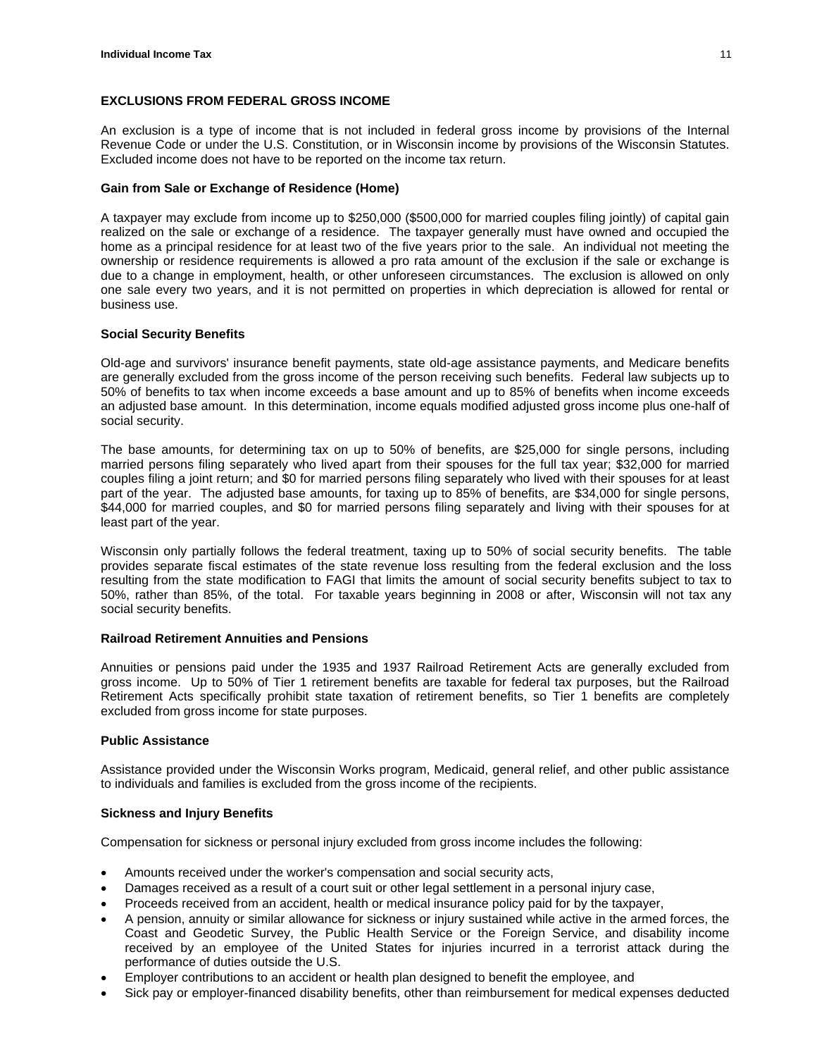## EXCLUSIONS FROM FEDERAL GROSS INCOME

An exclusion is a type of income that is not included in federal gross income by provisions of the Internal Revenue Code or under the U.S. Constitution, or in Wisconsin income by provisions of the Wisconsin Statutes. Excluded income does not have to be reported on the income tax return.

### Gain from Sale or Exchange of Residence (Home)

A taxpayer may exclude from income up to $250,000 ($500,000 for married couples filing jointly) of capital gain realized on the sale or exchange of a residence. The taxpayer generally must have owned and occupied the home as a principal residence for at least two of the five years prior to the sale. An individual not meeting the ownership or residence requirements is allowed a pro rata amount of the exclusion if the sale or exchange is due to a change in employment, health, or other unforeseen circumstances. The exclusion is allowed on only one sale every two years, and it is not permitted on properties in which depreciation is allowed for rental or business use.

### Social Security Benefits

Old-age and survivors' insurance benefit payments, state old-age assistance payments, and Medicare benefits are generally excluded from the gross income of the person receiving such benefits. Federal law subjects up to 50% of benefits to tax when income exceeds a base amount and up to 85% of benefits when income exceeds an adjusted base amount. In this determination, income equals modified adjusted gross income plus one-half of social security.

The base amounts, for determining tax on up to 50% of benefits, are $25,000 for single persons, including married persons filing separately who lived apart from their spouses for the full tax year; $32,000 for married couples filing a joint return; and $0 for married persons filing separately who lived with their spouses for at least part of the year. The adjusted base amounts, for taxing up to 85% of benefits, are $34,000 for single persons, $44,000 for married couples, and $0 for married persons filing separately and living with their spouses for at least part of the year.

Wisconsin only partially follows the federal treatment, taxing up to 50% of social security benefits. The table provides separate fiscal estimates of the state revenue loss resulting from the federal exclusion and the loss resulting from the state modification to FAGI that limits the amount of social security benefits subject to tax to 50%, rather than 85%, of the total. For taxable years beginning in 2008 or after, Wisconsin will not tax any social security benefits.

### Railroad Retirement Annuities and Pensions

Annuities or pensions paid under the 1935 and 1937 Railroad Retirement Acts are generally excluded from gross income. Up to 50% of Tier 1 retirement benefits are taxable for federal tax purposes, but the Railroad Retirement Acts specifically prohibit state taxation of retirement benefits, so Tier 1 benefits are completely excluded from gross income for state purposes.

### Public Assistance

Assistance provided under the Wisconsin Works program, Medicaid, general relief, and other public assistance to individuals and families is excluded from the gross income of the recipients.

### Sickness and Injury Benefits

Compensation for sickness or personal injury excluded from gross income includes the following:

- Amounts received under the worker's compensation and social security acts,
- Damages received as a result of a court suit or other legal settlement in a personal injury case,
- Proceeds received from an accident, health or medical insurance policy paid for by the taxpayer,
- A pension, annuity or similar allowance for sickness or injury sustained while active in the armed forces, the Coast and Geodetic Survey, the Public Health Service or the Foreign Service, and disability income received by an employee of the United States for injuries incurred in a terrorist attack during the performance of duties outside the U.S.
- Employer contributions to an accident or health plan designed to benefit the employee, and
- Sick pay or employer-financed disability benefits, other than reimbursement for medical expenses deducted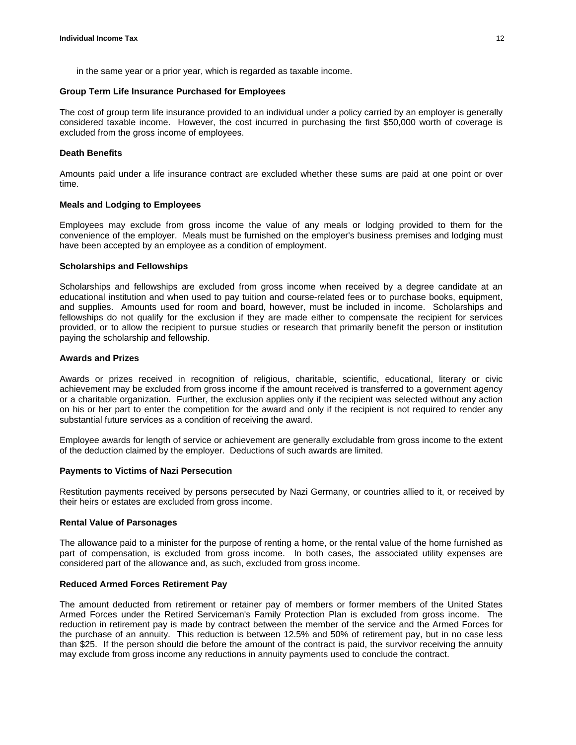in the same year or a prior year, which is regarded as taxable income.

**Group Term Life Insurance Purchased for Employees**

The cost of group term life insurance provided to an individual under a policy carried by an employer is generally considered taxable income. However, the cost incurred in purchasing the first $50,000 worth of coverage is excluded from the gross income of employees.

**Death Benefits**

Amounts paid under a life insurance contract are excluded whether these sums are paid at one point or over time.

**Meals and Lodging to Employees**

Employees may exclude from gross income the value of any meals or lodging provided to them for the convenience of the employer. Meals must be furnished on the employer's business premises and lodging must have been accepted by an employee as a condition of employment.

**Scholarships and Fellowships**

Scholarships and fellowships are excluded from gross income when received by a degree candidate at an educational institution and when used to pay tuition and course-related fees or to purchase books, equipment, and supplies. Amounts used for room and board, however, must be included in income. Scholarships and fellowships do not qualify for the exclusion if they are made either to compensate the recipient for services provided, or to allow the recipient to pursue studies or research that primarily benefit the person or institution paying the scholarship and fellowship.

**Awards and Prizes**

Awards or prizes received in recognition of religious, charitable, scientific, educational, literary or civic achievement may be excluded from gross income if the amount received is transferred to a government agency or a charitable organization. Further, the exclusion applies only if the recipient was selected without any action on his or her part to enter the competition for the award and only if the recipient is not required to render any substantial future services as a condition of receiving the award.

Employee awards for length of service or achievement are generally excludable from gross income to the extent of the deduction claimed by the employer. Deductions of such awards are limited.

**Payments to Victims of Nazi Persecution**

Restitution payments received by persons persecuted by Nazi Germany, or countries allied to it, or received by their heirs or estates are excluded from gross income.

**Rental Value of Parsonages**

The allowance paid to a minister for the purpose of renting a home, or the rental value of the home furnished as part of compensation, is excluded from gross income. In both cases, the associated utility expenses are considered part of the allowance and, as such, excluded from gross income.

**Reduced Armed Forces Retirement Pay**

The amount deducted from retirement or retainer pay of members or former members of the United States Armed Forces under the Retired Serviceman's Family Protection Plan is excluded from gross income. The reduction in retirement pay is made by contract between the member of the service and the Armed Forces for the purchase of an annuity. This reduction is between 12.5% and 50% of retirement pay, but in no case less than $25. If the person should die before the amount of the contract is paid, the survivor receiving the annuity may exclude from gross income any reductions in annuity payments used to conclude the contract.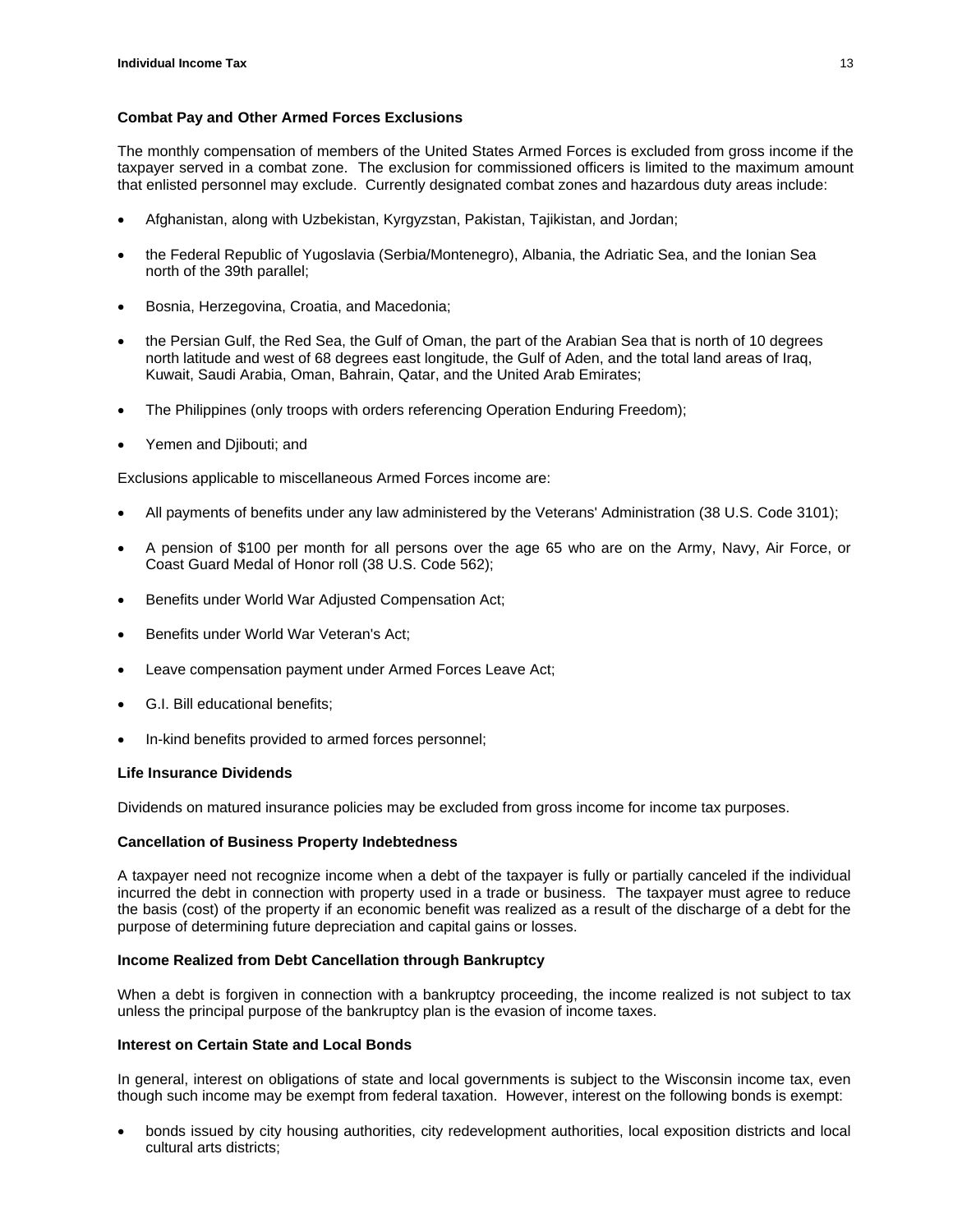### Combat Pay and Other Armed Forces Exclusions

The monthly compensation of members of the United States Armed Forces is excluded from gross income if the taxpayer served in a combat zone. The exclusion for commissioned officers is limited to the maximum amount that enlisted personnel may exclude. Currently designated combat zones and hazardous duty areas include:

- Afghanistan, along with Uzbekistan, Kyrgyzstan, Pakistan, Tajikistan, and Jordan;
- the Federal Republic of Yugoslavia (Serbia/Montenegro), Albania, the Adriatic Sea, and the Ionian Sea north of the 39th parallel;
- Bosnia, Herzegovina, Croatia, and Macedonia;
- the Persian Gulf, the Red Sea, the Gulf of Oman, the part of the Arabian Sea that is north of 10 degrees north latitude and west of 68 degrees east longitude, the Gulf of Aden, and the total land areas of Iraq, Kuwait, Saudi Arabia, Oman, Bahrain, Qatar, and the United Arab Emirates;
- The Philippines (only troops with orders referencing Operation Enduring Freedom);
- Yemen and Djibouti; and

Exclusions applicable to miscellaneous Armed Forces income are:

- All payments of benefits under any law administered by the Veterans' Administration (38 U.S. Code 3101);
- A pension of $100 per month for all persons over the age 65 who are on the Army, Navy, Air Force, or Coast Guard Medal of Honor roll (38 U.S. Code 562);
- Benefits under World War Adjusted Compensation Act;
- Benefits under World War Veteran's Act;
- Leave compensation payment under Armed Forces Leave Act;
- G.I. Bill educational benefits;
- In-kind benefits provided to armed forces personnel;

### Life Insurance Dividends

Dividends on matured insurance policies may be excluded from gross income for income tax purposes.

### Cancellation of Business Property Indebtedness

A taxpayer need not recognize income when a debt of the taxpayer is fully or partially canceled if the individual incurred the debt in connection with property used in a trade or business. The taxpayer must agree to reduce the basis (cost) of the property if an economic benefit was realized as a result of the discharge of a debt for the purpose of determining future depreciation and capital gains or losses.

### Income Realized from Debt Cancellation through Bankruptcy

When a debt is forgiven in connection with a bankruptcy proceeding, the income realized is not subject to tax unless the principal purpose of the bankruptcy plan is the evasion of income taxes.

### Interest on Certain State and Local Bonds

In general, interest on obligations of state and local governments is subject to the Wisconsin income tax, even though such income may be exempt from federal taxation. However, interest on the following bonds is exempt:

- bonds issued by city housing authorities, city redevelopment authorities, local exposition districts and local cultural arts districts;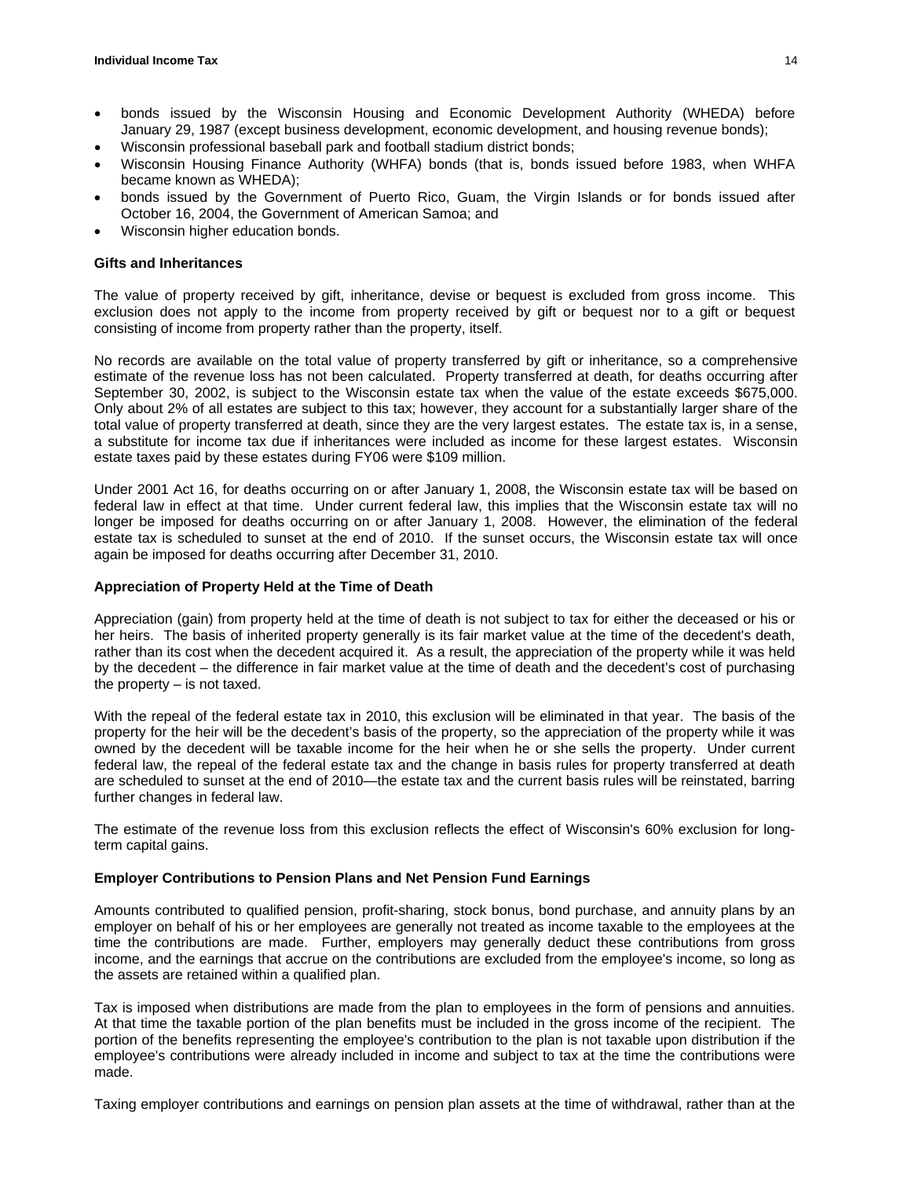- bonds issued by the Wisconsin Housing and Economic Development Authority (WHEDA) before January 29, 1987 (except business development, economic development, and housing revenue bonds);
- Wisconsin professional baseball park and football stadium district bonds;
- Wisconsin Housing Finance Authority (WHFA) bonds (that is, bonds issued before 1983, when WHFA became known as WHEDA);
- bonds issued by the Government of Puerto Rico, Guam, the Virgin Islands or for bonds issued after October 16, 2004, the Government of American Samoa; and
- Wisconsin higher education bonds.

**Gifts and Inheritances**

The value of property received by gift, inheritance, devise or bequest is excluded from gross income. This exclusion does not apply to the income from property received by gift or bequest nor to a gift or bequest consisting of income from property rather than the property, itself.

No records are available on the total value of property transferred by gift or inheritance, so a comprehensive estimate of the revenue loss has not been calculated. Property transferred at death, for deaths occurring after September 30, 2002, is subject to the Wisconsin estate tax when the value of the estate exceeds $675,000. Only about 2% of all estates are subject to this tax; however, they account for a substantially larger share of the total value of property transferred at death, since they are the very largest estates. The estate tax is, in a sense, a substitute for income tax due if inheritances were included as income for these largest estates. Wisconsin estate taxes paid by these estates during FY06 were $109 million.

Under 2001 Act 16, for deaths occurring on or after January 1, 2008, the Wisconsin estate tax will be based on federal law in effect at that time. Under current federal law, this implies that the Wisconsin estate tax will no longer be imposed for deaths occurring on or after January 1, 2008. However, the elimination of the federal estate tax is scheduled to sunset at the end of 2010. If the sunset occurs, the Wisconsin estate tax will once again be imposed for deaths occurring after December 31, 2010.

**Appreciation of Property Held at the Time of Death**

Appreciation (gain) from property held at the time of death is not subject to tax for either the deceased or his or her heirs. The basis of inherited property generally is its fair market value at the time of the decedent's death, rather than its cost when the decedent acquired it. As a result, the appreciation of the property while it was held by the decedent – the difference in fair market value at the time of death and the decedent's cost of purchasing the property – is not taxed.

With the repeal of the federal estate tax in 2010, this exclusion will be eliminated in that year. The basis of the property for the heir will be the decedent's basis of the property, so the appreciation of the property while it was owned by the decedent will be taxable income for the heir when he or she sells the property. Under current federal law, the repeal of the federal estate tax and the change in basis rules for property transferred at death are scheduled to sunset at the end of 2010—the estate tax and the current basis rules will be reinstated, barring further changes in federal law.

The estimate of the revenue loss from this exclusion reflects the effect of Wisconsin's 60% exclusion for long-term capital gains.

**Employer Contributions to Pension Plans and Net Pension Fund Earnings**

Amounts contributed to qualified pension, profit-sharing, stock bonus, bond purchase, and annuity plans by an employer on behalf of his or her employees are generally not treated as income taxable to the employees at the time the contributions are made. Further, employers may generally deduct these contributions from gross income, and the earnings that accrue on the contributions are excluded from the employee's income, so long as the assets are retained within a qualified plan.

Tax is imposed when distributions are made from the plan to employees in the form of pensions and annuities. At that time the taxable portion of the plan benefits must be included in the gross income of the recipient. The portion of the benefits representing the employee's contribution to the plan is not taxable upon distribution if the employee's contributions were already included in income and subject to tax at the time the contributions were made.

Taxing employer contributions and earnings on pension plan assets at the time of withdrawal, rather than at the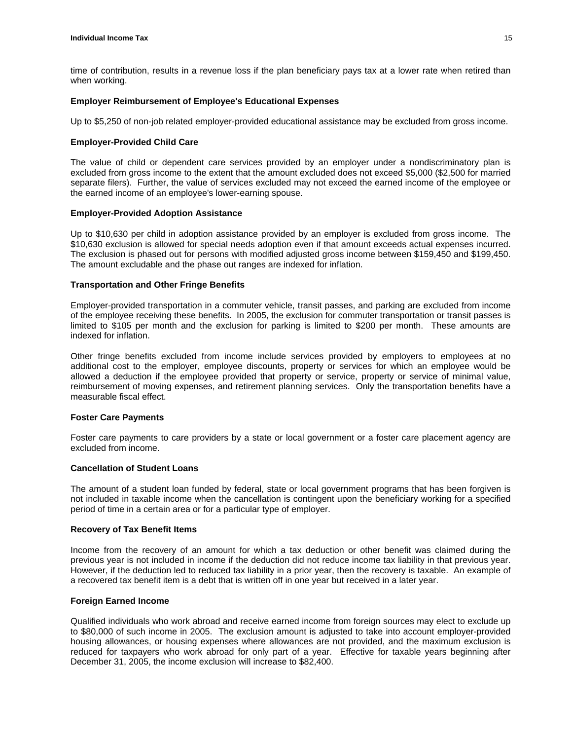time of contribution, results in a revenue loss if the plan beneficiary pays tax at a lower rate when retired than when working.

**Employer Reimbursement of Employee's Educational Expenses**

Up to $5,250 of non-job related employer-provided educational assistance may be excluded from gross income.

**Employer-Provided Child Care**

The value of child or dependent care services provided by an employer under a nondiscriminatory plan is excluded from gross income to the extent that the amount excluded does not exceed $5,000 ($2,500 for married separate filers). Further, the value of services excluded may not exceed the earned income of the employee or the earned income of an employee's lower-earning spouse.

**Employer-Provided Adoption Assistance**

Up to $10,630 per child in adoption assistance provided by an employer is excluded from gross income. The $10,630 exclusion is allowed for special needs adoption even if that amount exceeds actual expenses incurred. The exclusion is phased out for persons with modified adjusted gross income between $159,450 and $199,450. The amount excludable and the phase out ranges are indexed for inflation.

**Transportation and Other Fringe Benefits**

Employer-provided transportation in a commuter vehicle, transit passes, and parking are excluded from income of the employee receiving these benefits. In 2005, the exclusion for commuter transportation or transit passes is limited to $105 per month and the exclusion for parking is limited to $200 per month. These amounts are indexed for inflation.

Other fringe benefits excluded from income include services provided by employers to employees at no additional cost to the employer, employee discounts, property or services for which an employee would be allowed a deduction if the employee provided that property or service, property or service of minimal value, reimbursement of moving expenses, and retirement planning services. Only the transportation benefits have a measurable fiscal effect.

**Foster Care Payments**

Foster care payments to care providers by a state or local government or a foster care placement agency are excluded from income.

**Cancellation of Student Loans**

The amount of a student loan funded by federal, state or local government programs that has been forgiven is not included in taxable income when the cancellation is contingent upon the beneficiary working for a specified period of time in a certain area or for a particular type of employer.

**Recovery of Tax Benefit Items**

Income from the recovery of an amount for which a tax deduction or other benefit was claimed during the previous year is not included in income if the deduction did not reduce income tax liability in that previous year. However, if the deduction led to reduced tax liability in a prior year, then the recovery is taxable. An example of a recovered tax benefit item is a debt that is written off in one year but received in a later year.

**Foreign Earned Income**

Qualified individuals who work abroad and receive earned income from foreign sources may elect to exclude up to $80,000 of such income in 2005. The exclusion amount is adjusted to take into account employer-provided housing allowances, or housing expenses where allowances are not provided, and the maximum exclusion is reduced for taxpayers who work abroad for only part of a year. Effective for taxable years beginning after December 31, 2005, the income exclusion will increase to $82,400.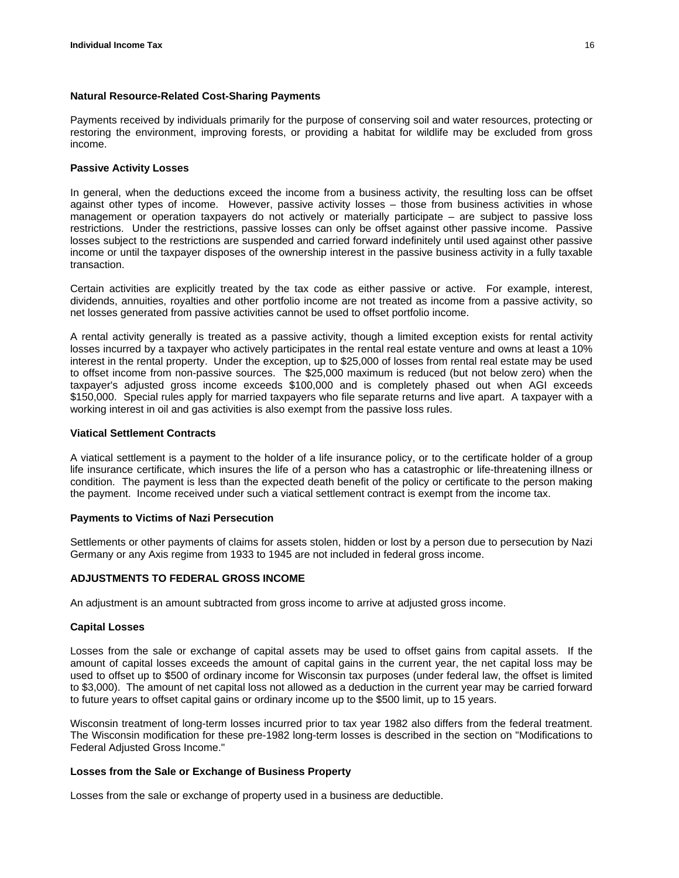### Natural Resource-Related Cost-Sharing Payments

Payments received by individuals primarily for the purpose of conserving soil and water resources, protecting or restoring the environment, improving forests, or providing a habitat for wildlife may be excluded from gross income.

### Passive Activity Losses

In general, when the deductions exceed the income from a business activity, the resulting loss can be offset against other types of income. However, passive activity losses – those from business activities in whose management or operation taxpayers do not actively or materially participate – are subject to passive loss restrictions. Under the restrictions, passive losses can only be offset against other passive income. Passive losses subject to the restrictions are suspended and carried forward indefinitely until used against other passive income or until the taxpayer disposes of the ownership interest in the passive business activity in a fully taxable transaction.

Certain activities are explicitly treated by the tax code as either passive or active. For example, interest, dividends, annuities, royalties and other portfolio income are not treated as income from a passive activity, so net losses generated from passive activities cannot be used to offset portfolio income.

A rental activity generally is treated as a passive activity, though a limited exception exists for rental activity losses incurred by a taxpayer who actively participates in the rental real estate venture and owns at least a 10% interest in the rental property. Under the exception, up to $25,000 of losses from rental real estate may be used to offset income from non-passive sources. The $25,000 maximum is reduced (but not below zero) when the taxpayer's adjusted gross income exceeds $100,000 and is completely phased out when AGI exceeds $150,000. Special rules apply for married taxpayers who file separate returns and live apart. A taxpayer with a working interest in oil and gas activities is also exempt from the passive loss rules.

### Viatical Settlement Contracts

A viatical settlement is a payment to the holder of a life insurance policy, or to the certificate holder of a group life insurance certificate, which insures the life of a person who has a catastrophic or life-threatening illness or condition. The payment is less than the expected death benefit of the policy or certificate to the person making the payment. Income received under such a viatical settlement contract is exempt from the income tax.

### Payments to Victims of Nazi Persecution

Settlements or other payments of claims for assets stolen, hidden or lost by a person due to persecution by Nazi Germany or any Axis regime from 1933 to 1945 are not included in federal gross income.

## ADJUSTMENTS TO FEDERAL GROSS INCOME

An adjustment is an amount subtracted from gross income to arrive at adjusted gross income.

### Capital Losses

Losses from the sale or exchange of capital assets may be used to offset gains from capital assets. If the amount of capital losses exceeds the amount of capital gains in the current year, the net capital loss may be used to offset up to $500 of ordinary income for Wisconsin tax purposes (under federal law, the offset is limited to $3,000). The amount of net capital loss not allowed as a deduction in the current year may be carried forward to future years to offset capital gains or ordinary income up to the $500 limit, up to 15 years.

Wisconsin treatment of long-term losses incurred prior to tax year 1982 also differs from the federal treatment. The Wisconsin modification for these pre-1982 long-term losses is described in the section on "Modifications to Federal Adjusted Gross Income."

### Losses from the Sale or Exchange of Business Property

Losses from the sale or exchange of property used in a business are deductible.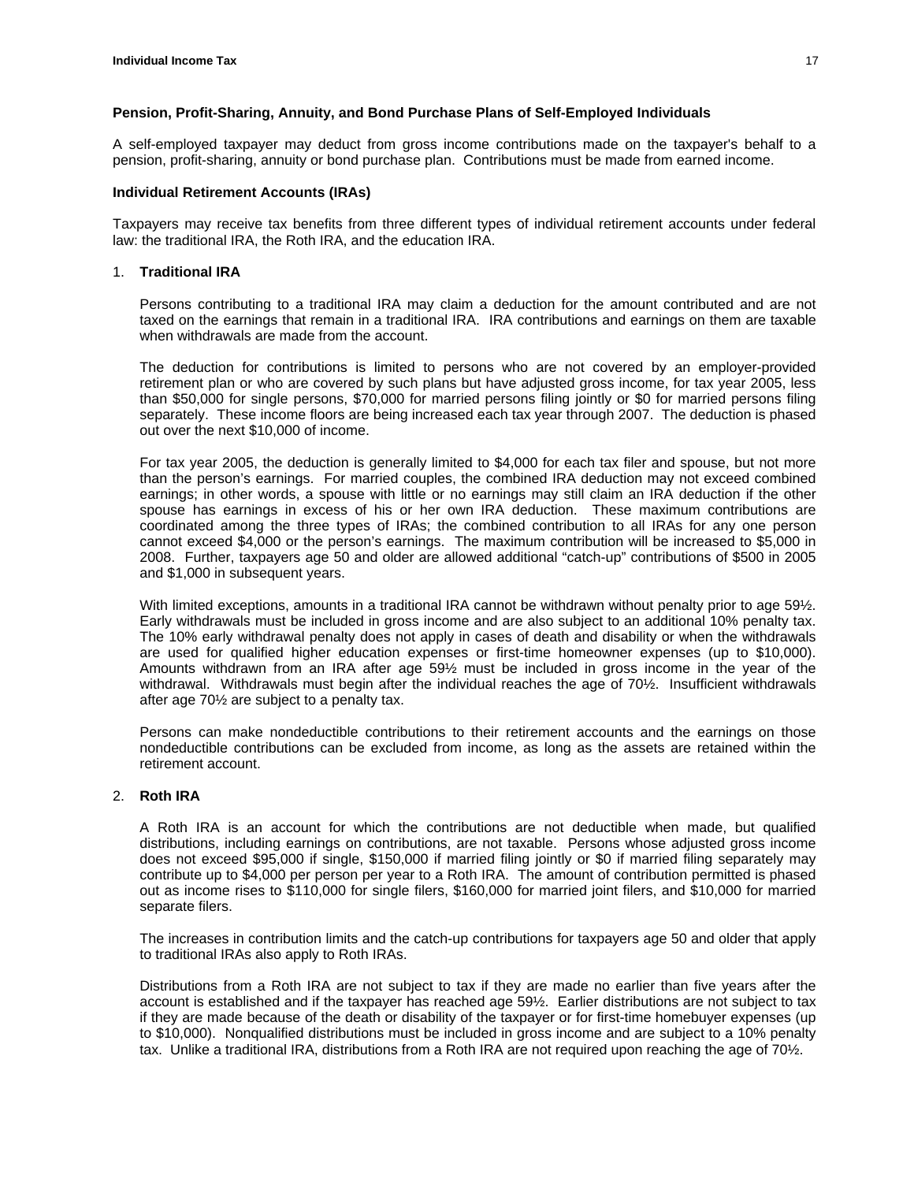### Pension, Profit-Sharing, Annuity, and Bond Purchase Plans of Self-Employed Individuals

A self-employed taxpayer may deduct from gross income contributions made on the taxpayer's behalf to a pension, profit-sharing, annuity or bond purchase plan. Contributions must be made from earned income.

### Individual Retirement Accounts (IRAs)

Taxpayers may receive tax benefits from three different types of individual retirement accounts under federal law: the traditional IRA, the Roth IRA, and the education IRA.

1. **Traditional IRA**

   Persons contributing to a traditional IRA may claim a deduction for the amount contributed and are not taxed on the earnings that remain in a traditional IRA. IRA contributions and earnings on them are taxable when withdrawals are made from the account.

   The deduction for contributions is limited to persons who are not covered by an employer-provided retirement plan or who are covered by such plans but have adjusted gross income, for tax year 2005, less than $50,000 for single persons, $70,000 for married persons filing jointly or $0 for married persons filing separately. These income floors are being increased each tax year through 2007. The deduction is phased out over the next $10,000 of income.

   For tax year 2005, the deduction is generally limited to $4,000 for each tax filer and spouse, but not more than the person's earnings. For married couples, the combined IRA deduction may not exceed combined earnings; in other words, a spouse with little or no earnings may still claim an IRA deduction if the other spouse has earnings in excess of his or her own IRA deduction. These maximum contributions are coordinated among the three types of IRAs; the combined contribution to all IRAs for any one person cannot exceed $4,000 or the person's earnings. The maximum contribution will be increased to $5,000 in 2008. Further, taxpayers age 50 and older are allowed additional "catch-up" contributions of $500 in 2005 and $1,000 in subsequent years.

   With limited exceptions, amounts in a traditional IRA cannot be withdrawn without penalty prior to age 59½. Early withdrawals must be included in gross income and are also subject to an additional 10% penalty tax. The 10% early withdrawal penalty does not apply in cases of death and disability or when the withdrawals are used for qualified higher education expenses or first-time homeowner expenses (up to $10,000). Amounts withdrawn from an IRA after age 59½ must be included in gross income in the year of the withdrawal. Withdrawals must begin after the individual reaches the age of 70½. Insufficient withdrawals after age 70½ are subject to a penalty tax.

   Persons can make nondeductible contributions to their retirement accounts and the earnings on those nondeductible contributions can be excluded from income, as long as the assets are retained within the retirement account.

2. **Roth IRA**

   A Roth IRA is an account for which the contributions are not deductible when made, but qualified distributions, including earnings on contributions, are not taxable. Persons whose adjusted gross income does not exceed $95,000 if single, $150,000 if married filing jointly or $0 if married filing separately may contribute up to $4,000 per person per year to a Roth IRA. The amount of contribution permitted is phased out as income rises to $110,000 for single filers, $160,000 for married joint filers, and $10,000 for married separate filers.

   The increases in contribution limits and the catch-up contributions for taxpayers age 50 and older that apply to traditional IRAs also apply to Roth IRAs.

   Distributions from a Roth IRA are not subject to tax if they are made no earlier than five years after the account is established and if the taxpayer has reached age 59½. Earlier distributions are not subject to tax if they are made because of the death or disability of the taxpayer or for first-time homebuyer expenses (up to $10,000). Nonqualified distributions must be included in gross income and are subject to a 10% penalty tax. Unlike a traditional IRA, distributions from a Roth IRA are not required upon reaching the age of 70½.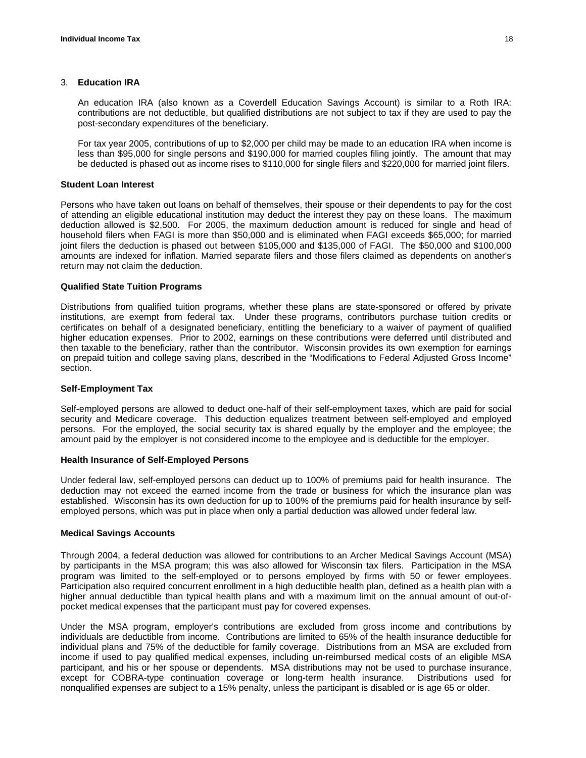3. **Education IRA**

   An education IRA (also known as a Coverdell Education Savings Account) is similar to a Roth IRA: contributions are not deductible, but qualified distributions are not subject to tax if they are used to pay the post-secondary expenditures of the beneficiary.

   For tax year 2005, contributions of up to $2,000 per child may be made to an education IRA when income is less than $95,000 for single persons and $190,000 for married couples filing jointly. The amount that may be deducted is phased out as income rises to $110,000 for single filers and $220,000 for married joint filers.

**Student Loan Interest**

Persons who have taken out loans on behalf of themselves, their spouse or their dependents to pay for the cost of attending an eligible educational institution may deduct the interest they pay on these loans. The maximum deduction allowed is $2,500. For 2005, the maximum deduction amount is reduced for single and head of household filers when FAGI is more than $50,000 and is eliminated when FAGI exceeds $65,000; for married joint filers the deduction is phased out between $105,000 and $135,000 of FAGI. The $50,000 and $100,000 amounts are indexed for inflation. Married separate filers and those filers claimed as dependents on another's return may not claim the deduction.

**Qualified State Tuition Programs**

Distributions from qualified tuition programs, whether these plans are state-sponsored or offered by private institutions, are exempt from federal tax. Under these programs, contributors purchase tuition credits or certificates on behalf of a designated beneficiary, entitling the beneficiary to a waiver of payment of qualified higher education expenses. Prior to 2002, earnings on these contributions were deferred until distributed and then taxable to the beneficiary, rather than the contributor. Wisconsin provides its own exemption for earnings on prepaid tuition and college saving plans, described in the "Modifications to Federal Adjusted Gross Income" section.

**Self-Employment Tax**

Self-employed persons are allowed to deduct one-half of their self-employment taxes, which are paid for social security and Medicare coverage. This deduction equalizes treatment between self-employed and employed persons. For the employed, the social security tax is shared equally by the employer and the employee; the amount paid by the employer is not considered income to the employee and is deductible for the employer.

**Health Insurance of Self-Employed Persons**

Under federal law, self-employed persons can deduct up to 100% of premiums paid for health insurance. The deduction may not exceed the earned income from the trade or business for which the insurance plan was established. Wisconsin has its own deduction for up to 100% of the premiums paid for health insurance by self-employed persons, which was put in place when only a partial deduction was allowed under federal law.

**Medical Savings Accounts**

Through 2004, a federal deduction was allowed for contributions to an Archer Medical Savings Account (MSA) by participants in the MSA program; this was also allowed for Wisconsin tax filers. Participation in the MSA program was limited to the self-employed or to persons employed by firms with 50 or fewer employees. Participation also required concurrent enrollment in a high deductible health plan, defined as a health plan with a higher annual deductible than typical health plans and with a maximum limit on the annual amount of out-of-pocket medical expenses that the participant must pay for covered expenses.

Under the MSA program, employer's contributions are excluded from gross income and contributions by individuals are deductible from income. Contributions are limited to 65% of the health insurance deductible for individual plans and 75% of the deductible for family coverage. Distributions from an MSA are excluded from income if used to pay qualified medical expenses, including un-reimbursed medical costs of an eligible MSA participant, and his or her spouse or dependents. MSA distributions may not be used to purchase insurance, except for COBRA-type continuation coverage or long-term health insurance. Distributions used for nonqualified expenses are subject to a 15% penalty, unless the participant is disabled or is age 65 or older.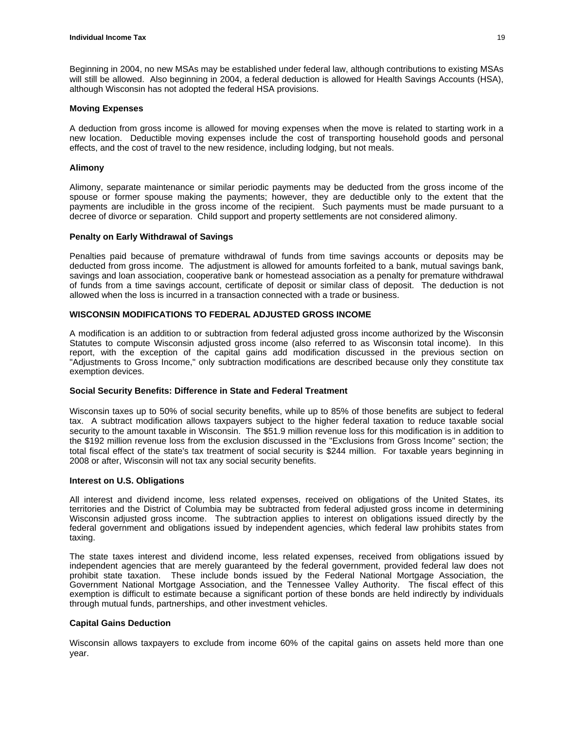Beginning in 2004, no new MSAs may be established under federal law, although contributions to existing MSAs will still be allowed. Also beginning in 2004, a federal deduction is allowed for Health Savings Accounts (HSA), although Wisconsin has not adopted the federal HSA provisions.

**Moving Expenses**

A deduction from gross income is allowed for moving expenses when the move is related to starting work in a new location. Deductible moving expenses include the cost of transporting household goods and personal effects, and the cost of travel to the new residence, including lodging, but not meals.

**Alimony**

Alimony, separate maintenance or similar periodic payments may be deducted from the gross income of the spouse or former spouse making the payments; however, they are deductible only to the extent that the payments are includible in the gross income of the recipient. Such payments must be made pursuant to a decree of divorce or separation. Child support and property settlements are not considered alimony.

**Penalty on Early Withdrawal of Savings**

Penalties paid because of premature withdrawal of funds from time savings accounts or deposits may be deducted from gross income. The adjustment is allowed for amounts forfeited to a bank, mutual savings bank, savings and loan association, cooperative bank or homestead association as a penalty for premature withdrawal of funds from a time savings account, certificate of deposit or similar class of deposit. The deduction is not allowed when the loss is incurred in a transaction connected with a trade or business.

**WISCONSIN MODIFICATIONS TO FEDERAL ADJUSTED GROSS INCOME**

A modification is an addition to or subtraction from federal adjusted gross income authorized by the Wisconsin Statutes to compute Wisconsin adjusted gross income (also referred to as Wisconsin total income). In this report, with the exception of the capital gains add modification discussed in the previous section on "Adjustments to Gross Income," only subtraction modifications are described because only they constitute tax exemption devices.

**Social Security Benefits: Difference in State and Federal Treatment**

Wisconsin taxes up to 50% of social security benefits, while up to 85% of those benefits are subject to federal tax. A subtract modification allows taxpayers subject to the higher federal taxation to reduce taxable social security to the amount taxable in Wisconsin. The $51.9 million revenue loss for this modification is in addition to the $192 million revenue loss from the exclusion discussed in the "Exclusions from Gross Income" section; the total fiscal effect of the state's tax treatment of social security is $244 million. For taxable years beginning in 2008 or after, Wisconsin will not tax any social security benefits.

**Interest on U.S. Obligations**

All interest and dividend income, less related expenses, received on obligations of the United States, its territories and the District of Columbia may be subtracted from federal adjusted gross income in determining Wisconsin adjusted gross income. The subtraction applies to interest on obligations issued directly by the federal government and obligations issued by independent agencies, which federal law prohibits states from taxing.

The state taxes interest and dividend income, less related expenses, received from obligations issued by independent agencies that are merely guaranteed by the federal government, provided federal law does not prohibit state taxation. These include bonds issued by the Federal National Mortgage Association, the Government National Mortgage Association, and the Tennessee Valley Authority. The fiscal effect of this exemption is difficult to estimate because a significant portion of these bonds are held indirectly by individuals through mutual funds, partnerships, and other investment vehicles.

**Capital Gains Deduction**

Wisconsin allows taxpayers to exclude from income 60% of the capital gains on assets held more than one year.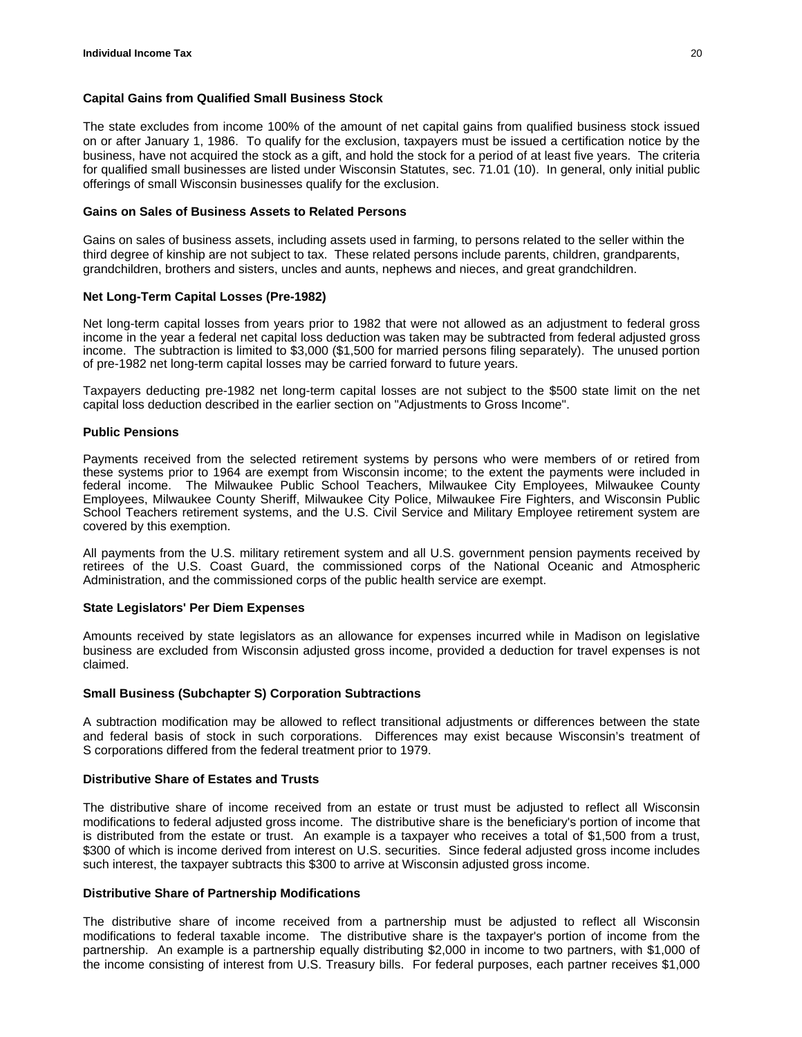### Capital Gains from Qualified Small Business Stock

The state excludes from income 100% of the amount of net capital gains from qualified business stock issued on or after January 1, 1986. To qualify for the exclusion, taxpayers must be issued a certification notice by the business, have not acquired the stock as a gift, and hold the stock for a period of at least five years. The criteria for qualified small businesses are listed under Wisconsin Statutes, sec. 71.01 (10). In general, only initial public offerings of small Wisconsin businesses qualify for the exclusion.

### Gains on Sales of Business Assets to Related Persons

Gains on sales of business assets, including assets used in farming, to persons related to the seller within the third degree of kinship are not subject to tax. These related persons include parents, children, grandparents, grandchildren, brothers and sisters, uncles and aunts, nephews and nieces, and great grandchildren.

### Net Long-Term Capital Losses (Pre-1982)

Net long-term capital losses from years prior to 1982 that were not allowed as an adjustment to federal gross income in the year a federal net capital loss deduction was taken may be subtracted from federal adjusted gross income. The subtraction is limited to $3,000 ($1,500 for married persons filing separately). The unused portion of pre-1982 net long-term capital losses may be carried forward to future years.

Taxpayers deducting pre-1982 net long-term capital losses are not subject to the $500 state limit on the net capital loss deduction described in the earlier section on "Adjustments to Gross Income".

### Public Pensions

Payments received from the selected retirement systems by persons who were members of or retired from these systems prior to 1964 are exempt from Wisconsin income; to the extent the payments were included in federal income. The Milwaukee Public School Teachers, Milwaukee City Employees, Milwaukee County Employees, Milwaukee County Sheriff, Milwaukee City Police, Milwaukee Fire Fighters, and Wisconsin Public School Teachers retirement systems, and the U.S. Civil Service and Military Employee retirement system are covered by this exemption.

All payments from the U.S. military retirement system and all U.S. government pension payments received by retirees of the U.S. Coast Guard, the commissioned corps of the National Oceanic and Atmospheric Administration, and the commissioned corps of the public health service are exempt.

### State Legislators' Per Diem Expenses

Amounts received by state legislators as an allowance for expenses incurred while in Madison on legislative business are excluded from Wisconsin adjusted gross income, provided a deduction for travel expenses is not claimed.

### Small Business (Subchapter S) Corporation Subtractions

A subtraction modification may be allowed to reflect transitional adjustments or differences between the state and federal basis of stock in such corporations. Differences may exist because Wisconsin's treatment of S corporations differed from the federal treatment prior to 1979.

### Distributive Share of Estates and Trusts

The distributive share of income received from an estate or trust must be adjusted to reflect all Wisconsin modifications to federal adjusted gross income. The distributive share is the beneficiary's portion of income that is distributed from the estate or trust. An example is a taxpayer who receives a total of $1,500 from a trust, $300 of which is income derived from interest on U.S. securities. Since federal adjusted gross income includes such interest, the taxpayer subtracts this $300 to arrive at Wisconsin adjusted gross income.

### Distributive Share of Partnership Modifications

The distributive share of income received from a partnership must be adjusted to reflect all Wisconsin modifications to federal taxable income. The distributive share is the taxpayer's portion of income from the partnership. An example is a partnership equally distributing $2,000 in income to two partners, with $1,000 of the income consisting of interest from U.S. Treasury bills. For federal purposes, each partner receives $1,000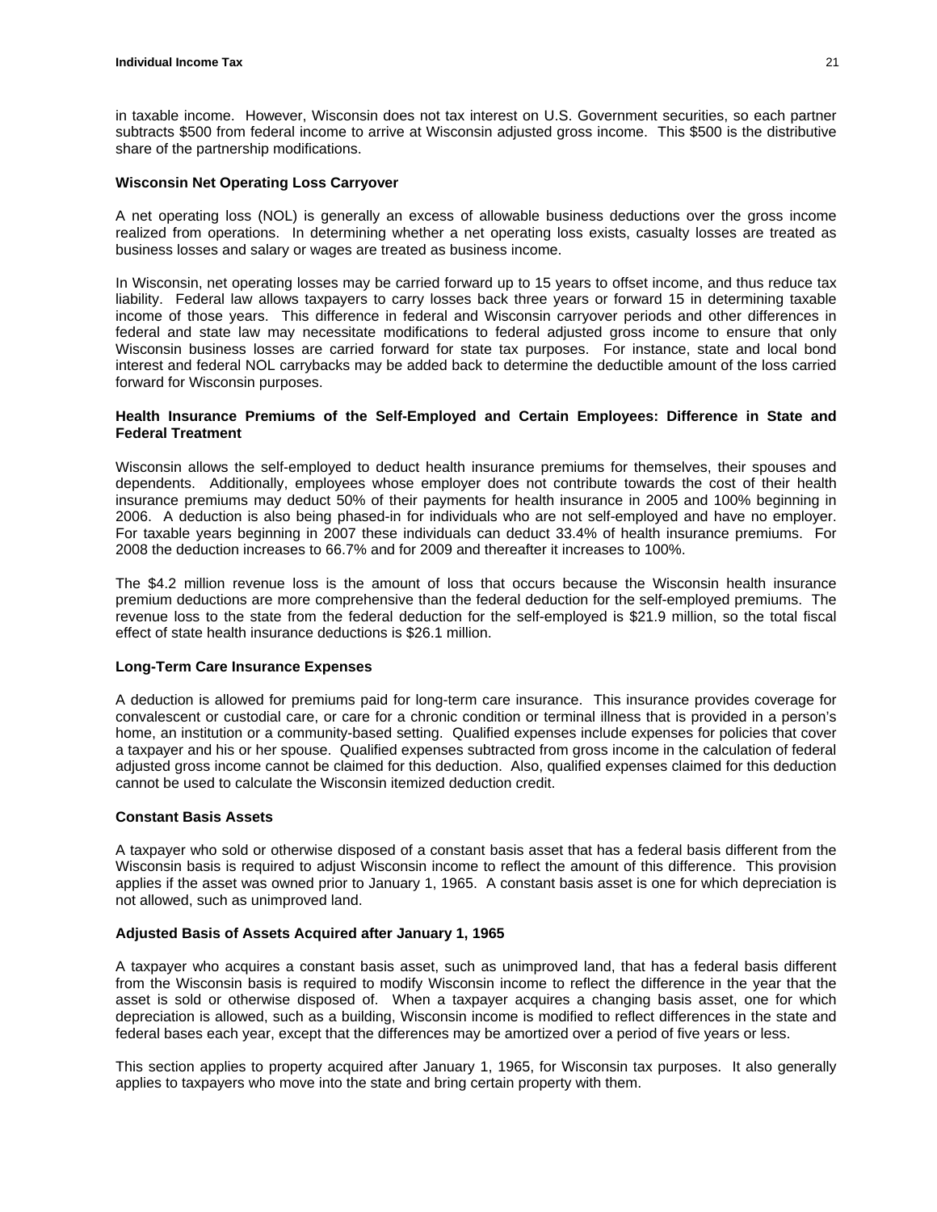in taxable income. However, Wisconsin does not tax interest on U.S. Government securities, so each partner subtracts $500 from federal income to arrive at Wisconsin adjusted gross income. This $500 is the distributive share of the partnership modifications.

**Wisconsin Net Operating Loss Carryover**

A net operating loss (NOL) is generally an excess of allowable business deductions over the gross income realized from operations. In determining whether a net operating loss exists, casualty losses are treated as business losses and salary or wages are treated as business income.

In Wisconsin, net operating losses may be carried forward up to 15 years to offset income, and thus reduce tax liability. Federal law allows taxpayers to carry losses back three years or forward 15 in determining taxable income of those years. This difference in federal and Wisconsin carryover periods and other differences in federal and state law may necessitate modifications to federal adjusted gross income to ensure that only Wisconsin business losses are carried forward for state tax purposes. For instance, state and local bond interest and federal NOL carrybacks may be added back to determine the deductible amount of the loss carried forward for Wisconsin purposes.

**Health Insurance Premiums of the Self-Employed and Certain Employees: Difference in State and Federal Treatment**

Wisconsin allows the self-employed to deduct health insurance premiums for themselves, their spouses and dependents. Additionally, employees whose employer does not contribute towards the cost of their health insurance premiums may deduct 50% of their payments for health insurance in 2005 and 100% beginning in 2006. A deduction is also being phased-in for individuals who are not self-employed and have no employer. For taxable years beginning in 2007 these individuals can deduct 33.4% of health insurance premiums. For 2008 the deduction increases to 66.7% and for 2009 and thereafter it increases to 100%.

The $4.2 million revenue loss is the amount of loss that occurs because the Wisconsin health insurance premium deductions are more comprehensive than the federal deduction for the self-employed premiums. The revenue loss to the state from the federal deduction for the self-employed is $21.9 million, so the total fiscal effect of state health insurance deductions is $26.1 million.

**Long-Term Care Insurance Expenses**

A deduction is allowed for premiums paid for long-term care insurance. This insurance provides coverage for convalescent or custodial care, or care for a chronic condition or terminal illness that is provided in a person's home, an institution or a community-based setting. Qualified expenses include expenses for policies that cover a taxpayer and his or her spouse. Qualified expenses subtracted from gross income in the calculation of federal adjusted gross income cannot be claimed for this deduction. Also, qualified expenses claimed for this deduction cannot be used to calculate the Wisconsin itemized deduction credit.

**Constant Basis Assets**

A taxpayer who sold or otherwise disposed of a constant basis asset that has a federal basis different from the Wisconsin basis is required to adjust Wisconsin income to reflect the amount of this difference. This provision applies if the asset was owned prior to January 1, 1965. A constant basis asset is one for which depreciation is not allowed, such as unimproved land.

**Adjusted Basis of Assets Acquired after January 1, 1965**

A taxpayer who acquires a constant basis asset, such as unimproved land, that has a federal basis different from the Wisconsin basis is required to modify Wisconsin income to reflect the difference in the year that the asset is sold or otherwise disposed of. When a taxpayer acquires a changing basis asset, one for which depreciation is allowed, such as a building, Wisconsin income is modified to reflect differences in the state and federal bases each year, except that the differences may be amortized over a period of five years or less.

This section applies to property acquired after January 1, 1965, for Wisconsin tax purposes. It also generally applies to taxpayers who move into the state and bring certain property with them.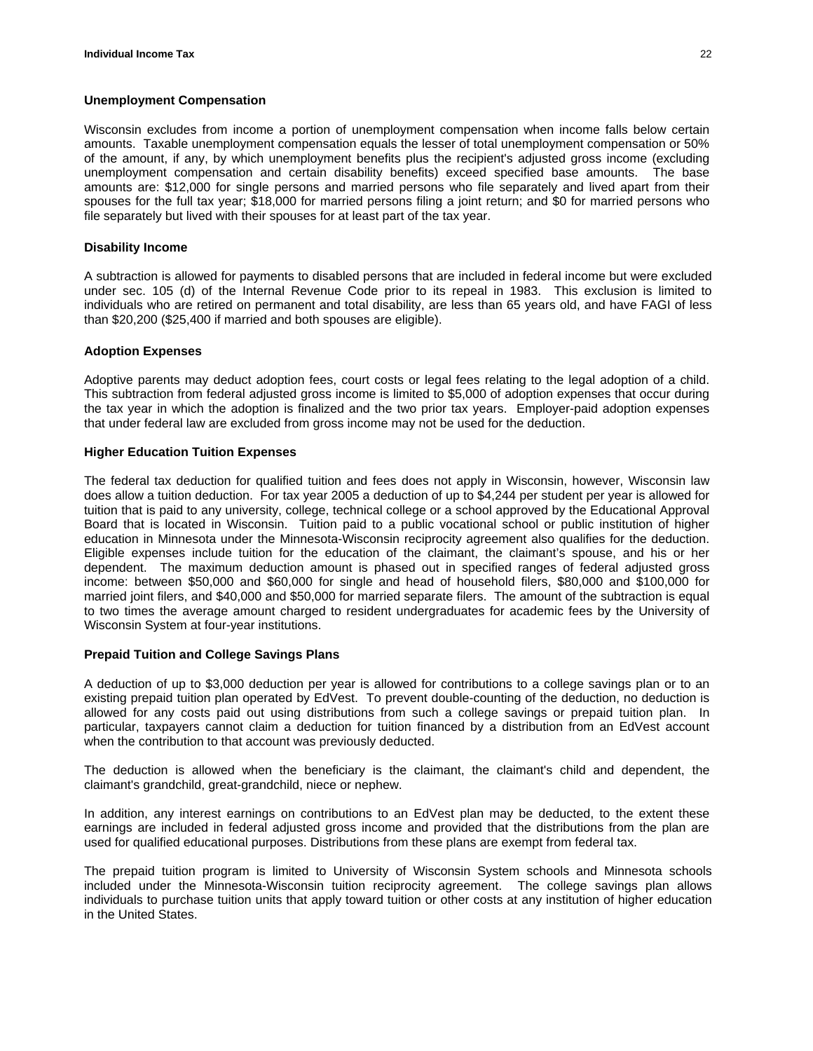### Unemployment Compensation

Wisconsin excludes from income a portion of unemployment compensation when income falls below certain amounts. Taxable unemployment compensation equals the lesser of total unemployment compensation or 50% of the amount, if any, by which unemployment benefits plus the recipient's adjusted gross income (excluding unemployment compensation and certain disability benefits) exceed specified base amounts. The base amounts are: $12,000 for single persons and married persons who file separately and lived apart from their spouses for the full tax year; $18,000 for married persons filing a joint return; and $0 for married persons who file separately but lived with their spouses for at least part of the tax year.

### Disability Income

A subtraction is allowed for payments to disabled persons that are included in federal income but were excluded under sec. 105 (d) of the Internal Revenue Code prior to its repeal in 1983. This exclusion is limited to individuals who are retired on permanent and total disability, are less than 65 years old, and have FAGI of less than $20,200 ($25,400 if married and both spouses are eligible).

### Adoption Expenses

Adoptive parents may deduct adoption fees, court costs or legal fees relating to the legal adoption of a child. This subtraction from federal adjusted gross income is limited to $5,000 of adoption expenses that occur during the tax year in which the adoption is finalized and the two prior tax years. Employer-paid adoption expenses that under federal law are excluded from gross income may not be used for the deduction.

### Higher Education Tuition Expenses

The federal tax deduction for qualified tuition and fees does not apply in Wisconsin, however, Wisconsin law does allow a tuition deduction. For tax year 2005 a deduction of up to $4,244 per student per year is allowed for tuition that is paid to any university, college, technical college or a school approved by the Educational Approval Board that is located in Wisconsin. Tuition paid to a public vocational school or public institution of higher education in Minnesota under the Minnesota-Wisconsin reciprocity agreement also qualifies for the deduction. Eligible expenses include tuition for the education of the claimant, the claimant's spouse, and his or her dependent. The maximum deduction amount is phased out in specified ranges of federal adjusted gross income: between $50,000 and $60,000 for single and head of household filers, $80,000 and $100,000 for married joint filers, and $40,000 and $50,000 for married separate filers. The amount of the subtraction is equal to two times the average amount charged to resident undergraduates for academic fees by the University of Wisconsin System at four-year institutions.

### Prepaid Tuition and College Savings Plans

A deduction of up to $3,000 deduction per year is allowed for contributions to a college savings plan or to an existing prepaid tuition plan operated by EdVest. To prevent double-counting of the deduction, no deduction is allowed for any costs paid out using distributions from such a college savings or prepaid tuition plan. In particular, taxpayers cannot claim a deduction for tuition financed by a distribution from an EdVest account when the contribution to that account was previously deducted.

The deduction is allowed when the beneficiary is the claimant, the claimant's child and dependent, the claimant's grandchild, great-grandchild, niece or nephew.

In addition, any interest earnings on contributions to an EdVest plan may be deducted, to the extent these earnings are included in federal adjusted gross income and provided that the distributions from the plan are used for qualified educational purposes. Distributions from these plans are exempt from federal tax.

The prepaid tuition program is limited to University of Wisconsin System schools and Minnesota schools included under the Minnesota-Wisconsin tuition reciprocity agreement. The college savings plan allows individuals to purchase tuition units that apply toward tuition or other costs at any institution of higher education in the United States.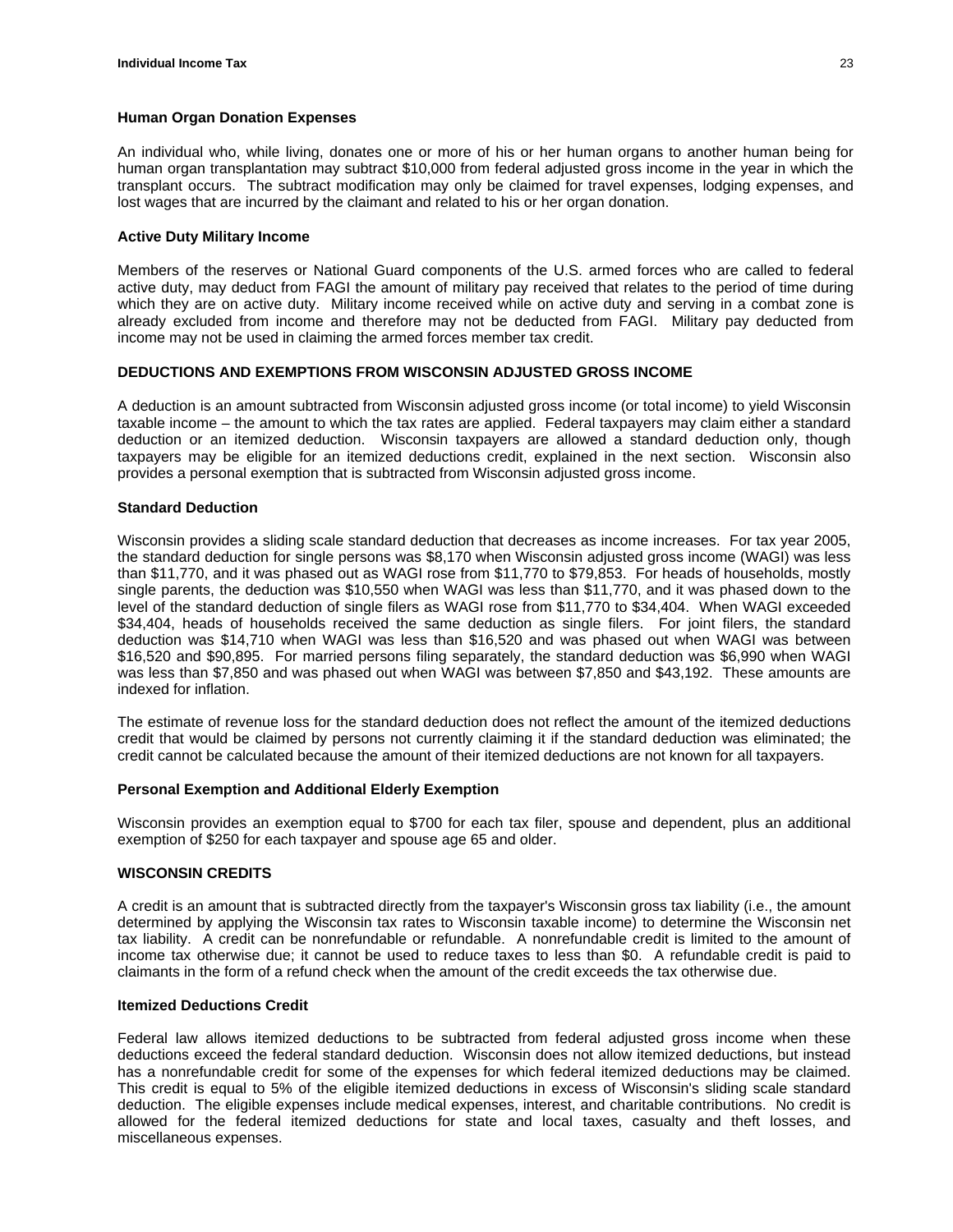### Human Organ Donation Expenses

An individual who, while living, donates one or more of his or her human organs to another human being for human organ transplantation may subtract $10,000 from federal adjusted gross income in the year in which the transplant occurs. The subtract modification may only be claimed for travel expenses, lodging expenses, and lost wages that are incurred by the claimant and related to his or her organ donation.

### Active Duty Military Income

Members of the reserves or National Guard components of the U.S. armed forces who are called to federal active duty, may deduct from FAGI the amount of military pay received that relates to the period of time during which they are on active duty. Military income received while on active duty and serving in a combat zone is already excluded from income and therefore may not be deducted from FAGI. Military pay deducted from income may not be used in claiming the armed forces member tax credit.

## DEDUCTIONS AND EXEMPTIONS FROM WISCONSIN ADJUSTED GROSS INCOME

A deduction is an amount subtracted from Wisconsin adjusted gross income (or total income) to yield Wisconsin taxable income – the amount to which the tax rates are applied. Federal taxpayers may claim either a standard deduction or an itemized deduction. Wisconsin taxpayers are allowed a standard deduction only, though taxpayers may be eligible for an itemized deductions credit, explained in the next section. Wisconsin also provides a personal exemption that is subtracted from Wisconsin adjusted gross income.

### Standard Deduction

Wisconsin provides a sliding scale standard deduction that decreases as income increases. For tax year 2005, the standard deduction for single persons was $8,170 when Wisconsin adjusted gross income (WAGI) was less than $11,770, and it was phased out as WAGI rose from $11,770 to $79,853. For heads of households, mostly single parents, the deduction was $10,550 when WAGI was less than $11,770, and it was phased down to the level of the standard deduction of single filers as WAGI rose from $11,770 to $34,404. When WAGI exceeded $34,404, heads of households received the same deduction as single filers. For joint filers, the standard deduction was $14,710 when WAGI was less than $16,520 and was phased out when WAGI was between $16,520 and $90,895. For married persons filing separately, the standard deduction was $6,990 when WAGI was less than $7,850 and was phased out when WAGI was between $7,850 and $43,192. These amounts are indexed for inflation.

The estimate of revenue loss for the standard deduction does not reflect the amount of the itemized deductions credit that would be claimed by persons not currently claiming it if the standard deduction was eliminated; the credit cannot be calculated because the amount of their itemized deductions are not known for all taxpayers.

### Personal Exemption and Additional Elderly Exemption

Wisconsin provides an exemption equal to $700 for each tax filer, spouse and dependent, plus an additional exemption of $250 for each taxpayer and spouse age 65 and older.

## WISCONSIN CREDITS

A credit is an amount that is subtracted directly from the taxpayer's Wisconsin gross tax liability (i.e., the amount determined by applying the Wisconsin tax rates to Wisconsin taxable income) to determine the Wisconsin net tax liability. A credit can be nonrefundable or refundable. A nonrefundable credit is limited to the amount of income tax otherwise due; it cannot be used to reduce taxes to less than $0. A refundable credit is paid to claimants in the form of a refund check when the amount of the credit exceeds the tax otherwise due.

### Itemized Deductions Credit

Federal law allows itemized deductions to be subtracted from federal adjusted gross income when these deductions exceed the federal standard deduction. Wisconsin does not allow itemized deductions, but instead has a nonrefundable credit for some of the expenses for which federal itemized deductions may be claimed. This credit is equal to 5% of the eligible itemized deductions in excess of Wisconsin's sliding scale standard deduction. The eligible expenses include medical expenses, interest, and charitable contributions. No credit is allowed for the federal itemized deductions for state and local taxes, casualty and theft losses, and miscellaneous expenses.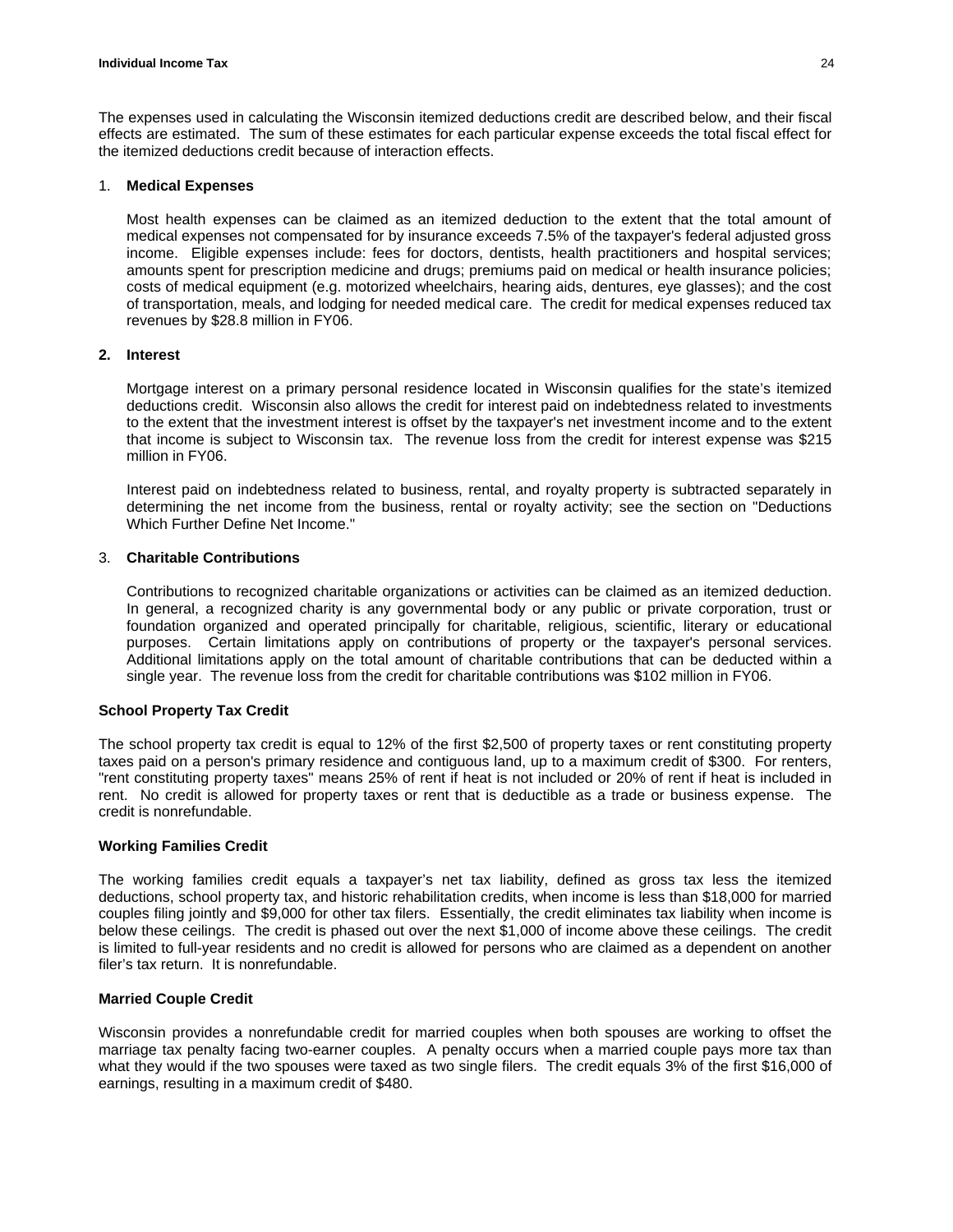The expenses used in calculating the Wisconsin itemized deductions credit are described below, and their fiscal effects are estimated. The sum of these estimates for each particular expense exceeds the total fiscal effect for the itemized deductions credit because of interaction effects.

1. **Medical Expenses**

   Most health expenses can be claimed as an itemized deduction to the extent that the total amount of medical expenses not compensated for by insurance exceeds 7.5% of the taxpayer's federal adjusted gross income. Eligible expenses include: fees for doctors, dentists, health practitioners and hospital services; amounts spent for prescription medicine and drugs; premiums paid on medical or health insurance policies; costs of medical equipment (e.g. motorized wheelchairs, hearing aids, dentures, eye glasses); and the cost of transportation, meals, and lodging for needed medical care. The credit for medical expenses reduced tax revenues by $28.8 million in FY06.

2. **Interest**

   Mortgage interest on a primary personal residence located in Wisconsin qualifies for the state's itemized deductions credit. Wisconsin also allows the credit for interest paid on indebtedness related to investments to the extent that the investment interest is offset by the taxpayer's net investment income and to the extent that income is subject to Wisconsin tax. The revenue loss from the credit for interest expense was $215 million in FY06.

   Interest paid on indebtedness related to business, rental, and royalty property is subtracted separately in determining the net income from the business, rental or royalty activity; see the section on "Deductions Which Further Define Net Income."

3. **Charitable Contributions**

   Contributions to recognized charitable organizations or activities can be claimed as an itemized deduction. In general, a recognized charity is any governmental body or any public or private corporation, trust or foundation organized and operated principally for charitable, religious, scientific, literary or educational purposes. Certain limitations apply on contributions of property or the taxpayer's personal services. Additional limitations apply on the total amount of charitable contributions that can be deducted within a single year. The revenue loss from the credit for charitable contributions was $102 million in FY06.

**School Property Tax Credit**

The school property tax credit is equal to 12% of the first $2,500 of property taxes or rent constituting property taxes paid on a person's primary residence and contiguous land, up to a maximum credit of $300. For renters, "rent constituting property taxes" means 25% of rent if heat is not included or 20% of rent if heat is included in rent. No credit is allowed for property taxes or rent that is deductible as a trade or business expense. The credit is nonrefundable.

**Working Families Credit**

The working families credit equals a taxpayer's net tax liability, defined as gross tax less the itemized deductions, school property tax, and historic rehabilitation credits, when income is less than $18,000 for married couples filing jointly and $9,000 for other tax filers. Essentially, the credit eliminates tax liability when income is below these ceilings. The credit is phased out over the next $1,000 of income above these ceilings. The credit is limited to full-year residents and no credit is allowed for persons who are claimed as a dependent on another filer's tax return. It is nonrefundable.

**Married Couple Credit**

Wisconsin provides a nonrefundable credit for married couples when both spouses are working to offset the marriage tax penalty facing two-earner couples. A penalty occurs when a married couple pays more tax than what they would if the two spouses were taxed as two single filers. The credit equals 3% of the first $16,000 of earnings, resulting in a maximum credit of $480.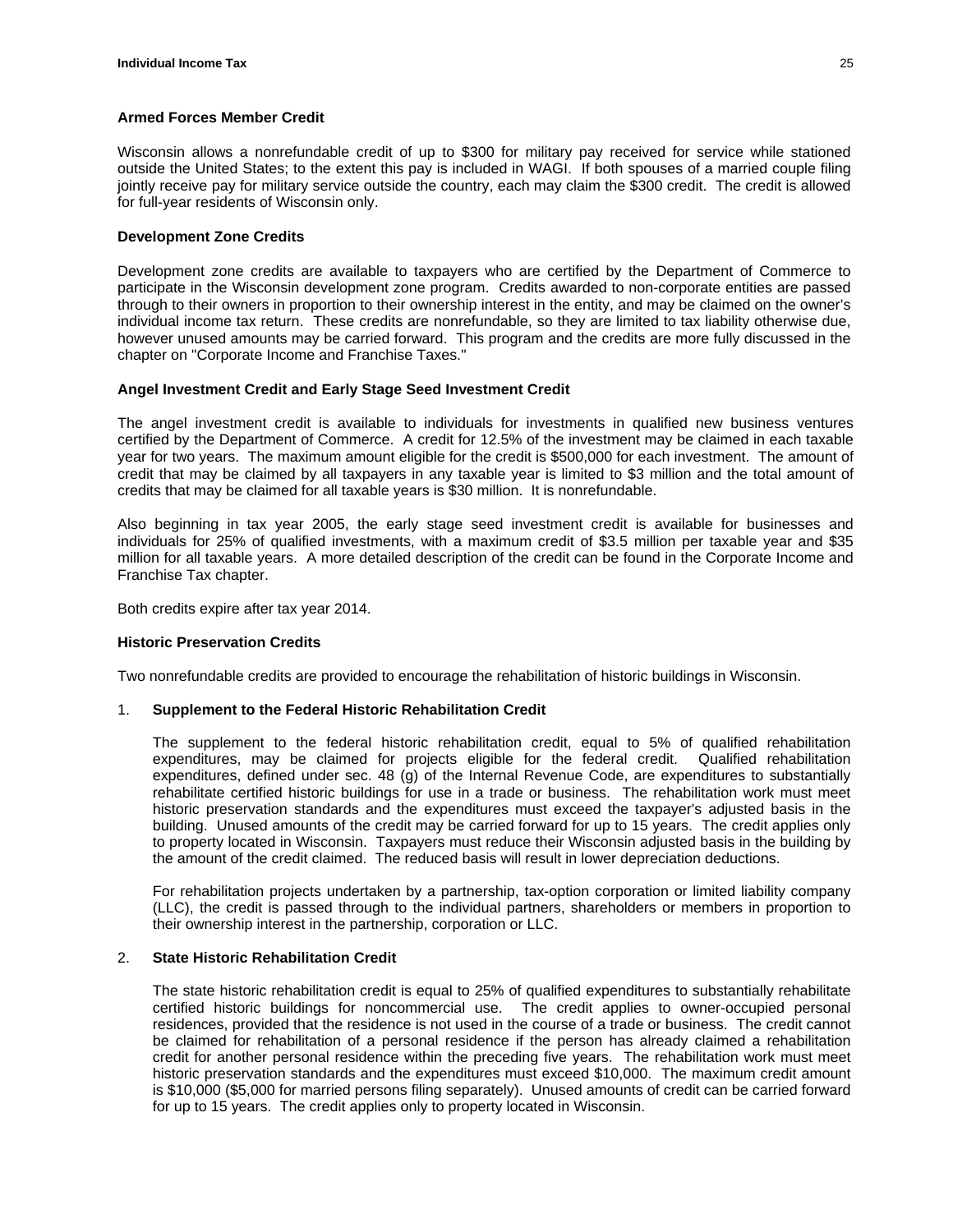**Armed Forces Member Credit**

Wisconsin allows a nonrefundable credit of up to $300 for military pay received for service while stationed outside the United States; to the extent this pay is included in WAGI. If both spouses of a married couple filing jointly receive pay for military service outside the country, each may claim the $300 credit. The credit is allowed for full-year residents of Wisconsin only.

**Development Zone Credits**

Development zone credits are available to taxpayers who are certified by the Department of Commerce to participate in the Wisconsin development zone program. Credits awarded to non-corporate entities are passed through to their owners in proportion to their ownership interest in the entity, and may be claimed on the owner's individual income tax return. These credits are nonrefundable, so they are limited to tax liability otherwise due, however unused amounts may be carried forward. This program and the credits are more fully discussed in the chapter on "Corporate Income and Franchise Taxes."

**Angel Investment Credit and Early Stage Seed Investment Credit**

The angel investment credit is available to individuals for investments in qualified new business ventures certified by the Department of Commerce. A credit for 12.5% of the investment may be claimed in each taxable year for two years. The maximum amount eligible for the credit is $500,000 for each investment. The amount of credit that may be claimed by all taxpayers in any taxable year is limited to $3 million and the total amount of credits that may be claimed for all taxable years is $30 million. It is nonrefundable.

Also beginning in tax year 2005, the early stage seed investment credit is available for businesses and individuals for 25% of qualified investments, with a maximum credit of $3.5 million per taxable year and $35 million for all taxable years. A more detailed description of the credit can be found in the Corporate Income and Franchise Tax chapter.

Both credits expire after tax year 2014.

**Historic Preservation Credits**

Two nonrefundable credits are provided to encourage the rehabilitation of historic buildings in Wisconsin.

1. **Supplement to the Federal Historic Rehabilitation Credit**

   The supplement to the federal historic rehabilitation credit, equal to 5% of qualified rehabilitation expenditures, may be claimed for projects eligible for the federal credit. Qualified rehabilitation expenditures, defined under sec. 48 (g) of the Internal Revenue Code, are expenditures to substantially rehabilitate certified historic buildings for use in a trade or business. The rehabilitation work must meet historic preservation standards and the expenditures must exceed the taxpayer's adjusted basis in the building. Unused amounts of the credit may be carried forward for up to 15 years. The credit applies only to property located in Wisconsin. Taxpayers must reduce their Wisconsin adjusted basis in the building by the amount of the credit claimed. The reduced basis will result in lower depreciation deductions.

   For rehabilitation projects undertaken by a partnership, tax-option corporation or limited liability company (LLC), the credit is passed through to the individual partners, shareholders or members in proportion to their ownership interest in the partnership, corporation or LLC.

2. **State Historic Rehabilitation Credit**

   The state historic rehabilitation credit is equal to 25% of qualified expenditures to substantially rehabilitate certified historic buildings for noncommercial use. The credit applies to owner-occupied personal residences, provided that the residence is not used in the course of a trade or business. The credit cannot be claimed for rehabilitation of a personal residence if the person has already claimed a rehabilitation credit for another personal residence within the preceding five years. The rehabilitation work must meet historic preservation standards and the expenditures must exceed $10,000. The maximum credit amount is $10,000 ($5,000 for married persons filing separately). Unused amounts of credit can be carried forward for up to 15 years. The credit applies only to property located in Wisconsin.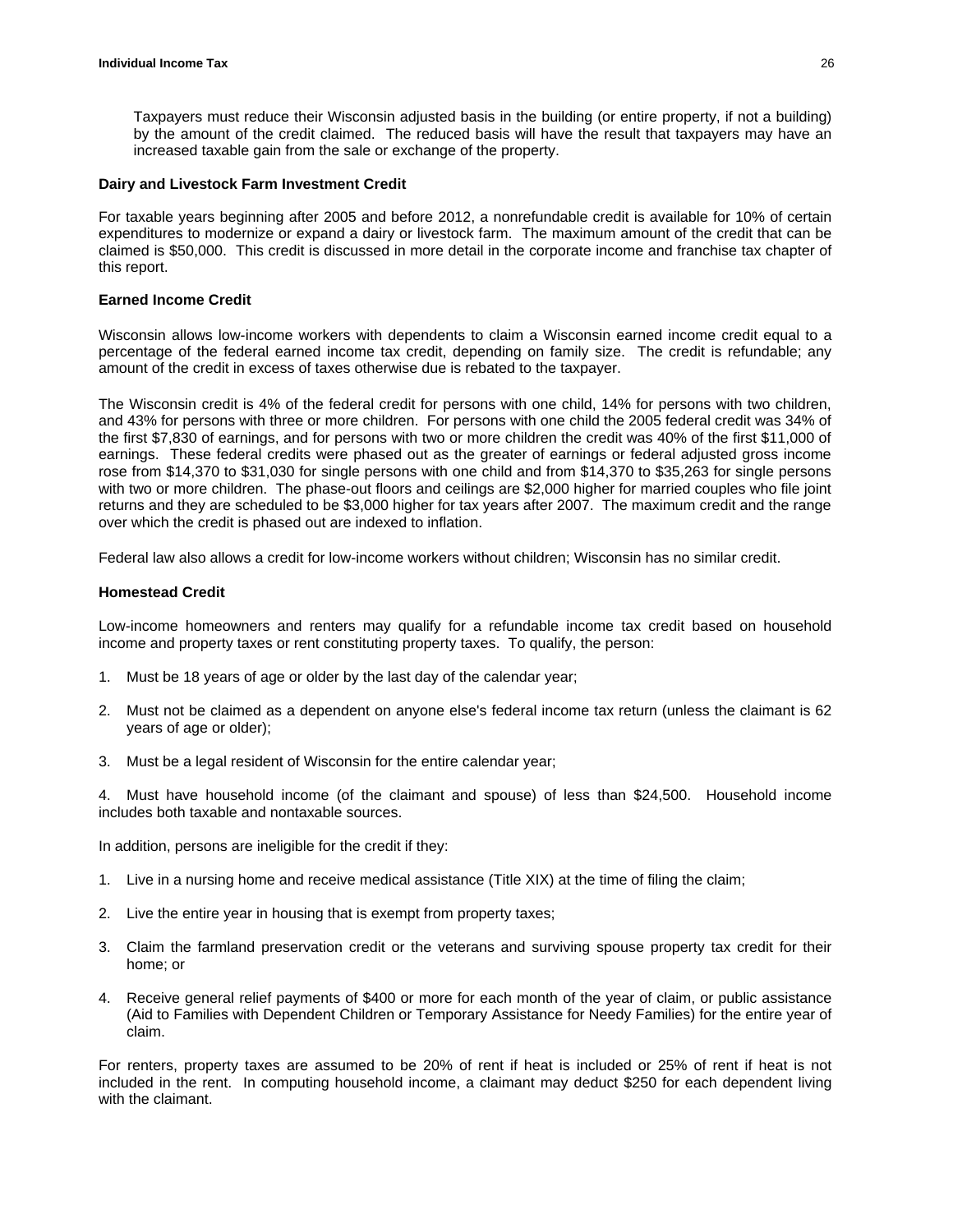Taxpayers must reduce their Wisconsin adjusted basis in the building (or entire property, if not a building) by the amount of the credit claimed. The reduced basis will have the result that taxpayers may have an increased taxable gain from the sale or exchange of the property.

**Dairy and Livestock Farm Investment Credit**

For taxable years beginning after 2005 and before 2012, a nonrefundable credit is available for 10% of certain expenditures to modernize or expand a dairy or livestock farm. The maximum amount of the credit that can be claimed is $50,000. This credit is discussed in more detail in the corporate income and franchise tax chapter of this report.

**Earned Income Credit**

Wisconsin allows low-income workers with dependents to claim a Wisconsin earned income credit equal to a percentage of the federal earned income tax credit, depending on family size. The credit is refundable; any amount of the credit in excess of taxes otherwise due is rebated to the taxpayer.

The Wisconsin credit is 4% of the federal credit for persons with one child, 14% for persons with two children, and 43% for persons with three or more children. For persons with one child the 2005 federal credit was 34% of the first $7,830 of earnings, and for persons with two or more children the credit was 40% of the first $11,000 of earnings. These federal credits were phased out as the greater of earnings or federal adjusted gross income rose from $14,370 to $31,030 for single persons with one child and from $14,370 to $35,263 for single persons with two or more children. The phase-out floors and ceilings are $2,000 higher for married couples who file joint returns and they are scheduled to be $3,000 higher for tax years after 2007. The maximum credit and the range over which the credit is phased out are indexed to inflation.

Federal law also allows a credit for low-income workers without children; Wisconsin has no similar credit.

**Homestead Credit**

Low-income homeowners and renters may qualify for a refundable income tax credit based on household income and property taxes or rent constituting property taxes. To qualify, the person:

1. Must be 18 years of age or older by the last day of the calendar year;

2. Must not be claimed as a dependent on anyone else's federal income tax return (unless the claimant is 62 years of age or older);

3. Must be a legal resident of Wisconsin for the entire calendar year;

4. Must have household income (of the claimant and spouse) of less than $24,500. Household income includes both taxable and nontaxable sources.

In addition, persons are ineligible for the credit if they:

1. Live in a nursing home and receive medical assistance (Title XIX) at the time of filing the claim;

2. Live the entire year in housing that is exempt from property taxes;

3. Claim the farmland preservation credit or the veterans and surviving spouse property tax credit for their home; or

4. Receive general relief payments of $400 or more for each month of the year of claim, or public assistance (Aid to Families with Dependent Children or Temporary Assistance for Needy Families) for the entire year of claim.

For renters, property taxes are assumed to be 20% of rent if heat is included or 25% of rent if heat is not included in the rent. In computing household income, a claimant may deduct $250 for each dependent living with the claimant.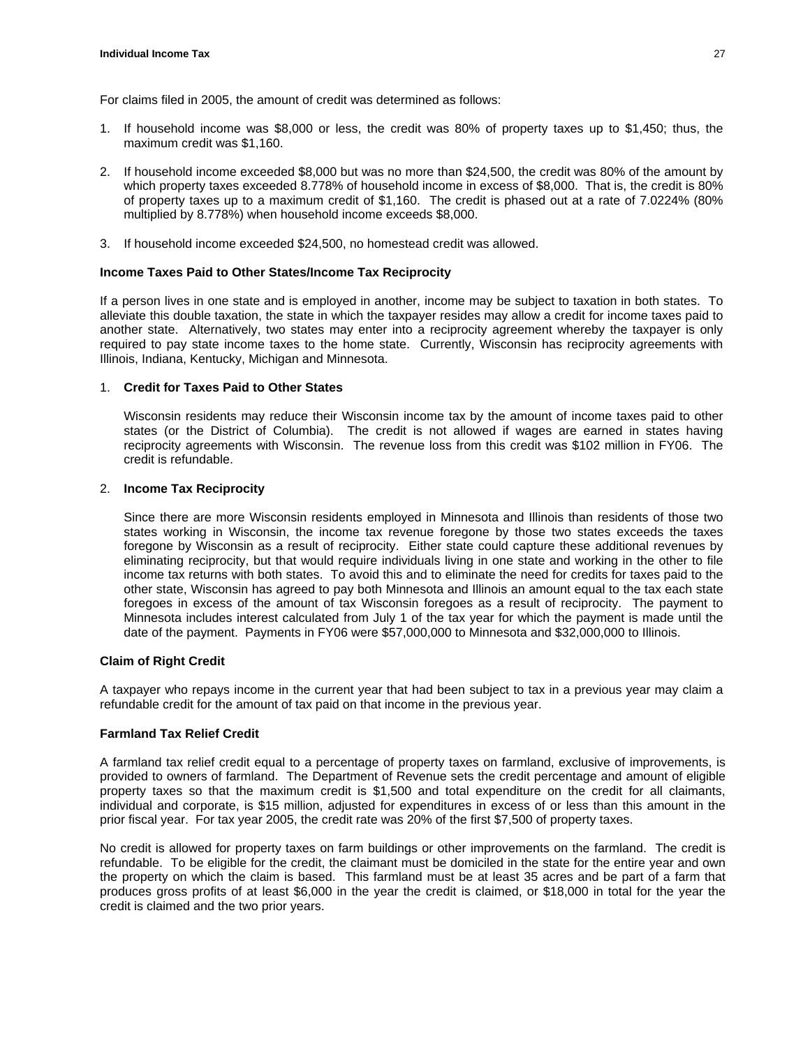For claims filed in 2005, the amount of credit was determined as follows:

1. If household income was $8,000 or less, the credit was 80% of property taxes up to $1,450; thus, the maximum credit was $1,160.

2. If household income exceeded $8,000 but was no more than $24,500, the credit was 80% of the amount by which property taxes exceeded 8.778% of household income in excess of $8,000. That is, the credit is 80% of property taxes up to a maximum credit of $1,160. The credit is phased out at a rate of 7.0224% (80% multiplied by 8.778%) when household income exceeds $8,000.

3. If household income exceeded $24,500, no homestead credit was allowed.

**Income Taxes Paid to Other States/Income Tax Reciprocity**

If a person lives in one state and is employed in another, income may be subject to taxation in both states. To alleviate this double taxation, the state in which the taxpayer resides may allow a credit for income taxes paid to another state. Alternatively, two states may enter into a reciprocity agreement whereby the taxpayer is only required to pay state income taxes to the home state. Currently, Wisconsin has reciprocity agreements with Illinois, Indiana, Kentucky, Michigan and Minnesota.

1. **Credit for Taxes Paid to Other States**

   Wisconsin residents may reduce their Wisconsin income tax by the amount of income taxes paid to other states (or the District of Columbia). The credit is not allowed if wages are earned in states having reciprocity agreements with Wisconsin. The revenue loss from this credit was $102 million in FY06. The credit is refundable.

2. **Income Tax Reciprocity**

   Since there are more Wisconsin residents employed in Minnesota and Illinois than residents of those two states working in Wisconsin, the income tax revenue foregone by those two states exceeds the taxes foregone by Wisconsin as a result of reciprocity. Either state could capture these additional revenues by eliminating reciprocity, but that would require individuals living in one state and working in the other to file income tax returns with both states. To avoid this and to eliminate the need for credits for taxes paid to the other state, Wisconsin has agreed to pay both Minnesota and Illinois an amount equal to the tax each state foregoes in excess of the amount of tax Wisconsin foregoes as a result of reciprocity. The payment to Minnesota includes interest calculated from July 1 of the tax year for which the payment is made until the date of the payment. Payments in FY06 were $57,000,000 to Minnesota and $32,000,000 to Illinois.

**Claim of Right Credit**

A taxpayer who repays income in the current year that had been subject to tax in a previous year may claim a refundable credit for the amount of tax paid on that income in the previous year.

**Farmland Tax Relief Credit**

A farmland tax relief credit equal to a percentage of property taxes on farmland, exclusive of improvements, is provided to owners of farmland. The Department of Revenue sets the credit percentage and amount of eligible property taxes so that the maximum credit is $1,500 and total expenditure on the credit for all claimants, individual and corporate, is $15 million, adjusted for expenditures in excess of or less than this amount in the prior fiscal year. For tax year 2005, the credit rate was 20% of the first $7,500 of property taxes.

No credit is allowed for property taxes on farm buildings or other improvements on the farmland. The credit is refundable. To be eligible for the credit, the claimant must be domiciled in the state for the entire year and own the property on which the claim is based. This farmland must be at least 35 acres and be part of a farm that produces gross profits of at least $6,000 in the year the credit is claimed, or $18,000 in total for the year the credit is claimed and the two prior years.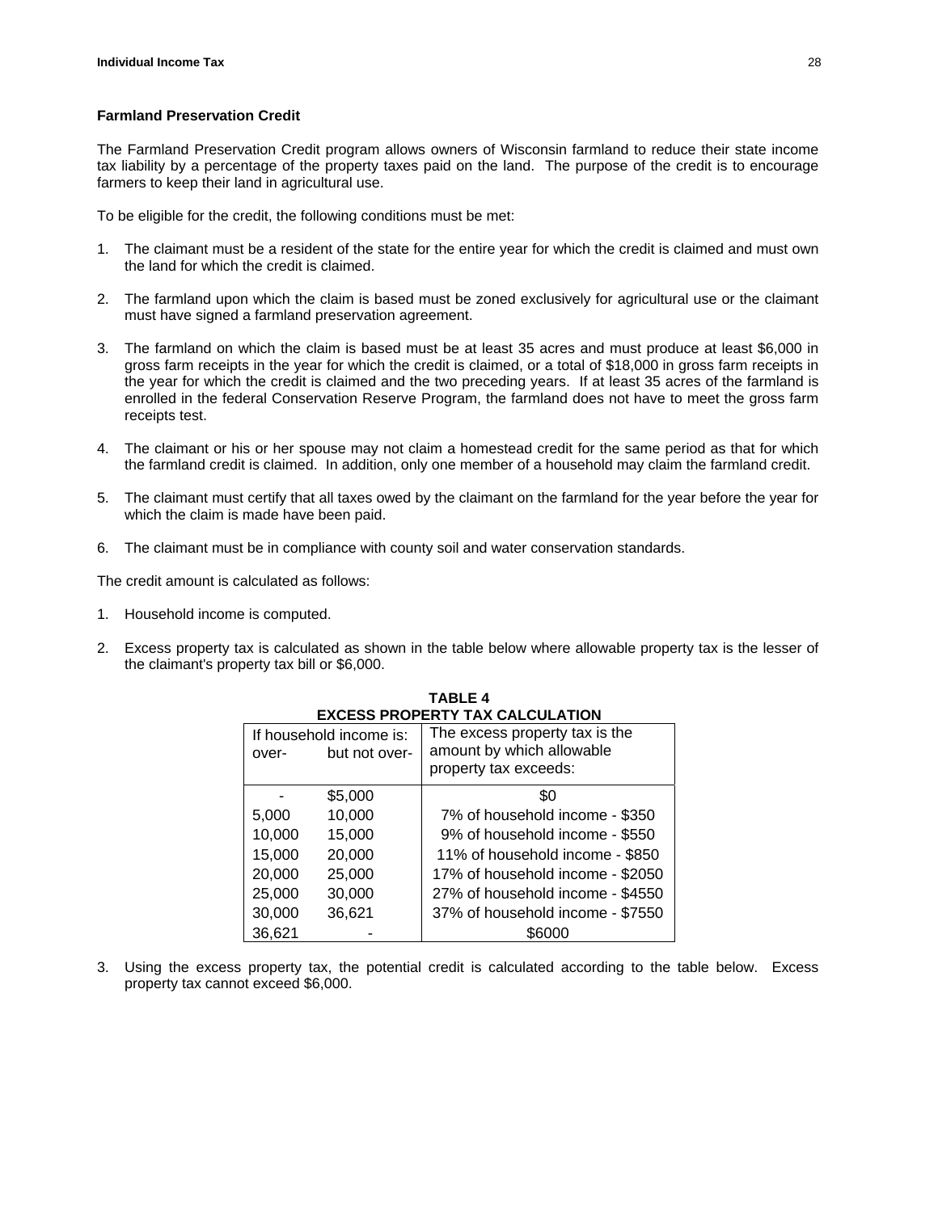## Farmland Preservation Credit

The Farmland Preservation Credit program allows owners of Wisconsin farmland to reduce their state income tax liability by a percentage of the property taxes paid on the land. The purpose of the credit is to encourage farmers to keep their land in agricultural use.

To be eligible for the credit, the following conditions must be met:

1. The claimant must be a resident of the state for the entire year for which the credit is claimed and must own the land for which the credit is claimed.

2. The farmland upon which the claim is based must be zoned exclusively for agricultural use or the claimant must have signed a farmland preservation agreement.

3. The farmland on which the claim is based must be at least 35 acres and must produce at least $6,000 in gross farm receipts in the year for which the credit is claimed, or a total of $18,000 in gross farm receipts in the year for which the credit is claimed and the two preceding years. If at least 35 acres of the farmland is enrolled in the federal Conservation Reserve Program, the farmland does not have to meet the gross farm receipts test.

4. The claimant or his or her spouse may not claim a homestead credit for the same period as that for which the farmland credit is claimed. In addition, only one member of a household may claim the farmland credit.

5. The claimant must certify that all taxes owed by the claimant on the farmland for the year before the year for which the claim is made have been paid.

6. The claimant must be in compliance with county soil and water conservation standards.

The credit amount is calculated as follows:

1. Household income is computed.

2. Excess property tax is calculated as shown in the table below where allowable property tax is the lesser of the claimant's property tax bill or $6,000.

**TABLE 4**
**EXCESS PROPERTY TAX CALCULATION**

| If household income is: over- | but not over- | The excess property tax is the amount by which allowable property tax exceeds: |
|---|---|---|
| - | $5,000 | $0 |
| 5,000 | 10,000 | 7% of household income - $350 |
| 10,000 | 15,000 | 9% of household income - $550 |
| 15,000 | 20,000 | 11% of household income - $850 |
| 20,000 | 25,000 | 17% of household income - $2050 |
| 25,000 | 30,000 | 27% of household income - $4550 |
| 30,000 | 36,621 | 37% of household income - $7550 |
| 36,621 | - | $6000 |

3. Using the excess property tax, the potential credit is calculated according to the table below. Excess property tax cannot exceed $6,000.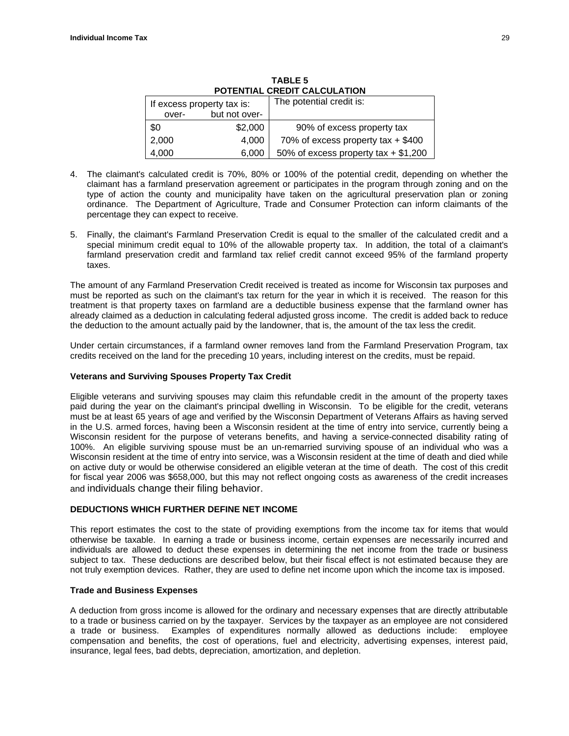**TABLE 5**
**POTENTIAL CREDIT CALCULATION**

| If excess property tax is: over- | but not over- | The potential credit is: |
|---|---|---|
| $0 | $2,000 | 90% of excess property tax |
| 2,000 | 4,000 | 70% of excess property tax + $400 |
| 4,000 | 6,000 | 50% of excess property tax + $1,200 |

4. The claimant's calculated credit is 70%, 80% or 100% of the potential credit, depending on whether the claimant has a farmland preservation agreement or participates in the program through zoning and on the type of action the county and municipality have taken on the agricultural preservation plan or zoning ordinance. The Department of Agriculture, Trade and Consumer Protection can inform claimants of the percentage they can expect to receive.

5. Finally, the claimant's Farmland Preservation Credit is equal to the smaller of the calculated credit and a special minimum credit equal to 10% of the allowable property tax. In addition, the total of a claimant's farmland preservation credit and farmland tax relief credit cannot exceed 95% of the farmland property taxes.

The amount of any Farmland Preservation Credit received is treated as income for Wisconsin tax purposes and must be reported as such on the claimant's tax return for the year in which it is received. The reason for this treatment is that property taxes on farmland are a deductible business expense that the farmland owner has already claimed as a deduction in calculating federal adjusted gross income. The credit is added back to reduce the deduction to the amount actually paid by the landowner, that is, the amount of the tax less the credit.

Under certain circumstances, if a farmland owner removes land from the Farmland Preservation Program, tax credits received on the land for the preceding 10 years, including interest on the credits, must be repaid.

**Veterans and Surviving Spouses Property Tax Credit**

Eligible veterans and surviving spouses may claim this refundable credit in the amount of the property taxes paid during the year on the claimant's principal dwelling in Wisconsin. To be eligible for the credit, veterans must be at least 65 years of age and verified by the Wisconsin Department of Veterans Affairs as having served in the U.S. armed forces, having been a Wisconsin resident at the time of entry into service, currently being a Wisconsin resident for the purpose of veterans benefits, and having a service-connected disability rating of 100%. An eligible surviving spouse must be an un-remarried surviving spouse of an individual who was a Wisconsin resident at the time of entry into service, was a Wisconsin resident at the time of death and died while on active duty or would be otherwise considered an eligible veteran at the time of death. The cost of this credit for fiscal year 2006 was $658,000, but this may not reflect ongoing costs as awareness of the credit increases and individuals change their filing behavior.

**DEDUCTIONS WHICH FURTHER DEFINE NET INCOME**

This report estimates the cost to the state of providing exemptions from the income tax for items that would otherwise be taxable. In earning a trade or business income, certain expenses are necessarily incurred and individuals are allowed to deduct these expenses in determining the net income from the trade or business subject to tax. These deductions are described below, but their fiscal effect is not estimated because they are not truly exemption devices. Rather, they are used to define net income upon which the income tax is imposed.

**Trade and Business Expenses**

A deduction from gross income is allowed for the ordinary and necessary expenses that are directly attributable to a trade or business carried on by the taxpayer. Services by the taxpayer as an employee are not considered a trade or business. Examples of expenditures normally allowed as deductions include: employee compensation and benefits, the cost of operations, fuel and electricity, advertising expenses, interest paid, insurance, legal fees, bad debts, depreciation, amortization, and depletion.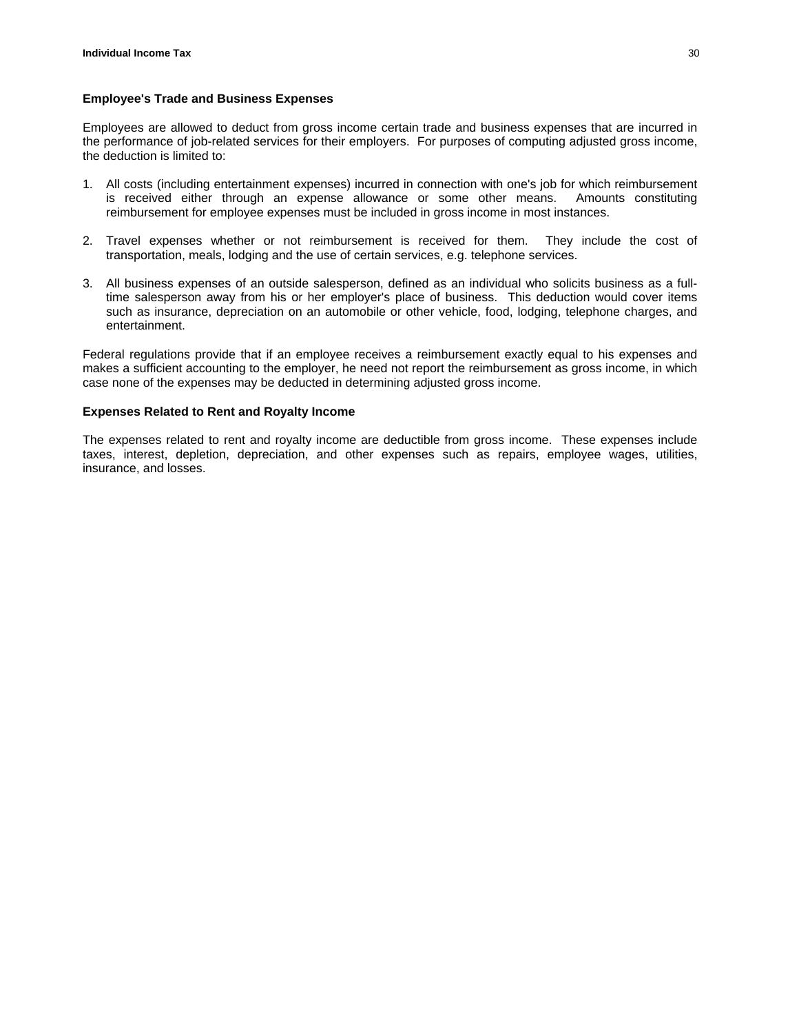### Employee's Trade and Business Expenses

Employees are allowed to deduct from gross income certain trade and business expenses that are incurred in the performance of job-related services for their employers. For purposes of computing adjusted gross income, the deduction is limited to:

1. All costs (including entertainment expenses) incurred in connection with one's job for which reimbursement is received either through an expense allowance or some other means. Amounts constituting reimbursement for employee expenses must be included in gross income in most instances.

2. Travel expenses whether or not reimbursement is received for them. They include the cost of transportation, meals, lodging and the use of certain services, e.g. telephone services.

3. All business expenses of an outside salesperson, defined as an individual who solicits business as a full-time salesperson away from his or her employer's place of business. This deduction would cover items such as insurance, depreciation on an automobile or other vehicle, food, lodging, telephone charges, and entertainment.

Federal regulations provide that if an employee receives a reimbursement exactly equal to his expenses and makes a sufficient accounting to the employer, he need not report the reimbursement as gross income, in which case none of the expenses may be deducted in determining adjusted gross income.

### Expenses Related to Rent and Royalty Income

The expenses related to rent and royalty income are deductible from gross income. These expenses include taxes, interest, depletion, depreciation, and other expenses such as repairs, employee wages, utilities, insurance, and losses.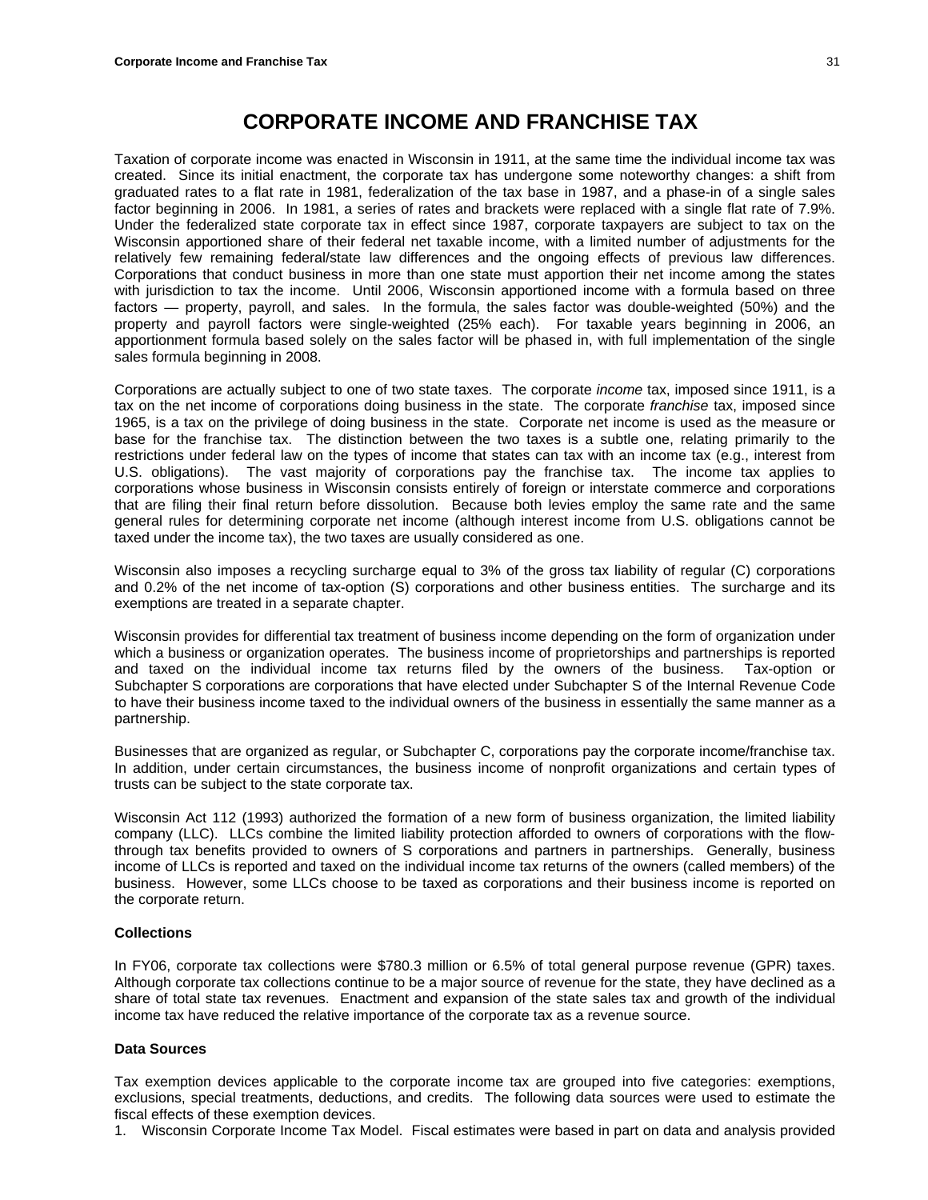# CORPORATE INCOME AND FRANCHISE TAX

Taxation of corporate income was enacted in Wisconsin in 1911, at the same time the individual income tax was created. Since its initial enactment, the corporate tax has undergone some noteworthy changes: a shift from graduated rates to a flat rate in 1981, federalization of the tax base in 1987, and a phase-in of a single sales factor beginning in 2006. In 1981, a series of rates and brackets were replaced with a single flat rate of 7.9%. Under the federalized state corporate tax in effect since 1987, corporate taxpayers are subject to tax on the Wisconsin apportioned share of their federal net taxable income, with a limited number of adjustments for the relatively few remaining federal/state law differences and the ongoing effects of previous law differences. Corporations that conduct business in more than one state must apportion their net income among the states with jurisdiction to tax the income. Until 2006, Wisconsin apportioned income with a formula based on three factors — property, payroll, and sales. In the formula, the sales factor was double-weighted (50%) and the property and payroll factors were single-weighted (25% each). For taxable years beginning in 2006, an apportionment formula based solely on the sales factor will be phased in, with full implementation of the single sales formula beginning in 2008.

Corporations are actually subject to one of two state taxes. The corporate *income* tax, imposed since 1911, is a tax on the net income of corporations doing business in the state. The corporate *franchise* tax, imposed since 1965, is a tax on the privilege of doing business in the state. Corporate net income is used as the measure or base for the franchise tax. The distinction between the two taxes is a subtle one, relating primarily to the restrictions under federal law on the types of income that states can tax with an income tax (e.g., interest from U.S. obligations). The vast majority of corporations pay the franchise tax. The income tax applies to corporations whose business in Wisconsin consists entirely of foreign or interstate commerce and corporations that are filing their final return before dissolution. Because both levies employ the same rate and the same general rules for determining corporate net income (although interest income from U.S. obligations cannot be taxed under the income tax), the two taxes are usually considered as one.

Wisconsin also imposes a recycling surcharge equal to 3% of the gross tax liability of regular (C) corporations and 0.2% of the net income of tax-option (S) corporations and other business entities. The surcharge and its exemptions are treated in a separate chapter.

Wisconsin provides for differential tax treatment of business income depending on the form of organization under which a business or organization operates. The business income of proprietorships and partnerships is reported and taxed on the individual income tax returns filed by the owners of the business. Tax-option or Subchapter S corporations are corporations that have elected under Subchapter S of the Internal Revenue Code to have their business income taxed to the individual owners of the business in essentially the same manner as a partnership.

Businesses that are organized as regular, or Subchapter C, corporations pay the corporate income/franchise tax. In addition, under certain circumstances, the business income of nonprofit organizations and certain types of trusts can be subject to the state corporate tax.

Wisconsin Act 112 (1993) authorized the formation of a new form of business organization, the limited liability company (LLC). LLCs combine the limited liability protection afforded to owners of corporations with the flow-through tax benefits provided to owners of S corporations and partners in partnerships. Generally, business income of LLCs is reported and taxed on the individual income tax returns of the owners (called members) of the business. However, some LLCs choose to be taxed as corporations and their business income is reported on the corporate return.

### Collections

In FY06, corporate tax collections were $780.3 million or 6.5% of total general purpose revenue (GPR) taxes. Although corporate tax collections continue to be a major source of revenue for the state, they have declined as a share of total state tax revenues. Enactment and expansion of the state sales tax and growth of the individual income tax have reduced the relative importance of the corporate tax as a revenue source.

### Data Sources

Tax exemption devices applicable to the corporate income tax are grouped into five categories: exemptions, exclusions, special treatments, deductions, and credits. The following data sources were used to estimate the fiscal effects of these exemption devices.

1. Wisconsin Corporate Income Tax Model. Fiscal estimates were based in part on data and analysis provided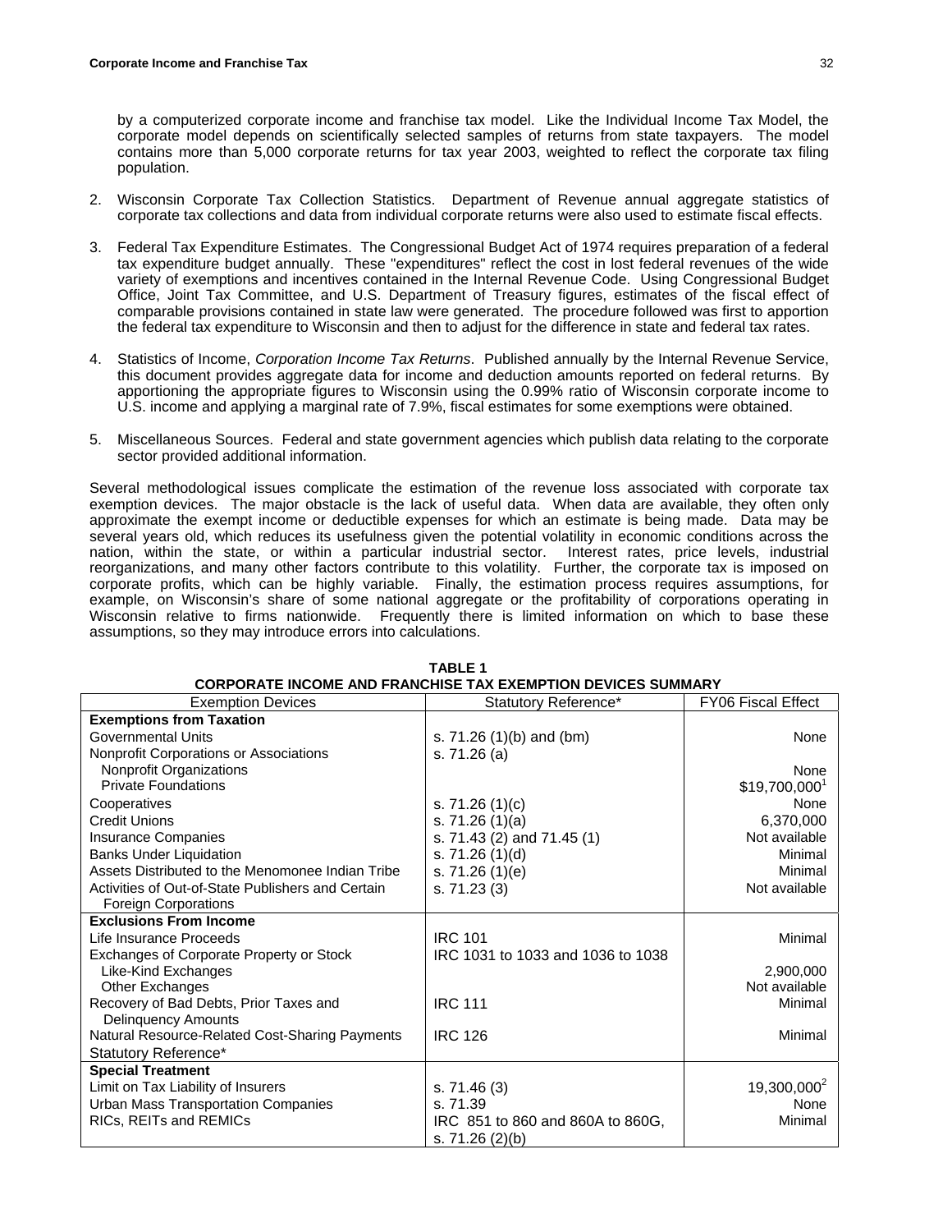by a computerized corporate income and franchise tax model. Like the Individual Income Tax Model, the corporate model depends on scientifically selected samples of returns from state taxpayers. The model contains more than 5,000 corporate returns for tax year 2003, weighted to reflect the corporate tax filing population.

2. Wisconsin Corporate Tax Collection Statistics. Department of Revenue annual aggregate statistics of corporate tax collections and data from individual corporate returns were also used to estimate fiscal effects.

3. Federal Tax Expenditure Estimates. The Congressional Budget Act of 1974 requires preparation of a federal tax expenditure budget annually. These "expenditures" reflect the cost in lost federal revenues of the wide variety of exemptions and incentives contained in the Internal Revenue Code. Using Congressional Budget Office, Joint Tax Committee, and U.S. Department of Treasury figures, estimates of the fiscal effect of comparable provisions contained in state law were generated. The procedure followed was first to apportion the federal tax expenditure to Wisconsin and then to adjust for the difference in state and federal tax rates.

4. Statistics of Income, *Corporation Income Tax Returns*. Published annually by the Internal Revenue Service, this document provides aggregate data for income and deduction amounts reported on federal returns. By apportioning the appropriate figures to Wisconsin using the 0.99% ratio of Wisconsin corporate income to U.S. income and applying a marginal rate of 7.9%, fiscal estimates for some exemptions were obtained.

5. Miscellaneous Sources. Federal and state government agencies which publish data relating to the corporate sector provided additional information.

Several methodological issues complicate the estimation of the revenue loss associated with corporate tax exemption devices. The major obstacle is the lack of useful data. When data are available, they often only approximate the exempt income or deductible expenses for which an estimate is being made. Data may be several years old, which reduces its usefulness given the potential volatility in economic conditions across the nation, within the state, or within a particular industrial sector. Interest rates, price levels, industrial reorganizations, and many other factors contribute to this volatility. Further, the corporate tax is imposed on corporate profits, which can be highly variable. Finally, the estimation process requires assumptions, for example, on Wisconsin's share of some national aggregate or the profitability of corporations operating in Wisconsin relative to firms nationwide. Frequently there is limited information on which to base these assumptions, so they may introduce errors into calculations.

**TABLE 1**
**CORPORATE INCOME AND FRANCHISE TAX EXEMPTION DEVICES SUMMARY**

| Exemption Devices | Statutory Reference* | FY06 Fiscal Effect |
|---|---|---|
| **Exemptions from Taxation** | | |
| Governmental Units | s. 71.26 (1)(b) and (bm) | None |
| Nonprofit Corporations or Associations | s. 71.26 (a) | |
| Nonprofit Organizations | | None |
| Private Foundations | | $19,700,000[1] |
| Cooperatives | s. 71.26 (1)(c) | None |
| Credit Unions | s. 71.26 (1)(a) | 6,370,000 |
| Insurance Companies | s. 71.43 (2) and 71.45 (1) | Not available |
| Banks Under Liquidation | s. 71.26 (1)(d) | Minimal |
| Assets Distributed to the Menomonee Indian Tribe | s. 71.26 (1)(e) | Minimal |
| Activities of Out-of-State Publishers and Certain Foreign Corporations | s. 71.23 (3) | Not available |
| **Exclusions From Income** | | |
| Life Insurance Proceeds | IRC 101 | Minimal |
| Exchanges of Corporate Property or Stock | IRC 1031 to 1033 and 1036 to 1038 | |
| Like-Kind Exchanges | | 2,900,000 |
| Other Exchanges | | Not available |
| Recovery of Bad Debts, Prior Taxes and Delinquency Amounts | IRC 111 | Minimal |
| Natural Resource-Related Cost-Sharing Payments | IRC 126 | Minimal |
| Statutory Reference* | | |
| **Special Treatment** | | |
| Limit on Tax Liability of Insurers | s. 71.46 (3) | 19,300,000[2] |
| Urban Mass Transportation Companies | s. 71.39 | None |
| RICs, REITs and REMICs | IRC 851 to 860 and 860A to 860G, s. 71.26 (2)(b) | Minimal |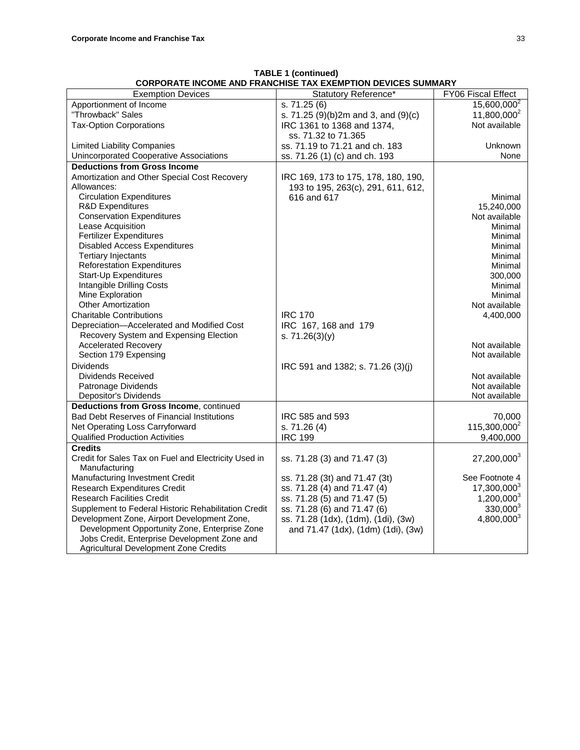**TABLE 1 (continued)**
**CORPORATE INCOME AND FRANCHISE TAX EXEMPTION DEVICES SUMMARY**

| Exemption Devices | Statutory Reference* | FY06 Fiscal Effect |
|---|---|---|
| Apportionment of Income | s. 71.25 (6) | 15,600,000[2] |
| "Throwback" Sales | s. 71.25 (9)(b)2m and 3, and (9)(c) | 11,800,000[2] |
| Tax-Option Corporations | IRC 1361 to 1368 and 1374, ss. 71.32 to 71.365 | Not available |
| Limited Liability Companies | ss. 71.19 to 71.21 and ch. 183 | Unknown |
| Unincorporated Cooperative Associations | ss. 71.26 (1) (c) and ch. 193 | None |
| **Deductions from Gross Income** | | |
| Amortization and Other Special Cost Recovery Allowances: | IRC 169, 173 to 175, 178, 180, 190, 193 to 195, 263(c), 291, 611, 612, 616 and 617 | |
| Circulation Expenditures | | Minimal |
| R&D Expenditures | | 15,240,000 |
| Conservation Expenditures | | Not available |
| Lease Acquisition | | Minimal |
| Fertilizer Expenditures | | Minimal |
| Disabled Access Expenditures | | Minimal |
| Tertiary Injectants | | Minimal |
| Reforestation Expenditures | | Minimal |
| Start-Up Expenditures | | 300,000 |
| Intangible Drilling Costs | | Minimal |
| Mine Exploration | | Minimal |
| Other Amortization | | Not available |
| Charitable Contributions | IRC 170 | 4,400,000 |
| Depreciation—Accelerated and Modified Cost Recovery System and Expensing Election | IRC 167, 168 and 179 s. 71.26(3)(y) | |
| Accelerated Recovery | | Not available |
| Section 179 Expensing | | Not available |
| Dividends | IRC 591 and 1382; s. 71.26 (3)(j) | |
| Dividends Received | | Not available |
| Patronage Dividends | | Not available |
| Depositor's Dividends | | Not available |
| **Deductions from Gross Income**, continued | | |
| Bad Debt Reserves of Financial Institutions | IRC 585 and 593 | 70,000 |
| Net Operating Loss Carryforward | s. 71.26 (4) | 115,300,000[2] |
| Qualified Production Activities | IRC 199 | 9,400,000 |
| **Credits** | | |
| Credit for Sales Tax on Fuel and Electricity Used in Manufacturing | ss. 71.28 (3) and 71.47 (3) | 27,200,000[3] |
| Manufacturing Investment Credit | ss. 71.28 (3t) and 71.47 (3t) | See Footnote 4 |
| Research Expenditures Credit | ss. 71.28 (4) and 71.47 (4) | 17,300,000[3] |
| Research Facilities Credit | ss. 71.28 (5) and 71.47 (5) | 1,200,000[3] |
| Supplement to Federal Historic Rehabilitation Credit | ss. 71.28 (6) and 71.47 (6) | 330,000[3] |
| Development Zone, Airport Development Zone, Development Opportunity Zone, Enterprise Zone Jobs Credit, Enterprise Development Zone and Agricultural Development Zone Credits | ss. 71.28 (1dx), (1dm), (1di), (3w) and 71.47 (1dx), (1dm) (1di), (3w) | 4,800,000[3] |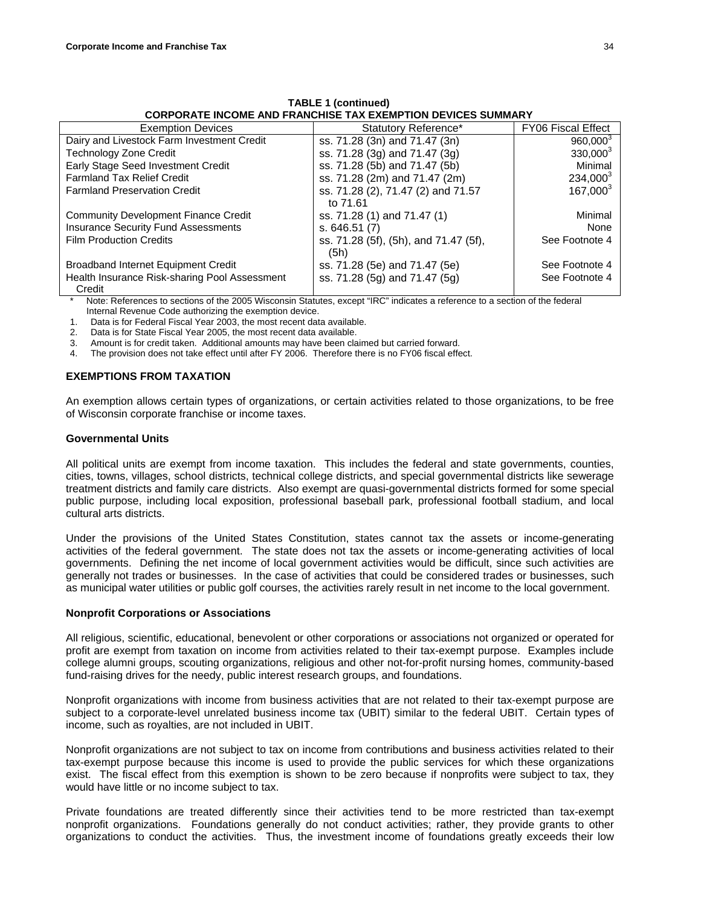**TABLE 1 (continued)**
**CORPORATE INCOME AND FRANCHISE TAX EXEMPTION DEVICES SUMMARY**

| Exemption Devices | Statutory Reference* | FY06 Fiscal Effect |
|---|---|---|
| Dairy and Livestock Farm Investment Credit | ss. 71.28 (3n) and 71.47 (3n) | 960,000[3] |
| Technology Zone Credit | ss. 71.28 (3g) and 71.47 (3g) | 330,000[3] |
| Early Stage Seed Investment Credit | ss. 71.28 (5b) and 71.47 (5b) | Minimal |
| Farmland Tax Relief Credit | ss. 71.28 (2m) and 71.47 (2m) | 234,000[3] |
| Farmland Preservation Credit | ss. 71.28 (2), 71.47 (2) and 71.57 to 71.61 | 167,000[3] |
| Community Development Finance Credit | ss. 71.28 (1) and 71.47 (1) | Minimal |
| Insurance Security Fund Assessments | s. 646.51 (7) | None |
| Film Production Credits | ss. 71.28 (5f), (5h), and 71.47 (5f), (5h) | See Footnote 4 |
| Broadband Internet Equipment Credit | ss. 71.28 (5e) and 71.47 (5e) | See Footnote 4 |
| Health Insurance Risk-sharing Pool Assessment Credit | ss. 71.28 (5g) and 71.47 (5g) | See Footnote 4 |

\* Note: References to sections of the 2005 Wisconsin Statutes, except "IRC" indicates a reference to a section of the federal Internal Revenue Code authorizing the exemption device.

1. Data is for Federal Fiscal Year 2003, the most recent data available.
2. Data is for State Fiscal Year 2005, the most recent data available.
3. Amount is for credit taken. Additional amounts may have been claimed but carried forward.
4. The provision does not take effect until after FY 2006. Therefore there is no FY06 fiscal effect.

## EXEMPTIONS FROM TAXATION

An exemption allows certain types of organizations, or certain activities related to those organizations, to be free of Wisconsin corporate franchise or income taxes.

### Governmental Units

All political units are exempt from income taxation. This includes the federal and state governments, counties, cities, towns, villages, school districts, technical college districts, and special governmental districts like sewerage treatment districts and family care districts. Also exempt are quasi-governmental districts formed for some special public purpose, including local exposition, professional baseball park, professional football stadium, and local cultural arts districts.

Under the provisions of the United States Constitution, states cannot tax the assets or income-generating activities of the federal government. The state does not tax the assets or income-generating activities of local governments. Defining the net income of local government activities would be difficult, since such activities are generally not trades or businesses. In the case of activities that could be considered trades or businesses, such as municipal water utilities or public golf courses, the activities rarely result in net income to the local government.

### Nonprofit Corporations or Associations

All religious, scientific, educational, benevolent or other corporations or associations not organized or operated for profit are exempt from taxation on income from activities related to their tax-exempt purpose. Examples include college alumni groups, scouting organizations, religious and other not-for-profit nursing homes, community-based fund-raising drives for the needy, public interest research groups, and foundations.

Nonprofit organizations with income from business activities that are not related to their tax-exempt purpose are subject to a corporate-level unrelated business income tax (UBIT) similar to the federal UBIT. Certain types of income, such as royalties, are not included in UBIT.

Nonprofit organizations are not subject to tax on income from contributions and business activities related to their tax-exempt purpose because this income is used to provide the public services for which these organizations exist. The fiscal effect from this exemption is shown to be zero because if nonprofits were subject to tax, they would have little or no income subject to tax.

Private foundations are treated differently since their activities tend to be more restricted than tax-exempt nonprofit organizations. Foundations generally do not conduct activities; rather, they provide grants to other organizations to conduct the activities. Thus, the investment income of foundations greatly exceeds their low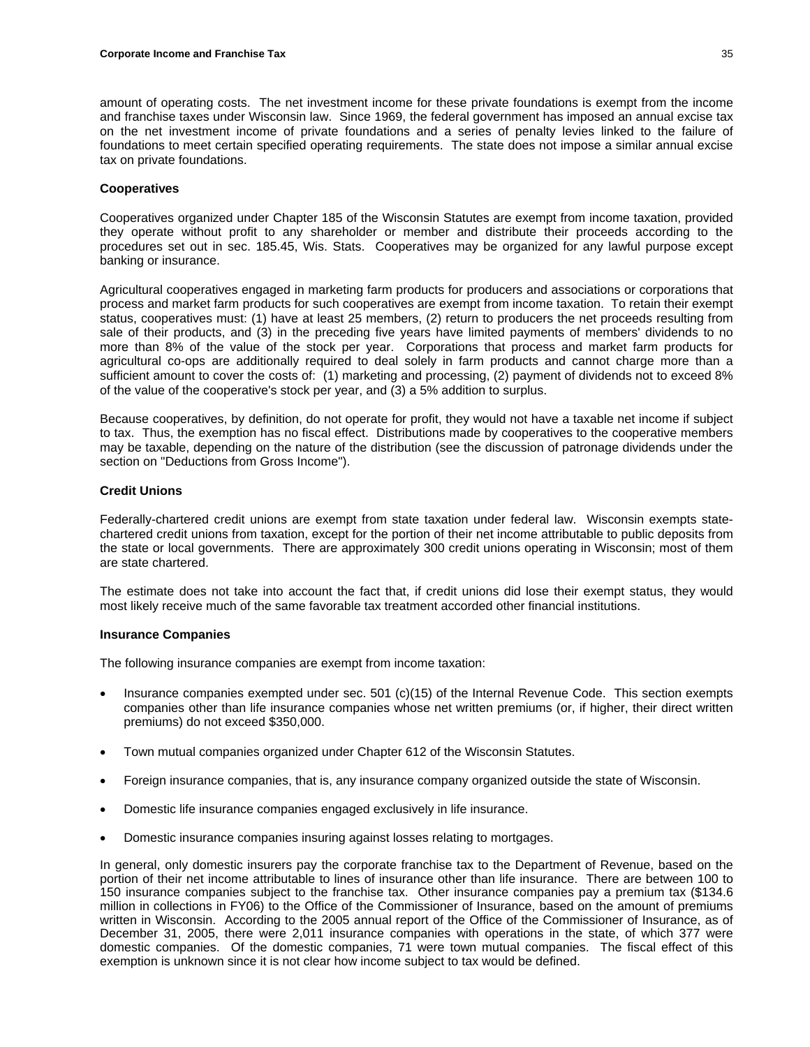amount of operating costs. The net investment income for these private foundations is exempt from the income and franchise taxes under Wisconsin law. Since 1969, the federal government has imposed an annual excise tax on the net investment income of private foundations and a series of penalty levies linked to the failure of foundations to meet certain specified operating requirements. The state does not impose a similar annual excise tax on private foundations.

**Cooperatives**

Cooperatives organized under Chapter 185 of the Wisconsin Statutes are exempt from income taxation, provided they operate without profit to any shareholder or member and distribute their proceeds according to the procedures set out in sec. 185.45, Wis. Stats. Cooperatives may be organized for any lawful purpose except banking or insurance.

Agricultural cooperatives engaged in marketing farm products for producers and associations or corporations that process and market farm products for such cooperatives are exempt from income taxation. To retain their exempt status, cooperatives must: (1) have at least 25 members, (2) return to producers the net proceeds resulting from sale of their products, and (3) in the preceding five years have limited payments of members' dividends to no more than 8% of the value of the stock per year. Corporations that process and market farm products for agricultural co-ops are additionally required to deal solely in farm products and cannot charge more than a sufficient amount to cover the costs of: (1) marketing and processing, (2) payment of dividends not to exceed 8% of the value of the cooperative's stock per year, and (3) a 5% addition to surplus.

Because cooperatives, by definition, do not operate for profit, they would not have a taxable net income if subject to tax. Thus, the exemption has no fiscal effect. Distributions made by cooperatives to the cooperative members may be taxable, depending on the nature of the distribution (see the discussion of patronage dividends under the section on "Deductions from Gross Income").

**Credit Unions**

Federally-chartered credit unions are exempt from state taxation under federal law. Wisconsin exempts state-chartered credit unions from taxation, except for the portion of their net income attributable to public deposits from the state or local governments. There are approximately 300 credit unions operating in Wisconsin; most of them are state chartered.

The estimate does not take into account the fact that, if credit unions did lose their exempt status, they would most likely receive much of the same favorable tax treatment accorded other financial institutions.

**Insurance Companies**

The following insurance companies are exempt from income taxation:

- Insurance companies exempted under sec. 501 (c)(15) of the Internal Revenue Code. This section exempts companies other than life insurance companies whose net written premiums (or, if higher, their direct written premiums) do not exceed $350,000.
- Town mutual companies organized under Chapter 612 of the Wisconsin Statutes.
- Foreign insurance companies, that is, any insurance company organized outside the state of Wisconsin.
- Domestic life insurance companies engaged exclusively in life insurance.
- Domestic insurance companies insuring against losses relating to mortgages.

In general, only domestic insurers pay the corporate franchise tax to the Department of Revenue, based on the portion of their net income attributable to lines of insurance other than life insurance. There are between 100 to 150 insurance companies subject to the franchise tax. Other insurance companies pay a premium tax ($134.6 million in collections in FY06) to the Office of the Commissioner of Insurance, based on the amount of premiums written in Wisconsin. According to the 2005 annual report of the Office of the Commissioner of Insurance, as of December 31, 2005, there were 2,011 insurance companies with operations in the state, of which 377 were domestic companies. Of the domestic companies, 71 were town mutual companies. The fiscal effect of this exemption is unknown since it is not clear how income subject to tax would be defined.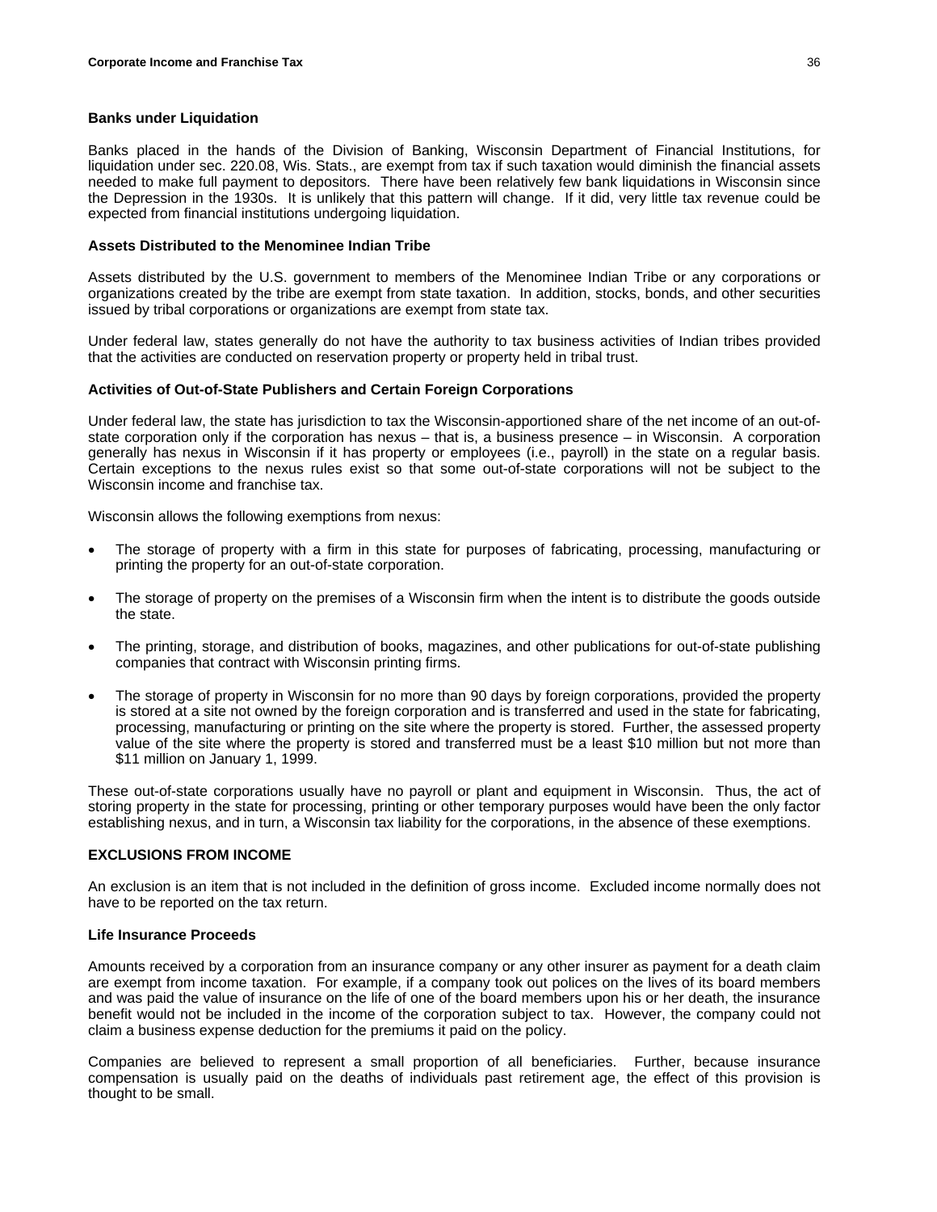### Banks under Liquidation

Banks placed in the hands of the Division of Banking, Wisconsin Department of Financial Institutions, for liquidation under sec. 220.08, Wis. Stats., are exempt from tax if such taxation would diminish the financial assets needed to make full payment to depositors. There have been relatively few bank liquidations in Wisconsin since the Depression in the 1930s. It is unlikely that this pattern will change. If it did, very little tax revenue could be expected from financial institutions undergoing liquidation.

### Assets Distributed to the Menominee Indian Tribe

Assets distributed by the U.S. government to members of the Menominee Indian Tribe or any corporations or organizations created by the tribe are exempt from state taxation. In addition, stocks, bonds, and other securities issued by tribal corporations or organizations are exempt from state tax.

Under federal law, states generally do not have the authority to tax business activities of Indian tribes provided that the activities are conducted on reservation property or property held in tribal trust.

### Activities of Out-of-State Publishers and Certain Foreign Corporations

Under federal law, the state has jurisdiction to tax the Wisconsin-apportioned share of the net income of an out-of-state corporation only if the corporation has nexus – that is, a business presence – in Wisconsin. A corporation generally has nexus in Wisconsin if it has property or employees (i.e., payroll) in the state on a regular basis. Certain exceptions to the nexus rules exist so that some out-of-state corporations will not be subject to the Wisconsin income and franchise tax.

Wisconsin allows the following exemptions from nexus:

- The storage of property with a firm in this state for purposes of fabricating, processing, manufacturing or printing the property for an out-of-state corporation.
- The storage of property on the premises of a Wisconsin firm when the intent is to distribute the goods outside the state.
- The printing, storage, and distribution of books, magazines, and other publications for out-of-state publishing companies that contract with Wisconsin printing firms.
- The storage of property in Wisconsin for no more than 90 days by foreign corporations, provided the property is stored at a site not owned by the foreign corporation and is transferred and used in the state for fabricating, processing, manufacturing or printing on the site where the property is stored. Further, the assessed property value of the site where the property is stored and transferred must be a least $10 million but not more than $11 million on January 1, 1999.

These out-of-state corporations usually have no payroll or plant and equipment in Wisconsin. Thus, the act of storing property in the state for processing, printing or other temporary purposes would have been the only factor establishing nexus, and in turn, a Wisconsin tax liability for the corporations, in the absence of these exemptions.

## EXCLUSIONS FROM INCOME

An exclusion is an item that is not included in the definition of gross income. Excluded income normally does not have to be reported on the tax return.

### Life Insurance Proceeds

Amounts received by a corporation from an insurance company or any other insurer as payment for a death claim are exempt from income taxation. For example, if a company took out polices on the lives of its board members and was paid the value of insurance on the life of one of the board members upon his or her death, the insurance benefit would not be included in the income of the corporation subject to tax. However, the company could not claim a business expense deduction for the premiums it paid on the policy.

Companies are believed to represent a small proportion of all beneficiaries. Further, because insurance compensation is usually paid on the deaths of individuals past retirement age, the effect of this provision is thought to be small.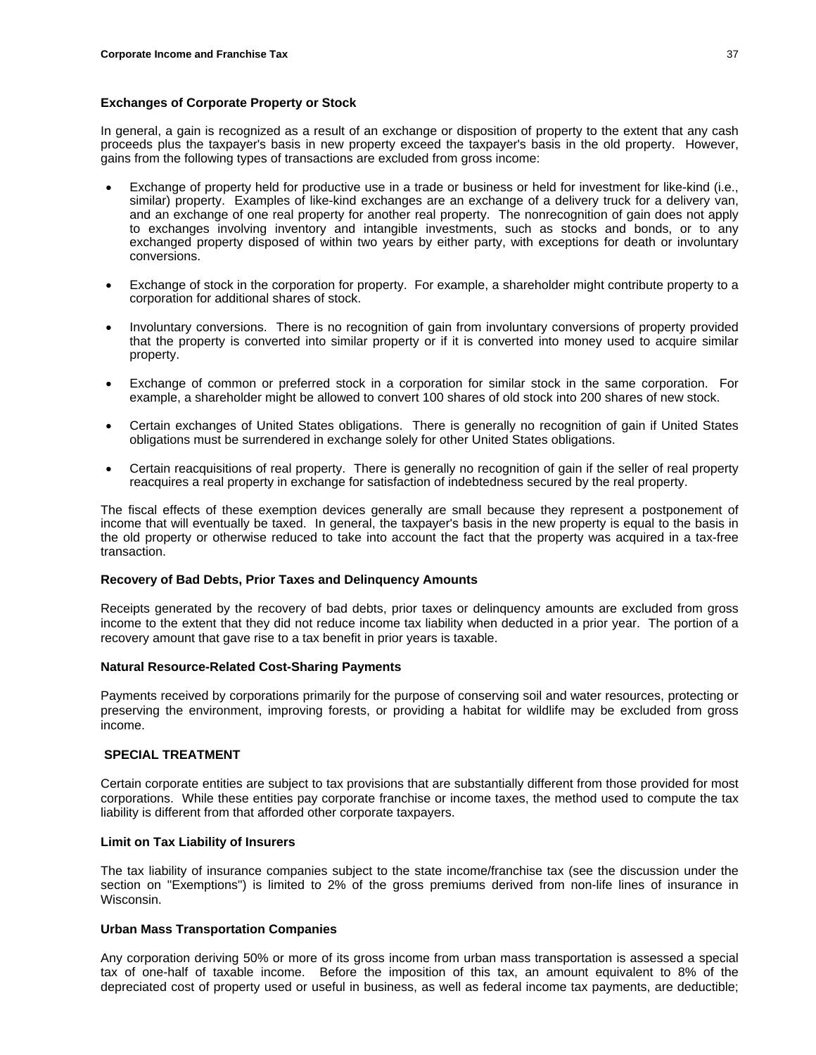### Exchanges of Corporate Property or Stock

In general, a gain is recognized as a result of an exchange or disposition of property to the extent that any cash proceeds plus the taxpayer's basis in new property exceed the taxpayer's basis in the old property. However, gains from the following types of transactions are excluded from gross income:

- Exchange of property held for productive use in a trade or business or held for investment for like-kind (i.e., similar) property. Examples of like-kind exchanges are an exchange of a delivery truck for a delivery van, and an exchange of one real property for another real property. The nonrecognition of gain does not apply to exchanges involving inventory and intangible investments, such as stocks and bonds, or to any exchanged property disposed of within two years by either party, with exceptions for death or involuntary conversions.

- Exchange of stock in the corporation for property. For example, a shareholder might contribute property to a corporation for additional shares of stock.

- Involuntary conversions. There is no recognition of gain from involuntary conversions of property provided that the property is converted into similar property or if it is converted into money used to acquire similar property.

- Exchange of common or preferred stock in a corporation for similar stock in the same corporation. For example, a shareholder might be allowed to convert 100 shares of old stock into 200 shares of new stock.

- Certain exchanges of United States obligations. There is generally no recognition of gain if United States obligations must be surrendered in exchange solely for other United States obligations.

- Certain reacquisitions of real property. There is generally no recognition of gain if the seller of real property reacquires a real property in exchange for satisfaction of indebtedness secured by the real property.

The fiscal effects of these exemption devices generally are small because they represent a postponement of income that will eventually be taxed. In general, the taxpayer's basis in the new property is equal to the basis in the old property or otherwise reduced to take into account the fact that the property was acquired in a tax-free transaction.

### Recovery of Bad Debts, Prior Taxes and Delinquency Amounts

Receipts generated by the recovery of bad debts, prior taxes or delinquency amounts are excluded from gross income to the extent that they did not reduce income tax liability when deducted in a prior year. The portion of a recovery amount that gave rise to a tax benefit in prior years is taxable.

### Natural Resource-Related Cost-Sharing Payments

Payments received by corporations primarily for the purpose of conserving soil and water resources, protecting or preserving the environment, improving forests, or providing a habitat for wildlife may be excluded from gross income.

## SPECIAL TREATMENT

Certain corporate entities are subject to tax provisions that are substantially different from those provided for most corporations. While these entities pay corporate franchise or income taxes, the method used to compute the tax liability is different from that afforded other corporate taxpayers.

### Limit on Tax Liability of Insurers

The tax liability of insurance companies subject to the state income/franchise tax (see the discussion under the section on "Exemptions") is limited to 2% of the gross premiums derived from non-life lines of insurance in Wisconsin.

### Urban Mass Transportation Companies

Any corporation deriving 50% or more of its gross income from urban mass transportation is assessed a special tax of one-half of taxable income. Before the imposition of this tax, an amount equivalent to 8% of the depreciated cost of property used or useful in business, as well as federal income tax payments, are deductible;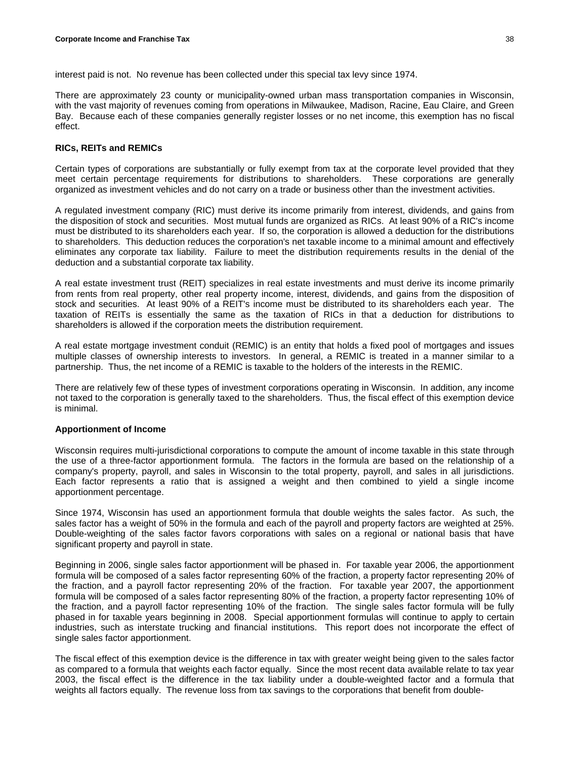interest paid is not. No revenue has been collected under this special tax levy since 1974.

There are approximately 23 county or municipality-owned urban mass transportation companies in Wisconsin, with the vast majority of revenues coming from operations in Milwaukee, Madison, Racine, Eau Claire, and Green Bay. Because each of these companies generally register losses or no net income, this exemption has no fiscal effect.

**RICs, REITs and REMICs**

Certain types of corporations are substantially or fully exempt from tax at the corporate level provided that they meet certain percentage requirements for distributions to shareholders. These corporations are generally organized as investment vehicles and do not carry on a trade or business other than the investment activities.

A regulated investment company (RIC) must derive its income primarily from interest, dividends, and gains from the disposition of stock and securities. Most mutual funds are organized as RICs. At least 90% of a RIC's income must be distributed to its shareholders each year. If so, the corporation is allowed a deduction for the distributions to shareholders. This deduction reduces the corporation's net taxable income to a minimal amount and effectively eliminates any corporate tax liability. Failure to meet the distribution requirements results in the denial of the deduction and a substantial corporate tax liability.

A real estate investment trust (REIT) specializes in real estate investments and must derive its income primarily from rents from real property, other real property income, interest, dividends, and gains from the disposition of stock and securities. At least 90% of a REIT's income must be distributed to its shareholders each year. The taxation of REITs is essentially the same as the taxation of RICs in that a deduction for distributions to shareholders is allowed if the corporation meets the distribution requirement.

A real estate mortgage investment conduit (REMIC) is an entity that holds a fixed pool of mortgages and issues multiple classes of ownership interests to investors. In general, a REMIC is treated in a manner similar to a partnership. Thus, the net income of a REMIC is taxable to the holders of the interests in the REMIC.

There are relatively few of these types of investment corporations operating in Wisconsin. In addition, any income not taxed to the corporation is generally taxed to the shareholders. Thus, the fiscal effect of this exemption device is minimal.

**Apportionment of Income**

Wisconsin requires multi-jurisdictional corporations to compute the amount of income taxable in this state through the use of a three-factor apportionment formula. The factors in the formula are based on the relationship of a company's property, payroll, and sales in Wisconsin to the total property, payroll, and sales in all jurisdictions. Each factor represents a ratio that is assigned a weight and then combined to yield a single income apportionment percentage.

Since 1974, Wisconsin has used an apportionment formula that double weights the sales factor. As such, the sales factor has a weight of 50% in the formula and each of the payroll and property factors are weighted at 25%. Double-weighting of the sales factor favors corporations with sales on a regional or national basis that have significant property and payroll in state.

Beginning in 2006, single sales factor apportionment will be phased in. For taxable year 2006, the apportionment formula will be composed of a sales factor representing 60% of the fraction, a property factor representing 20% of the fraction, and a payroll factor representing 20% of the fraction. For taxable year 2007, the apportionment formula will be composed of a sales factor representing 80% of the fraction, a property factor representing 10% of the fraction, and a payroll factor representing 10% of the fraction. The single sales factor formula will be fully phased in for taxable years beginning in 2008. Special apportionment formulas will continue to apply to certain industries, such as interstate trucking and financial institutions. This report does not incorporate the effect of single sales factor apportionment.

The fiscal effect of this exemption device is the difference in tax with greater weight being given to the sales factor as compared to a formula that weights each factor equally. Since the most recent data available relate to tax year 2003, the fiscal effect is the difference in the tax liability under a double-weighted factor and a formula that weights all factors equally. The revenue loss from tax savings to the corporations that benefit from double-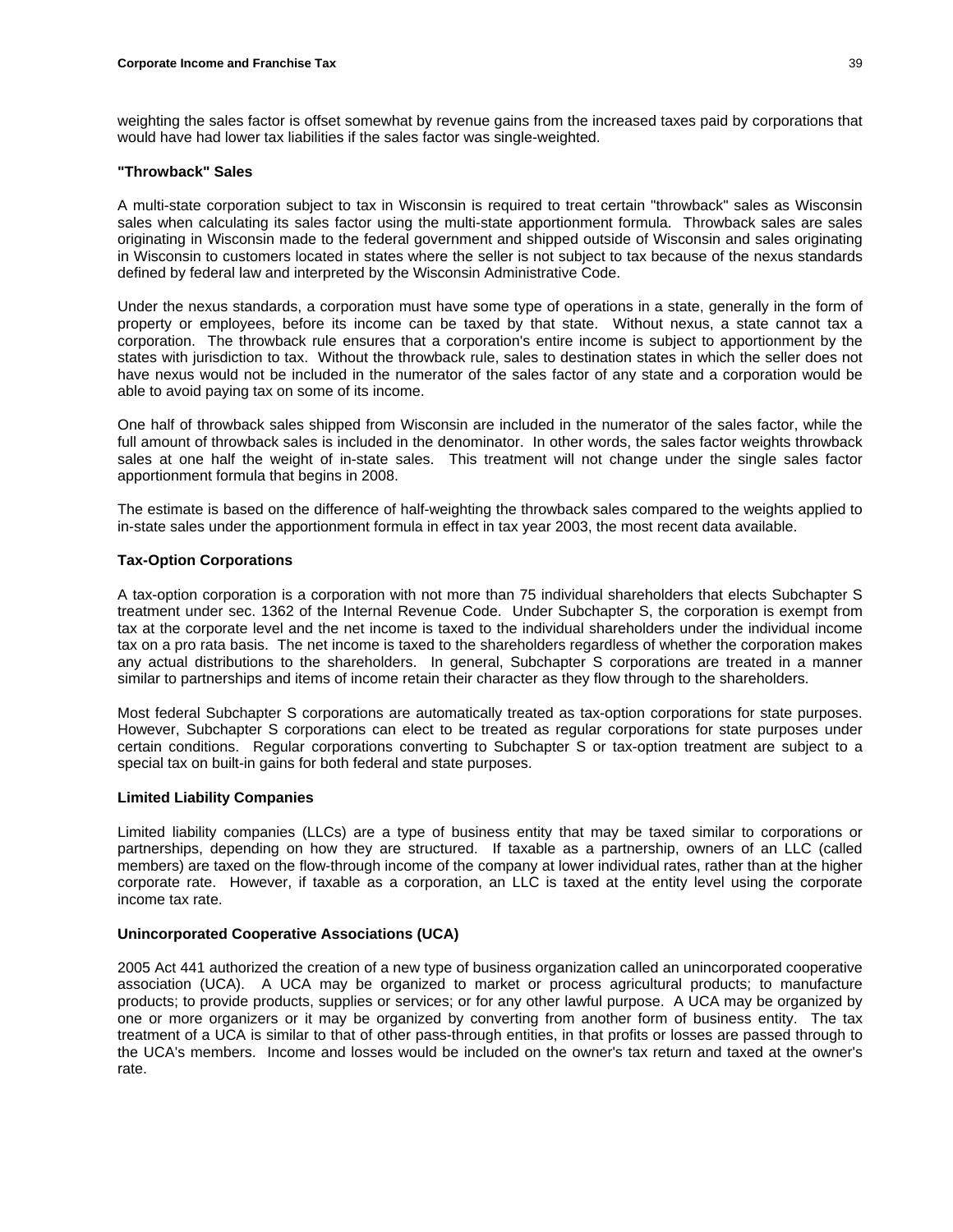weighting the sales factor is offset somewhat by revenue gains from the increased taxes paid by corporations that would have had lower tax liabilities if the sales factor was single-weighted.

### "Throwback" Sales

A multi-state corporation subject to tax in Wisconsin is required to treat certain "throwback" sales as Wisconsin sales when calculating its sales factor using the multi-state apportionment formula. Throwback sales are sales originating in Wisconsin made to the federal government and shipped outside of Wisconsin and sales originating in Wisconsin to customers located in states where the seller is not subject to tax because of the nexus standards defined by federal law and interpreted by the Wisconsin Administrative Code.

Under the nexus standards, a corporation must have some type of operations in a state, generally in the form of property or employees, before its income can be taxed by that state. Without nexus, a state cannot tax a corporation. The throwback rule ensures that a corporation's entire income is subject to apportionment by the states with jurisdiction to tax. Without the throwback rule, sales to destination states in which the seller does not have nexus would not be included in the numerator of the sales factor of any state and a corporation would be able to avoid paying tax on some of its income.

One half of throwback sales shipped from Wisconsin are included in the numerator of the sales factor, while the full amount of throwback sales is included in the denominator. In other words, the sales factor weights throwback sales at one half the weight of in-state sales. This treatment will not change under the single sales factor apportionment formula that begins in 2008.

The estimate is based on the difference of half-weighting the throwback sales compared to the weights applied to in-state sales under the apportionment formula in effect in tax year 2003, the most recent data available.

### Tax-Option Corporations

A tax-option corporation is a corporation with not more than 75 individual shareholders that elects Subchapter S treatment under sec. 1362 of the Internal Revenue Code. Under Subchapter S, the corporation is exempt from tax at the corporate level and the net income is taxed to the individual shareholders under the individual income tax on a pro rata basis. The net income is taxed to the shareholders regardless of whether the corporation makes any actual distributions to the shareholders. In general, Subchapter S corporations are treated in a manner similar to partnerships and items of income retain their character as they flow through to the shareholders.

Most federal Subchapter S corporations are automatically treated as tax-option corporations for state purposes. However, Subchapter S corporations can elect to be treated as regular corporations for state purposes under certain conditions. Regular corporations converting to Subchapter S or tax-option treatment are subject to a special tax on built-in gains for both federal and state purposes.

### Limited Liability Companies

Limited liability companies (LLCs) are a type of business entity that may be taxed similar to corporations or partnerships, depending on how they are structured. If taxable as a partnership, owners of an LLC (called members) are taxed on the flow-through income of the company at lower individual rates, rather than at the higher corporate rate. However, if taxable as a corporation, an LLC is taxed at the entity level using the corporate income tax rate.

### Unincorporated Cooperative Associations (UCA)

2005 Act 441 authorized the creation of a new type of business organization called an unincorporated cooperative association (UCA). A UCA may be organized to market or process agricultural products; to manufacture products; to provide products, supplies or services; or for any other lawful purpose. A UCA may be organized by one or more organizers or it may be organized by converting from another form of business entity. The tax treatment of a UCA is similar to that of other pass-through entities, in that profits or losses are passed through to the UCA's members. Income and losses would be included on the owner's tax return and taxed at the owner's rate.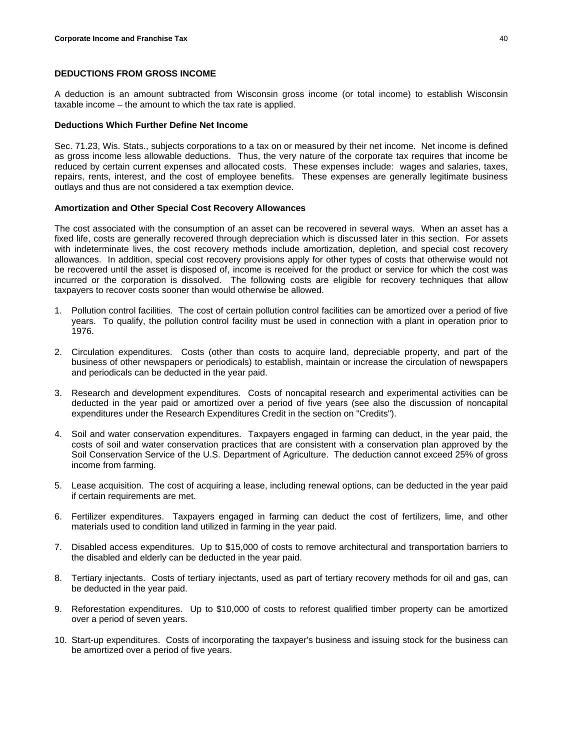## DEDUCTIONS FROM GROSS INCOME

A deduction is an amount subtracted from Wisconsin gross income (or total income) to establish Wisconsin taxable income – the amount to which the tax rate is applied.

### Deductions Which Further Define Net Income

Sec. 71.23, Wis. Stats., subjects corporations to a tax on or measured by their net income. Net income is defined as gross income less allowable deductions. Thus, the very nature of the corporate tax requires that income be reduced by certain current expenses and allocated costs. These expenses include: wages and salaries, taxes, repairs, rents, interest, and the cost of employee benefits. These expenses are generally legitimate business outlays and thus are not considered a tax exemption device.

### Amortization and Other Special Cost Recovery Allowances

The cost associated with the consumption of an asset can be recovered in several ways. When an asset has a fixed life, costs are generally recovered through depreciation which is discussed later in this section. For assets with indeterminate lives, the cost recovery methods include amortization, depletion, and special cost recovery allowances. In addition, special cost recovery provisions apply for other types of costs that otherwise would not be recovered until the asset is disposed of, income is received for the product or service for which the cost was incurred or the corporation is dissolved. The following costs are eligible for recovery techniques that allow taxpayers to recover costs sooner than would otherwise be allowed.

1. Pollution control facilities. The cost of certain pollution control facilities can be amortized over a period of five years. To qualify, the pollution control facility must be used in connection with a plant in operation prior to 1976.

2. Circulation expenditures. Costs (other than costs to acquire land, depreciable property, and part of the business of other newspapers or periodicals) to establish, maintain or increase the circulation of newspapers and periodicals can be deducted in the year paid.

3. Research and development expenditures. Costs of noncapital research and experimental activities can be deducted in the year paid or amortized over a period of five years (see also the discussion of noncapital expenditures under the Research Expenditures Credit in the section on "Credits").

4. Soil and water conservation expenditures. Taxpayers engaged in farming can deduct, in the year paid, the costs of soil and water conservation practices that are consistent with a conservation plan approved by the Soil Conservation Service of the U.S. Department of Agriculture. The deduction cannot exceed 25% of gross income from farming.

5. Lease acquisition. The cost of acquiring a lease, including renewal options, can be deducted in the year paid if certain requirements are met.

6. Fertilizer expenditures. Taxpayers engaged in farming can deduct the cost of fertilizers, lime, and other materials used to condition land utilized in farming in the year paid.

7. Disabled access expenditures. Up to $15,000 of costs to remove architectural and transportation barriers to the disabled and elderly can be deducted in the year paid.

8. Tertiary injectants. Costs of tertiary injectants, used as part of tertiary recovery methods for oil and gas, can be deducted in the year paid.

9. Reforestation expenditures. Up to $10,000 of costs to reforest qualified timber property can be amortized over a period of seven years.

10. Start-up expenditures. Costs of incorporating the taxpayer's business and issuing stock for the business can be amortized over a period of five years.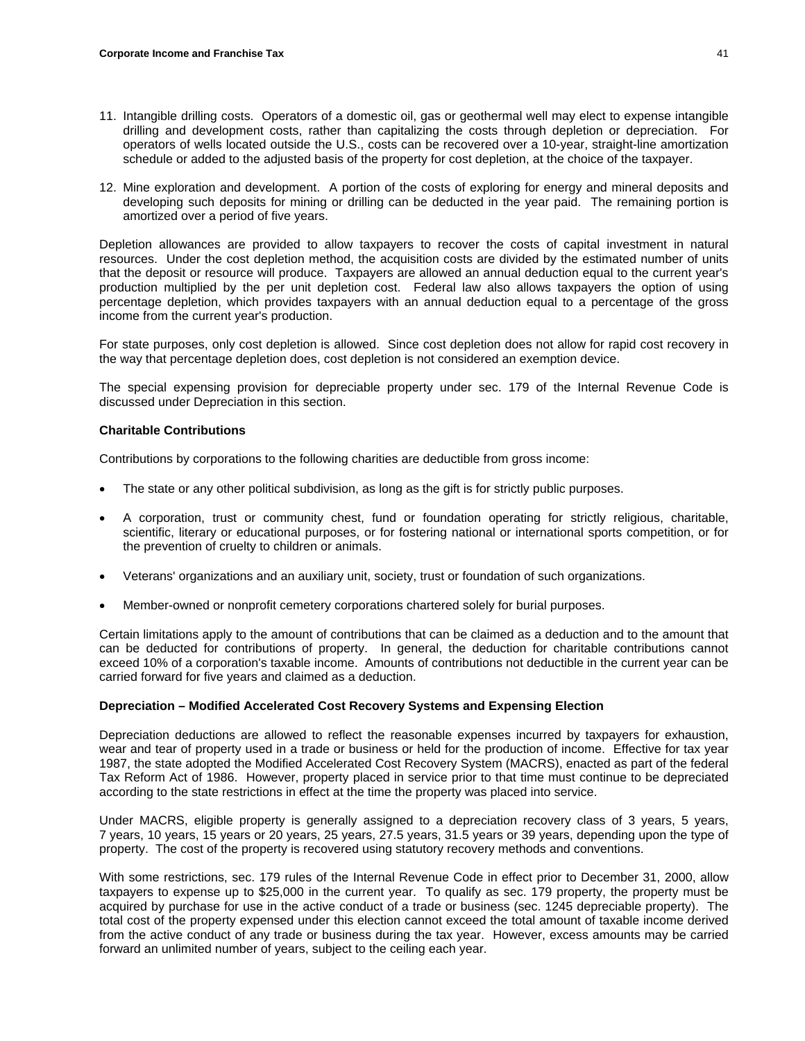11. Intangible drilling costs. Operators of a domestic oil, gas or geothermal well may elect to expense intangible drilling and development costs, rather than capitalizing the costs through depletion or depreciation. For operators of wells located outside the U.S., costs can be recovered over a 10-year, straight-line amortization schedule or added to the adjusted basis of the property for cost depletion, at the choice of the taxpayer.

12. Mine exploration and development. A portion of the costs of exploring for energy and mineral deposits and developing such deposits for mining or drilling can be deducted in the year paid. The remaining portion is amortized over a period of five years.

Depletion allowances are provided to allow taxpayers to recover the costs of capital investment in natural resources. Under the cost depletion method, the acquisition costs are divided by the estimated number of units that the deposit or resource will produce. Taxpayers are allowed an annual deduction equal to the current year's production multiplied by the per unit depletion cost. Federal law also allows taxpayers the option of using percentage depletion, which provides taxpayers with an annual deduction equal to a percentage of the gross income from the current year's production.

For state purposes, only cost depletion is allowed. Since cost depletion does not allow for rapid cost recovery in the way that percentage depletion does, cost depletion is not considered an exemption device.

The special expensing provision for depreciable property under sec. 179 of the Internal Revenue Code is discussed under Depreciation in this section.

**Charitable Contributions**

Contributions by corporations to the following charities are deductible from gross income:

- The state or any other political subdivision, as long as the gift is for strictly public purposes.
- A corporation, trust or community chest, fund or foundation operating for strictly religious, charitable, scientific, literary or educational purposes, or for fostering national or international sports competition, or for the prevention of cruelty to children or animals.
- Veterans' organizations and an auxiliary unit, society, trust or foundation of such organizations.
- Member-owned or nonprofit cemetery corporations chartered solely for burial purposes.

Certain limitations apply to the amount of contributions that can be claimed as a deduction and to the amount that can be deducted for contributions of property. In general, the deduction for charitable contributions cannot exceed 10% of a corporation's taxable income. Amounts of contributions not deductible in the current year can be carried forward for five years and claimed as a deduction.

**Depreciation – Modified Accelerated Cost Recovery Systems and Expensing Election**

Depreciation deductions are allowed to reflect the reasonable expenses incurred by taxpayers for exhaustion, wear and tear of property used in a trade or business or held for the production of income. Effective for tax year 1987, the state adopted the Modified Accelerated Cost Recovery System (MACRS), enacted as part of the federal Tax Reform Act of 1986. However, property placed in service prior to that time must continue to be depreciated according to the state restrictions in effect at the time the property was placed into service.

Under MACRS, eligible property is generally assigned to a depreciation recovery class of 3 years, 5 years, 7 years, 10 years, 15 years or 20 years, 25 years, 27.5 years, 31.5 years or 39 years, depending upon the type of property. The cost of the property is recovered using statutory recovery methods and conventions.

With some restrictions, sec. 179 rules of the Internal Revenue Code in effect prior to December 31, 2000, allow taxpayers to expense up to $25,000 in the current year. To qualify as sec. 179 property, the property must be acquired by purchase for use in the active conduct of a trade or business (sec. 1245 depreciable property). The total cost of the property expensed under this election cannot exceed the total amount of taxable income derived from the active conduct of any trade or business during the tax year. However, excess amounts may be carried forward an unlimited number of years, subject to the ceiling each year.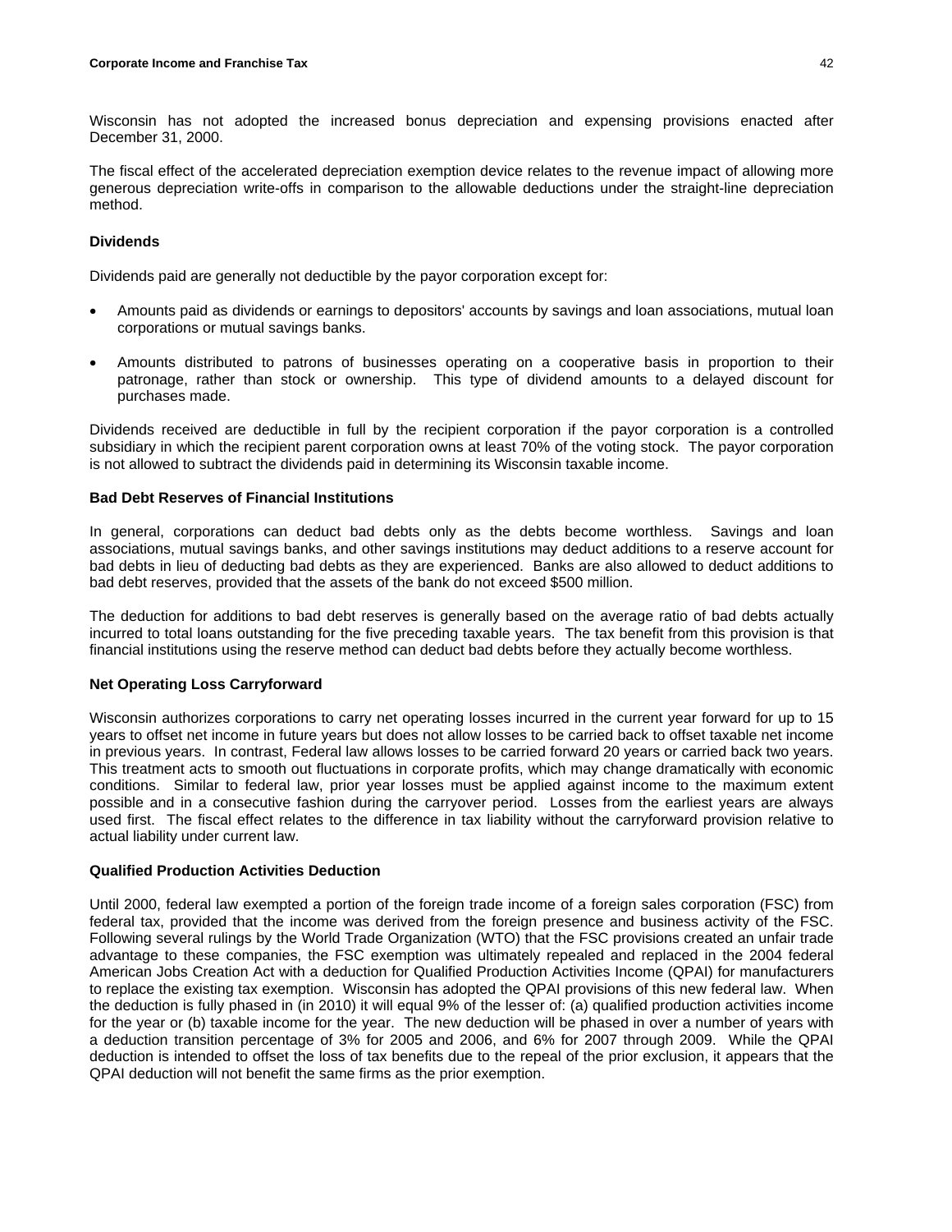Wisconsin has not adopted the increased bonus depreciation and expensing provisions enacted after December 31, 2000.

The fiscal effect of the accelerated depreciation exemption device relates to the revenue impact of allowing more generous depreciation write-offs in comparison to the allowable deductions under the straight-line depreciation method.

**Dividends**

Dividends paid are generally not deductible by the payor corporation except for:

- Amounts paid as dividends or earnings to depositors' accounts by savings and loan associations, mutual loan corporations or mutual savings banks.
- Amounts distributed to patrons of businesses operating on a cooperative basis in proportion to their patronage, rather than stock or ownership. This type of dividend amounts to a delayed discount for purchases made.

Dividends received are deductible in full by the recipient corporation if the payor corporation is a controlled subsidiary in which the recipient parent corporation owns at least 70% of the voting stock. The payor corporation is not allowed to subtract the dividends paid in determining its Wisconsin taxable income.

**Bad Debt Reserves of Financial Institutions**

In general, corporations can deduct bad debts only as the debts become worthless. Savings and loan associations, mutual savings banks, and other savings institutions may deduct additions to a reserve account for bad debts in lieu of deducting bad debts as they are experienced. Banks are also allowed to deduct additions to bad debt reserves, provided that the assets of the bank do not exceed $500 million.

The deduction for additions to bad debt reserves is generally based on the average ratio of bad debts actually incurred to total loans outstanding for the five preceding taxable years. The tax benefit from this provision is that financial institutions using the reserve method can deduct bad debts before they actually become worthless.

**Net Operating Loss Carryforward**

Wisconsin authorizes corporations to carry net operating losses incurred in the current year forward for up to 15 years to offset net income in future years but does not allow losses to be carried back to offset taxable net income in previous years. In contrast, Federal law allows losses to be carried forward 20 years or carried back two years. This treatment acts to smooth out fluctuations in corporate profits, which may change dramatically with economic conditions. Similar to federal law, prior year losses must be applied against income to the maximum extent possible and in a consecutive fashion during the carryover period. Losses from the earliest years are always used first. The fiscal effect relates to the difference in tax liability without the carryforward provision relative to actual liability under current law.

**Qualified Production Activities Deduction**

Until 2000, federal law exempted a portion of the foreign trade income of a foreign sales corporation (FSC) from federal tax, provided that the income was derived from the foreign presence and business activity of the FSC. Following several rulings by the World Trade Organization (WTO) that the FSC provisions created an unfair trade advantage to these companies, the FSC exemption was ultimately repealed and replaced in the 2004 federal American Jobs Creation Act with a deduction for Qualified Production Activities Income (QPAI) for manufacturers to replace the existing tax exemption. Wisconsin has adopted the QPAI provisions of this new federal law. When the deduction is fully phased in (in 2010) it will equal 9% of the lesser of: (a) qualified production activities income for the year or (b) taxable income for the year. The new deduction will be phased in over a number of years with a deduction transition percentage of 3% for 2005 and 2006, and 6% for 2007 through 2009. While the QPAI deduction is intended to offset the loss of tax benefits due to the repeal of the prior exclusion, it appears that the QPAI deduction will not benefit the same firms as the prior exemption.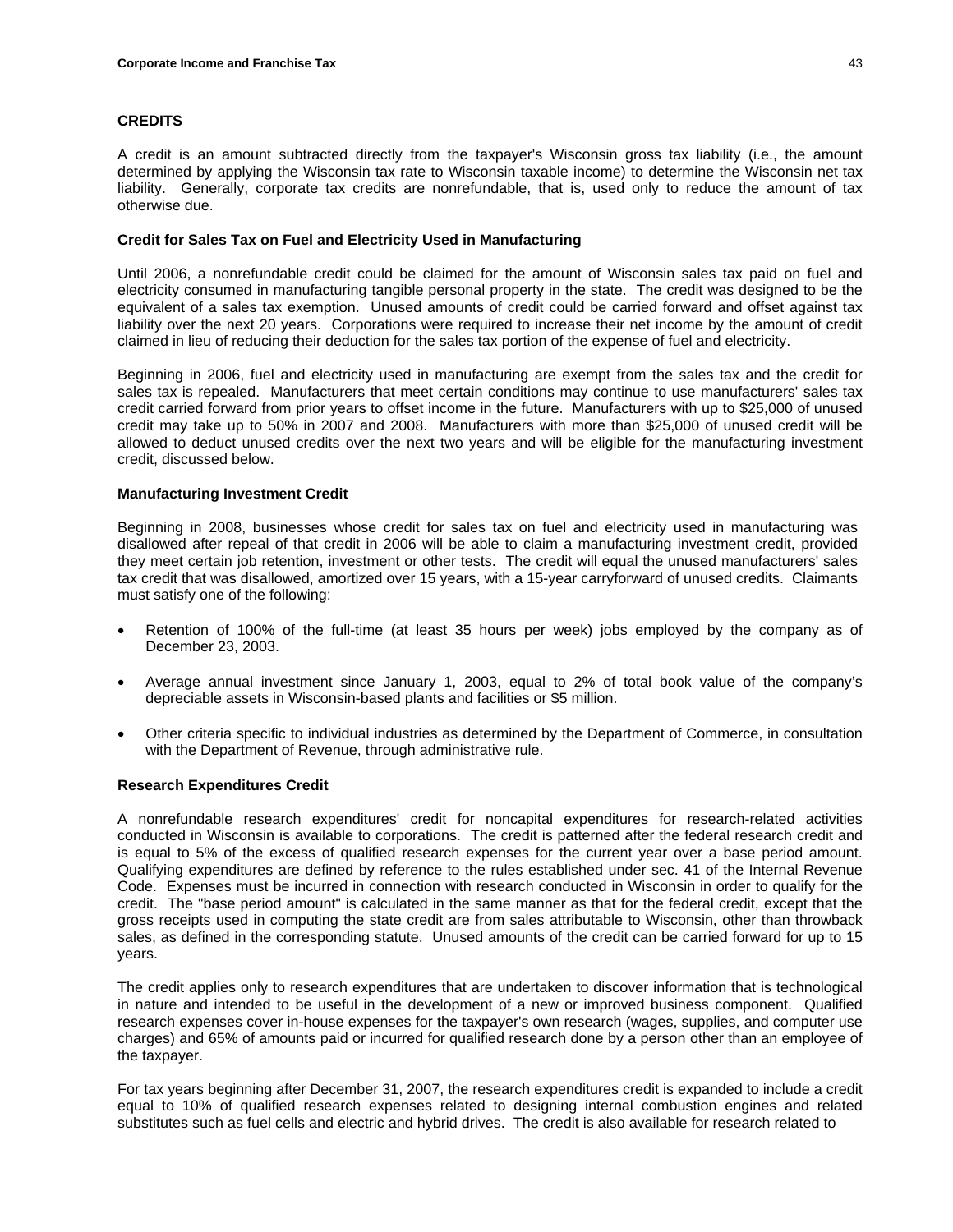## CREDITS

A credit is an amount subtracted directly from the taxpayer's Wisconsin gross tax liability (i.e., the amount determined by applying the Wisconsin tax rate to Wisconsin taxable income) to determine the Wisconsin net tax liability. Generally, corporate tax credits are nonrefundable, that is, used only to reduce the amount of tax otherwise due.

### Credit for Sales Tax on Fuel and Electricity Used in Manufacturing

Until 2006, a nonrefundable credit could be claimed for the amount of Wisconsin sales tax paid on fuel and electricity consumed in manufacturing tangible personal property in the state. The credit was designed to be the equivalent of a sales tax exemption. Unused amounts of credit could be carried forward and offset against tax liability over the next 20 years. Corporations were required to increase their net income by the amount of credit claimed in lieu of reducing their deduction for the sales tax portion of the expense of fuel and electricity.

Beginning in 2006, fuel and electricity used in manufacturing are exempt from the sales tax and the credit for sales tax is repealed. Manufacturers that meet certain conditions may continue to use manufacturers' sales tax credit carried forward from prior years to offset income in the future. Manufacturers with up to $25,000 of unused credit may take up to 50% in 2007 and 2008. Manufacturers with more than $25,000 of unused credit will be allowed to deduct unused credits over the next two years and will be eligible for the manufacturing investment credit, discussed below.

### Manufacturing Investment Credit

Beginning in 2008, businesses whose credit for sales tax on fuel and electricity used in manufacturing was disallowed after repeal of that credit in 2006 will be able to claim a manufacturing investment credit, provided they meet certain job retention, investment or other tests. The credit will equal the unused manufacturers' sales tax credit that was disallowed, amortized over 15 years, with a 15-year carryforward of unused credits. Claimants must satisfy one of the following:

- Retention of 100% of the full-time (at least 35 hours per week) jobs employed by the company as of December 23, 2003.
- Average annual investment since January 1, 2003, equal to 2% of total book value of the company's depreciable assets in Wisconsin-based plants and facilities or $5 million.
- Other criteria specific to individual industries as determined by the Department of Commerce, in consultation with the Department of Revenue, through administrative rule.

### Research Expenditures Credit

A nonrefundable research expenditures' credit for noncapital expenditures for research-related activities conducted in Wisconsin is available to corporations. The credit is patterned after the federal research credit and is equal to 5% of the excess of qualified research expenses for the current year over a base period amount. Qualifying expenditures are defined by reference to the rules established under sec. 41 of the Internal Revenue Code. Expenses must be incurred in connection with research conducted in Wisconsin in order to qualify for the credit. The "base period amount" is calculated in the same manner as that for the federal credit, except that the gross receipts used in computing the state credit are from sales attributable to Wisconsin, other than throwback sales, as defined in the corresponding statute. Unused amounts of the credit can be carried forward for up to 15 years.

The credit applies only to research expenditures that are undertaken to discover information that is technological in nature and intended to be useful in the development of a new or improved business component. Qualified research expenses cover in-house expenses for the taxpayer's own research (wages, supplies, and computer use charges) and 65% of amounts paid or incurred for qualified research done by a person other than an employee of the taxpayer.

For tax years beginning after December 31, 2007, the research expenditures credit is expanded to include a credit equal to 10% of qualified research expenses related to designing internal combustion engines and related substitutes such as fuel cells and electric and hybrid drives. The credit is also available for research related to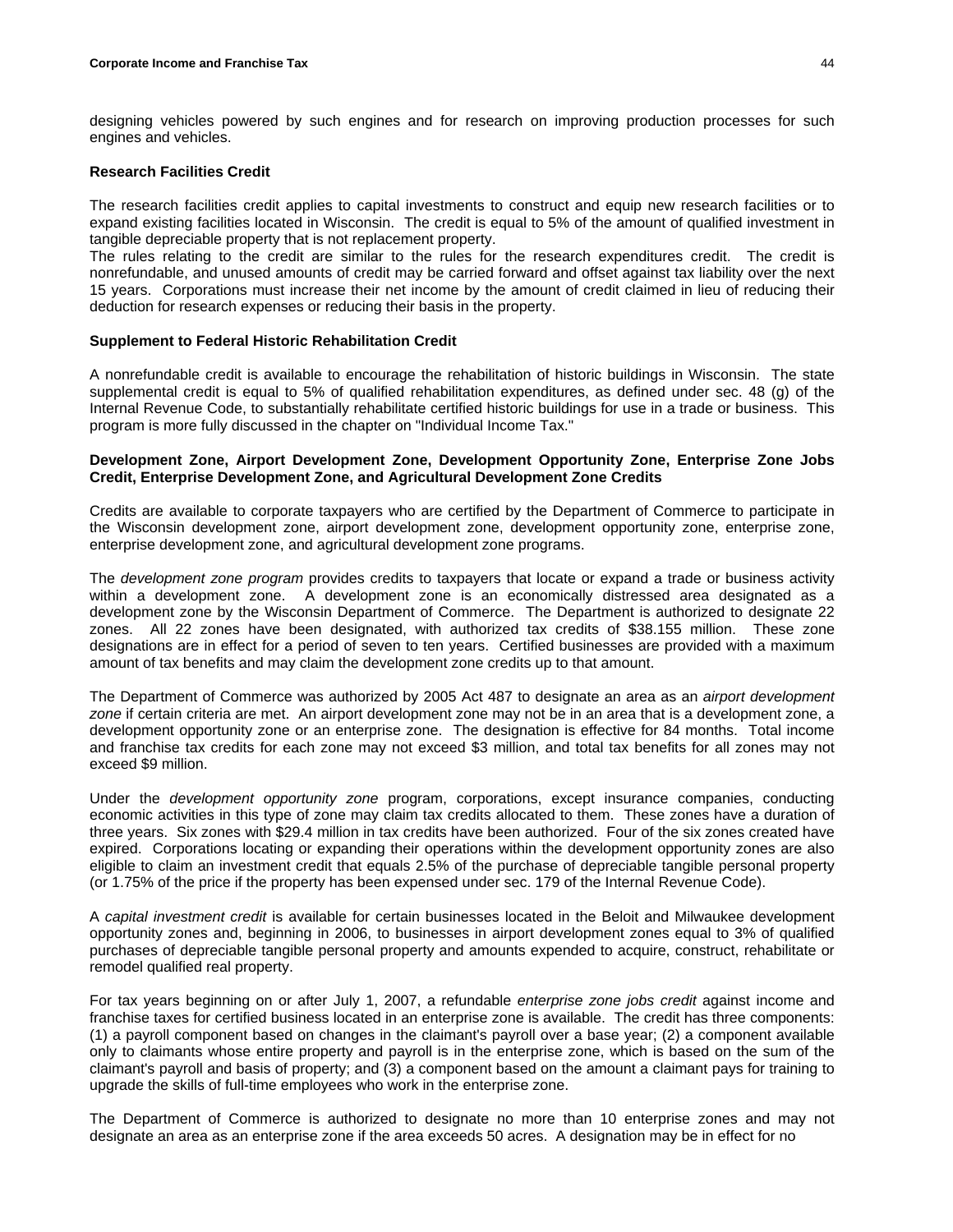designing vehicles powered by such engines and for research on improving production processes for such engines and vehicles.

**Research Facilities Credit**

The research facilities credit applies to capital investments to construct and equip new research facilities or to expand existing facilities located in Wisconsin. The credit is equal to 5% of the amount of qualified investment in tangible depreciable property that is not replacement property.
The rules relating to the credit are similar to the rules for the research expenditures credit. The credit is nonrefundable, and unused amounts of credit may be carried forward and offset against tax liability over the next 15 years. Corporations must increase their net income by the amount of credit claimed in lieu of reducing their deduction for research expenses or reducing their basis in the property.

**Supplement to Federal Historic Rehabilitation Credit**

A nonrefundable credit is available to encourage the rehabilitation of historic buildings in Wisconsin. The state supplemental credit is equal to 5% of qualified rehabilitation expenditures, as defined under sec. 48 (g) of the Internal Revenue Code, to substantially rehabilitate certified historic buildings for use in a trade or business. This program is more fully discussed in the chapter on "Individual Income Tax."

**Development Zone, Airport Development Zone, Development Opportunity Zone, Enterprise Zone Jobs Credit, Enterprise Development Zone, and Agricultural Development Zone Credits**

Credits are available to corporate taxpayers who are certified by the Department of Commerce to participate in the Wisconsin development zone, airport development zone, development opportunity zone, enterprise zone, enterprise development zone, and agricultural development zone programs.

The *development zone program* provides credits to taxpayers that locate or expand a trade or business activity within a development zone. A development zone is an economically distressed area designated as a development zone by the Wisconsin Department of Commerce. The Department is authorized to designate 22 zones. All 22 zones have been designated, with authorized tax credits of $38.155 million. These zone designations are in effect for a period of seven to ten years. Certified businesses are provided with a maximum amount of tax benefits and may claim the development zone credits up to that amount.

The Department of Commerce was authorized by 2005 Act 487 to designate an area as an *airport development zone* if certain criteria are met. An airport development zone may not be in an area that is a development zone, a development opportunity zone or an enterprise zone. The designation is effective for 84 months. Total income and franchise tax credits for each zone may not exceed $3 million, and total tax benefits for all zones may not exceed $9 million.

Under the *development opportunity zone* program, corporations, except insurance companies, conducting economic activities in this type of zone may claim tax credits allocated to them. These zones have a duration of three years. Six zones with $29.4 million in tax credits have been authorized. Four of the six zones created have expired. Corporations locating or expanding their operations within the development opportunity zones are also eligible to claim an investment credit that equals 2.5% of the purchase of depreciable tangible personal property (or 1.75% of the price if the property has been expensed under sec. 179 of the Internal Revenue Code).

A *capital investment credit* is available for certain businesses located in the Beloit and Milwaukee development opportunity zones and, beginning in 2006, to businesses in airport development zones equal to 3% of qualified purchases of depreciable tangible personal property and amounts expended to acquire, construct, rehabilitate or remodel qualified real property.

For tax years beginning on or after July 1, 2007, a refundable *enterprise zone jobs credit* against income and franchise taxes for certified business located in an enterprise zone is available. The credit has three components: (1) a payroll component based on changes in the claimant's payroll over a base year; (2) a component available only to claimants whose entire property and payroll is in the enterprise zone, which is based on the sum of the claimant's payroll and basis of property; and (3) a component based on the amount a claimant pays for training to upgrade the skills of full-time employees who work in the enterprise zone.

The Department of Commerce is authorized to designate no more than 10 enterprise zones and may not designate an area as an enterprise zone if the area exceeds 50 acres. A designation may be in effect for no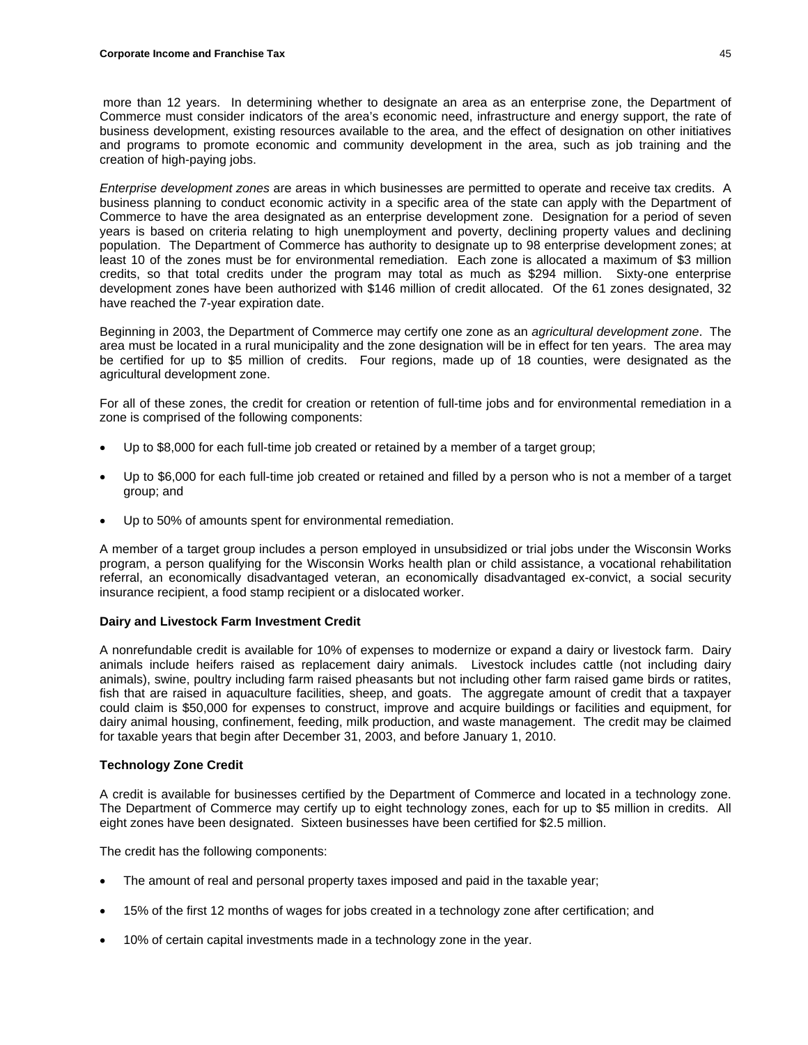more than 12 years. In determining whether to designate an area as an enterprise zone, the Department of Commerce must consider indicators of the area's economic need, infrastructure and energy support, the rate of business development, existing resources available to the area, and the effect of designation on other initiatives and programs to promote economic and community development in the area, such as job training and the creation of high-paying jobs.

*Enterprise development zones* are areas in which businesses are permitted to operate and receive tax credits. A business planning to conduct economic activity in a specific area of the state can apply with the Department of Commerce to have the area designated as an enterprise development zone. Designation for a period of seven years is based on criteria relating to high unemployment and poverty, declining property values and declining population. The Department of Commerce has authority to designate up to 98 enterprise development zones; at least 10 of the zones must be for environmental remediation. Each zone is allocated a maximum of $3 million credits, so that total credits under the program may total as much as $294 million. Sixty-one enterprise development zones have been authorized with $146 million of credit allocated. Of the 61 zones designated, 32 have reached the 7-year expiration date.

Beginning in 2003, the Department of Commerce may certify one zone as an *agricultural development zone*. The area must be located in a rural municipality and the zone designation will be in effect for ten years. The area may be certified for up to $5 million of credits. Four regions, made up of 18 counties, were designated as the agricultural development zone.

For all of these zones, the credit for creation or retention of full-time jobs and for environmental remediation in a zone is comprised of the following components:

- Up to $8,000 for each full-time job created or retained by a member of a target group;
- Up to $6,000 for each full-time job created or retained and filled by a person who is not a member of a target group; and
- Up to 50% of amounts spent for environmental remediation.

A member of a target group includes a person employed in unsubsidized or trial jobs under the Wisconsin Works program, a person qualifying for the Wisconsin Works health plan or child assistance, a vocational rehabilitation referral, an economically disadvantaged veteran, an economically disadvantaged ex-convict, a social security insurance recipient, a food stamp recipient or a dislocated worker.

**Dairy and Livestock Farm Investment Credit**

A nonrefundable credit is available for 10% of expenses to modernize or expand a dairy or livestock farm. Dairy animals include heifers raised as replacement dairy animals. Livestock includes cattle (not including dairy animals), swine, poultry including farm raised pheasants but not including other farm raised game birds or ratites, fish that are raised in aquaculture facilities, sheep, and goats. The aggregate amount of credit that a taxpayer could claim is $50,000 for expenses to construct, improve and acquire buildings or facilities and equipment, for dairy animal housing, confinement, feeding, milk production, and waste management. The credit may be claimed for taxable years that begin after December 31, 2003, and before January 1, 2010.

**Technology Zone Credit**

A credit is available for businesses certified by the Department of Commerce and located in a technology zone. The Department of Commerce may certify up to eight technology zones, each for up to $5 million in credits. All eight zones have been designated. Sixteen businesses have been certified for $2.5 million.

The credit has the following components:

- The amount of real and personal property taxes imposed and paid in the taxable year;
- 15% of the first 12 months of wages for jobs created in a technology zone after certification; and
- 10% of certain capital investments made in a technology zone in the year.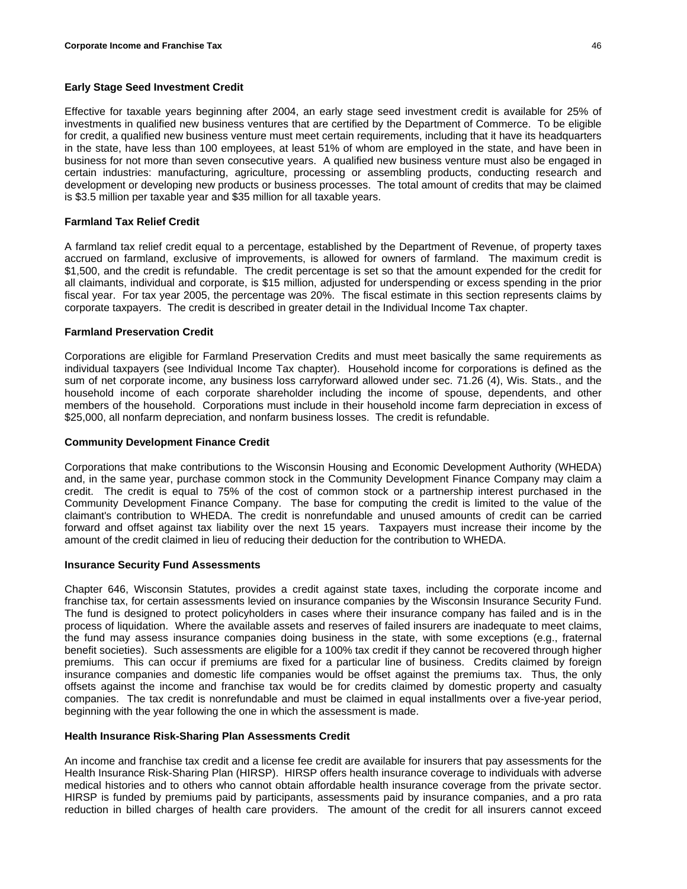### Early Stage Seed Investment Credit

Effective for taxable years beginning after 2004, an early stage seed investment credit is available for 25% of investments in qualified new business ventures that are certified by the Department of Commerce. To be eligible for credit, a qualified new business venture must meet certain requirements, including that it have its headquarters in the state, have less than 100 employees, at least 51% of whom are employed in the state, and have been in business for not more than seven consecutive years. A qualified new business venture must also be engaged in certain industries: manufacturing, agriculture, processing or assembling products, conducting research and development or developing new products or business processes. The total amount of credits that may be claimed is $3.5 million per taxable year and $35 million for all taxable years.

### Farmland Tax Relief Credit

A farmland tax relief credit equal to a percentage, established by the Department of Revenue, of property taxes accrued on farmland, exclusive of improvements, is allowed for owners of farmland. The maximum credit is $1,500, and the credit is refundable. The credit percentage is set so that the amount expended for the credit for all claimants, individual and corporate, is $15 million, adjusted for underspending or excess spending in the prior fiscal year. For tax year 2005, the percentage was 20%. The fiscal estimate in this section represents claims by corporate taxpayers. The credit is described in greater detail in the Individual Income Tax chapter.

### Farmland Preservation Credit

Corporations are eligible for Farmland Preservation Credits and must meet basically the same requirements as individual taxpayers (see Individual Income Tax chapter). Household income for corporations is defined as the sum of net corporate income, any business loss carryforward allowed under sec. 71.26 (4), Wis. Stats., and the household income of each corporate shareholder including the income of spouse, dependents, and other members of the household. Corporations must include in their household income farm depreciation in excess of $25,000, all nonfarm depreciation, and nonfarm business losses. The credit is refundable.

### Community Development Finance Credit

Corporations that make contributions to the Wisconsin Housing and Economic Development Authority (WHEDA) and, in the same year, purchase common stock in the Community Development Finance Company may claim a credit. The credit is equal to 75% of the cost of common stock or a partnership interest purchased in the Community Development Finance Company. The base for computing the credit is limited to the value of the claimant's contribution to WHEDA. The credit is nonrefundable and unused amounts of credit can be carried forward and offset against tax liability over the next 15 years. Taxpayers must increase their income by the amount of the credit claimed in lieu of reducing their deduction for the contribution to WHEDA.

### Insurance Security Fund Assessments

Chapter 646, Wisconsin Statutes, provides a credit against state taxes, including the corporate income and franchise tax, for certain assessments levied on insurance companies by the Wisconsin Insurance Security Fund. The fund is designed to protect policyholders in cases where their insurance company has failed and is in the process of liquidation. Where the available assets and reserves of failed insurers are inadequate to meet claims, the fund may assess insurance companies doing business in the state, with some exceptions (e.g., fraternal benefit societies). Such assessments are eligible for a 100% tax credit if they cannot be recovered through higher premiums. This can occur if premiums are fixed for a particular line of business. Credits claimed by foreign insurance companies and domestic life companies would be offset against the premiums tax. Thus, the only offsets against the income and franchise tax would be for credits claimed by domestic property and casualty companies. The tax credit is nonrefundable and must be claimed in equal installments over a five-year period, beginning with the year following the one in which the assessment is made.

### Health Insurance Risk-Sharing Plan Assessments Credit

An income and franchise tax credit and a license fee credit are available for insurers that pay assessments for the Health Insurance Risk-Sharing Plan (HIRSP). HIRSP offers health insurance coverage to individuals with adverse medical histories and to others who cannot obtain affordable health insurance coverage from the private sector. HIRSP is funded by premiums paid by participants, assessments paid by insurance companies, and a pro rata reduction in billed charges of health care providers. The amount of the credit for all insurers cannot exceed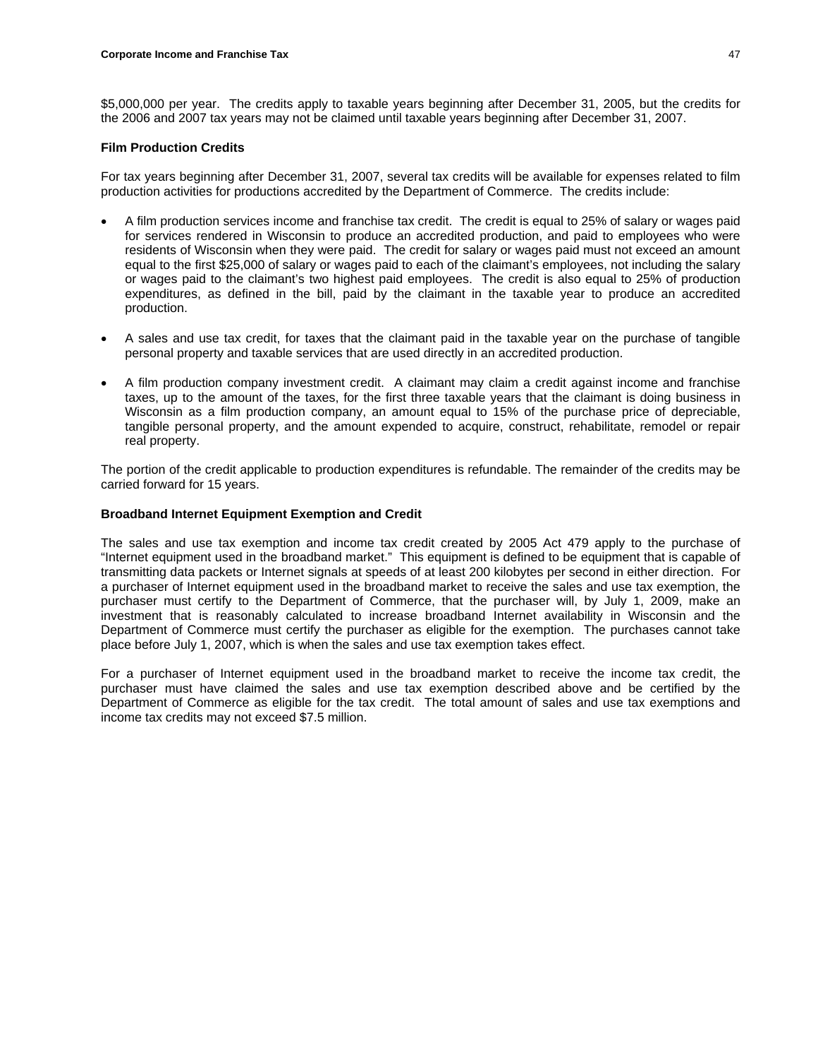$5,000,000 per year. The credits apply to taxable years beginning after December 31, 2005, but the credits for the 2006 and 2007 tax years may not be claimed until taxable years beginning after December 31, 2007.

**Film Production Credits**

For tax years beginning after December 31, 2007, several tax credits will be available for expenses related to film production activities for productions accredited by the Department of Commerce. The credits include:

- A film production services income and franchise tax credit. The credit is equal to 25% of salary or wages paid for services rendered in Wisconsin to produce an accredited production, and paid to employees who were residents of Wisconsin when they were paid. The credit for salary or wages paid must not exceed an amount equal to the first $25,000 of salary or wages paid to each of the claimant's employees, not including the salary or wages paid to the claimant's two highest paid employees. The credit is also equal to 25% of production expenditures, as defined in the bill, paid by the claimant in the taxable year to produce an accredited production.

- A sales and use tax credit, for taxes that the claimant paid in the taxable year on the purchase of tangible personal property and taxable services that are used directly in an accredited production.

- A film production company investment credit. A claimant may claim a credit against income and franchise taxes, up to the amount of the taxes, for the first three taxable years that the claimant is doing business in Wisconsin as a film production company, an amount equal to 15% of the purchase price of depreciable, tangible personal property, and the amount expended to acquire, construct, rehabilitate, remodel or repair real property.

The portion of the credit applicable to production expenditures is refundable. The remainder of the credits may be carried forward for 15 years.

**Broadband Internet Equipment Exemption and Credit**

The sales and use tax exemption and income tax credit created by 2005 Act 479 apply to the purchase of "Internet equipment used in the broadband market." This equipment is defined to be equipment that is capable of transmitting data packets or Internet signals at speeds of at least 200 kilobytes per second in either direction. For a purchaser of Internet equipment used in the broadband market to receive the sales and use tax exemption, the purchaser must certify to the Department of Commerce, that the purchaser will, by July 1, 2009, make an investment that is reasonably calculated to increase broadband Internet availability in Wisconsin and the Department of Commerce must certify the purchaser as eligible for the exemption. The purchases cannot take place before July 1, 2007, which is when the sales and use tax exemption takes effect.

For a purchaser of Internet equipment used in the broadband market to receive the income tax credit, the purchaser must have claimed the sales and use tax exemption described above and be certified by the Department of Commerce as eligible for the tax credit. The total amount of sales and use tax exemptions and income tax credits may not exceed $7.5 million.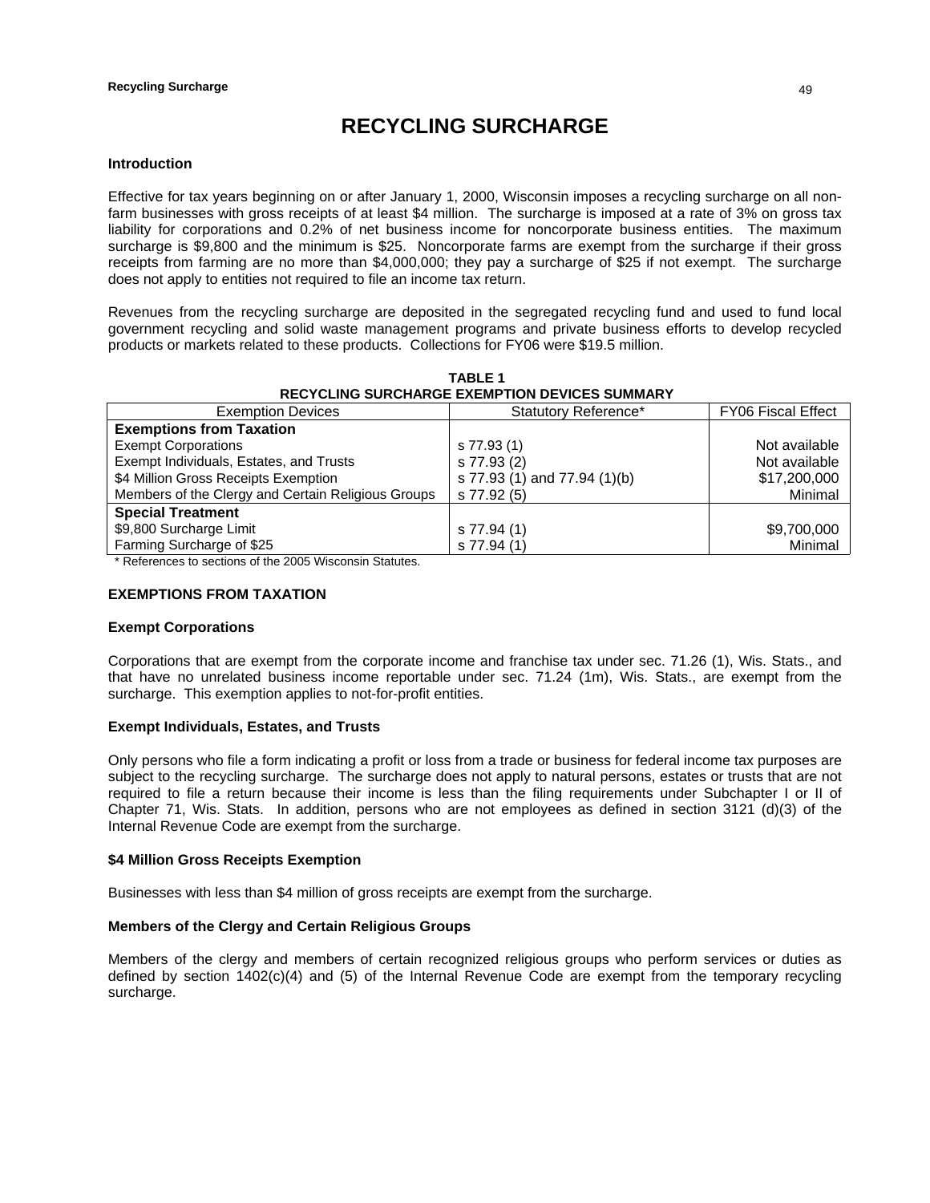# RECYCLING SURCHARGE

## Introduction

Effective for tax years beginning on or after January 1, 2000, Wisconsin imposes a recycling surcharge on all non-farm businesses with gross receipts of at least $4 million. The surcharge is imposed at a rate of 3% on gross tax liability for corporations and 0.2% of net business income for noncorporate business entities. The maximum surcharge is $9,800 and the minimum is $25. Noncorporate farms are exempt from the surcharge if their gross receipts from farming are no more than $4,000,000; they pay a surcharge of $25 if not exempt. The surcharge does not apply to entities not required to file an income tax return.

Revenues from the recycling surcharge are deposited in the segregated recycling fund and used to fund local government recycling and solid waste management programs and private business efforts to develop recycled products or markets related to these products. Collections for FY06 were $19.5 million.

**TABLE 1**
**RECYCLING SURCHARGE EXEMPTION DEVICES SUMMARY**

| Exemption Devices | Statutory Reference* | FY06 Fiscal Effect |
|---|---|---|
| **Exemptions from Taxation** | | |
| Exempt Corporations | s 77.93 (1) | Not available |
| Exempt Individuals, Estates, and Trusts | s 77.93 (2) | Not available |
| $4 Million Gross Receipts Exemption | s 77.93 (1) and 77.94 (1)(b) | $17,200,000 |
| Members of the Clergy and Certain Religious Groups | s 77.92 (5) | Minimal |
| **Special Treatment** | | |
| $9,800 Surcharge Limit | s 77.94 (1) | $9,700,000 |
| Farming Surcharge of $25 | s 77.94 (1) | Minimal |

* References to sections of the 2005 Wisconsin Statutes.

## EXEMPTIONS FROM TAXATION

### Exempt Corporations

Corporations that are exempt from the corporate income and franchise tax under sec. 71.26 (1), Wis. Stats., and that have no unrelated business income reportable under sec. 71.24 (1m), Wis. Stats., are exempt from the surcharge. This exemption applies to not-for-profit entities.

### Exempt Individuals, Estates, and Trusts

Only persons who file a form indicating a profit or loss from a trade or business for federal income tax purposes are subject to the recycling surcharge. The surcharge does not apply to natural persons, estates or trusts that are not required to file a return because their income is less than the filing requirements under Subchapter I or II of Chapter 71, Wis. Stats. In addition, persons who are not employees as defined in section 3121 (d)(3) of the Internal Revenue Code are exempt from the surcharge.

### $4 Million Gross Receipts Exemption

Businesses with less than $4 million of gross receipts are exempt from the surcharge.

### Members of the Clergy and Certain Religious Groups

Members of the clergy and members of certain recognized religious groups who perform services or duties as defined by section 1402(c)(4) and (5) of the Internal Revenue Code are exempt from the temporary recycling surcharge.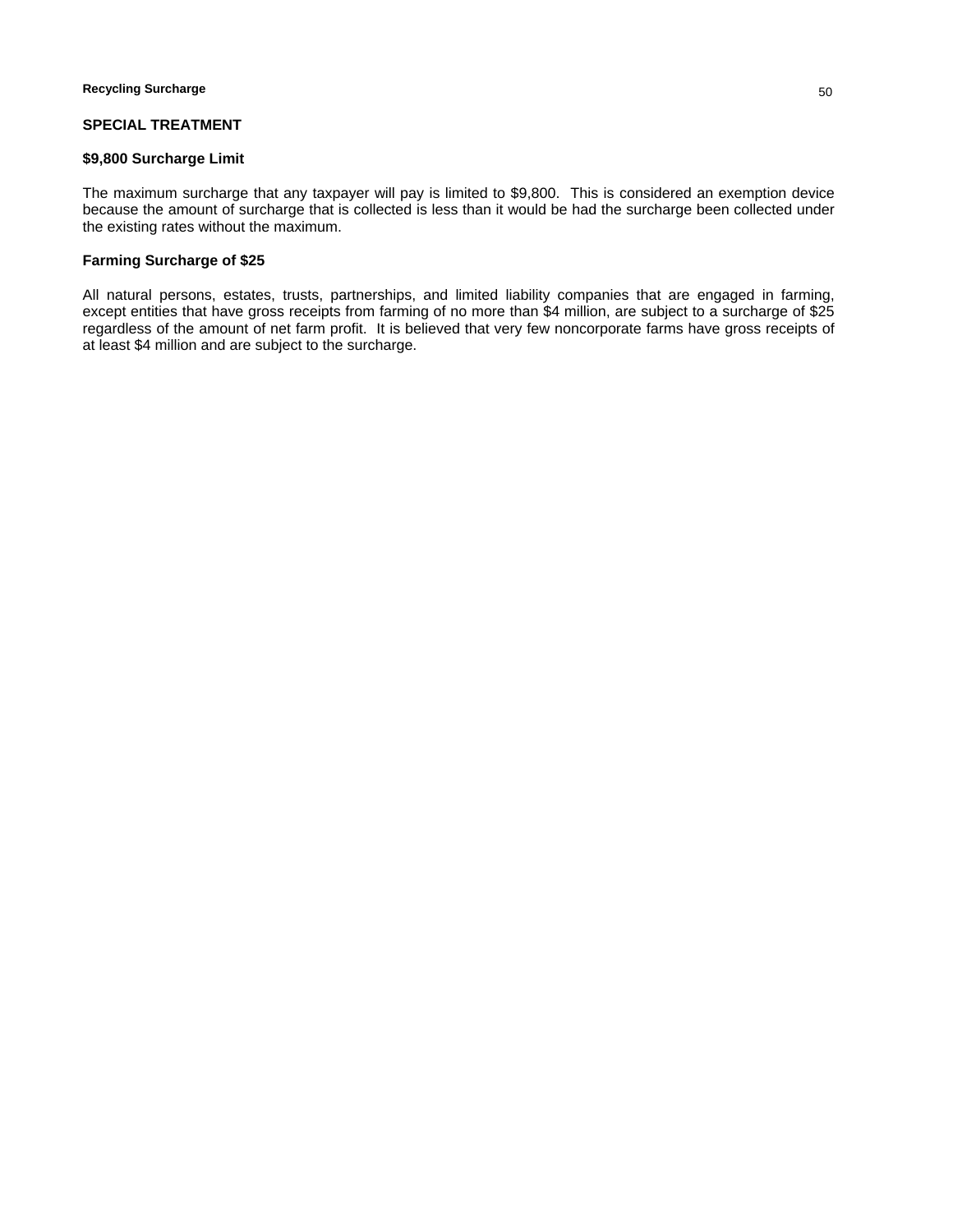## SPECIAL TREATMENT

### $9,800 Surcharge Limit

The maximum surcharge that any taxpayer will pay is limited to $9,800. This is considered an exemption device because the amount of surcharge that is collected is less than it would be had the surcharge been collected under the existing rates without the maximum.

### Farming Surcharge of $25

All natural persons, estates, trusts, partnerships, and limited liability companies that are engaged in farming, except entities that have gross receipts from farming of no more than $4 million, are subject to a surcharge of $25 regardless of the amount of net farm profit. It is believed that very few noncorporate farms have gross receipts of at least $4 million and are subject to the surcharge.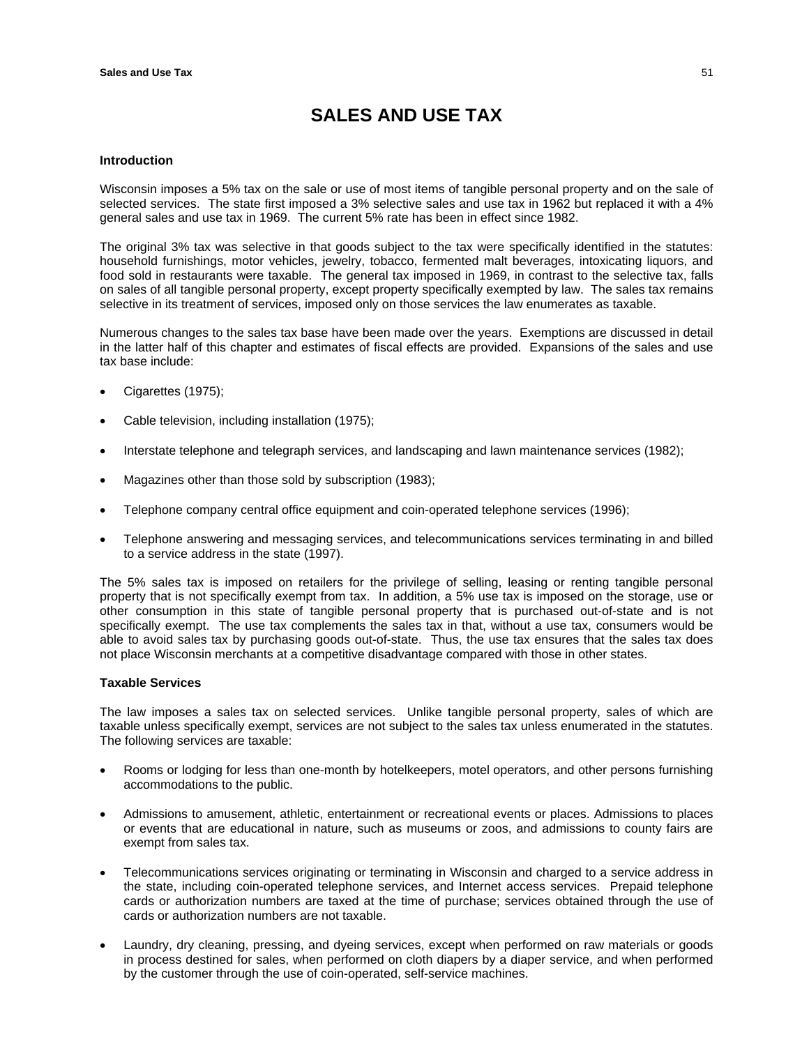# SALES AND USE TAX

### Introduction

Wisconsin imposes a 5% tax on the sale or use of most items of tangible personal property and on the sale of selected services. The state first imposed a 3% selective sales and use tax in 1962 but replaced it with a 4% general sales and use tax in 1969. The current 5% rate has been in effect since 1982.

The original 3% tax was selective in that goods subject to the tax were specifically identified in the statutes: household furnishings, motor vehicles, jewelry, tobacco, fermented malt beverages, intoxicating liquors, and food sold in restaurants were taxable. The general tax imposed in 1969, in contrast to the selective tax, falls on sales of all tangible personal property, except property specifically exempted by law. The sales tax remains selective in its treatment of services, imposed only on those services the law enumerates as taxable.

Numerous changes to the sales tax base have been made over the years. Exemptions are discussed in detail in the latter half of this chapter and estimates of fiscal effects are provided. Expansions of the sales and use tax base include:

- Cigarettes (1975);
- Cable television, including installation (1975);
- Interstate telephone and telegraph services, and landscaping and lawn maintenance services (1982);
- Magazines other than those sold by subscription (1983);
- Telephone company central office equipment and coin-operated telephone services (1996);
- Telephone answering and messaging services, and telecommunications services terminating in and billed to a service address in the state (1997).

The 5% sales tax is imposed on retailers for the privilege of selling, leasing or renting tangible personal property that is not specifically exempt from tax. In addition, a 5% use tax is imposed on the storage, use or other consumption in this state of tangible personal property that is purchased out-of-state and is not specifically exempt. The use tax complements the sales tax in that, without a use tax, consumers would be able to avoid sales tax by purchasing goods out-of-state. Thus, the use tax ensures that the sales tax does not place Wisconsin merchants at a competitive disadvantage compared with those in other states.

### Taxable Services

The law imposes a sales tax on selected services. Unlike tangible personal property, sales of which are taxable unless specifically exempt, services are not subject to the sales tax unless enumerated in the statutes. The following services are taxable:

- Rooms or lodging for less than one-month by hotelkeepers, motel operators, and other persons furnishing accommodations to the public.
- Admissions to amusement, athletic, entertainment or recreational events or places. Admissions to places or events that are educational in nature, such as museums or zoos, and admissions to county fairs are exempt from sales tax.
- Telecommunications services originating or terminating in Wisconsin and charged to a service address in the state, including coin-operated telephone services, and Internet access services. Prepaid telephone cards or authorization numbers are taxed at the time of purchase; services obtained through the use of cards or authorization numbers are not taxable.
- Laundry, dry cleaning, pressing, and dyeing services, except when performed on raw materials or goods in process destined for sales, when performed on cloth diapers by a diaper service, and when performed by the customer through the use of coin-operated, self-service machines.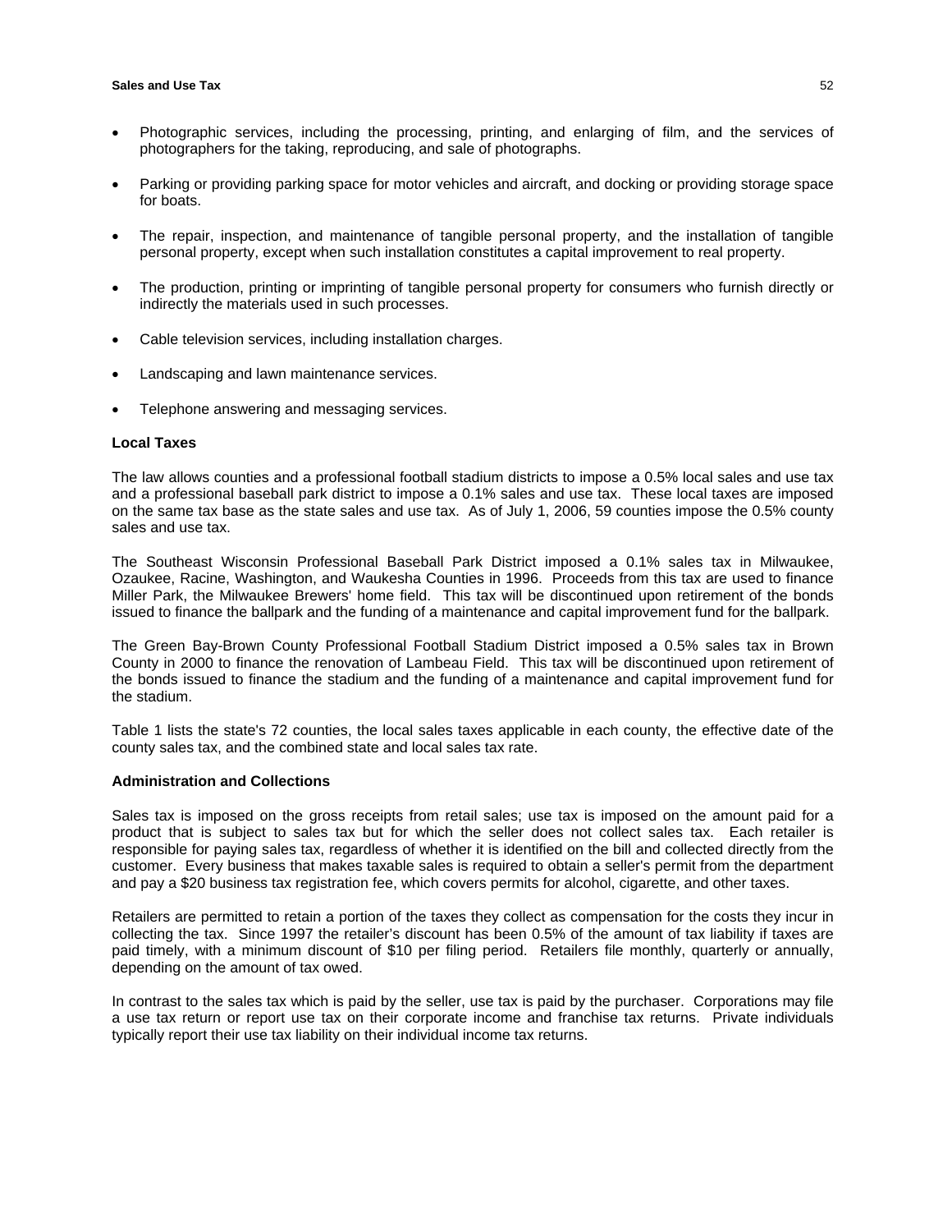- Photographic services, including the processing, printing, and enlarging of film, and the services of photographers for the taking, reproducing, and sale of photographs.

- Parking or providing parking space for motor vehicles and aircraft, and docking or providing storage space for boats.

- The repair, inspection, and maintenance of tangible personal property, and the installation of tangible personal property, except when such installation constitutes a capital improvement to real property.

- The production, printing or imprinting of tangible personal property for consumers who furnish directly or indirectly the materials used in such processes.

- Cable television services, including installation charges.

- Landscaping and lawn maintenance services.

- Telephone answering and messaging services.

**Local Taxes**

The law allows counties and a professional football stadium districts to impose a 0.5% local sales and use tax and a professional baseball park district to impose a 0.1% sales and use tax. These local taxes are imposed on the same tax base as the state sales and use tax. As of July 1, 2006, 59 counties impose the 0.5% county sales and use tax.

The Southeast Wisconsin Professional Baseball Park District imposed a 0.1% sales tax in Milwaukee, Ozaukee, Racine, Washington, and Waukesha Counties in 1996. Proceeds from this tax are used to finance Miller Park, the Milwaukee Brewers' home field. This tax will be discontinued upon retirement of the bonds issued to finance the ballpark and the funding of a maintenance and capital improvement fund for the ballpark.

The Green Bay-Brown County Professional Football Stadium District imposed a 0.5% sales tax in Brown County in 2000 to finance the renovation of Lambeau Field. This tax will be discontinued upon retirement of the bonds issued to finance the stadium and the funding of a maintenance and capital improvement fund for the stadium.

Table 1 lists the state's 72 counties, the local sales taxes applicable in each county, the effective date of the county sales tax, and the combined state and local sales tax rate.

**Administration and Collections**

Sales tax is imposed on the gross receipts from retail sales; use tax is imposed on the amount paid for a product that is subject to sales tax but for which the seller does not collect sales tax. Each retailer is responsible for paying sales tax, regardless of whether it is identified on the bill and collected directly from the customer. Every business that makes taxable sales is required to obtain a seller's permit from the department and pay a $20 business tax registration fee, which covers permits for alcohol, cigarette, and other taxes.

Retailers are permitted to retain a portion of the taxes they collect as compensation for the costs they incur in collecting the tax. Since 1997 the retailer's discount has been 0.5% of the amount of tax liability if taxes are paid timely, with a minimum discount of $10 per filing period. Retailers file monthly, quarterly or annually, depending on the amount of tax owed.

In contrast to the sales tax which is paid by the seller, use tax is paid by the purchaser. Corporations may file a use tax return or report use tax on their corporate income and franchise tax returns. Private individuals typically report their use tax liability on their individual income tax returns.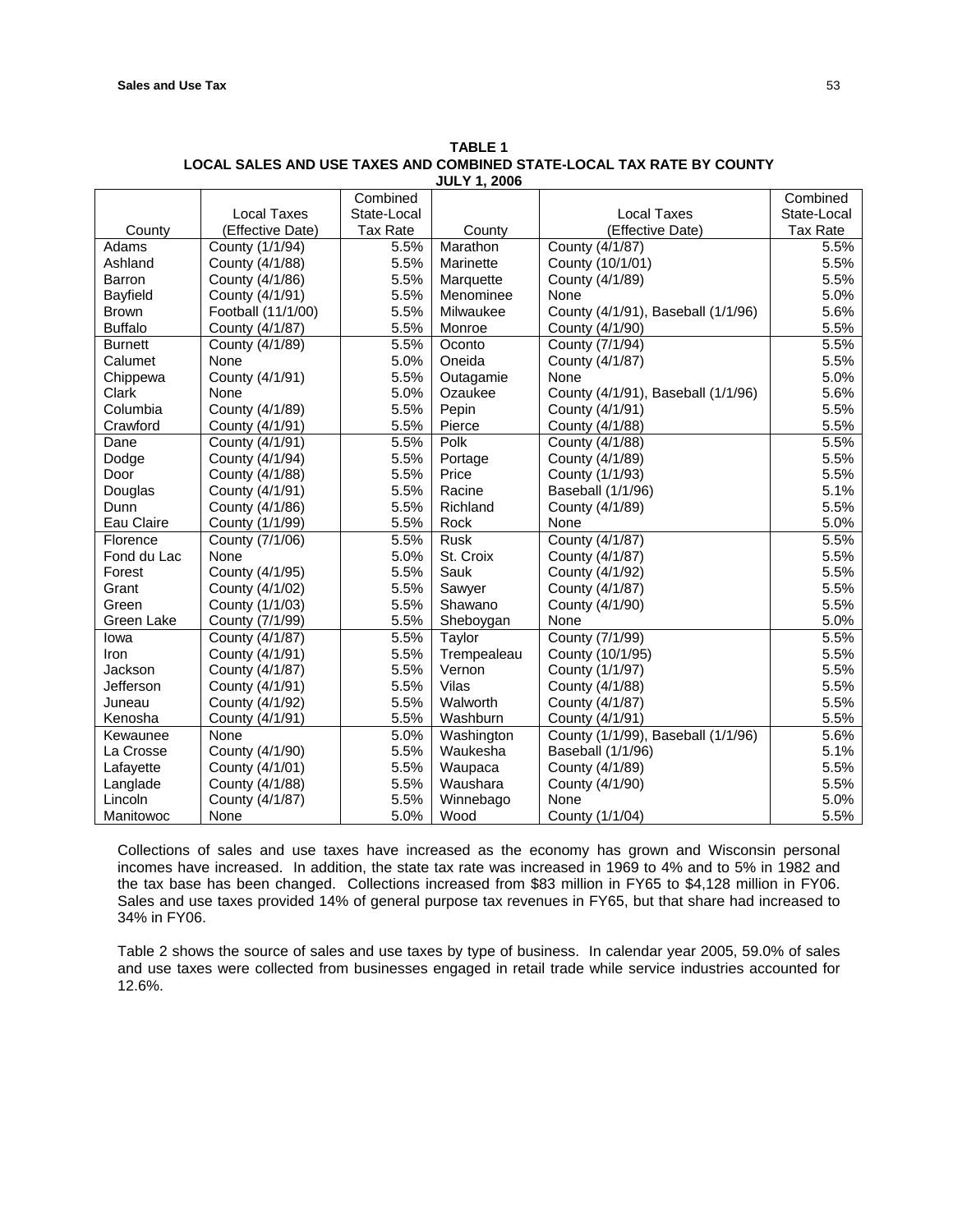**TABLE 1**
**LOCAL SALES AND USE TAXES AND COMBINED STATE-LOCAL TAX RATE BY COUNTY**
**JULY 1, 2006**

| County | Local Taxes (Effective Date) | Combined State-Local Tax Rate | County | Local Taxes (Effective Date) | Combined State-Local Tax Rate |
|---|---|---|---|---|---|
| Adams | County (1/1/94) | 5.5% | Marathon | County (4/1/87) | 5.5% |
| Ashland | County (4/1/88) | 5.5% | Marinette | County (10/1/01) | 5.5% |
| Barron | County (4/1/86) | 5.5% | Marquette | County (4/1/89) | 5.5% |
| Bayfield | County (4/1/91) | 5.5% | Menominee | None | 5.0% |
| Brown | Football (11/1/00) | 5.5% | Milwaukee | County (4/1/91), Baseball (1/1/96) | 5.6% |
| Buffalo | County (4/1/87) | 5.5% | Monroe | County (4/1/90) | 5.5% |
| Burnett | County (4/1/89) | 5.5% | Oconto | County (7/1/94) | 5.5% |
| Calumet | None | 5.0% | Oneida | County (4/1/87) | 5.5% |
| Chippewa | County (4/1/91) | 5.5% | Outagamie | None | 5.0% |
| Clark | None | 5.0% | Ozaukee | County (4/1/91), Baseball (1/1/96) | 5.6% |
| Columbia | County (4/1/89) | 5.5% | Pepin | County (4/1/91) | 5.5% |
| Crawford | County (4/1/91) | 5.5% | Pierce | County (4/1/88) | 5.5% |
| Dane | County (4/1/91) | 5.5% | Polk | County (4/1/88) | 5.5% |
| Dodge | County (4/1/94) | 5.5% | Portage | County (4/1/89) | 5.5% |
| Door | County (4/1/88) | 5.5% | Price | County (1/1/93) | 5.5% |
| Douglas | County (4/1/91) | 5.5% | Racine | Baseball (1/1/96) | 5.1% |
| Dunn | County (4/1/86) | 5.5% | Richland | County (4/1/89) | 5.5% |
| Eau Claire | County (1/1/99) | 5.5% | Rock | None | 5.0% |
| Florence | County (7/1/06) | 5.5% | Rusk | County (4/1/87) | 5.5% |
| Fond du Lac | None | 5.0% | St. Croix | County (4/1/87) | 5.5% |
| Forest | County (4/1/95) | 5.5% | Sauk | County (4/1/92) | 5.5% |
| Grant | County (4/1/02) | 5.5% | Sawyer | County (4/1/87) | 5.5% |
| Green | County (1/1/03) | 5.5% | Shawano | County (4/1/90) | 5.5% |
| Green Lake | County (7/1/99) | 5.5% | Sheboygan | None | 5.0% |
| Iowa | County (4/1/87) | 5.5% | Taylor | County (7/1/99) | 5.5% |
| Iron | County (4/1/91) | 5.5% | Trempealeau | County (10/1/95) | 5.5% |
| Jackson | County (4/1/87) | 5.5% | Vernon | County (1/1/97) | 5.5% |
| Jefferson | County (4/1/91) | 5.5% | Vilas | County (4/1/88) | 5.5% |
| Juneau | County (4/1/92) | 5.5% | Walworth | County (4/1/87) | 5.5% |
| Kenosha | County (4/1/91) | 5.5% | Washburn | County (4/1/91) | 5.5% |
| Kewaunee | None | 5.0% | Washington | County (1/1/99), Baseball (1/1/96) | 5.6% |
| La Crosse | County (4/1/90) | 5.5% | Waukesha | Baseball (1/1/96) | 5.1% |
| Lafayette | County (4/1/01) | 5.5% | Waupaca | County (4/1/89) | 5.5% |
| Langlade | County (4/1/88) | 5.5% | Waushara | County (4/1/90) | 5.5% |
| Lincoln | County (4/1/87) | 5.5% | Winnebago | None | 5.0% |
| Manitowoc | None | 5.0% | Wood | County (1/1/04) | 5.5% |

Collections of sales and use taxes have increased as the economy has grown and Wisconsin personal incomes have increased. In addition, the state tax rate was increased in 1969 to 4% and to 5% in 1982 and the tax base has been changed. Collections increased from $83 million in FY65 to $4,128 million in FY06. Sales and use taxes provided 14% of general purpose tax revenues in FY65, but that share had increased to 34% in FY06.

Table 2 shows the source of sales and use taxes by type of business. In calendar year 2005, 59.0% of sales and use taxes were collected from businesses engaged in retail trade while service industries accounted for 12.6%.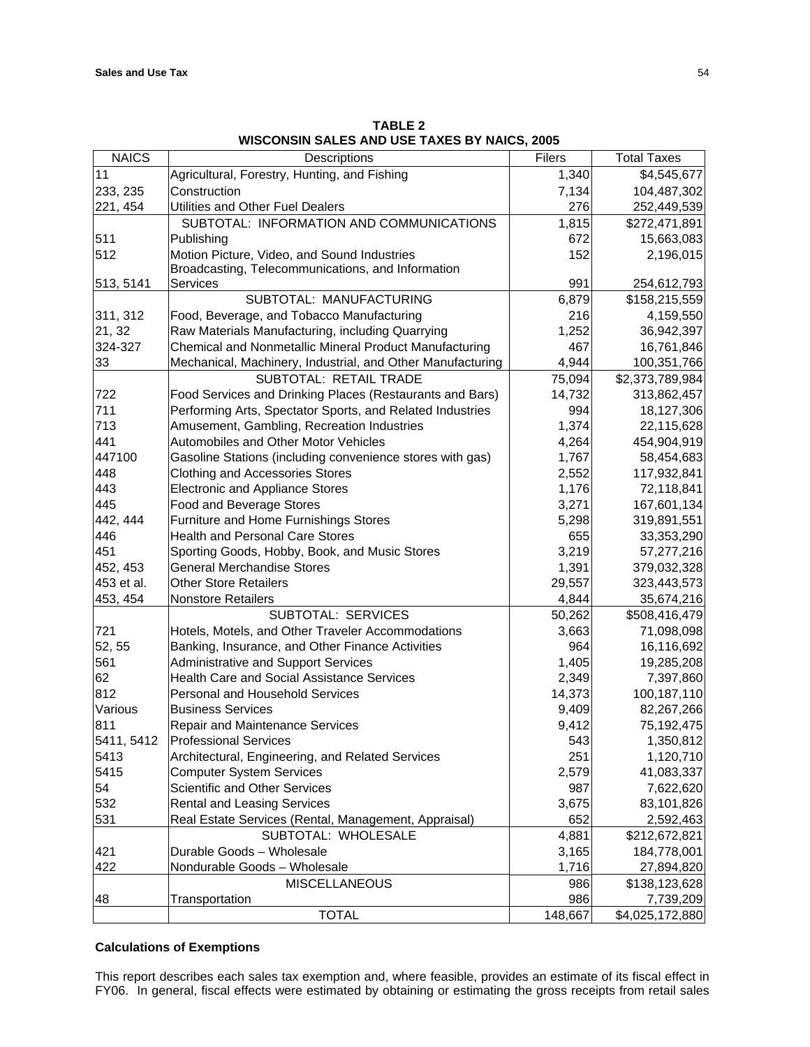**TABLE 2**
**WISCONSIN SALES AND USE TAXES BY NAICS, 2005**

| NAICS | Descriptions | Filers | Total Taxes |
|---|---|---|---|
| 11 | Agricultural, Forestry, Hunting, and Fishing | 1,340 | $4,545,677 |
| 233, 235 | Construction | 7,134 | 104,487,302 |
| 221, 454 | Utilities and Other Fuel Dealers | 276 | 252,449,539 |
| | SUBTOTAL: INFORMATION AND COMMUNICATIONS | 1,815 | $272,471,891 |
| 511 | Publishing | 672 | 15,663,083 |
| 512 | Motion Picture, Video, and Sound Industries | 152 | 2,196,015 |
| 513, 5141 | Broadcasting, Telecommunications, and Information Services | 991 | 254,612,793 |
| | SUBTOTAL: MANUFACTURING | 6,879 | $158,215,559 |
| 311, 312 | Food, Beverage, and Tobacco Manufacturing | 216 | 4,159,550 |
| 21, 32 | Raw Materials Manufacturing, including Quarrying | 1,252 | 36,942,397 |
| 324-327 | Chemical and Nonmetallic Mineral Product Manufacturing | 467 | 16,761,846 |
| 33 | Mechanical, Machinery, Industrial, and Other Manufacturing | 4,944 | 100,351,766 |
| | SUBTOTAL: RETAIL TRADE | 75,094 | $2,373,789,984 |
| 722 | Food Services and Drinking Places (Restaurants and Bars) | 14,732 | 313,862,457 |
| 711 | Performing Arts, Spectator Sports, and Related Industries | 994 | 18,127,306 |
| 713 | Amusement, Gambling, Recreation Industries | 1,374 | 22,115,628 |
| 441 | Automobiles and Other Motor Vehicles | 4,264 | 454,904,919 |
| 447100 | Gasoline Stations (including convenience stores with gas) | 1,767 | 58,454,683 |
| 448 | Clothing and Accessories Stores | 2,552 | 117,932,841 |
| 443 | Electronic and Appliance Stores | 1,176 | 72,118,841 |
| 445 | Food and Beverage Stores | 3,271 | 167,601,134 |
| 442, 444 | Furniture and Home Furnishings Stores | 5,298 | 319,891,551 |
| 446 | Health and Personal Care Stores | 655 | 33,353,290 |
| 451 | Sporting Goods, Hobby, Book, and Music Stores | 3,219 | 57,277,216 |
| 452, 453 | General Merchandise Stores | 1,391 | 379,032,328 |
| 453 et al. | Other Store Retailers | 29,557 | 323,443,573 |
| 453, 454 | Nonstore Retailers | 4,844 | 35,674,216 |
| | SUBTOTAL: SERVICES | 50,262 | $508,416,479 |
| 721 | Hotels, Motels, and Other Traveler Accommodations | 3,663 | 71,098,098 |
| 52, 55 | Banking, Insurance, and Other Finance Activities | 964 | 16,116,692 |
| 561 | Administrative and Support Services | 1,405 | 19,285,208 |
| 62 | Health Care and Social Assistance Services | 2,349 | 7,397,860 |
| 812 | Personal and Household Services | 14,373 | 100,187,110 |
| Various | Business Services | 9,409 | 82,267,266 |
| 811 | Repair and Maintenance Services | 9,412 | 75,192,475 |
| 5411, 5412 | Professional Services | 543 | 1,350,812 |
| 5413 | Architectural, Engineering, and Related Services | 251 | 1,120,710 |
| 5415 | Computer System Services | 2,579 | 41,083,337 |
| 54 | Scientific and Other Services | 987 | 7,622,620 |
| 532 | Rental and Leasing Services | 3,675 | 83,101,826 |
| 531 | Real Estate Services (Rental, Management, Appraisal) | 652 | 2,592,463 |
| | SUBTOTAL: WHOLESALE | 4,881 | $212,672,821 |
| 421 | Durable Goods – Wholesale | 3,165 | 184,778,001 |
| 422 | Nondurable Goods – Wholesale | 1,716 | 27,894,820 |
| | MISCELLANEOUS | 986 | $138,123,628 |
| 48 | Transportation | 986 | 7,739,209 |
| | TOTAL | 148,667 | $4,025,172,880 |

**Calculations of Exemptions**

This report describes each sales tax exemption and, where feasible, provides an estimate of its fiscal effect in FY06. In general, fiscal effects were estimated by obtaining or estimating the gross receipts from retail sales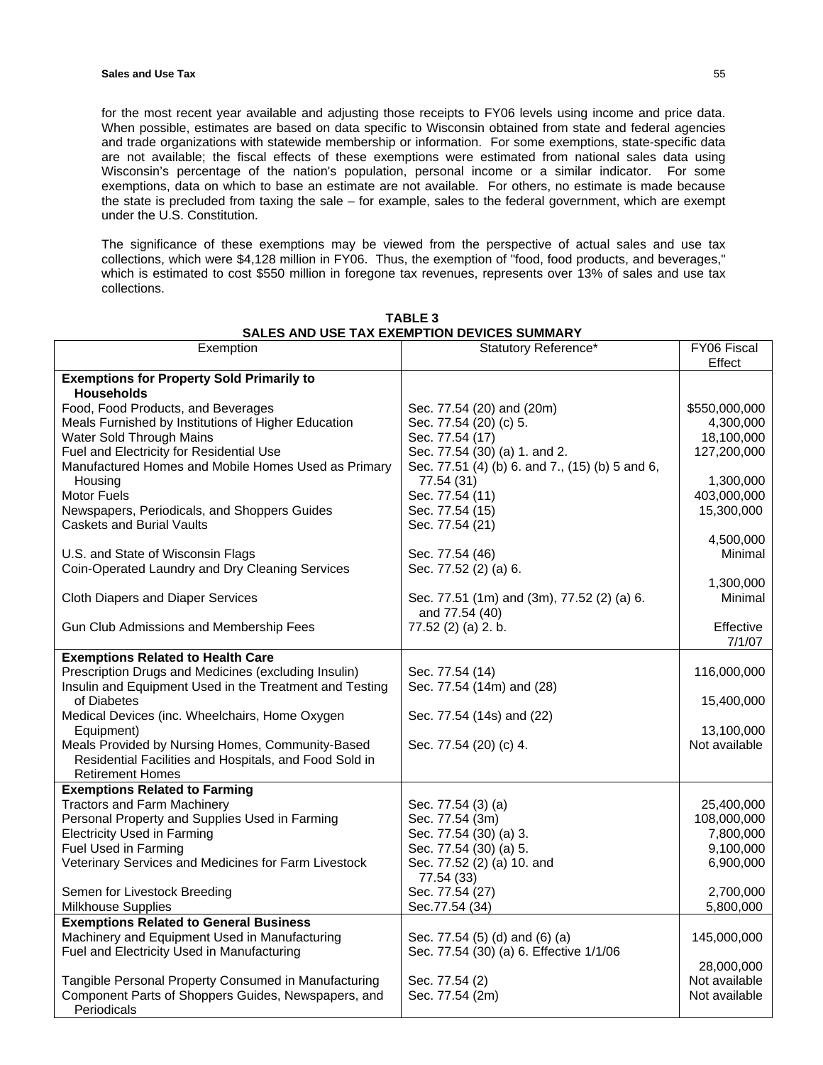for the most recent year available and adjusting those receipts to FY06 levels using income and price data. When possible, estimates are based on data specific to Wisconsin obtained from state and federal agencies and trade organizations with statewide membership or information. For some exemptions, state-specific data are not available; the fiscal effects of these exemptions were estimated from national sales data using Wisconsin's percentage of the nation's population, personal income or a similar indicator. For some exemptions, data on which to base an estimate are not available. For others, no estimate is made because the state is precluded from taxing the sale – for example, sales to the federal government, which are exempt under the U.S. Constitution.

The significance of these exemptions may be viewed from the perspective of actual sales and use tax collections, which were $4,128 million in FY06. Thus, the exemption of "food, food products, and beverages," which is estimated to cost $550 million in foregone tax revenues, represents over 13% of sales and use tax collections.

**TABLE 3**
**SALES AND USE TAX EXEMPTION DEVICES SUMMARY**

| Exemption | Statutory Reference* | FY06 Fiscal Effect |
|---|---|---|
| **Exemptions for Property Sold Primarily to Households** | | |
| Food, Food Products, and Beverages | Sec. 77.54 (20) and (20m) | $550,000,000 |
| Meals Furnished by Institutions of Higher Education | Sec. 77.54 (20) (c) 5. | 4,300,000 |
| Water Sold Through Mains | Sec. 77.54 (17) | 18,100,000 |
| Fuel and Electricity for Residential Use | Sec. 77.54 (30) (a) 1. and 2. | 127,200,000 |
| Manufactured Homes and Mobile Homes Used as Primary Housing | Sec. 77.51 (4) (b) 6. and 7., (15) (b) 5 and 6, 77.54 (31) | 1,300,000 |
| Motor Fuels | Sec. 77.54 (11) | 403,000,000 |
| Newspapers, Periodicals, and Shoppers Guides | Sec. 77.54 (15) | 15,300,000 |
| Caskets and Burial Vaults | Sec. 77.54 (21) | 4,500,000 |
| U.S. and State of Wisconsin Flags | Sec. 77.54 (46) | Minimal |
| Coin-Operated Laundry and Dry Cleaning Services | Sec. 77.52 (2) (a) 6. | 1,300,000 |
| Cloth Diapers and Diaper Services | Sec. 77.51 (1m) and (3m), 77.52 (2) (a) 6. and 77.54 (40) | Minimal |
| Gun Club Admissions and Membership Fees | 77.52 (2) (a) 2. b. | Effective 7/1/07 |
| **Exemptions Related to Health Care** | | |
| Prescription Drugs and Medicines (excluding Insulin) | Sec. 77.54 (14) | 116,000,000 |
| Insulin and Equipment Used in the Treatment and Testing of Diabetes | Sec. 77.54 (14m) and (28) | 15,400,000 |
| Medical Devices (inc. Wheelchairs, Home Oxygen Equipment) | Sec. 77.54 (14s) and (22) | 13,100,000 |
| Meals Provided by Nursing Homes, Community-Based Residential Facilities and Hospitals, and Food Sold in Retirement Homes | Sec. 77.54 (20) (c) 4. | Not available |
| **Exemptions Related to Farming** | | |
| Tractors and Farm Machinery | Sec. 77.54 (3) (a) | 25,400,000 |
| Personal Property and Supplies Used in Farming | Sec. 77.54 (3m) | 108,000,000 |
| Electricity Used in Farming | Sec. 77.54 (30) (a) 3. | 7,800,000 |
| Fuel Used in Farming | Sec. 77.54 (30) (a) 5. | 9,100,000 |
| Veterinary Services and Medicines for Farm Livestock | Sec. 77.52 (2) (a) 10. and 77.54 (33) | 6,900,000 |
| Semen for Livestock Breeding | Sec. 77.54 (27) | 2,700,000 |
| Milkhouse Supplies | Sec.77.54 (34) | 5,800,000 |
| **Exemptions Related to General Business** | | |
| Machinery and Equipment Used in Manufacturing | Sec. 77.54 (5) (d) and (6) (a) | 145,000,000 |
| Fuel and Electricity Used in Manufacturing | Sec. 77.54 (30) (a) 6. Effective 1/1/06 | 28,000,000 |
| Tangible Personal Property Consumed in Manufacturing | Sec. 77.54 (2) | Not available |
| Component Parts of Shoppers Guides, Newspapers, and Periodicals | Sec. 77.54 (2m) | Not available |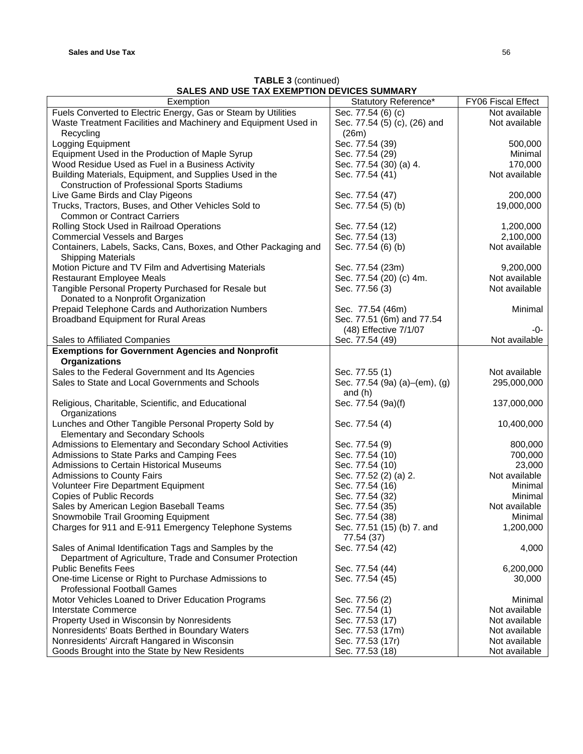**TABLE 3** (continued)
**SALES AND USE TAX EXEMPTION DEVICES SUMMARY**

| Exemption | Statutory Reference* | FY06 Fiscal Effect |
|---|---|---|
| Fuels Converted to Electric Energy, Gas or Steam by Utilities | Sec. 77.54 (6) (c) | Not available |
| Waste Treatment Facilities and Machinery and Equipment Used in Recycling | Sec. 77.54 (5) (c), (26) and (26m) | Not available |
| Logging Equipment | Sec. 77.54 (39) | 500,000 |
| Equipment Used in the Production of Maple Syrup | Sec. 77.54 (29) | Minimal |
| Wood Residue Used as Fuel in a Business Activity | Sec. 77.54 (30) (a) 4. | 170,000 |
| Building Materials, Equipment, and Supplies Used in the Construction of Professional Sports Stadiums | Sec. 77.54 (41) | Not available |
| Live Game Birds and Clay Pigeons | Sec. 77.54 (47) | 200,000 |
| Trucks, Tractors, Buses, and Other Vehicles Sold to Common or Contract Carriers | Sec. 77.54 (5) (b) | 19,000,000 |
| Rolling Stock Used in Railroad Operations | Sec. 77.54 (12) | 1,200,000 |
| Commercial Vessels and Barges | Sec. 77.54 (13) | 2,100,000 |
| Containers, Labels, Sacks, Cans, Boxes, and Other Packaging and Shipping Materials | Sec. 77.54 (6) (b) | Not available |
| Motion Picture and TV Film and Advertising Materials | Sec. 77.54 (23m) | 9,200,000 |
| Restaurant Employee Meals | Sec. 77.54 (20) (c) 4m. | Not available |
| Tangible Personal Property Purchased for Resale but Donated to a Nonprofit Organization | Sec. 77.56 (3) | Not available |
| Prepaid Telephone Cards and Authorization Numbers | Sec. 77.54 (46m) | Minimal |
| Broadband Equipment for Rural Areas | Sec. 77.51 (6m) and 77.54 (48) Effective 7/1/07 | -0- |
| Sales to Affiliated Companies | Sec. 77.54 (49) | Not available |
| **Exemptions for Government Agencies and Nonprofit Organizations** | | |
| Sales to the Federal Government and Its Agencies | Sec. 77.55 (1) | Not available |
| Sales to State and Local Governments and Schools | Sec. 77.54 (9a) (a)–(em), (g) and (h) | 295,000,000 |
| Religious, Charitable, Scientific, and Educational Organizations | Sec. 77.54 (9a)(f) | 137,000,000 |
| Lunches and Other Tangible Personal Property Sold by Elementary and Secondary Schools | Sec. 77.54 (4) | 10,400,000 |
| Admissions to Elementary and Secondary School Activities | Sec. 77.54 (9) | 800,000 |
| Admissions to State Parks and Camping Fees | Sec. 77.54 (10) | 700,000 |
| Admissions to Certain Historical Museums | Sec. 77.54 (10) | 23,000 |
| Admissions to County Fairs | Sec. 77.52 (2) (a) 2. | Not available |
| Volunteer Fire Department Equipment | Sec. 77.54 (16) | Minimal |
| Copies of Public Records | Sec. 77.54 (32) | Minimal |
| Sales by American Legion Baseball Teams | Sec. 77.54 (35) | Not available |
| Snowmobile Trail Grooming Equipment | Sec. 77.54 (38) | Minimal |
| Charges for 911 and E-911 Emergency Telephone Systems | Sec. 77.51 (15) (b) 7. and 77.54 (37) | 1,200,000 |
| Sales of Animal Identification Tags and Samples by the Department of Agriculture, Trade and Consumer Protection | Sec. 77.54 (42) | 4,000 |
| Public Benefits Fees | Sec. 77.54 (44) | 6,200,000 |
| One-time License or Right to Purchase Admissions to Professional Football Games | Sec. 77.54 (45) | 30,000 |
| Motor Vehicles Loaned to Driver Education Programs | Sec. 77.56 (2) | Minimal |
| Interstate Commerce | Sec. 77.54 (1) | Not available |
| Property Used in Wisconsin by Nonresidents | Sec. 77.53 (17) | Not available |
| Nonresidents' Boats Berthed in Boundary Waters | Sec. 77.53 (17m) | Not available |
| Nonresidents' Aircraft Hangared in Wisconsin | Sec. 77.53 (17r) | Not available |
| Goods Brought into the State by New Residents | Sec. 77.53 (18) | Not available |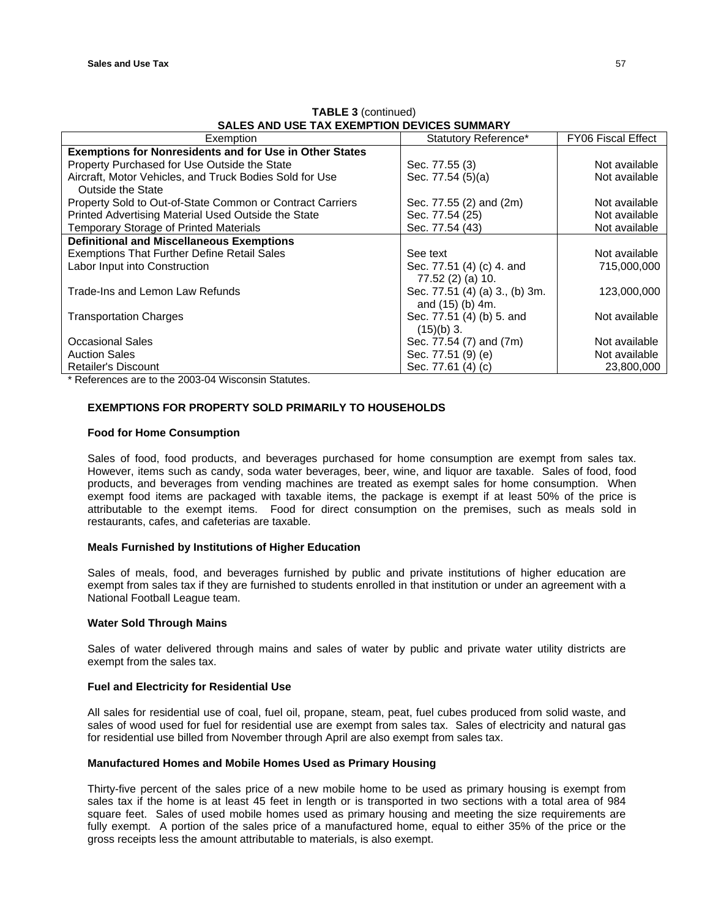**TABLE 3** (continued)
**SALES AND USE TAX EXEMPTION DEVICES SUMMARY**

| Exemption | Statutory Reference* | FY06 Fiscal Effect |
|---|---|---|
| **Exemptions for Nonresidents and for Use in Other States** | | |
| Property Purchased for Use Outside the State | Sec. 77.55 (3) | Not available |
| Aircraft, Motor Vehicles, and Truck Bodies Sold for Use Outside the State | Sec. 77.54 (5)(a) | Not available |
| Property Sold to Out-of-State Common or Contract Carriers | Sec. 77.55 (2) and (2m) | Not available |
| Printed Advertising Material Used Outside the State | Sec. 77.54 (25) | Not available |
| Temporary Storage of Printed Materials | Sec. 77.54 (43) | Not available |
| **Definitional and Miscellaneous Exemptions** | | |
| Exemptions That Further Define Retail Sales | See text | Not available |
| Labor Input into Construction | Sec. 77.51 (4) (c) 4. and 77.52 (2) (a) 10. | 715,000,000 |
| Trade-Ins and Lemon Law Refunds | Sec. 77.51 (4) (a) 3., (b) 3m. and (15) (b) 4m. | 123,000,000 |
| Transportation Charges | Sec. 77.51 (4) (b) 5. and (15)(b) 3. | Not available |
| Occasional Sales | Sec. 77.54 (7) and (7m) | Not available |
| Auction Sales | Sec. 77.51 (9) (e) | Not available |
| Retailer's Discount | Sec. 77.61 (4) (c) | 23,800,000 |

* References are to the 2003-04 Wisconsin Statutes.

## EXEMPTIONS FOR PROPERTY SOLD PRIMARILY TO HOUSEHOLDS

### Food for Home Consumption

Sales of food, food products, and beverages purchased for home consumption are exempt from sales tax. However, items such as candy, soda water beverages, beer, wine, and liquor are taxable. Sales of food, food products, and beverages from vending machines are treated as exempt sales for home consumption. When exempt food items are packaged with taxable items, the package is exempt if at least 50% of the price is attributable to the exempt items. Food for direct consumption on the premises, such as meals sold in restaurants, cafes, and cafeterias are taxable.

### Meals Furnished by Institutions of Higher Education

Sales of meals, food, and beverages furnished by public and private institutions of higher education are exempt from sales tax if they are furnished to students enrolled in that institution or under an agreement with a National Football League team.

### Water Sold Through Mains

Sales of water delivered through mains and sales of water by public and private water utility districts are exempt from the sales tax.

### Fuel and Electricity for Residential Use

All sales for residential use of coal, fuel oil, propane, steam, peat, fuel cubes produced from solid waste, and sales of wood used for fuel for residential use are exempt from sales tax. Sales of electricity and natural gas for residential use billed from November through April are also exempt from sales tax.

### Manufactured Homes and Mobile Homes Used as Primary Housing

Thirty-five percent of the sales price of a new mobile home to be used as primary housing is exempt from sales tax if the home is at least 45 feet in length or is transported in two sections with a total area of 984 square feet. Sales of used mobile homes used as primary housing and meeting the size requirements are fully exempt. A portion of the sales price of a manufactured home, equal to either 35% of the price or the gross receipts less the amount attributable to materials, is also exempt.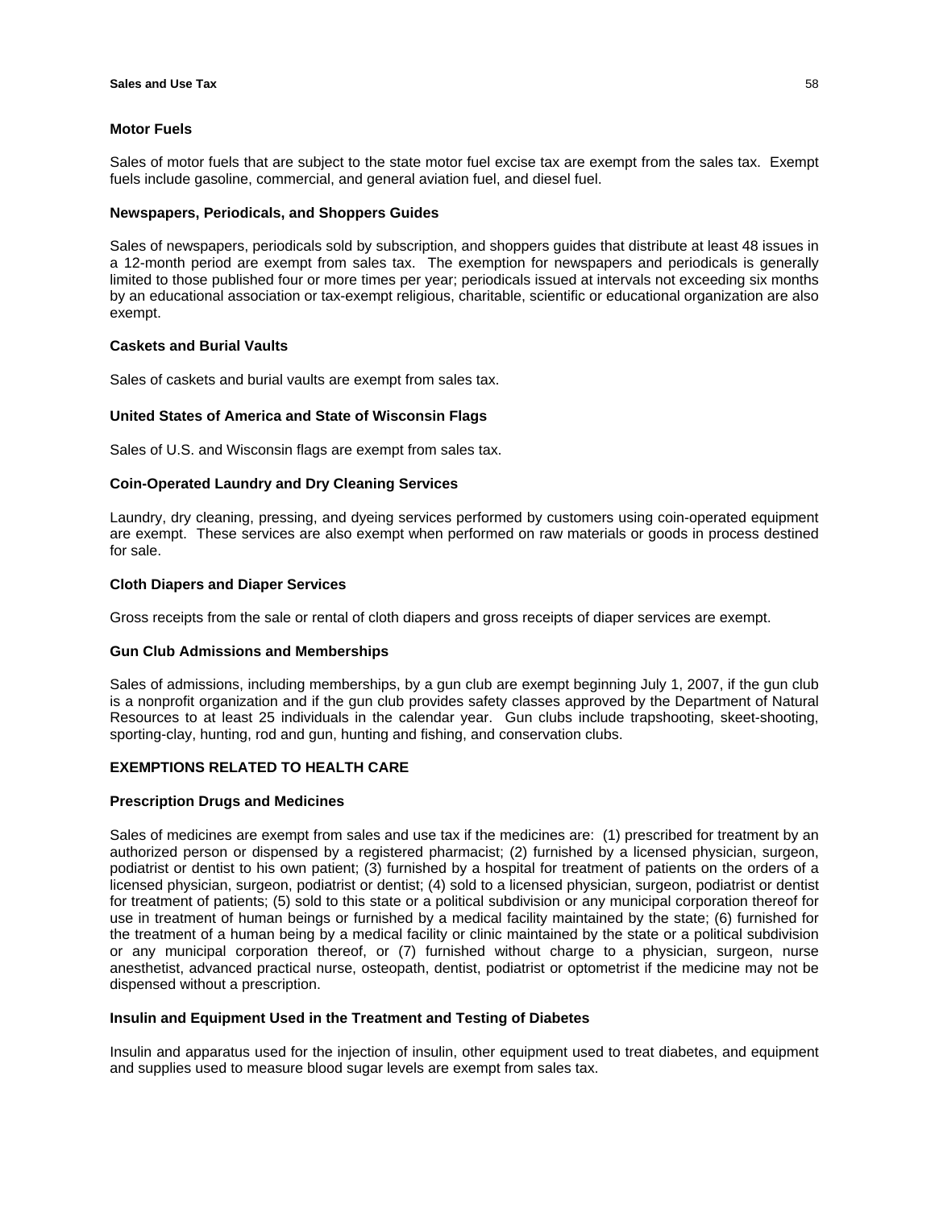### Motor Fuels

Sales of motor fuels that are subject to the state motor fuel excise tax are exempt from the sales tax. Exempt fuels include gasoline, commercial, and general aviation fuel, and diesel fuel.

### Newspapers, Periodicals, and Shoppers Guides

Sales of newspapers, periodicals sold by subscription, and shoppers guides that distribute at least 48 issues in a 12-month period are exempt from sales tax. The exemption for newspapers and periodicals is generally limited to those published four or more times per year; periodicals issued at intervals not exceeding six months by an educational association or tax-exempt religious, charitable, scientific or educational organization are also exempt.

### Caskets and Burial Vaults

Sales of caskets and burial vaults are exempt from sales tax.

### United States of America and State of Wisconsin Flags

Sales of U.S. and Wisconsin flags are exempt from sales tax.

### Coin-Operated Laundry and Dry Cleaning Services

Laundry, dry cleaning, pressing, and dyeing services performed by customers using coin-operated equipment are exempt. These services are also exempt when performed on raw materials or goods in process destined for sale.

### Cloth Diapers and Diaper Services

Gross receipts from the sale or rental of cloth diapers and gross receipts of diaper services are exempt.

### Gun Club Admissions and Memberships

Sales of admissions, including memberships, by a gun club are exempt beginning July 1, 2007, if the gun club is a nonprofit organization and if the gun club provides safety classes approved by the Department of Natural Resources to at least 25 individuals in the calendar year. Gun clubs include trapshooting, skeet-shooting, sporting-clay, hunting, rod and gun, hunting and fishing, and conservation clubs.

## EXEMPTIONS RELATED TO HEALTH CARE

### Prescription Drugs and Medicines

Sales of medicines are exempt from sales and use tax if the medicines are: (1) prescribed for treatment by an authorized person or dispensed by a registered pharmacist; (2) furnished by a licensed physician, surgeon, podiatrist or dentist to his own patient; (3) furnished by a hospital for treatment of patients on the orders of a licensed physician, surgeon, podiatrist or dentist; (4) sold to a licensed physician, surgeon, podiatrist or dentist for treatment of patients; (5) sold to this state or a political subdivision or any municipal corporation thereof for use in treatment of human beings or furnished by a medical facility maintained by the state; (6) furnished for the treatment of a human being by a medical facility or clinic maintained by the state or a political subdivision or any municipal corporation thereof, or (7) furnished without charge to a physician, surgeon, nurse anesthetist, advanced practical nurse, osteopath, dentist, podiatrist or optometrist if the medicine may not be dispensed without a prescription.

### Insulin and Equipment Used in the Treatment and Testing of Diabetes

Insulin and apparatus used for the injection of insulin, other equipment used to treat diabetes, and equipment and supplies used to measure blood sugar levels are exempt from sales tax.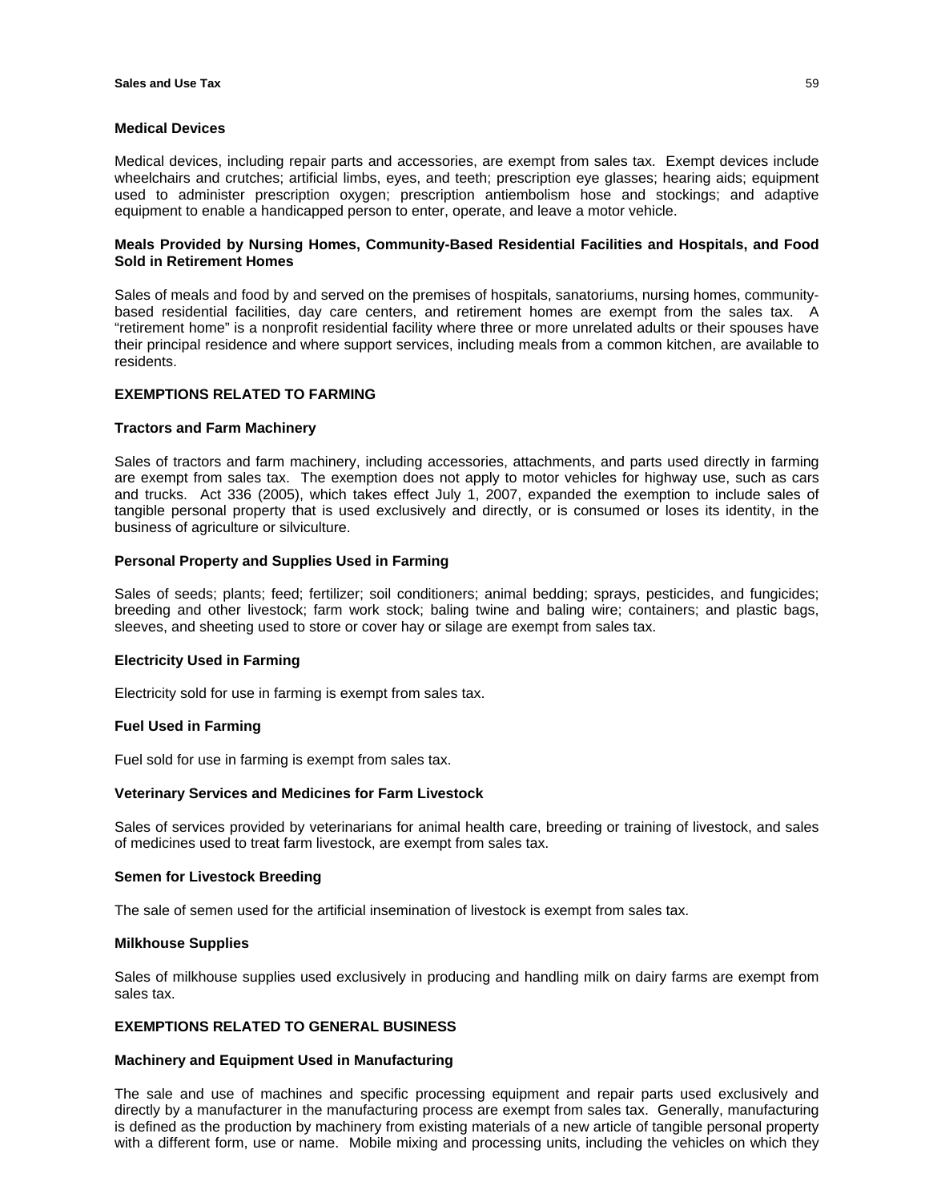### Medical Devices

Medical devices, including repair parts and accessories, are exempt from sales tax. Exempt devices include wheelchairs and crutches; artificial limbs, eyes, and teeth; prescription eye glasses; hearing aids; equipment used to administer prescription oxygen; prescription antiembolism hose and stockings; and adaptive equipment to enable a handicapped person to enter, operate, and leave a motor vehicle.

### Meals Provided by Nursing Homes, Community-Based Residential Facilities and Hospitals, and Food Sold in Retirement Homes

Sales of meals and food by and served on the premises of hospitals, sanatoriums, nursing homes, community-based residential facilities, day care centers, and retirement homes are exempt from the sales tax. A "retirement home" is a nonprofit residential facility where three or more unrelated adults or their spouses have their principal residence and where support services, including meals from a common kitchen, are available to residents.

## EXEMPTIONS RELATED TO FARMING

### Tractors and Farm Machinery

Sales of tractors and farm machinery, including accessories, attachments, and parts used directly in farming are exempt from sales tax. The exemption does not apply to motor vehicles for highway use, such as cars and trucks. Act 336 (2005), which takes effect July 1, 2007, expanded the exemption to include sales of tangible personal property that is used exclusively and directly, or is consumed or loses its identity, in the business of agriculture or silviculture.

### Personal Property and Supplies Used in Farming

Sales of seeds; plants; feed; fertilizer; soil conditioners; animal bedding; sprays, pesticides, and fungicides; breeding and other livestock; farm work stock; baling twine and baling wire; containers; and plastic bags, sleeves, and sheeting used to store or cover hay or silage are exempt from sales tax.

### Electricity Used in Farming

Electricity sold for use in farming is exempt from sales tax.

### Fuel Used in Farming

Fuel sold for use in farming is exempt from sales tax.

### Veterinary Services and Medicines for Farm Livestock

Sales of services provided by veterinarians for animal health care, breeding or training of livestock, and sales of medicines used to treat farm livestock, are exempt from sales tax.

### Semen for Livestock Breeding

The sale of semen used for the artificial insemination of livestock is exempt from sales tax.

### Milkhouse Supplies

Sales of milkhouse supplies used exclusively in producing and handling milk on dairy farms are exempt from sales tax.

## EXEMPTIONS RELATED TO GENERAL BUSINESS

### Machinery and Equipment Used in Manufacturing

The sale and use of machines and specific processing equipment and repair parts used exclusively and directly by a manufacturer in the manufacturing process are exempt from sales tax. Generally, manufacturing is defined as the production by machinery from existing materials of a new article of tangible personal property with a different form, use or name. Mobile mixing and processing units, including the vehicles on which they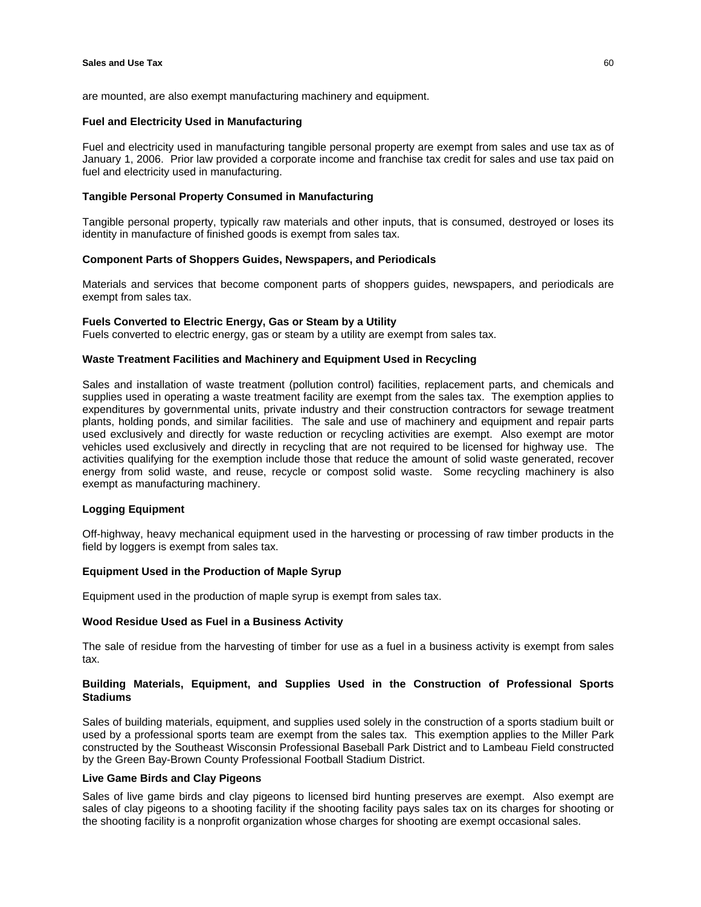are mounted, are also exempt manufacturing machinery and equipment.

**Fuel and Electricity Used in Manufacturing**

Fuel and electricity used in manufacturing tangible personal property are exempt from sales and use tax as of January 1, 2006. Prior law provided a corporate income and franchise tax credit for sales and use tax paid on fuel and electricity used in manufacturing.

**Tangible Personal Property Consumed in Manufacturing**

Tangible personal property, typically raw materials and other inputs, that is consumed, destroyed or loses its identity in manufacture of finished goods is exempt from sales tax.

**Component Parts of Shoppers Guides, Newspapers, and Periodicals**

Materials and services that become component parts of shoppers guides, newspapers, and periodicals are exempt from sales tax.

**Fuels Converted to Electric Energy, Gas or Steam by a Utility**

Fuels converted to electric energy, gas or steam by a utility are exempt from sales tax.

**Waste Treatment Facilities and Machinery and Equipment Used in Recycling**

Sales and installation of waste treatment (pollution control) facilities, replacement parts, and chemicals and supplies used in operating a waste treatment facility are exempt from the sales tax. The exemption applies to expenditures by governmental units, private industry and their construction contractors for sewage treatment plants, holding ponds, and similar facilities. The sale and use of machinery and equipment and repair parts used exclusively and directly for waste reduction or recycling activities are exempt. Also exempt are motor vehicles used exclusively and directly in recycling that are not required to be licensed for highway use. The activities qualifying for the exemption include those that reduce the amount of solid waste generated, recover energy from solid waste, and reuse, recycle or compost solid waste. Some recycling machinery is also exempt as manufacturing machinery.

**Logging Equipment**

Off-highway, heavy mechanical equipment used in the harvesting or processing of raw timber products in the field by loggers is exempt from sales tax.

**Equipment Used in the Production of Maple Syrup**

Equipment used in the production of maple syrup is exempt from sales tax.

**Wood Residue Used as Fuel in a Business Activity**

The sale of residue from the harvesting of timber for use as a fuel in a business activity is exempt from sales tax.

**Building Materials, Equipment, and Supplies Used in the Construction of Professional Sports Stadiums**

Sales of building materials, equipment, and supplies used solely in the construction of a sports stadium built or used by a professional sports team are exempt from the sales tax. This exemption applies to the Miller Park constructed by the Southeast Wisconsin Professional Baseball Park District and to Lambeau Field constructed by the Green Bay-Brown County Professional Football Stadium District.

**Live Game Birds and Clay Pigeons**

Sales of live game birds and clay pigeons to licensed bird hunting preserves are exempt. Also exempt are sales of clay pigeons to a shooting facility if the shooting facility pays sales tax on its charges for shooting or the shooting facility is a nonprofit organization whose charges for shooting are exempt occasional sales.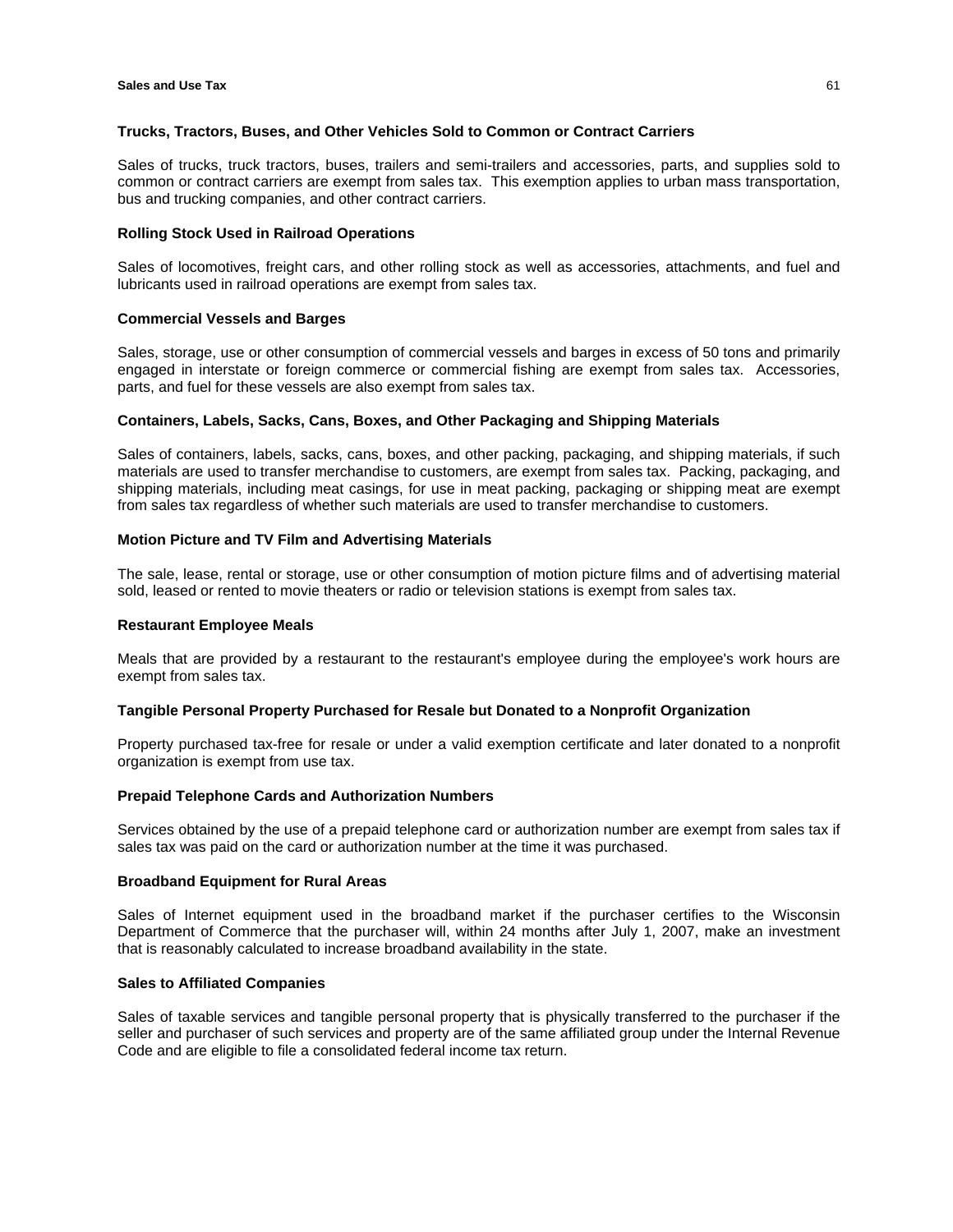### Trucks, Tractors, Buses, and Other Vehicles Sold to Common or Contract Carriers

Sales of trucks, truck tractors, buses, trailers and semi-trailers and accessories, parts, and supplies sold to common or contract carriers are exempt from sales tax. This exemption applies to urban mass transportation, bus and trucking companies, and other contract carriers.

### Rolling Stock Used in Railroad Operations

Sales of locomotives, freight cars, and other rolling stock as well as accessories, attachments, and fuel and lubricants used in railroad operations are exempt from sales tax.

### Commercial Vessels and Barges

Sales, storage, use or other consumption of commercial vessels and barges in excess of 50 tons and primarily engaged in interstate or foreign commerce or commercial fishing are exempt from sales tax. Accessories, parts, and fuel for these vessels are also exempt from sales tax.

### Containers, Labels, Sacks, Cans, Boxes, and Other Packaging and Shipping Materials

Sales of containers, labels, sacks, cans, boxes, and other packing, packaging, and shipping materials, if such materials are used to transfer merchandise to customers, are exempt from sales tax. Packing, packaging, and shipping materials, including meat casings, for use in meat packing, packaging or shipping meat are exempt from sales tax regardless of whether such materials are used to transfer merchandise to customers.

### Motion Picture and TV Film and Advertising Materials

The sale, lease, rental or storage, use or other consumption of motion picture films and of advertising material sold, leased or rented to movie theaters or radio or television stations is exempt from sales tax.

### Restaurant Employee Meals

Meals that are provided by a restaurant to the restaurant's employee during the employee's work hours are exempt from sales tax.

### Tangible Personal Property Purchased for Resale but Donated to a Nonprofit Organization

Property purchased tax-free for resale or under a valid exemption certificate and later donated to a nonprofit organization is exempt from use tax.

### Prepaid Telephone Cards and Authorization Numbers

Services obtained by the use of a prepaid telephone card or authorization number are exempt from sales tax if sales tax was paid on the card or authorization number at the time it was purchased.

### Broadband Equipment for Rural Areas

Sales of Internet equipment used in the broadband market if the purchaser certifies to the Wisconsin Department of Commerce that the purchaser will, within 24 months after July 1, 2007, make an investment that is reasonably calculated to increase broadband availability in the state.

### Sales to Affiliated Companies

Sales of taxable services and tangible personal property that is physically transferred to the purchaser if the seller and purchaser of such services and property are of the same affiliated group under the Internal Revenue Code and are eligible to file a consolidated federal income tax return.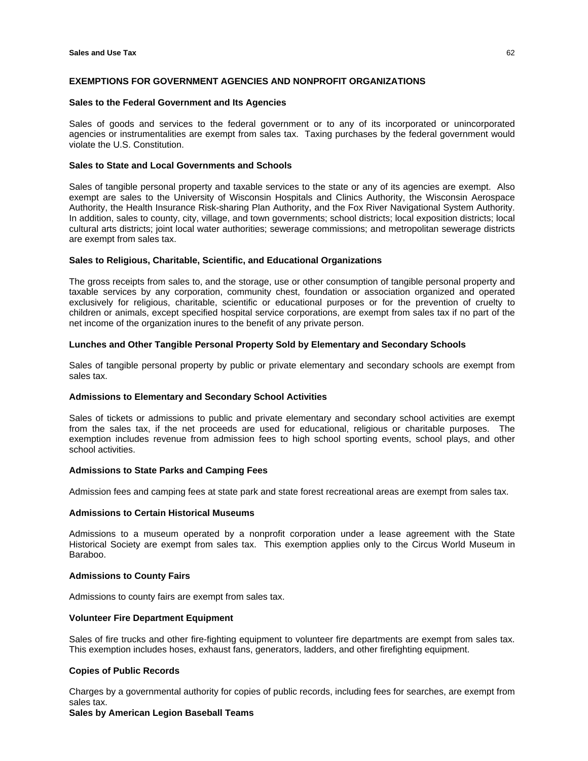## EXEMPTIONS FOR GOVERNMENT AGENCIES AND NONPROFIT ORGANIZATIONS

### Sales to the Federal Government and Its Agencies

Sales of goods and services to the federal government or to any of its incorporated or unincorporated agencies or instrumentalities are exempt from sales tax. Taxing purchases by the federal government would violate the U.S. Constitution.

### Sales to State and Local Governments and Schools

Sales of tangible personal property and taxable services to the state or any of its agencies are exempt. Also exempt are sales to the University of Wisconsin Hospitals and Clinics Authority, the Wisconsin Aerospace Authority, the Health Insurance Risk-sharing Plan Authority, and the Fox River Navigational System Authority. In addition, sales to county, city, village, and town governments; school districts; local exposition districts; local cultural arts districts; joint local water authorities; sewerage commissions; and metropolitan sewerage districts are exempt from sales tax.

### Sales to Religious, Charitable, Scientific, and Educational Organizations

The gross receipts from sales to, and the storage, use or other consumption of tangible personal property and taxable services by any corporation, community chest, foundation or association organized and operated exclusively for religious, charitable, scientific or educational purposes or for the prevention of cruelty to children or animals, except specified hospital service corporations, are exempt from sales tax if no part of the net income of the organization inures to the benefit of any private person.

### Lunches and Other Tangible Personal Property Sold by Elementary and Secondary Schools

Sales of tangible personal property by public or private elementary and secondary schools are exempt from sales tax.

### Admissions to Elementary and Secondary School Activities

Sales of tickets or admissions to public and private elementary and secondary school activities are exempt from the sales tax, if the net proceeds are used for educational, religious or charitable purposes. The exemption includes revenue from admission fees to high school sporting events, school plays, and other school activities.

### Admissions to State Parks and Camping Fees

Admission fees and camping fees at state park and state forest recreational areas are exempt from sales tax.

### Admissions to Certain Historical Museums

Admissions to a museum operated by a nonprofit corporation under a lease agreement with the State Historical Society are exempt from sales tax. This exemption applies only to the Circus World Museum in Baraboo.

### Admissions to County Fairs

Admissions to county fairs are exempt from sales tax.

### Volunteer Fire Department Equipment

Sales of fire trucks and other fire-fighting equipment to volunteer fire departments are exempt from sales tax. This exemption includes hoses, exhaust fans, generators, ladders, and other firefighting equipment.

### Copies of Public Records

Charges by a governmental authority for copies of public records, including fees for searches, are exempt from sales tax.

### Sales by American Legion Baseball Teams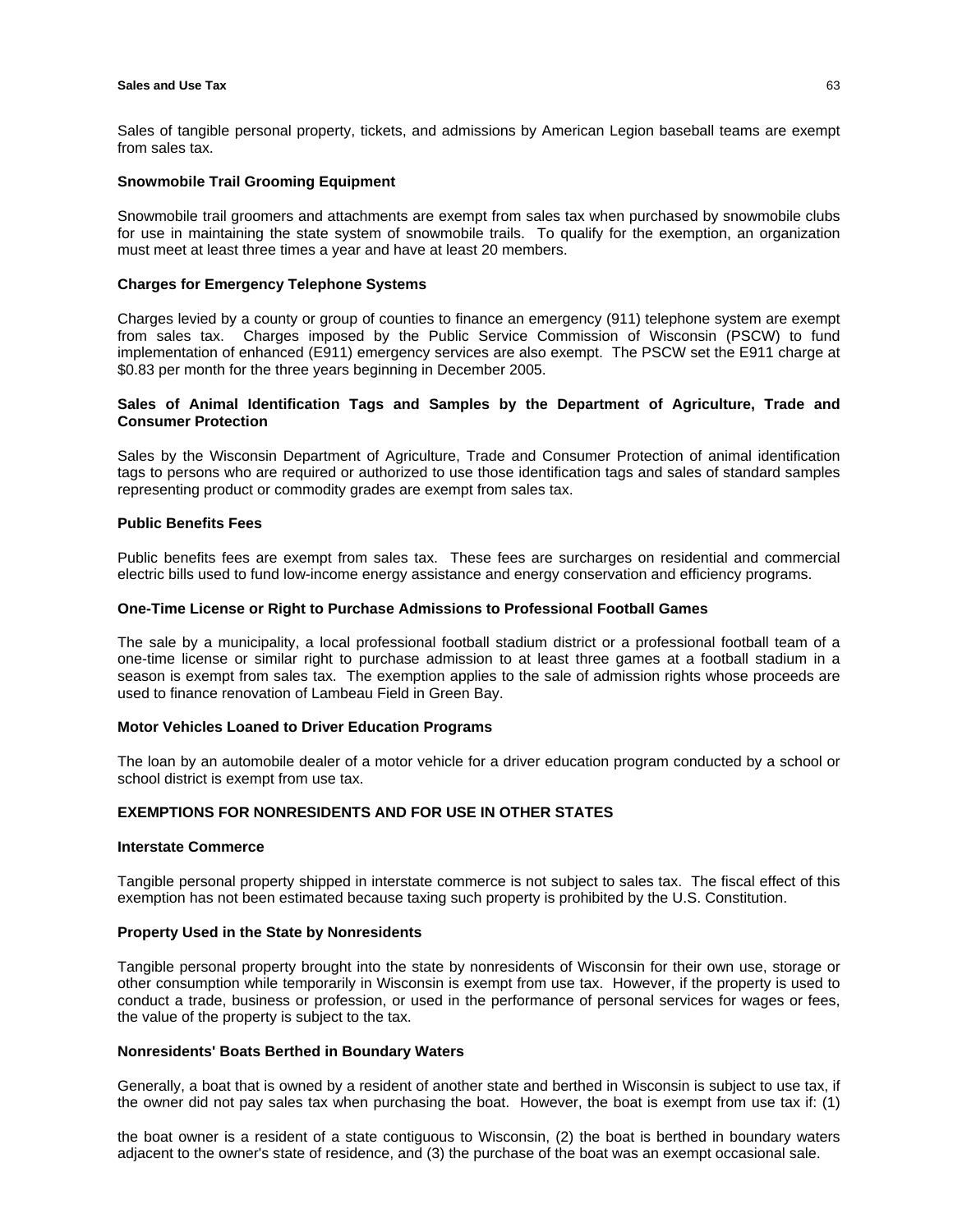Sales of tangible personal property, tickets, and admissions by American Legion baseball teams are exempt from sales tax.

### Snowmobile Trail Grooming Equipment

Snowmobile trail groomers and attachments are exempt from sales tax when purchased by snowmobile clubs for use in maintaining the state system of snowmobile trails. To qualify for the exemption, an organization must meet at least three times a year and have at least 20 members.

### Charges for Emergency Telephone Systems

Charges levied by a county or group of counties to finance an emergency (911) telephone system are exempt from sales tax. Charges imposed by the Public Service Commission of Wisconsin (PSCW) to fund implementation of enhanced (E911) emergency services are also exempt. The PSCW set the E911 charge at $0.83 per month for the three years beginning in December 2005.

### Sales of Animal Identification Tags and Samples by the Department of Agriculture, Trade and Consumer Protection

Sales by the Wisconsin Department of Agriculture, Trade and Consumer Protection of animal identification tags to persons who are required or authorized to use those identification tags and sales of standard samples representing product or commodity grades are exempt from sales tax.

### Public Benefits Fees

Public benefits fees are exempt from sales tax. These fees are surcharges on residential and commercial electric bills used to fund low-income energy assistance and energy conservation and efficiency programs.

### One-Time License or Right to Purchase Admissions to Professional Football Games

The sale by a municipality, a local professional football stadium district or a professional football team of a one-time license or similar right to purchase admission to at least three games at a football stadium in a season is exempt from sales tax. The exemption applies to the sale of admission rights whose proceeds are used to finance renovation of Lambeau Field in Green Bay.

### Motor Vehicles Loaned to Driver Education Programs

The loan by an automobile dealer of a motor vehicle for a driver education program conducted by a school or school district is exempt from use tax.

## EXEMPTIONS FOR NONRESIDENTS AND FOR USE IN OTHER STATES

### Interstate Commerce

Tangible personal property shipped in interstate commerce is not subject to sales tax. The fiscal effect of this exemption has not been estimated because taxing such property is prohibited by the U.S. Constitution.

### Property Used in the State by Nonresidents

Tangible personal property brought into the state by nonresidents of Wisconsin for their own use, storage or other consumption while temporarily in Wisconsin is exempt from use tax. However, if the property is used to conduct a trade, business or profession, or used in the performance of personal services for wages or fees, the value of the property is subject to the tax.

### Nonresidents' Boats Berthed in Boundary Waters

Generally, a boat that is owned by a resident of another state and berthed in Wisconsin is subject to use tax, if the owner did not pay sales tax when purchasing the boat. However, the boat is exempt from use tax if: (1) the boat owner is a resident of a state contiguous to Wisconsin, (2) the boat is berthed in boundary waters adjacent to the owner's state of residence, and (3) the purchase of the boat was an exempt occasional sale.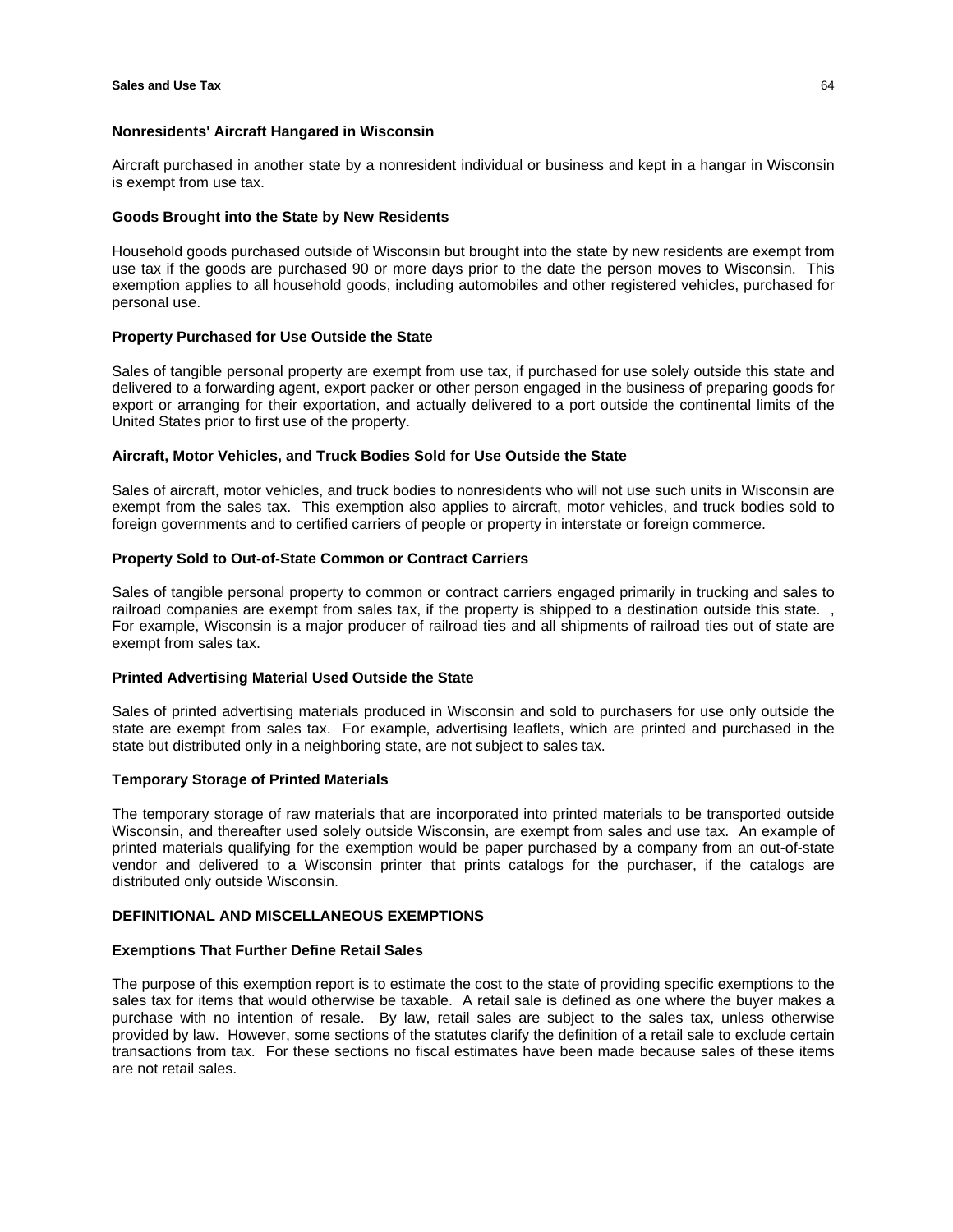### Nonresidents' Aircraft Hangared in Wisconsin

Aircraft purchased in another state by a nonresident individual or business and kept in a hangar in Wisconsin is exempt from use tax.

### Goods Brought into the State by New Residents

Household goods purchased outside of Wisconsin but brought into the state by new residents are exempt from use tax if the goods are purchased 90 or more days prior to the date the person moves to Wisconsin. This exemption applies to all household goods, including automobiles and other registered vehicles, purchased for personal use.

### Property Purchased for Use Outside the State

Sales of tangible personal property are exempt from use tax, if purchased for use solely outside this state and delivered to a forwarding agent, export packer or other person engaged in the business of preparing goods for export or arranging for their exportation, and actually delivered to a port outside the continental limits of the United States prior to first use of the property.

### Aircraft, Motor Vehicles, and Truck Bodies Sold for Use Outside the State

Sales of aircraft, motor vehicles, and truck bodies to nonresidents who will not use such units in Wisconsin are exempt from the sales tax. This exemption also applies to aircraft, motor vehicles, and truck bodies sold to foreign governments and to certified carriers of people or property in interstate or foreign commerce.

### Property Sold to Out-of-State Common or Contract Carriers

Sales of tangible personal property to common or contract carriers engaged primarily in trucking and sales to railroad companies are exempt from sales tax, if the property is shipped to a destination outside this state. , For example, Wisconsin is a major producer of railroad ties and all shipments of railroad ties out of state are exempt from sales tax.

### Printed Advertising Material Used Outside the State

Sales of printed advertising materials produced in Wisconsin and sold to purchasers for use only outside the state are exempt from sales tax. For example, advertising leaflets, which are printed and purchased in the state but distributed only in a neighboring state, are not subject to sales tax.

### Temporary Storage of Printed Materials

The temporary storage of raw materials that are incorporated into printed materials to be transported outside Wisconsin, and thereafter used solely outside Wisconsin, are exempt from sales and use tax. An example of printed materials qualifying for the exemption would be paper purchased by a company from an out-of-state vendor and delivered to a Wisconsin printer that prints catalogs for the purchaser, if the catalogs are distributed only outside Wisconsin.

## DEFINITIONAL AND MISCELLANEOUS EXEMPTIONS

### Exemptions That Further Define Retail Sales

The purpose of this exemption report is to estimate the cost to the state of providing specific exemptions to the sales tax for items that would otherwise be taxable. A retail sale is defined as one where the buyer makes a purchase with no intention of resale. By law, retail sales are subject to the sales tax, unless otherwise provided by law. However, some sections of the statutes clarify the definition of a retail sale to exclude certain transactions from tax. For these sections no fiscal estimates have been made because sales of these items are not retail sales.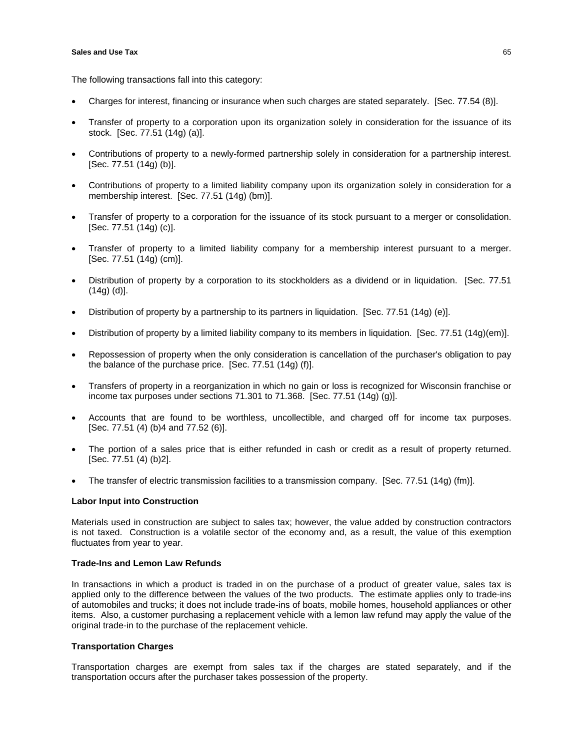The following transactions fall into this category:

- Charges for interest, financing or insurance when such charges are stated separately. [Sec. 77.54 (8)].
- Transfer of property to a corporation upon its organization solely in consideration for the issuance of its stock. [Sec. 77.51 (14g) (a)].
- Contributions of property to a newly-formed partnership solely in consideration for a partnership interest. [Sec. 77.51 (14g) (b)].
- Contributions of property to a limited liability company upon its organization solely in consideration for a membership interest. [Sec. 77.51 (14g) (bm)].
- Transfer of property to a corporation for the issuance of its stock pursuant to a merger or consolidation. [Sec. 77.51 (14g) (c)].
- Transfer of property to a limited liability company for a membership interest pursuant to a merger. [Sec. 77.51 (14g) (cm)].
- Distribution of property by a corporation to its stockholders as a dividend or in liquidation. [Sec. 77.51 (14g) (d)].
- Distribution of property by a partnership to its partners in liquidation. [Sec. 77.51 (14g) (e)].
- Distribution of property by a limited liability company to its members in liquidation. [Sec. 77.51 (14g)(em)].
- Repossession of property when the only consideration is cancellation of the purchaser's obligation to pay the balance of the purchase price. [Sec. 77.51 (14g) (f)].
- Transfers of property in a reorganization in which no gain or loss is recognized for Wisconsin franchise or income tax purposes under sections 71.301 to 71.368. [Sec. 77.51 (14g) (g)].
- Accounts that are found to be worthless, uncollectible, and charged off for income tax purposes. [Sec. 77.51 (4) (b)4 and 77.52 (6)].
- The portion of a sales price that is either refunded in cash or credit as a result of property returned. [Sec. 77.51 (4) (b)2].
- The transfer of electric transmission facilities to a transmission company. [Sec. 77.51 (14g) (fm)].

**Labor Input into Construction**

Materials used in construction are subject to sales tax; however, the value added by construction contractors is not taxed. Construction is a volatile sector of the economy and, as a result, the value of this exemption fluctuates from year to year.

**Trade-Ins and Lemon Law Refunds**

In transactions in which a product is traded in on the purchase of a product of greater value, sales tax is applied only to the difference between the values of the two products. The estimate applies only to trade-ins of automobiles and trucks; it does not include trade-ins of boats, mobile homes, household appliances or other items. Also, a customer purchasing a replacement vehicle with a lemon law refund may apply the value of the original trade-in to the purchase of the replacement vehicle.

**Transportation Charges**

Transportation charges are exempt from sales tax if the charges are stated separately, and if the transportation occurs after the purchaser takes possession of the property.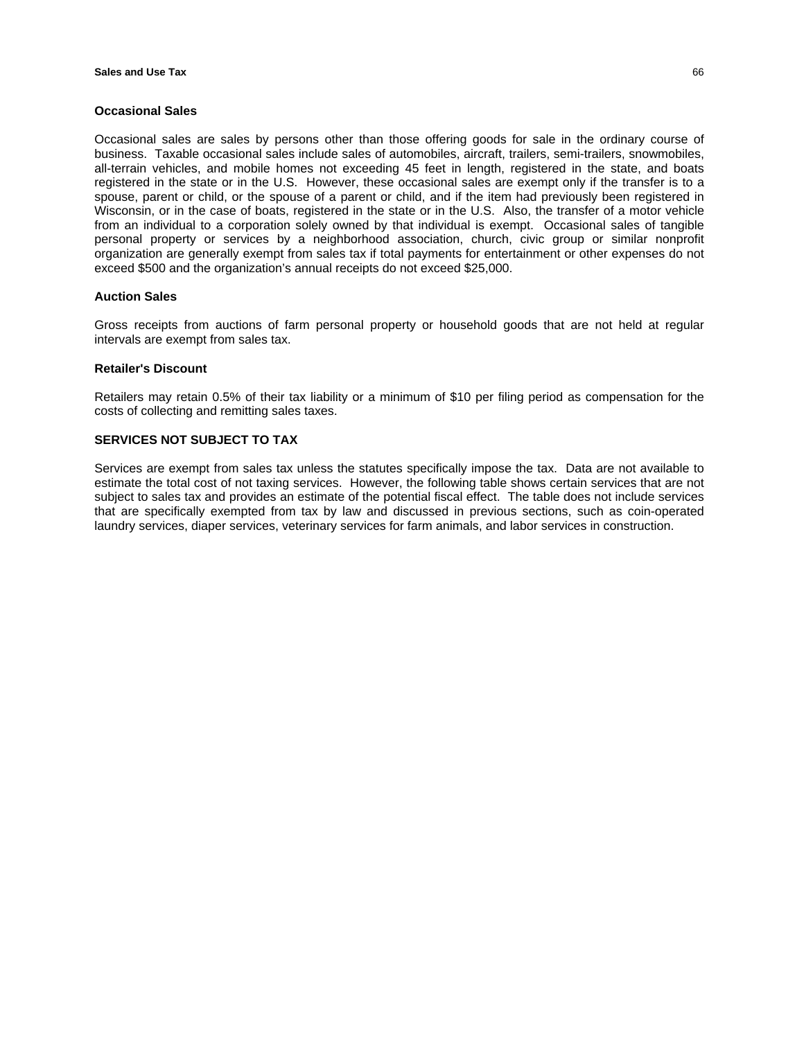### Occasional Sales

Occasional sales are sales by persons other than those offering goods for sale in the ordinary course of business. Taxable occasional sales include sales of automobiles, aircraft, trailers, semi-trailers, snowmobiles, all-terrain vehicles, and mobile homes not exceeding 45 feet in length, registered in the state, and boats registered in the state or in the U.S. However, these occasional sales are exempt only if the transfer is to a spouse, parent or child, or the spouse of a parent or child, and if the item had previously been registered in Wisconsin, or in the case of boats, registered in the state or in the U.S. Also, the transfer of a motor vehicle from an individual to a corporation solely owned by that individual is exempt. Occasional sales of tangible personal property or services by a neighborhood association, church, civic group or similar nonprofit organization are generally exempt from sales tax if total payments for entertainment or other expenses do not exceed $500 and the organization's annual receipts do not exceed $25,000.

### Auction Sales

Gross receipts from auctions of farm personal property or household goods that are not held at regular intervals are exempt from sales tax.

### Retailer's Discount

Retailers may retain 0.5% of their tax liability or a minimum of $10 per filing period as compensation for the costs of collecting and remitting sales taxes.

## SERVICES NOT SUBJECT TO TAX

Services are exempt from sales tax unless the statutes specifically impose the tax. Data are not available to estimate the total cost of not taxing services. However, the following table shows certain services that are not subject to sales tax and provides an estimate of the potential fiscal effect. The table does not include services that are specifically exempted from tax by law and discussed in previous sections, such as coin-operated laundry services, diaper services, veterinary services for farm animals, and labor services in construction.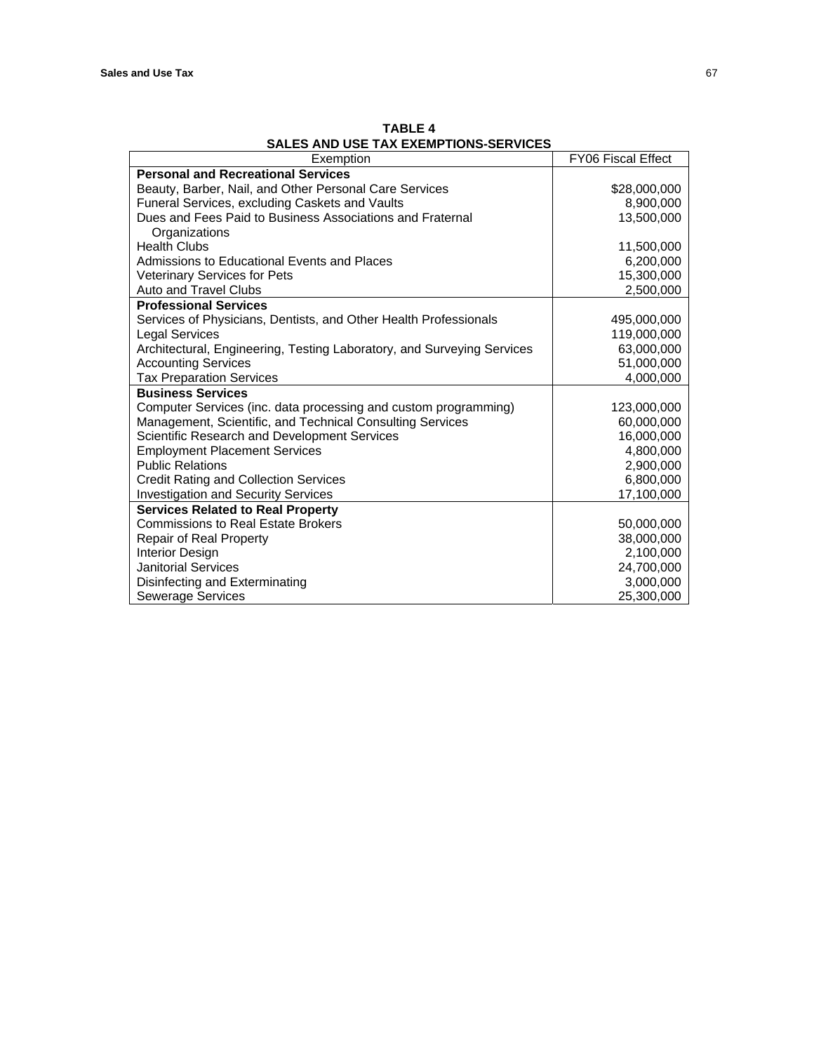**TABLE 4**
**SALES AND USE TAX EXEMPTIONS-SERVICES**

| Exemption | FY06 Fiscal Effect |
|---|---|
| **Personal and Recreational Services** | |
| Beauty, Barber, Nail, and Other Personal Care Services | $28,000,000 |
| Funeral Services, excluding Caskets and Vaults | 8,900,000 |
| Dues and Fees Paid to Business Associations and Fraternal Organizations | 13,500,000 |
| Health Clubs | 11,500,000 |
| Admissions to Educational Events and Places | 6,200,000 |
| Veterinary Services for Pets | 15,300,000 |
| Auto and Travel Clubs | 2,500,000 |
| **Professional Services** | |
| Services of Physicians, Dentists, and Other Health Professionals | 495,000,000 |
| Legal Services | 119,000,000 |
| Architectural, Engineering, Testing Laboratory, and Surveying Services | 63,000,000 |
| Accounting Services | 51,000,000 |
| Tax Preparation Services | 4,000,000 |
| **Business Services** | |
| Computer Services (inc. data processing and custom programming) | 123,000,000 |
| Management, Scientific, and Technical Consulting Services | 60,000,000 |
| Scientific Research and Development Services | 16,000,000 |
| Employment Placement Services | 4,800,000 |
| Public Relations | 2,900,000 |
| Credit Rating and Collection Services | 6,800,000 |
| Investigation and Security Services | 17,100,000 |
| **Services Related to Real Property** | |
| Commissions to Real Estate Brokers | 50,000,000 |
| Repair of Real Property | 38,000,000 |
| Interior Design | 2,100,000 |
| Janitorial Services | 24,700,000 |
| Disinfecting and Exterminating | 3,000,000 |
| Sewerage Services | 25,300,000 |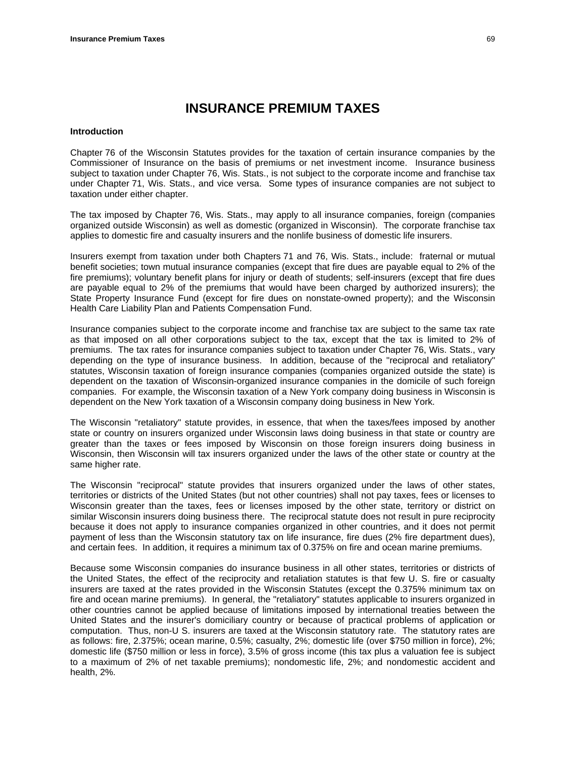# INSURANCE PREMIUM TAXES

## Introduction

Chapter 76 of the Wisconsin Statutes provides for the taxation of certain insurance companies by the Commissioner of Insurance on the basis of premiums or net investment income. Insurance business subject to taxation under Chapter 76, Wis. Stats., is not subject to the corporate income and franchise tax under Chapter 71, Wis. Stats., and vice versa. Some types of insurance companies are not subject to taxation under either chapter.

The tax imposed by Chapter 76, Wis. Stats., may apply to all insurance companies, foreign (companies organized outside Wisconsin) as well as domestic (organized in Wisconsin). The corporate franchise tax applies to domestic fire and casualty insurers and the nonlife business of domestic life insurers.

Insurers exempt from taxation under both Chapters 71 and 76, Wis. Stats., include: fraternal or mutual benefit societies; town mutual insurance companies (except that fire dues are payable equal to 2% of the fire premiums); voluntary benefit plans for injury or death of students; self-insurers (except that fire dues are payable equal to 2% of the premiums that would have been charged by authorized insurers); the State Property Insurance Fund (except for fire dues on nonstate-owned property); and the Wisconsin Health Care Liability Plan and Patients Compensation Fund.

Insurance companies subject to the corporate income and franchise tax are subject to the same tax rate as that imposed on all other corporations subject to the tax, except that the tax is limited to 2% of premiums. The tax rates for insurance companies subject to taxation under Chapter 76, Wis. Stats., vary depending on the type of insurance business. In addition, because of the "reciprocal and retaliatory" statutes, Wisconsin taxation of foreign insurance companies (companies organized outside the state) is dependent on the taxation of Wisconsin-organized insurance companies in the domicile of such foreign companies. For example, the Wisconsin taxation of a New York company doing business in Wisconsin is dependent on the New York taxation of a Wisconsin company doing business in New York.

The Wisconsin "retaliatory" statute provides, in essence, that when the taxes/fees imposed by another state or country on insurers organized under Wisconsin laws doing business in that state or country are greater than the taxes or fees imposed by Wisconsin on those foreign insurers doing business in Wisconsin, then Wisconsin will tax insurers organized under the laws of the other state or country at the same higher rate.

The Wisconsin "reciprocal" statute provides that insurers organized under the laws of other states, territories or districts of the United States (but not other countries) shall not pay taxes, fees or licenses to Wisconsin greater than the taxes, fees or licenses imposed by the other state, territory or district on similar Wisconsin insurers doing business there. The reciprocal statute does not result in pure reciprocity because it does not apply to insurance companies organized in other countries, and it does not permit payment of less than the Wisconsin statutory tax on life insurance, fire dues (2% fire department dues), and certain fees. In addition, it requires a minimum tax of 0.375% on fire and ocean marine premiums.

Because some Wisconsin companies do insurance business in all other states, territories or districts of the United States, the effect of the reciprocity and retaliation statutes is that few U. S. fire or casualty insurers are taxed at the rates provided in the Wisconsin Statutes (except the 0.375% minimum tax on fire and ocean marine premiums). In general, the "retaliatory" statutes applicable to insurers organized in other countries cannot be applied because of limitations imposed by international treaties between the United States and the insurer's domiciliary country or because of practical problems of application or computation. Thus, non-U S. insurers are taxed at the Wisconsin statutory rate. The statutory rates are as follows: fire, 2.375%; ocean marine, 0.5%; casualty, 2%; domestic life (over $750 million in force), 2%; domestic life ($750 million or less in force), 3.5% of gross income (this tax plus a valuation fee is subject to a maximum of 2% of net taxable premiums); nondomestic life, 2%; and nondomestic accident and health, 2%.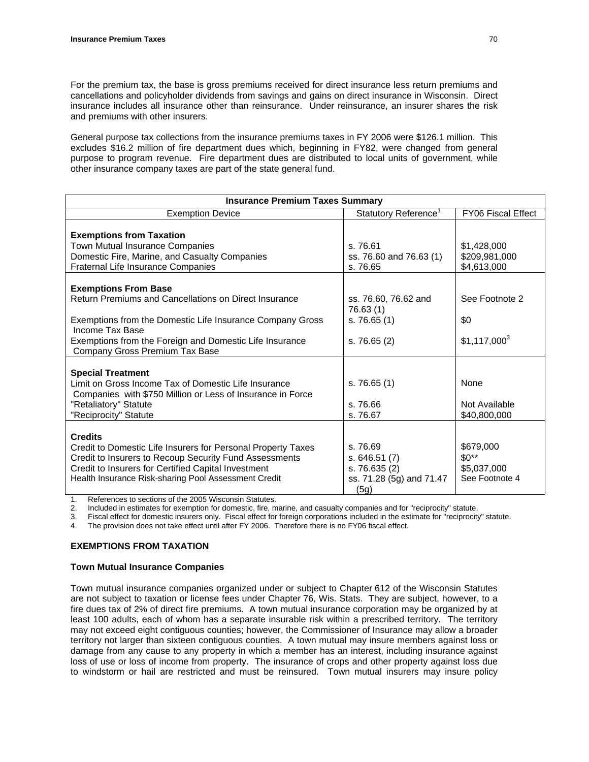For the premium tax, the base is gross premiums received for direct insurance less return premiums and cancellations and policyholder dividends from savings and gains on direct insurance in Wisconsin. Direct insurance includes all insurance other than reinsurance. Under reinsurance, an insurer shares the risk and premiums with other insurers.

General purpose tax collections from the insurance premiums taxes in FY 2006 were $126.1 million. This excludes $16.2 million of fire department dues which, beginning in FY82, were changed from general purpose to program revenue. Fire department dues are distributed to local units of government, while other insurance company taxes are part of the state general fund.

| Insurance Premium Taxes Summary | | |
|---|---|---|
| Exemption Device | Statutory Reference[1] | FY06 Fiscal Effect |
| **Exemptions from Taxation** | | |
| Town Mutual Insurance Companies | s. 76.61 | $1,428,000 |
| Domestic Fire, Marine, and Casualty Companies | ss. 76.60 and 76.63 (1) | $209,981,000 |
| Fraternal Life Insurance Companies | s. 76.65 | $4,613,000 |
| **Exemptions From Base** | | |
| Return Premiums and Cancellations on Direct Insurance | ss. 76.60, 76.62 and 76.63 (1) | See Footnote 2 |
| Exemptions from the Domestic Life Insurance Company Gross Income Tax Base | s. 76.65 (1) | $0 |
| Exemptions from the Foreign and Domestic Life Insurance Company Gross Premium Tax Base | s. 76.65 (2) | $1,117,000[3] |
| **Special Treatment** | | |
| Limit on Gross Income Tax of Domestic Life Insurance Companies with $750 Million or Less of Insurance in Force | s. 76.65 (1) | None |
| "Retaliatory" Statute | s. 76.66 | Not Available |
| "Reciprocity" Statute | s. 76.67 | $40,800,000 |
| **Credits** | | |
| Credit to Domestic Life Insurers for Personal Property Taxes | s. 76.69 | $679,000 |
| Credit to Insurers to Recoup Security Fund Assessments | s. 646.51 (7) | $0** |
| Credit to Insurers for Certified Capital Investment | s. 76.635 (2) | $5,037,000 |
| Health Insurance Risk-sharing Pool Assessment Credit | ss. 71.28 (5g) and 71.47 (5g) | See Footnote 4 |

1. References to sections of the 2005 Wisconsin Statutes.
2. Included in estimates for exemption for domestic, fire, marine, and casualty companies and for "reciprocity" statute.
3. Fiscal effect for domestic insurers only. Fiscal effect for foreign corporations included in the estimate for "reciprocity" statute.
4. The provision does not take effect until after FY 2006. Therefore there is no FY06 fiscal effect.

## EXEMPTIONS FROM TAXATION

### Town Mutual Insurance Companies

Town mutual insurance companies organized under or subject to Chapter 612 of the Wisconsin Statutes are not subject to taxation or license fees under Chapter 76, Wis. Stats. They are subject, however, to a fire dues tax of 2% of direct fire premiums. A town mutual insurance corporation may be organized by at least 100 adults, each of whom has a separate insurable risk within a prescribed territory. The territory may not exceed eight contiguous counties; however, the Commissioner of Insurance may allow a broader territory not larger than sixteen contiguous counties. A town mutual may insure members against loss or damage from any cause to any property in which a member has an interest, including insurance against loss of use or loss of income from property. The insurance of crops and other property against loss due to windstorm or hail are restricted and must be reinsured. Town mutual insurers may insure policy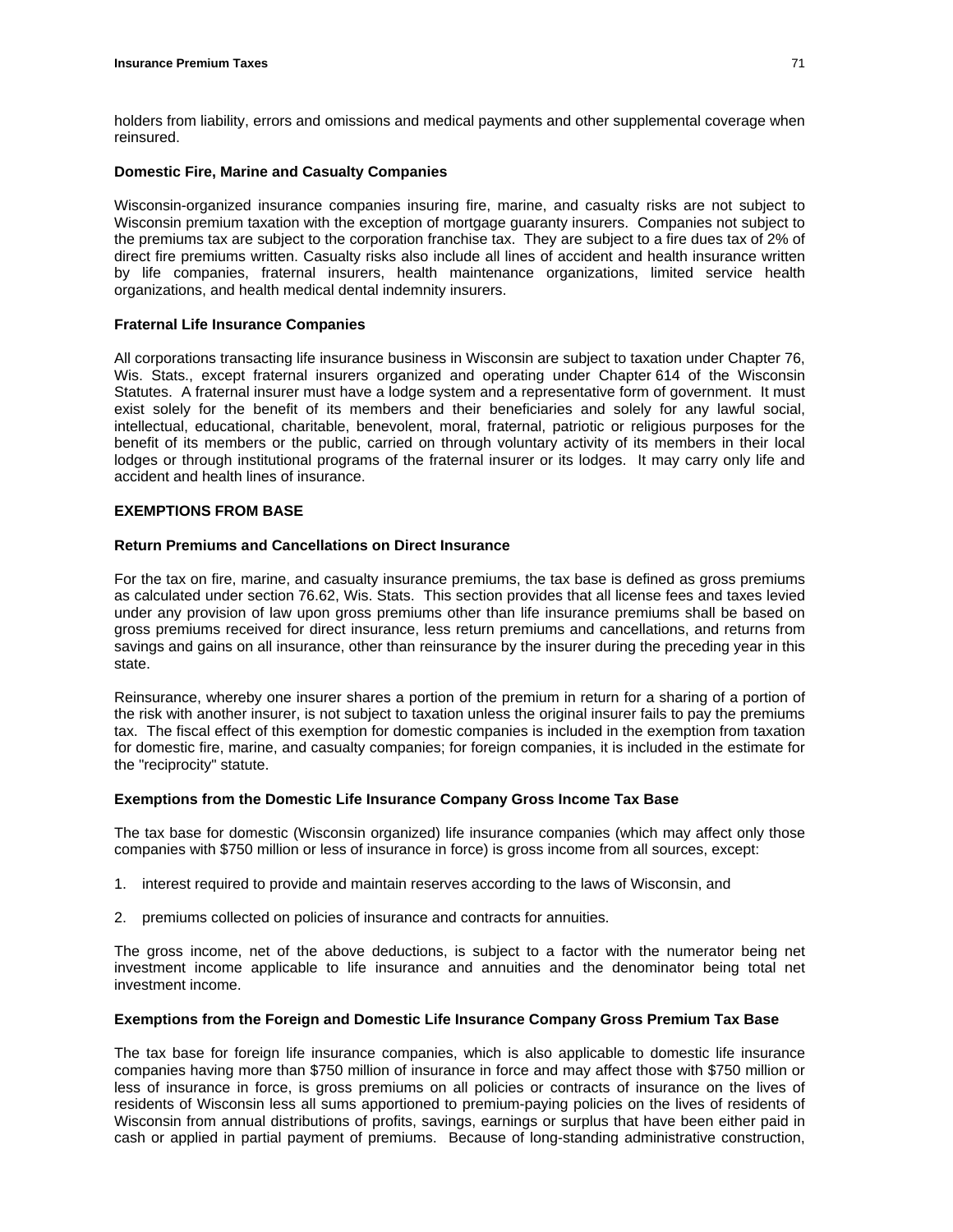holders from liability, errors and omissions and medical payments and other supplemental coverage when reinsured.

**Domestic Fire, Marine and Casualty Companies**

Wisconsin-organized insurance companies insuring fire, marine, and casualty risks are not subject to Wisconsin premium taxation with the exception of mortgage guaranty insurers. Companies not subject to the premiums tax are subject to the corporation franchise tax. They are subject to a fire dues tax of 2% of direct fire premiums written. Casualty risks also include all lines of accident and health insurance written by life companies, fraternal insurers, health maintenance organizations, limited service health organizations, and health medical dental indemnity insurers.

**Fraternal Life Insurance Companies**

All corporations transacting life insurance business in Wisconsin are subject to taxation under Chapter 76, Wis. Stats., except fraternal insurers organized and operating under Chapter 614 of the Wisconsin Statutes. A fraternal insurer must have a lodge system and a representative form of government. It must exist solely for the benefit of its members and their beneficiaries and solely for any lawful social, intellectual, educational, charitable, benevolent, moral, fraternal, patriotic or religious purposes for the benefit of its members or the public, carried on through voluntary activity of its members in their local lodges or through institutional programs of the fraternal insurer or its lodges. It may carry only life and accident and health lines of insurance.

**EXEMPTIONS FROM BASE**

**Return Premiums and Cancellations on Direct Insurance**

For the tax on fire, marine, and casualty insurance premiums, the tax base is defined as gross premiums as calculated under section 76.62, Wis. Stats. This section provides that all license fees and taxes levied under any provision of law upon gross premiums other than life insurance premiums shall be based on gross premiums received for direct insurance, less return premiums and cancellations, and returns from savings and gains on all insurance, other than reinsurance by the insurer during the preceding year in this state.

Reinsurance, whereby one insurer shares a portion of the premium in return for a sharing of a portion of the risk with another insurer, is not subject to taxation unless the original insurer fails to pay the premiums tax. The fiscal effect of this exemption for domestic companies is included in the exemption from taxation for domestic fire, marine, and casualty companies; for foreign companies, it is included in the estimate for the "reciprocity" statute.

**Exemptions from the Domestic Life Insurance Company Gross Income Tax Base**

The tax base for domestic (Wisconsin organized) life insurance companies (which may affect only those companies with $750 million or less of insurance in force) is gross income from all sources, except:

1. interest required to provide and maintain reserves according to the laws of Wisconsin, and

2. premiums collected on policies of insurance and contracts for annuities.

The gross income, net of the above deductions, is subject to a factor with the numerator being net investment income applicable to life insurance and annuities and the denominator being total net investment income.

**Exemptions from the Foreign and Domestic Life Insurance Company Gross Premium Tax Base**

The tax base for foreign life insurance companies, which is also applicable to domestic life insurance companies having more than $750 million of insurance in force and may affect those with $750 million or less of insurance in force, is gross premiums on all policies or contracts of insurance on the lives of residents of Wisconsin less all sums apportioned to premium-paying policies on the lives of residents of Wisconsin from annual distributions of profits, savings, earnings or surplus that have been either paid in cash or applied in partial payment of premiums. Because of long-standing administrative construction,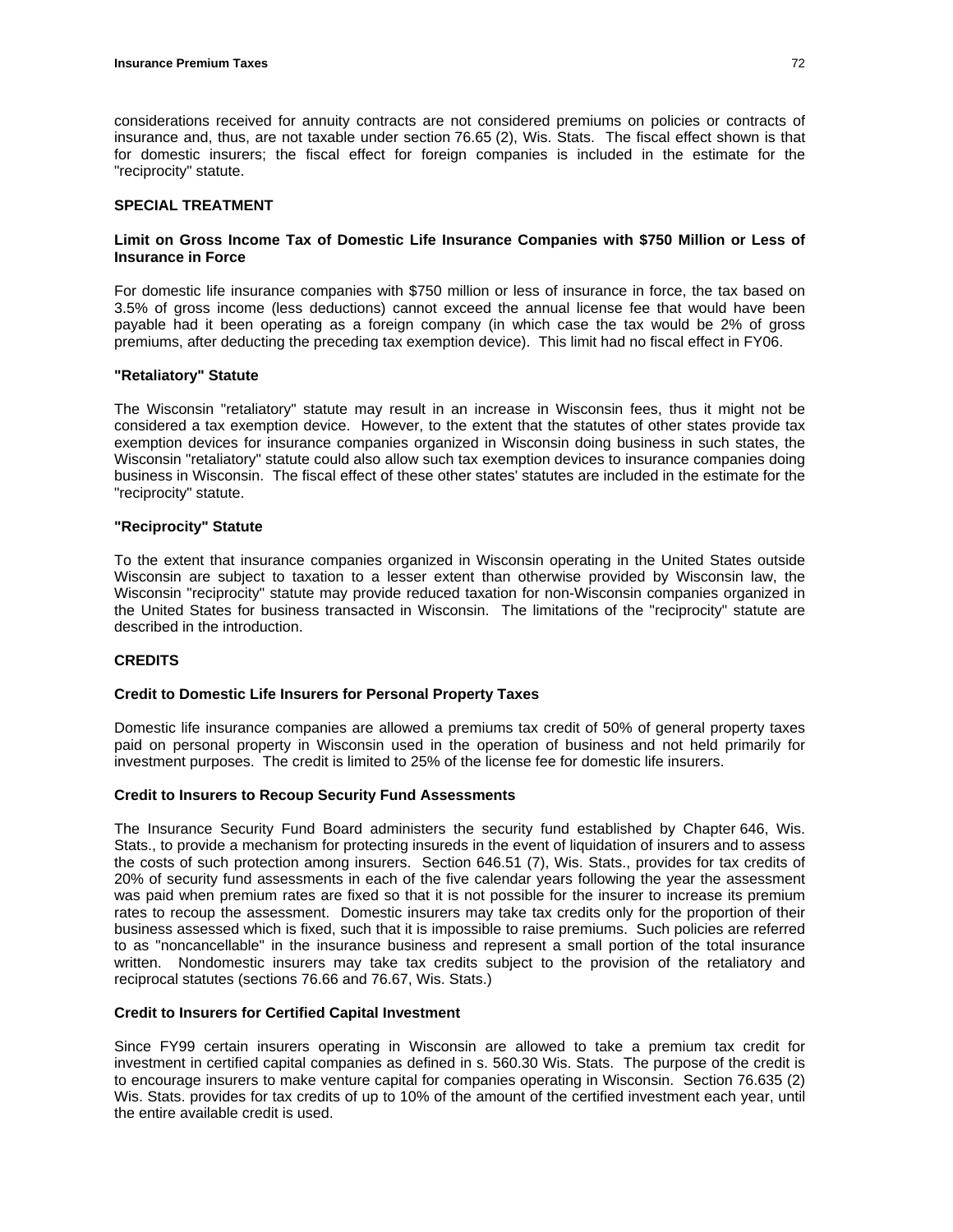considerations received for annuity contracts are not considered premiums on policies or contracts of insurance and, thus, are not taxable under section 76.65 (2), Wis. Stats. The fiscal effect shown is that for domestic insurers; the fiscal effect for foreign companies is included in the estimate for the "reciprocity" statute.

## SPECIAL TREATMENT

### Limit on Gross Income Tax of Domestic Life Insurance Companies with $750 Million or Less of Insurance in Force

For domestic life insurance companies with $750 million or less of insurance in force, the tax based on 3.5% of gross income (less deductions) cannot exceed the annual license fee that would have been payable had it been operating as a foreign company (in which case the tax would be 2% of gross premiums, after deducting the preceding tax exemption device). This limit had no fiscal effect in FY06.

### "Retaliatory" Statute

The Wisconsin "retaliatory" statute may result in an increase in Wisconsin fees, thus it might not be considered a tax exemption device. However, to the extent that the statutes of other states provide tax exemption devices for insurance companies organized in Wisconsin doing business in such states, the Wisconsin "retaliatory" statute could also allow such tax exemption devices to insurance companies doing business in Wisconsin. The fiscal effect of these other states' statutes are included in the estimate for the "reciprocity" statute.

### "Reciprocity" Statute

To the extent that insurance companies organized in Wisconsin operating in the United States outside Wisconsin are subject to taxation to a lesser extent than otherwise provided by Wisconsin law, the Wisconsin "reciprocity" statute may provide reduced taxation for non-Wisconsin companies organized in the United States for business transacted in Wisconsin. The limitations of the "reciprocity" statute are described in the introduction.

## CREDITS

### Credit to Domestic Life Insurers for Personal Property Taxes

Domestic life insurance companies are allowed a premiums tax credit of 50% of general property taxes paid on personal property in Wisconsin used in the operation of business and not held primarily for investment purposes. The credit is limited to 25% of the license fee for domestic life insurers.

### Credit to Insurers to Recoup Security Fund Assessments

The Insurance Security Fund Board administers the security fund established by Chapter 646, Wis. Stats., to provide a mechanism for protecting insureds in the event of liquidation of insurers and to assess the costs of such protection among insurers. Section 646.51 (7), Wis. Stats., provides for tax credits of 20% of security fund assessments in each of the five calendar years following the year the assessment was paid when premium rates are fixed so that it is not possible for the insurer to increase its premium rates to recoup the assessment. Domestic insurers may take tax credits only for the proportion of their business assessed which is fixed, such that it is impossible to raise premiums. Such policies are referred to as "noncancellable" in the insurance business and represent a small portion of the total insurance written. Nondomestic insurers may take tax credits subject to the provision of the retaliatory and reciprocal statutes (sections 76.66 and 76.67, Wis. Stats.)

### Credit to Insurers for Certified Capital Investment

Since FY99 certain insurers operating in Wisconsin are allowed to take a premium tax credit for investment in certified capital companies as defined in s. 560.30 Wis. Stats. The purpose of the credit is to encourage insurers to make venture capital for companies operating in Wisconsin. Section 76.635 (2) Wis. Stats. provides for tax credits of up to 10% of the amount of the certified investment each year, until the entire available credit is used.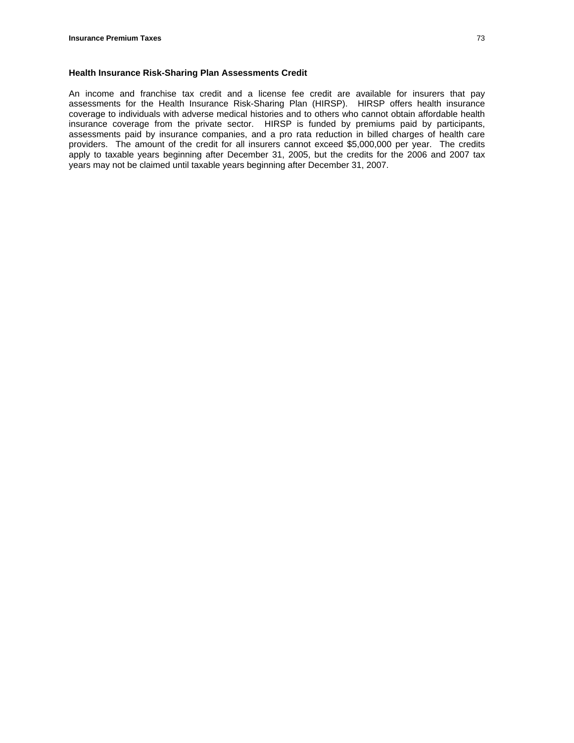## Health Insurance Risk-Sharing Plan Assessments Credit

An income and franchise tax credit and a license fee credit are available for insurers that pay assessments for the Health Insurance Risk-Sharing Plan (HIRSP). HIRSP offers health insurance coverage to individuals with adverse medical histories and to others who cannot obtain affordable health insurance coverage from the private sector. HIRSP is funded by premiums paid by participants, assessments paid by insurance companies, and a pro rata reduction in billed charges of health care providers. The amount of the credit for all insurers cannot exceed $5,000,000 per year. The credits apply to taxable years beginning after December 31, 2005, but the credits for the 2006 and 2007 tax years may not be claimed until taxable years beginning after December 31, 2007.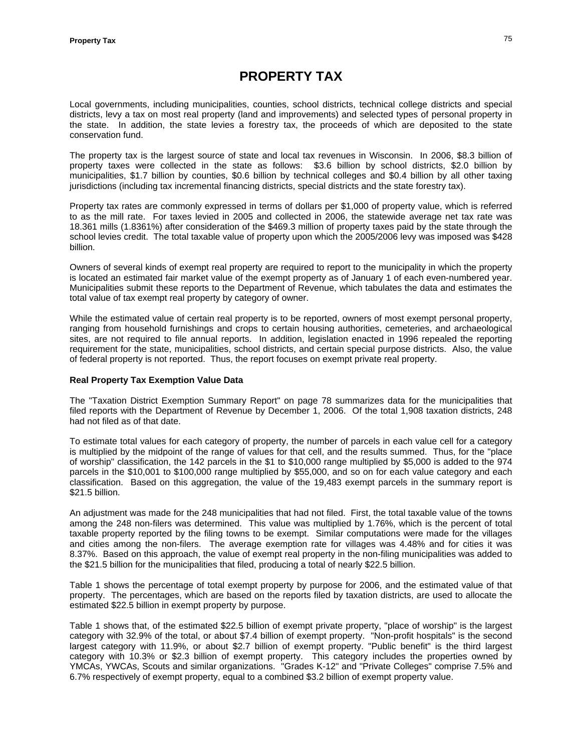# PROPERTY TAX

Local governments, including municipalities, counties, school districts, technical college districts and special districts, levy a tax on most real property (land and improvements) and selected types of personal property in the state. In addition, the state levies a forestry tax, the proceeds of which are deposited to the state conservation fund.

The property tax is the largest source of state and local tax revenues in Wisconsin. In 2006, $8.3 billion of property taxes were collected in the state as follows: $3.6 billion by school districts, $2.0 billion by municipalities, $1.7 billion by counties, $0.6 billion by technical colleges and $0.4 billion by all other taxing jurisdictions (including tax incremental financing districts, special districts and the state forestry tax).

Property tax rates are commonly expressed in terms of dollars per $1,000 of property value, which is referred to as the mill rate. For taxes levied in 2005 and collected in 2006, the statewide average net tax rate was 18.361 mills (1.8361%) after consideration of the $469.3 million of property taxes paid by the state through the school levies credit. The total taxable value of property upon which the 2005/2006 levy was imposed was $428 billion.

Owners of several kinds of exempt real property are required to report to the municipality in which the property is located an estimated fair market value of the exempt property as of January 1 of each even-numbered year. Municipalities submit these reports to the Department of Revenue, which tabulates the data and estimates the total value of tax exempt real property by category of owner.

While the estimated value of certain real property is to be reported, owners of most exempt personal property, ranging from household furnishings and crops to certain housing authorities, cemeteries, and archaeological sites, are not required to file annual reports. In addition, legislation enacted in 1996 repealed the reporting requirement for the state, municipalities, school districts, and certain special purpose districts. Also, the value of federal property is not reported. Thus, the report focuses on exempt private real property.

**Real Property Tax Exemption Value Data**

The "Taxation District Exemption Summary Report" on page 78 summarizes data for the municipalities that filed reports with the Department of Revenue by December 1, 2006. Of the total 1,908 taxation districts, 248 had not filed as of that date.

To estimate total values for each category of property, the number of parcels in each value cell for a category is multiplied by the midpoint of the range of values for that cell, and the results summed. Thus, for the "place of worship" classification, the 142 parcels in the $1 to $10,000 range multiplied by $5,000 is added to the 974 parcels in the $10,001 to $100,000 range multiplied by $55,000, and so on for each value category and each classification. Based on this aggregation, the value of the 19,483 exempt parcels in the summary report is $21.5 billion.

An adjustment was made for the 248 municipalities that had not filed. First, the total taxable value of the towns among the 248 non-filers was determined. This value was multiplied by 1.76%, which is the percent of total taxable property reported by the filing towns to be exempt. Similar computations were made for the villages and cities among the non-filers. The average exemption rate for villages was 4.48% and for cities it was 8.37%. Based on this approach, the value of exempt real property in the non-filing municipalities was added to the $21.5 billion for the municipalities that filed, producing a total of nearly $22.5 billion.

Table 1 shows the percentage of total exempt property by purpose for 2006, and the estimated value of that property. The percentages, which are based on the reports filed by taxation districts, are used to allocate the estimated $22.5 billion in exempt property by purpose.

Table 1 shows that, of the estimated $22.5 billion of exempt private property, "place of worship" is the largest category with 32.9% of the total, or about $7.4 billion of exempt property. "Non-profit hospitals" is the second largest category with 11.9%, or about $2.7 billion of exempt property. "Public benefit" is the third largest category with 10.3% or $2.3 billion of exempt property. This category includes the properties owned by YMCAs, YWCAs, Scouts and similar organizations. "Grades K-12" and "Private Colleges" comprise 7.5% and 6.7% respectively of exempt property, equal to a combined $3.2 billion of exempt property value.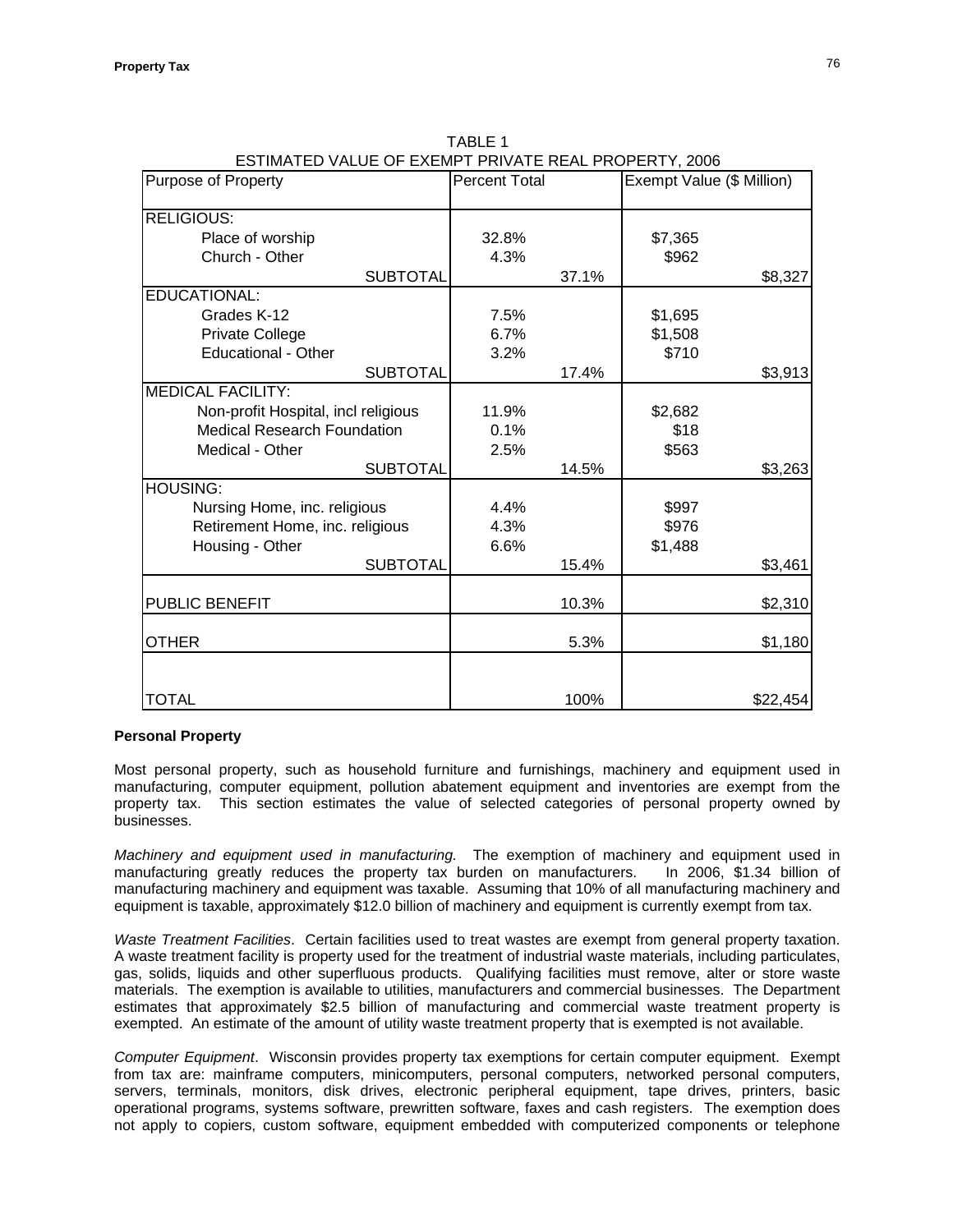TABLE 1
ESTIMATED VALUE OF EXEMPT PRIVATE REAL PROPERTY, 2006

| Purpose of Property | Percent Total | | Exempt Value ($ Million) | |
|---|---|---|---|---|
| RELIGIOUS: | | | | |
| Place of worship | 32.8% | | $7,365 | |
| Church - Other | 4.3% | | $962 | |
| SUBTOTAL | | 37.1% | | $8,327 |
| EDUCATIONAL: | | | | |
| Grades K-12 | 7.5% | | $1,695 | |
| Private College | 6.7% | | $1,508 | |
| Educational - Other | 3.2% | | $710 | |
| SUBTOTAL | | 17.4% | | $3,913 |
| MEDICAL FACILITY: | | | | |
| Non-profit Hospital, incl religious | 11.9% | | $2,682 | |
| Medical Research Foundation | 0.1% | | $18 | |
| Medical - Other | 2.5% | | $563 | |
| SUBTOTAL | | 14.5% | | $3,263 |
| HOUSING: | | | | |
| Nursing Home, inc. religious | 4.4% | | $997 | |
| Retirement Home, inc. religious | 4.3% | | $976 | |
| Housing - Other | 6.6% | | $1,488 | |
| SUBTOTAL | | 15.4% | | $3,461 |
| PUBLIC BENEFIT | | 10.3% | | $2,310 |
| OTHER | | 5.3% | | $1,180 |
| TOTAL | | 100% | | $22,454 |

**Personal Property**

Most personal property, such as household furniture and furnishings, machinery and equipment used in manufacturing, computer equipment, pollution abatement equipment and inventories are exempt from the property tax. This section estimates the value of selected categories of personal property owned by businesses.

*Machinery and equipment used in manufacturing.* The exemption of machinery and equipment used in manufacturing greatly reduces the property tax burden on manufacturers. In 2006, $1.34 billion of manufacturing machinery and equipment was taxable. Assuming that 10% of all manufacturing machinery and equipment is taxable, approximately $12.0 billion of machinery and equipment is currently exempt from tax.

*Waste Treatment Facilities*. Certain facilities used to treat wastes are exempt from general property taxation. A waste treatment facility is property used for the treatment of industrial waste materials, including particulates, gas, solids, liquids and other superfluous products. Qualifying facilities must remove, alter or store waste materials. The exemption is available to utilities, manufacturers and commercial businesses. The Department estimates that approximately $2.5 billion of manufacturing and commercial waste treatment property is exempted. An estimate of the amount of utility waste treatment property that is exempted is not available.

*Computer Equipment*. Wisconsin provides property tax exemptions for certain computer equipment. Exempt from tax are: mainframe computers, minicomputers, personal computers, networked personal computers, servers, terminals, monitors, disk drives, electronic peripheral equipment, tape drives, printers, basic operational programs, systems software, prewritten software, faxes and cash registers. The exemption does not apply to copiers, custom software, equipment embedded with computerized components or telephone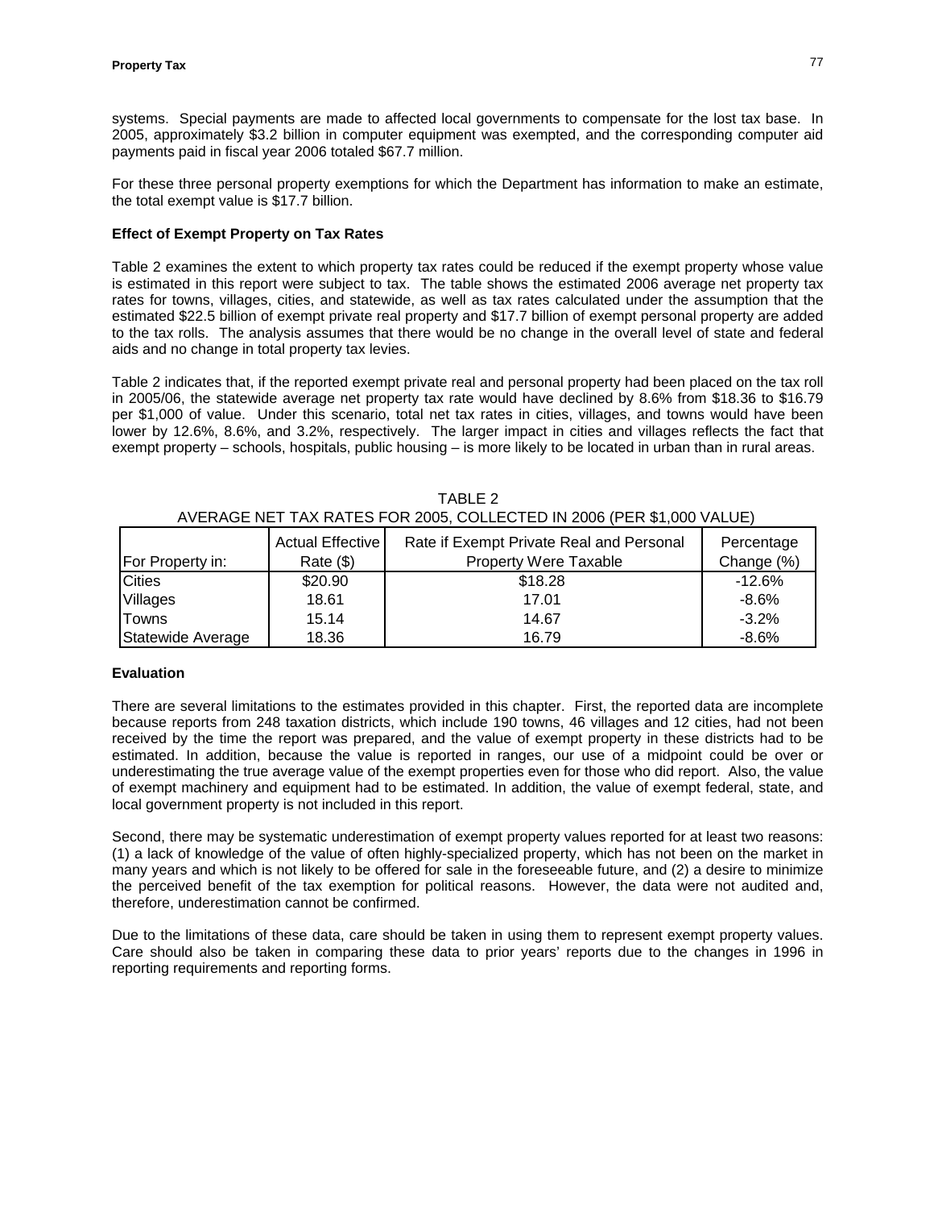systems. Special payments are made to affected local governments to compensate for the lost tax base. In 2005, approximately $3.2 billion in computer equipment was exempted, and the corresponding computer aid payments paid in fiscal year 2006 totaled $67.7 million.

For these three personal property exemptions for which the Department has information to make an estimate, the total exempt value is $17.7 billion.

**Effect of Exempt Property on Tax Rates**

Table 2 examines the extent to which property tax rates could be reduced if the exempt property whose value is estimated in this report were subject to tax. The table shows the estimated 2006 average net property tax rates for towns, villages, cities, and statewide, as well as tax rates calculated under the assumption that the estimated $22.5 billion of exempt private real property and $17.7 billion of exempt personal property are added to the tax rolls. The analysis assumes that there would be no change in the overall level of state and federal aids and no change in total property tax levies.

Table 2 indicates that, if the reported exempt private real and personal property had been placed on the tax roll in 2005/06, the statewide average net property tax rate would have declined by 8.6% from $18.36 to $16.79 per $1,000 of value. Under this scenario, total net tax rates in cities, villages, and towns would have been lower by 12.6%, 8.6%, and 3.2%, respectively. The larger impact in cities and villages reflects the fact that exempt property – schools, hospitals, public housing – is more likely to be located in urban than in rural areas.

TABLE 2
AVERAGE NET TAX RATES FOR 2005, COLLECTED IN 2006 (PER $1,000 VALUE)

| For Property in: | Actual Effective Rate ($) | Rate if Exempt Private Real and Personal Property Were Taxable | Percentage Change (%) |
|---|---|---|---|
| Cities | $20.90 | $18.28 | -12.6% |
| Villages | 18.61 | 17.01 | -8.6% |
| Towns | 15.14 | 14.67 | -3.2% |
| Statewide Average | 18.36 | 16.79 | -8.6% |

**Evaluation**

There are several limitations to the estimates provided in this chapter. First, the reported data are incomplete because reports from 248 taxation districts, which include 190 towns, 46 villages and 12 cities, had not been received by the time the report was prepared, and the value of exempt property in these districts had to be estimated. In addition, because the value is reported in ranges, our use of a midpoint could be over or underestimating the true average value of the exempt properties even for those who did report. Also, the value of exempt machinery and equipment had to be estimated. In addition, the value of exempt federal, state, and local government property is not included in this report.

Second, there may be systematic underestimation of exempt property values reported for at least two reasons: (1) a lack of knowledge of the value of often highly-specialized property, which has not been on the market in many years and which is not likely to be offered for sale in the foreseeable future, and (2) a desire to minimize the perceived benefit of the tax exemption for political reasons. However, the data were not audited and, therefore, underestimation cannot be confirmed.

Due to the limitations of these data, care should be taken in using them to represent exempt property values. Care should also be taken in comparing these data to prior years' reports due to the changes in 1996 in reporting requirements and reporting forms.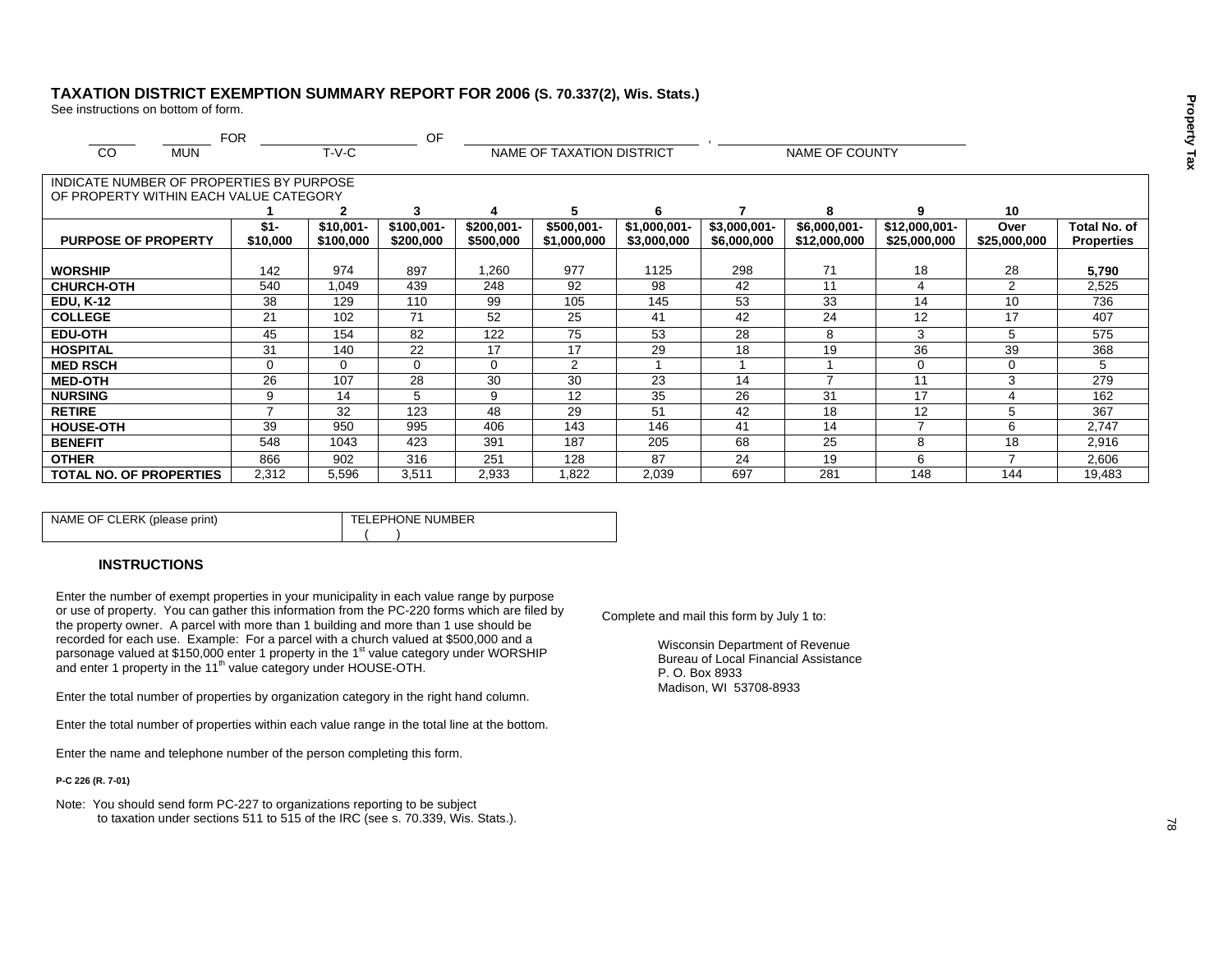# TAXATION DISTRICT EXEMPTION SUMMARY REPORT FOR 2006 (S. 70.337(2), Wis. Stats.)

See instructions on bottom of form.

_______ _______ FOR _______________ OF _______________________ , _______________________

CO MUN T-V-C NAME OF TAXATION DISTRICT NAME OF COUNTY

| INDICATE NUMBER OF PROPERTIES BY PURPOSE OF PROPERTY WITHIN EACH VALUE CATEGORY | 1 | 2 | 3 | 4 | 5 | 6 | 7 | 8 | 9 | 10 | |
|---|---|---|---|---|---|---|---|---|---|---|---|
| **PURPOSE OF PROPERTY** | **$1-$10,000** | **$10,001-$100,000** | **$100,001-$200,000** | **$200,001-$500,000** | **$500,001-$1,000,000** | **$1,000,001-$3,000,000** | **$3,000,001-$6,000,000** | **$6,000,001-$12,000,000** | **$12,000,001-$25,000,000** | **Over $25,000,000** | **Total No. of Properties** |
| **WORSHIP** | 142 | 974 | 897 | 1,260 | 977 | 1125 | 298 | 71 | 18 | 28 | **5,790** |
| **CHURCH-OTH** | 540 | 1,049 | 439 | 248 | 92 | 98 | 42 | 11 | 4 | 2 | 2,525 |
| **EDU, K-12** | 38 | 129 | 110 | 99 | 105 | 145 | 53 | 33 | 14 | 10 | 736 |
| **COLLEGE** | 21 | 102 | 71 | 52 | 25 | 41 | 42 | 24 | 12 | 17 | 407 |
| **EDU-OTH** | 45 | 154 | 82 | 122 | 75 | 53 | 28 | 8 | 3 | 5 | 575 |
| **HOSPITAL** | 31 | 140 | 22 | 17 | 17 | 29 | 18 | 19 | 36 | 39 | 368 |
| **MED RSCH** | 0 | 0 | 0 | 0 | 2 | 1 | 1 | 1 | 0 | 0 | 5 |
| **MED-OTH** | 26 | 107 | 28 | 30 | 30 | 23 | 14 | 7 | 11 | 3 | 279 |
| **NURSING** | 9 | 14 | 5 | 9 | 12 | 35 | 26 | 31 | 17 | 4 | 162 |
| **RETIRE** | 7 | 32 | 123 | 48 | 29 | 51 | 42 | 18 | 12 | 5 | 367 |
| **HOUSE-OTH** | 39 | 950 | 995 | 406 | 143 | 146 | 41 | 14 | 7 | 6 | 2,747 |
| **BENEFIT** | 548 | 1043 | 423 | 391 | 187 | 205 | 68 | 25 | 8 | 18 | 2,916 |
| **OTHER** | 866 | 902 | 316 | 251 | 128 | 87 | 24 | 19 | 6 | 7 | 2,606 |
| **TOTAL NO. OF PROPERTIES** | 2,312 | 5,596 | 3,511 | 2,933 | 1,822 | 2,039 | 697 | 281 | 148 | 144 | 19,483 |

| NAME OF CLERK (please print) | TELEPHONE NUMBER ( ) |
|---|---|

### INSTRUCTIONS

Enter the number of exempt properties in your municipality in each value range by purpose or use of property. You can gather this information from the PC-220 forms which are filed by the property owner. A parcel with more than 1 building and more than 1 use should be recorded for each use. Example: For a parcel with a church valued at $500,000 and a parsonage valued at $150,000 enter 1 property in the 1st value category under WORSHIP and enter 1 property in the 11th value category under HOUSE-OTH.

Enter the total number of properties by organization category in the right hand column.

Enter the total number of properties within each value range in the total line at the bottom.

Enter the name and telephone number of the person completing this form.

**P-C 226 (R. 7-01)**

Note: You should send form PC-227 to organizations reporting to be subject to taxation under sections 511 to 515 of the IRC (see s. 70.339, Wis. Stats.).

Complete and mail this form by July 1 to:

Wisconsin Department of Revenue
Bureau of Local Financial Assistance
P. O. Box 8933
Madison, WI 53708-8933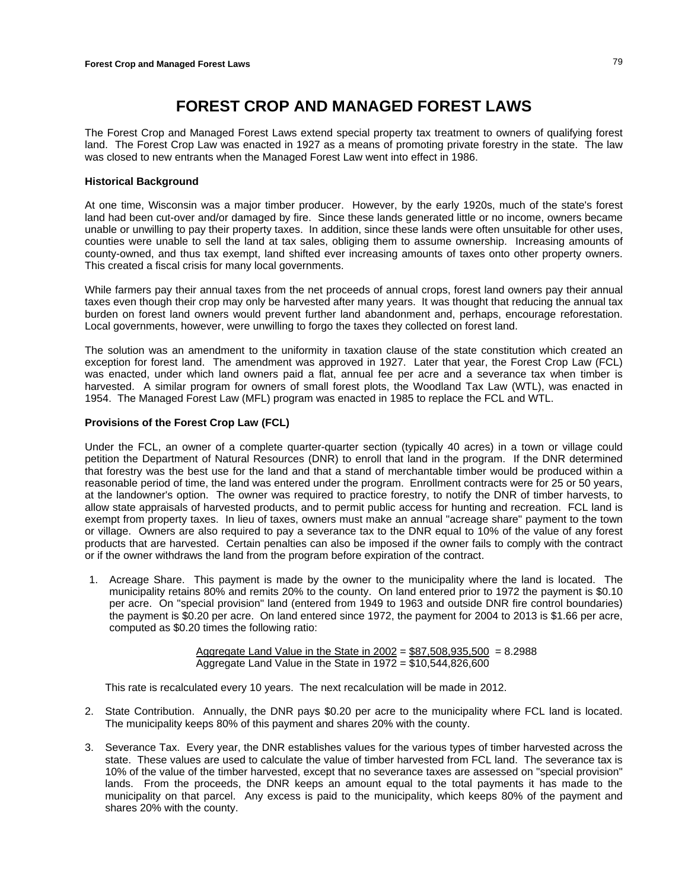# FOREST CROP AND MANAGED FOREST LAWS

The Forest Crop and Managed Forest Laws extend special property tax treatment to owners of qualifying forest land. The Forest Crop Law was enacted in 1927 as a means of promoting private forestry in the state. The law was closed to new entrants when the Managed Forest Law went into effect in 1986.

### Historical Background

At one time, Wisconsin was a major timber producer. However, by the early 1920s, much of the state's forest land had been cut-over and/or damaged by fire. Since these lands generated little or no income, owners became unable or unwilling to pay their property taxes. In addition, since these lands were often unsuitable for other uses, counties were unable to sell the land at tax sales, obliging them to assume ownership. Increasing amounts of county-owned, and thus tax exempt, land shifted ever increasing amounts of taxes onto other property owners. This created a fiscal crisis for many local governments.

While farmers pay their annual taxes from the net proceeds of annual crops, forest land owners pay their annual taxes even though their crop may only be harvested after many years. It was thought that reducing the annual tax burden on forest land owners would prevent further land abandonment and, perhaps, encourage reforestation. Local governments, however, were unwilling to forgo the taxes they collected on forest land.

The solution was an amendment to the uniformity in taxation clause of the state constitution which created an exception for forest land. The amendment was approved in 1927. Later that year, the Forest Crop Law (FCL) was enacted, under which land owners paid a flat, annual fee per acre and a severance tax when timber is harvested. A similar program for owners of small forest plots, the Woodland Tax Law (WTL), was enacted in 1954. The Managed Forest Law (MFL) program was enacted in 1985 to replace the FCL and WTL.

### Provisions of the Forest Crop Law (FCL)

Under the FCL, an owner of a complete quarter-quarter section (typically 40 acres) in a town or village could petition the Department of Natural Resources (DNR) to enroll that land in the program. If the DNR determined that forestry was the best use for the land and that a stand of merchantable timber would be produced within a reasonable period of time, the land was entered under the program. Enrollment contracts were for 25 or 50 years, at the landowner's option. The owner was required to practice forestry, to notify the DNR of timber harvests, to allow state appraisals of harvested products, and to permit public access for hunting and recreation. FCL land is exempt from property taxes. In lieu of taxes, owners must make an annual "acreage share" payment to the town or village. Owners are also required to pay a severance tax to the DNR equal to 10% of the value of any forest products that are harvested. Certain penalties can also be imposed if the owner fails to comply with the contract or if the owner withdraws the land from the program before expiration of the contract.

1. Acreage Share. This payment is made by the owner to the municipality where the land is located. The municipality retains 80% and remits 20% to the county. On land entered prior to 1972 the payment is $0.10 per acre. On "special provision" land (entered from 1949 to 1963 and outside DNR fire control boundaries) the payment is $0.20 per acre. On land entered since 1972, the payment for 2004 to 2013 is $1.66 per acre, computed as $0.20 times the following ratio:

   $$\frac{\text{Aggregate Land Value in the State in 2002} = \$87{,}508{,}935{,}500}{\text{Aggregate Land Value in the State in 1972} = \$10{,}544{,}826{,}600} = 8.2988$$

   This rate is recalculated every 10 years. The next recalculation will be made in 2012.

2. State Contribution. Annually, the DNR pays $0.20 per acre to the municipality where FCL land is located. The municipality keeps 80% of this payment and shares 20% with the county.

3. Severance Tax. Every year, the DNR establishes values for the various types of timber harvested across the state. These values are used to calculate the value of timber harvested from FCL land. The severance tax is 10% of the value of the timber harvested, except that no severance taxes are assessed on "special provision" lands. From the proceeds, the DNR keeps an amount equal to the total payments it has made to the municipality on that parcel. Any excess is paid to the municipality, which keeps 80% of the payment and shares 20% with the county.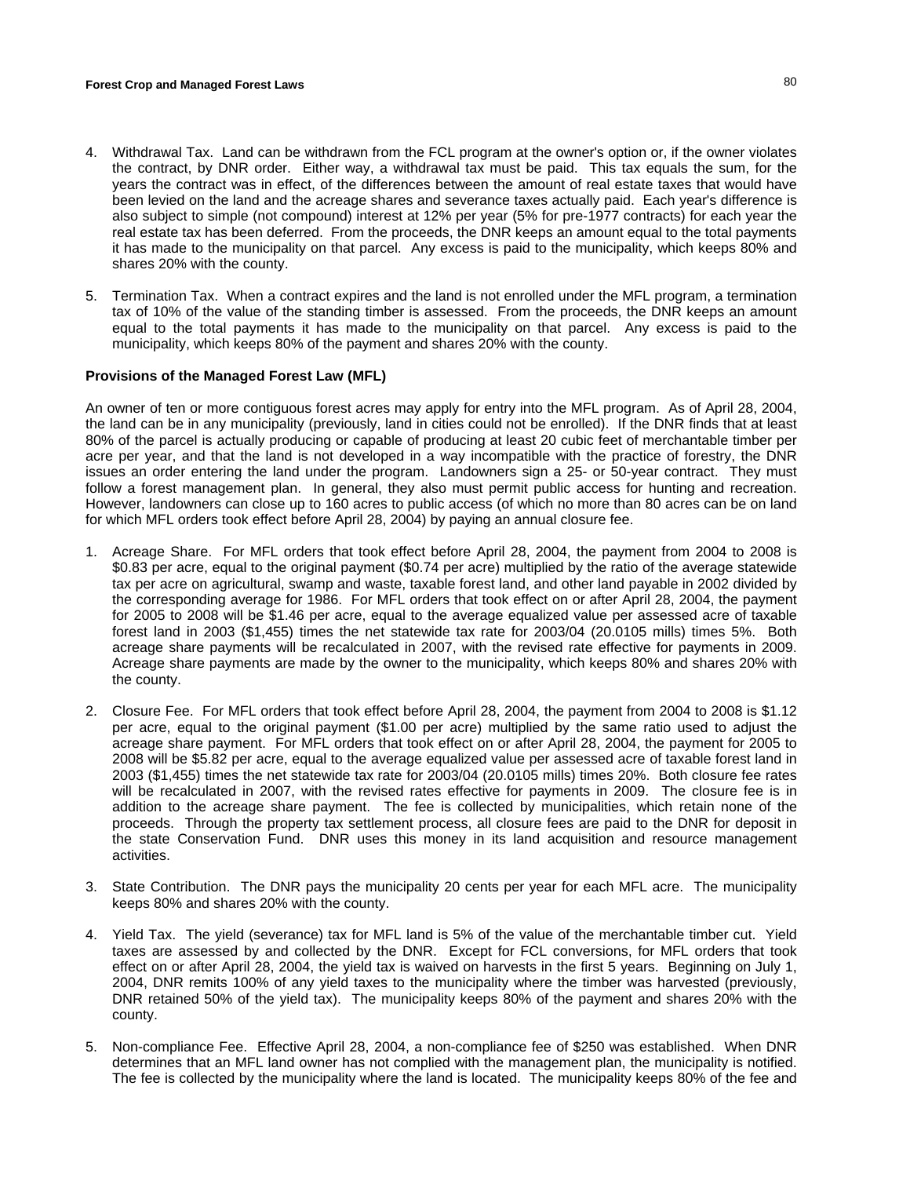4. Withdrawal Tax. Land can be withdrawn from the FCL program at the owner's option or, if the owner violates the contract, by DNR order. Either way, a withdrawal tax must be paid. This tax equals the sum, for the years the contract was in effect, of the differences between the amount of real estate taxes that would have been levied on the land and the acreage shares and severance taxes actually paid. Each year's difference is also subject to simple (not compound) interest at 12% per year (5% for pre-1977 contracts) for each year the real estate tax has been deferred. From the proceeds, the DNR keeps an amount equal to the total payments it has made to the municipality on that parcel. Any excess is paid to the municipality, which keeps 80% and shares 20% with the county.

5. Termination Tax. When a contract expires and the land is not enrolled under the MFL program, a termination tax of 10% of the value of the standing timber is assessed. From the proceeds, the DNR keeps an amount equal to the total payments it has made to the municipality on that parcel. Any excess is paid to the municipality, which keeps 80% of the payment and shares 20% with the county.

**Provisions of the Managed Forest Law (MFL)**

An owner of ten or more contiguous forest acres may apply for entry into the MFL program. As of April 28, 2004, the land can be in any municipality (previously, land in cities could not be enrolled). If the DNR finds that at least 80% of the parcel is actually producing or capable of producing at least 20 cubic feet of merchantable timber per acre per year, and that the land is not developed in a way incompatible with the practice of forestry, the DNR issues an order entering the land under the program. Landowners sign a 25- or 50-year contract. They must follow a forest management plan. In general, they also must permit public access for hunting and recreation. However, landowners can close up to 160 acres to public access (of which no more than 80 acres can be on land for which MFL orders took effect before April 28, 2004) by paying an annual closure fee.

1. Acreage Share. For MFL orders that took effect before April 28, 2004, the payment from 2004 to 2008 is $0.83 per acre, equal to the original payment ($0.74 per acre) multiplied by the ratio of the average statewide tax per acre on agricultural, swamp and waste, taxable forest land, and other land payable in 2002 divided by the corresponding average for 1986. For MFL orders that took effect on or after April 28, 2004, the payment for 2005 to 2008 will be $1.46 per acre, equal to the average equalized value per assessed acre of taxable forest land in 2003 ($1,455) times the net statewide tax rate for 2003/04 (20.0105 mills) times 5%. Both acreage share payments will be recalculated in 2007, with the revised rate effective for payments in 2009. Acreage share payments are made by the owner to the municipality, which keeps 80% and shares 20% with the county.

2. Closure Fee. For MFL orders that took effect before April 28, 2004, the payment from 2004 to 2008 is $1.12 per acre, equal to the original payment ($1.00 per acre) multiplied by the same ratio used to adjust the acreage share payment. For MFL orders that took effect on or after April 28, 2004, the payment for 2005 to 2008 will be $5.82 per acre, equal to the average equalized value per assessed acre of taxable forest land in 2003 ($1,455) times the net statewide tax rate for 2003/04 (20.0105 mills) times 20%. Both closure fee rates will be recalculated in 2007, with the revised rates effective for payments in 2009. The closure fee is in addition to the acreage share payment. The fee is collected by municipalities, which retain none of the proceeds. Through the property tax settlement process, all closure fees are paid to the DNR for deposit in the state Conservation Fund. DNR uses this money in its land acquisition and resource management activities.

3. State Contribution. The DNR pays the municipality 20 cents per year for each MFL acre. The municipality keeps 80% and shares 20% with the county.

4. Yield Tax. The yield (severance) tax for MFL land is 5% of the value of the merchantable timber cut. Yield taxes are assessed by and collected by the DNR. Except for FCL conversions, for MFL orders that took effect on or after April 28, 2004, the yield tax is waived on harvests in the first 5 years. Beginning on July 1, 2004, DNR remits 100% of any yield taxes to the municipality where the timber was harvested (previously, DNR retained 50% of the yield tax). The municipality keeps 80% of the payment and shares 20% with the county.

5. Non-compliance Fee. Effective April 28, 2004, a non-compliance fee of $250 was established. When DNR determines that an MFL land owner has not complied with the management plan, the municipality is notified. The fee is collected by the municipality where the land is located. The municipality keeps 80% of the fee and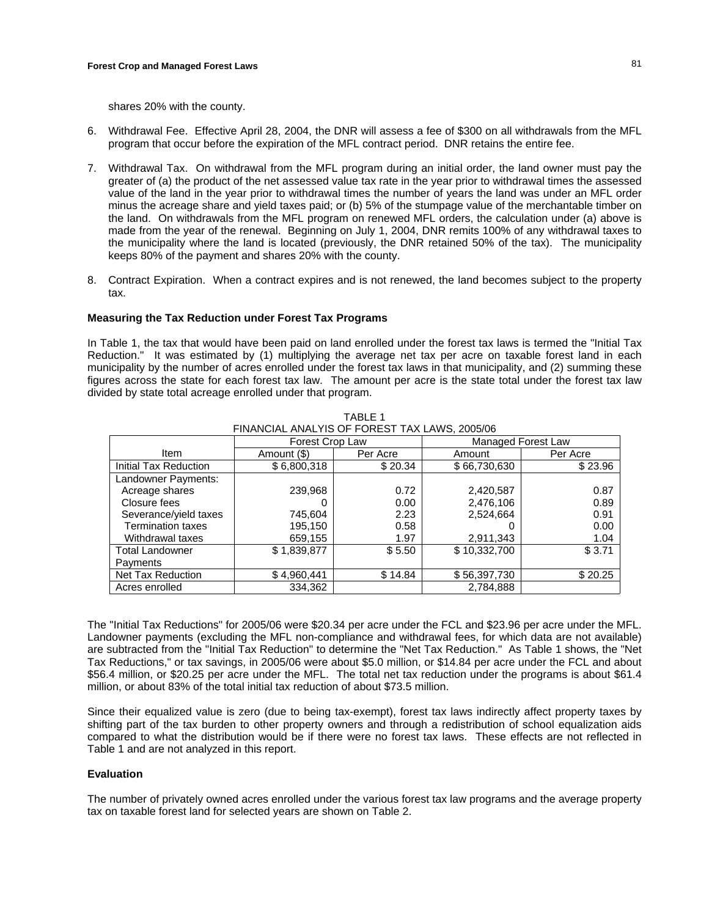shares 20% with the county.

6. Withdrawal Fee. Effective April 28, 2004, the DNR will assess a fee of $300 on all withdrawals from the MFL program that occur before the expiration of the MFL contract period. DNR retains the entire fee.

7. Withdrawal Tax. On withdrawal from the MFL program during an initial order, the land owner must pay the greater of (a) the product of the net assessed value tax rate in the year prior to withdrawal times the assessed value of the land in the year prior to withdrawal times the number of years the land was under an MFL order minus the acreage share and yield taxes paid; or (b) 5% of the stumpage value of the merchantable timber on the land. On withdrawals from the MFL program on renewed MFL orders, the calculation under (a) above is made from the year of the renewal. Beginning on July 1, 2004, DNR remits 100% of any withdrawal taxes to the municipality where the land is located (previously, the DNR retained 50% of the tax). The municipality keeps 80% of the payment and shares 20% with the county.

8. Contract Expiration. When a contract expires and is not renewed, the land becomes subject to the property tax.

### Measuring the Tax Reduction under Forest Tax Programs

In Table 1, the tax that would have been paid on land enrolled under the forest tax laws is termed the "Initial Tax Reduction." It was estimated by (1) multiplying the average net tax per acre on taxable forest land in each municipality by the number of acres enrolled under the forest tax laws in that municipality, and (2) summing these figures across the state for each forest tax law. The amount per acre is the state total under the forest tax law divided by state total acreage enrolled under that program.

TABLE 1
FINANCIAL ANALYIS OF FOREST TAX LAWS, 2005/06

| | Forest Crop Law | | Managed Forest Law | |
|---|---|---|---|---|
| Item | Amount ($) | Per Acre | Amount | Per Acre |
| Initial Tax Reduction | $ 6,800,318 | $ 20.34 | $ 66,730,630 | $ 23.96 |
| Landowner Payments: | | | | |
| Acreage shares | 239,968 | 0.72 | 2,420,587 | 0.87 |
| Closure fees | 0 | 0.00 | 2,476,106 | 0.89 |
| Severance/yield taxes | 745,604 | 2.23 | 2,524,664 | 0.91 |
| Termination taxes | 195,150 | 0.58 | 0 | 0.00 |
| Withdrawal taxes | 659,155 | 1.97 | 2,911,343 | 1.04 |
| Total Landowner Payments | $ 1,839,877 | $ 5.50 | $ 10,332,700 | $ 3.71 |
| Net Tax Reduction | $ 4,960,441 | $ 14.84 | $ 56,397,730 | $ 20.25 |
| Acres enrolled | 334,362 | | 2,784,888 | |

The "Initial Tax Reductions" for 2005/06 were $20.34 per acre under the FCL and $23.96 per acre under the MFL. Landowner payments (excluding the MFL non-compliance and withdrawal fees, for which data are not available) are subtracted from the "Initial Tax Reduction" to determine the "Net Tax Reduction." As Table 1 shows, the "Net Tax Reductions," or tax savings, in 2005/06 were about $5.0 million, or $14.84 per acre under the FCL and about $56.4 million, or $20.25 per acre under the MFL. The total net tax reduction under the programs is about $61.4 million, or about 83% of the total initial tax reduction of about $73.5 million.

Since their equalized value is zero (due to being tax-exempt), forest tax laws indirectly affect property taxes by shifting part of the tax burden to other property owners and through a redistribution of school equalization aids compared to what the distribution would be if there were no forest tax laws. These effects are not reflected in Table 1 and are not analyzed in this report.

### Evaluation

The number of privately owned acres enrolled under the various forest tax law programs and the average property tax on taxable forest land for selected years are shown on Table 2.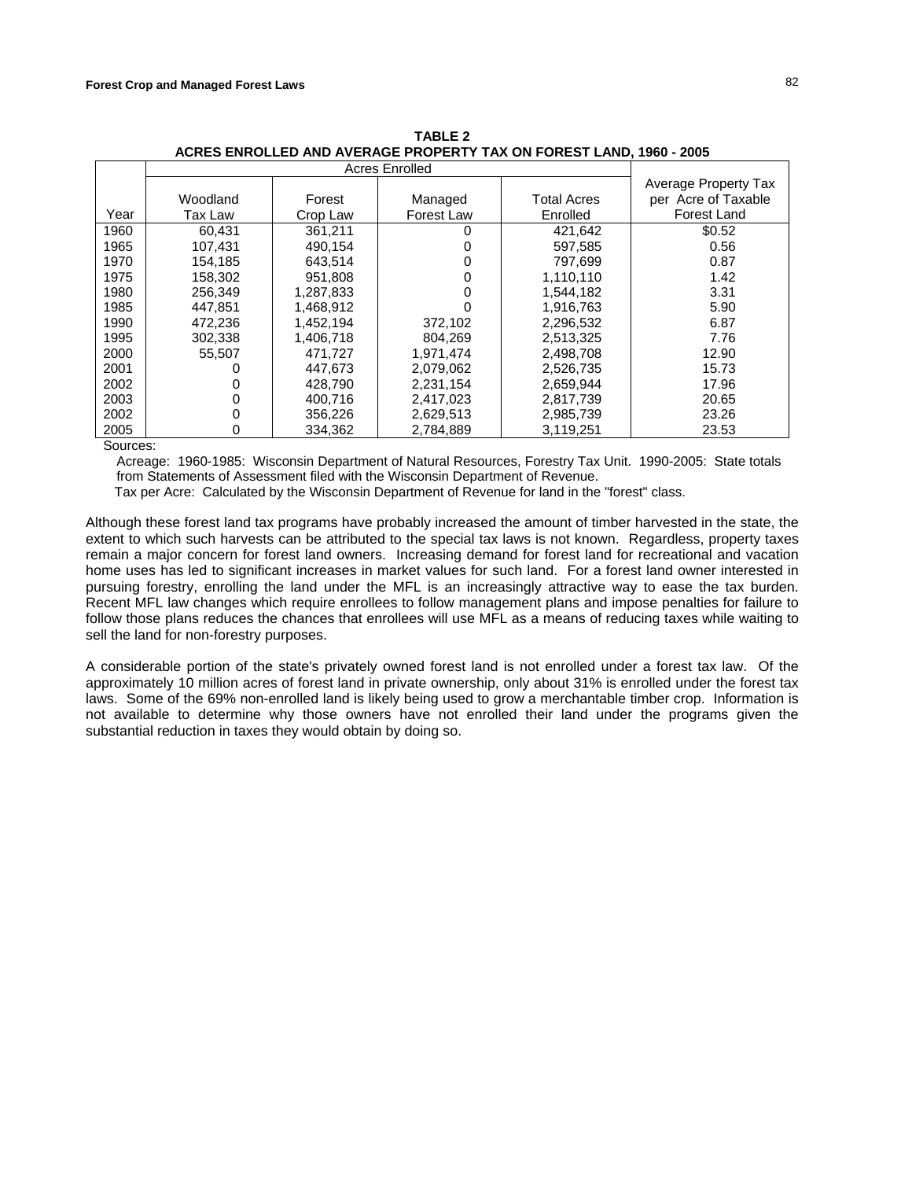**TABLE 2**
**ACRES ENROLLED AND AVERAGE PROPERTY TAX ON FOREST LAND, 1960 - 2005**

| | Acres Enrolled | | | | |
|---|---|---|---|---|---|
| Year | Woodland Tax Law | Forest Crop Law | Managed Forest Law | Total Acres Enrolled | Average Property Tax per Acre of Taxable Forest Land |
| 1960 | 60,431 | 361,211 | 0 | 421,642 | $0.52 |
| 1965 | 107,431 | 490,154 | 0 | 597,585 | 0.56 |
| 1970 | 154,185 | 643,514 | 0 | 797,699 | 0.87 |
| 1975 | 158,302 | 951,808 | 0 | 1,110,110 | 1.42 |
| 1980 | 256,349 | 1,287,833 | 0 | 1,544,182 | 3.31 |
| 1985 | 447,851 | 1,468,912 | 0 | 1,916,763 | 5.90 |
| 1990 | 472,236 | 1,452,194 | 372,102 | 2,296,532 | 6.87 |
| 1995 | 302,338 | 1,406,718 | 804,269 | 2,513,325 | 7.76 |
| 2000 | 55,507 | 471,727 | 1,971,474 | 2,498,708 | 12.90 |
| 2001 | 0 | 447,673 | 2,079,062 | 2,526,735 | 15.73 |
| 2002 | 0 | 428,790 | 2,231,154 | 2,659,944 | 17.96 |
| 2003 | 0 | 400,716 | 2,417,023 | 2,817,739 | 20.65 |
| 2002 | 0 | 356,226 | 2,629,513 | 2,985,739 | 23.26 |
| 2005 | 0 | 334,362 | 2,784,889 | 3,119,251 | 23.53 |

Sources:

Acreage: 1960-1985: Wisconsin Department of Natural Resources, Forestry Tax Unit. 1990-2005: State totals from Statements of Assessment filed with the Wisconsin Department of Revenue.

Tax per Acre: Calculated by the Wisconsin Department of Revenue for land in the "forest" class.

Although these forest land tax programs have probably increased the amount of timber harvested in the state, the extent to which such harvests can be attributed to the special tax laws is not known. Regardless, property taxes remain a major concern for forest land owners. Increasing demand for forest land for recreational and vacation home uses has led to significant increases in market values for such land. For a forest land owner interested in pursuing forestry, enrolling the land under the MFL is an increasingly attractive way to ease the tax burden. Recent MFL law changes which require enrollees to follow management plans and impose penalties for failure to follow those plans reduces the chances that enrollees will use MFL as a means of reducing taxes while waiting to sell the land for non-forestry purposes.

A considerable portion of the state's privately owned forest land is not enrolled under a forest tax law. Of the approximately 10 million acres of forest land in private ownership, only about 31% is enrolled under the forest tax laws. Some of the 69% non-enrolled land is likely being used to grow a merchantable timber crop. Information is not available to determine why those owners have not enrolled their land under the programs given the substantial reduction in taxes they would obtain by doing so.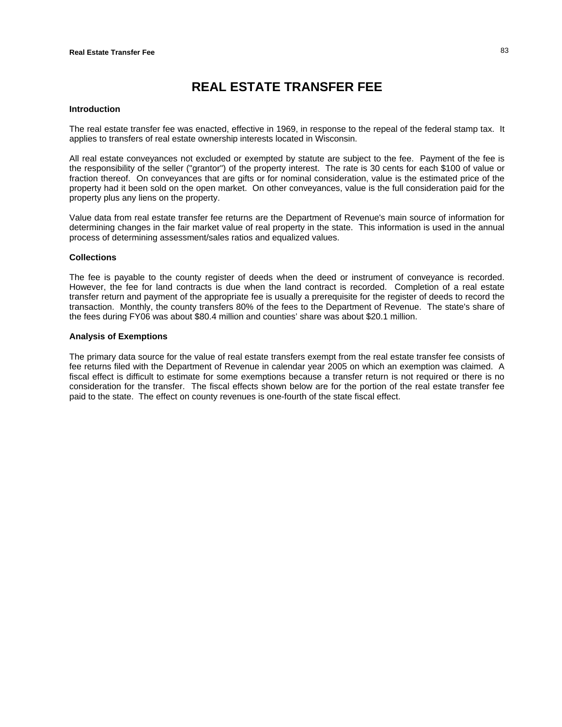# REAL ESTATE TRANSFER FEE

## Introduction

The real estate transfer fee was enacted, effective in 1969, in response to the repeal of the federal stamp tax. It applies to transfers of real estate ownership interests located in Wisconsin.

All real estate conveyances not excluded or exempted by statute are subject to the fee. Payment of the fee is the responsibility of the seller ("grantor") of the property interest. The rate is 30 cents for each $100 of value or fraction thereof. On conveyances that are gifts or for nominal consideration, value is the estimated price of the property had it been sold on the open market. On other conveyances, value is the full consideration paid for the property plus any liens on the property.

Value data from real estate transfer fee returns are the Department of Revenue's main source of information for determining changes in the fair market value of real property in the state. This information is used in the annual process of determining assessment/sales ratios and equalized values.

## Collections

The fee is payable to the county register of deeds when the deed or instrument of conveyance is recorded. However, the fee for land contracts is due when the land contract is recorded. Completion of a real estate transfer return and payment of the appropriate fee is usually a prerequisite for the register of deeds to record the transaction. Monthly, the county transfers 80% of the fees to the Department of Revenue. The state's share of the fees during FY06 was about $80.4 million and counties' share was about $20.1 million.

## Analysis of Exemptions

The primary data source for the value of real estate transfers exempt from the real estate transfer fee consists of fee returns filed with the Department of Revenue in calendar year 2005 on which an exemption was claimed. A fiscal effect is difficult to estimate for some exemptions because a transfer return is not required or there is no consideration for the transfer. The fiscal effects shown below are for the portion of the real estate transfer fee paid to the state. The effect on county revenues is one-fourth of the state fiscal effect.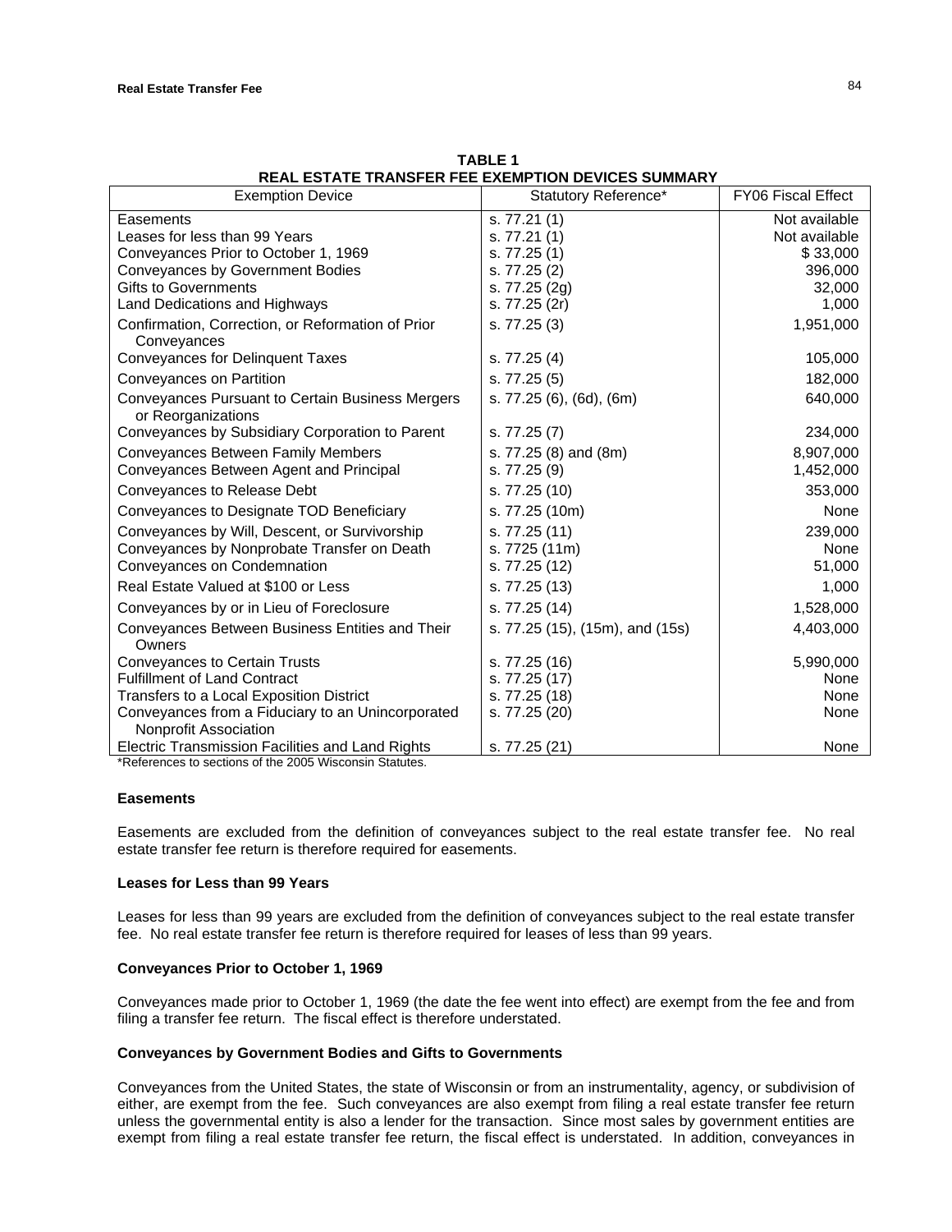**TABLE 1**
**REAL ESTATE TRANSFER FEE EXEMPTION DEVICES SUMMARY**

| Exemption Device | Statutory Reference* | FY06 Fiscal Effect |
|---|---|---|
| Easements | s. 77.21 (1) | Not available |
| Leases for less than 99 Years | s. 77.21 (1) | Not available |
| Conveyances Prior to October 1, 1969 | s. 77.25 (1) | $ 33,000 |
| Conveyances by Government Bodies | s. 77.25 (2) | 396,000 |
| Gifts to Governments | s. 77.25 (2g) | 32,000 |
| Land Dedications and Highways | s. 77.25 (2r) | 1,000 |
| Confirmation, Correction, or Reformation of Prior Conveyances | s. 77.25 (3) | 1,951,000 |
| Conveyances for Delinquent Taxes | s. 77.25 (4) | 105,000 |
| Conveyances on Partition | s. 77.25 (5) | 182,000 |
| Conveyances Pursuant to Certain Business Mergers or Reorganizations | s. 77.25 (6), (6d), (6m) | 640,000 |
| Conveyances by Subsidiary Corporation to Parent | s. 77.25 (7) | 234,000 |
| Conveyances Between Family Members | s. 77.25 (8) and (8m) | 8,907,000 |
| Conveyances Between Agent and Principal | s. 77.25 (9) | 1,452,000 |
| Conveyances to Release Debt | s. 77.25 (10) | 353,000 |
| Conveyances to Designate TOD Beneficiary | s. 77.25 (10m) | None |
| Conveyances by Will, Descent, or Survivorship | s. 77.25 (11) | 239,000 |
| Conveyances by Nonprobate Transfer on Death | s. 7725 (11m) | None |
| Conveyances on Condemnation | s. 77.25 (12) | 51,000 |
| Real Estate Valued at $100 or Less | s. 77.25 (13) | 1,000 |
| Conveyances by or in Lieu of Foreclosure | s. 77.25 (14) | 1,528,000 |
| Conveyances Between Business Entities and Their Owners | s. 77.25 (15), (15m), and (15s) | 4,403,000 |
| Conveyances to Certain Trusts | s. 77.25 (16) | 5,990,000 |
| Fulfillment of Land Contract | s. 77.25 (17) | None |
| Transfers to a Local Exposition District | s. 77.25 (18) | None |
| Conveyances from a Fiduciary to an Unincorporated Nonprofit Association | s. 77.25 (20) | None |
| Electric Transmission Facilities and Land Rights | s. 77.25 (21) | None |

*References to sections of the 2005 Wisconsin Statutes.

### Easements

Easements are excluded from the definition of conveyances subject to the real estate transfer fee. No real estate transfer fee return is therefore required for easements.

### Leases for Less than 99 Years

Leases for less than 99 years are excluded from the definition of conveyances subject to the real estate transfer fee. No real estate transfer fee return is therefore required for leases of less than 99 years.

### Conveyances Prior to October 1, 1969

Conveyances made prior to October 1, 1969 (the date the fee went into effect) are exempt from the fee and from filing a transfer fee return. The fiscal effect is therefore understated.

### Conveyances by Government Bodies and Gifts to Governments

Conveyances from the United States, the state of Wisconsin or from an instrumentality, agency, or subdivision of either, are exempt from the fee. Such conveyances are also exempt from filing a real estate transfer fee return unless the governmental entity is also a lender for the transaction. Since most sales by government entities are exempt from filing a real estate transfer fee return, the fiscal effect is understated. In addition, conveyances in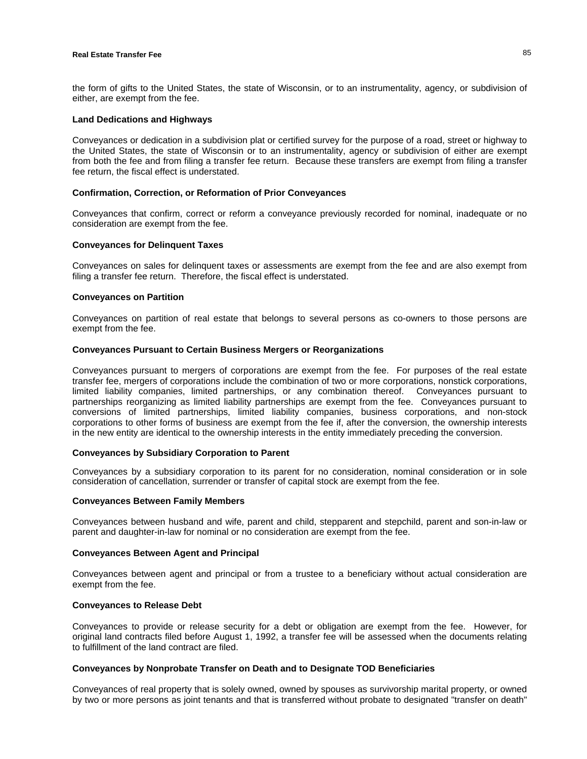the form of gifts to the United States, the state of Wisconsin, or to an instrumentality, agency, or subdivision of either, are exempt from the fee.

**Land Dedications and Highways**

Conveyances or dedication in a subdivision plat or certified survey for the purpose of a road, street or highway to the United States, the state of Wisconsin or to an instrumentality, agency or subdivision of either are exempt from both the fee and from filing a transfer fee return. Because these transfers are exempt from filing a transfer fee return, the fiscal effect is understated.

**Confirmation, Correction, or Reformation of Prior Conveyances**

Conveyances that confirm, correct or reform a conveyance previously recorded for nominal, inadequate or no consideration are exempt from the fee.

**Conveyances for Delinquent Taxes**

Conveyances on sales for delinquent taxes or assessments are exempt from the fee and are also exempt from filing a transfer fee return. Therefore, the fiscal effect is understated.

**Conveyances on Partition**

Conveyances on partition of real estate that belongs to several persons as co-owners to those persons are exempt from the fee.

**Conveyances Pursuant to Certain Business Mergers or Reorganizations**

Conveyances pursuant to mergers of corporations are exempt from the fee. For purposes of the real estate transfer fee, mergers of corporations include the combination of two or more corporations, nonstick corporations, limited liability companies, limited partnerships, or any combination thereof. Conveyances pursuant to partnerships reorganizing as limited liability partnerships are exempt from the fee. Conveyances pursuant to conversions of limited partnerships, limited liability companies, business corporations, and non-stock corporations to other forms of business are exempt from the fee if, after the conversion, the ownership interests in the new entity are identical to the ownership interests in the entity immediately preceding the conversion.

**Conveyances by Subsidiary Corporation to Parent**

Conveyances by a subsidiary corporation to its parent for no consideration, nominal consideration or in sole consideration of cancellation, surrender or transfer of capital stock are exempt from the fee.

**Conveyances Between Family Members**

Conveyances between husband and wife, parent and child, stepparent and stepchild, parent and son-in-law or parent and daughter-in-law for nominal or no consideration are exempt from the fee.

**Conveyances Between Agent and Principal**

Conveyances between agent and principal or from a trustee to a beneficiary without actual consideration are exempt from the fee.

**Conveyances to Release Debt**

Conveyances to provide or release security for a debt or obligation are exempt from the fee. However, for original land contracts filed before August 1, 1992, a transfer fee will be assessed when the documents relating to fulfillment of the land contract are filed.

**Conveyances by Nonprobate Transfer on Death and to Designate TOD Beneficiaries**

Conveyances of real property that is solely owned, owned by spouses as survivorship marital property, or owned by two or more persons as joint tenants and that is transferred without probate to designated "transfer on death"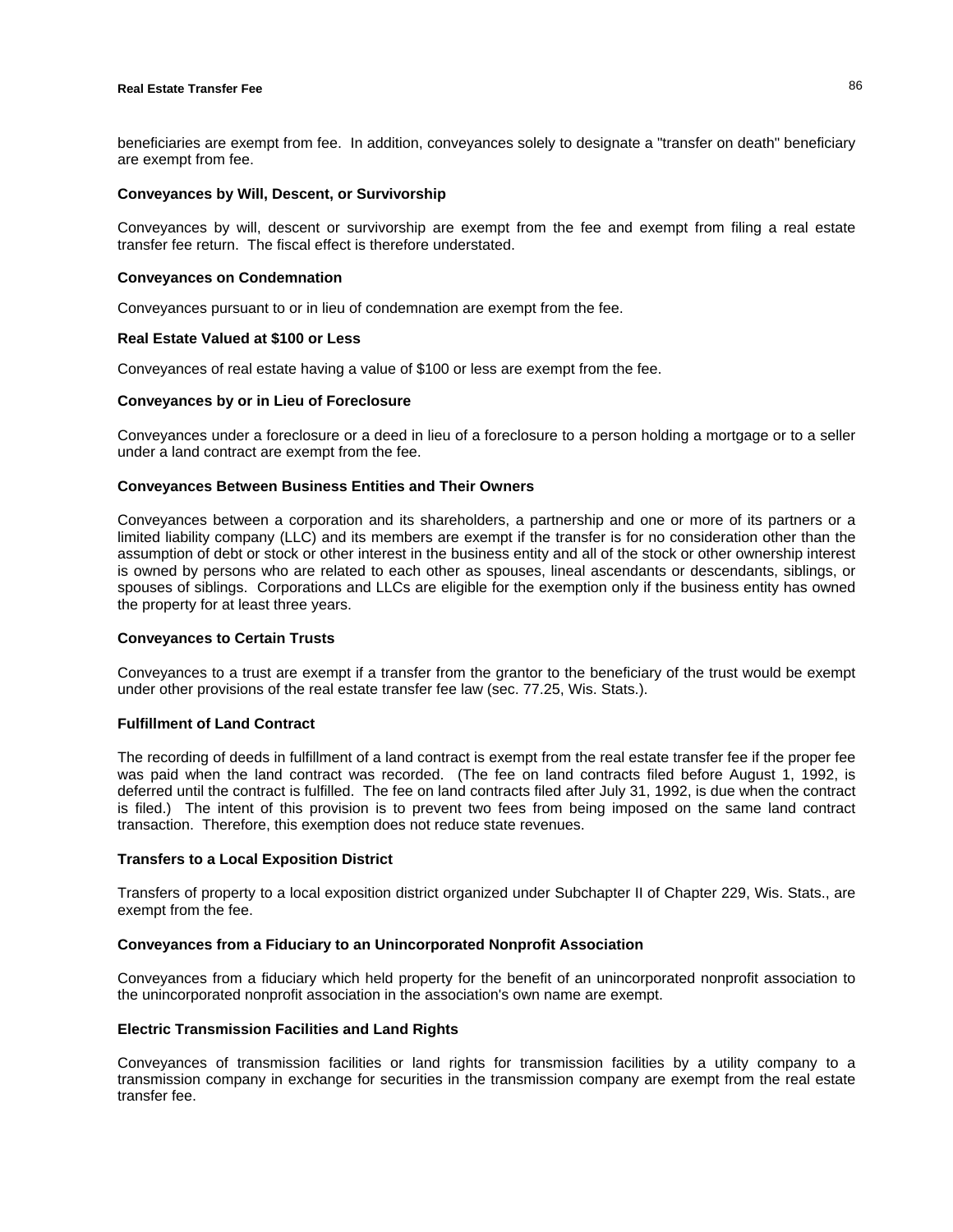beneficiaries are exempt from fee. In addition, conveyances solely to designate a "transfer on death" beneficiary are exempt from fee.

**Conveyances by Will, Descent, or Survivorship**

Conveyances by will, descent or survivorship are exempt from the fee and exempt from filing a real estate transfer fee return. The fiscal effect is therefore understated.

**Conveyances on Condemnation**

Conveyances pursuant to or in lieu of condemnation are exempt from the fee.

**Real Estate Valued at $100 or Less**

Conveyances of real estate having a value of $100 or less are exempt from the fee.

**Conveyances by or in Lieu of Foreclosure**

Conveyances under a foreclosure or a deed in lieu of a foreclosure to a person holding a mortgage or to a seller under a land contract are exempt from the fee.

**Conveyances Between Business Entities and Their Owners**

Conveyances between a corporation and its shareholders, a partnership and one or more of its partners or a limited liability company (LLC) and its members are exempt if the transfer is for no consideration other than the assumption of debt or stock or other interest in the business entity and all of the stock or other ownership interest is owned by persons who are related to each other as spouses, lineal ascendants or descendants, siblings, or spouses of siblings. Corporations and LLCs are eligible for the exemption only if the business entity has owned the property for at least three years.

**Conveyances to Certain Trusts**

Conveyances to a trust are exempt if a transfer from the grantor to the beneficiary of the trust would be exempt under other provisions of the real estate transfer fee law (sec. 77.25, Wis. Stats.).

**Fulfillment of Land Contract**

The recording of deeds in fulfillment of a land contract is exempt from the real estate transfer fee if the proper fee was paid when the land contract was recorded. (The fee on land contracts filed before August 1, 1992, is deferred until the contract is fulfilled. The fee on land contracts filed after July 31, 1992, is due when the contract is filed.) The intent of this provision is to prevent two fees from being imposed on the same land contract transaction. Therefore, this exemption does not reduce state revenues.

**Transfers to a Local Exposition District**

Transfers of property to a local exposition district organized under Subchapter II of Chapter 229, Wis. Stats., are exempt from the fee.

**Conveyances from a Fiduciary to an Unincorporated Nonprofit Association**

Conveyances from a fiduciary which held property for the benefit of an unincorporated nonprofit association to the unincorporated nonprofit association in the association's own name are exempt.

**Electric Transmission Facilities and Land Rights**

Conveyances of transmission facilities or land rights for transmission facilities by a utility company to a transmission company in exchange for securities in the transmission company are exempt from the real estate transfer fee.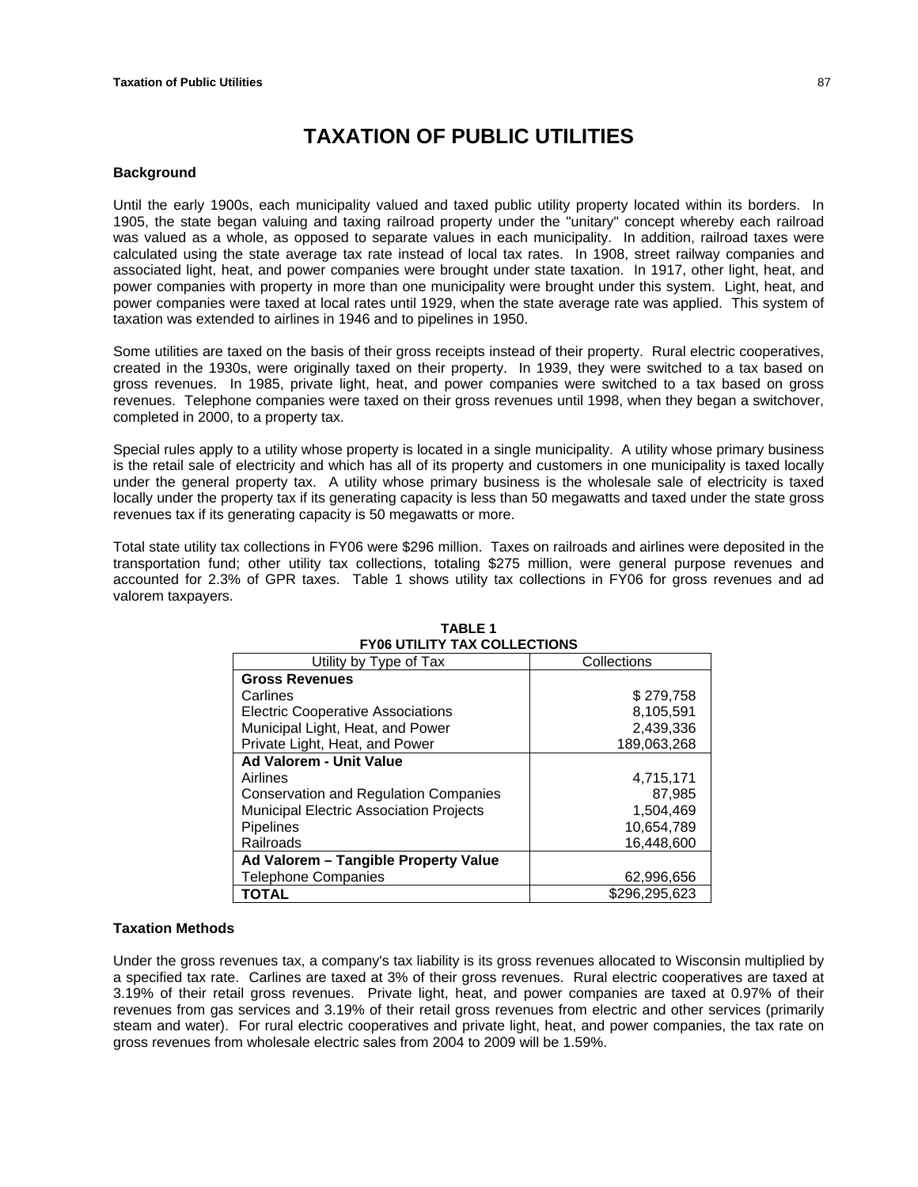# TAXATION OF PUBLIC UTILITIES

### Background

Until the early 1900s, each municipality valued and taxed public utility property located within its borders. In 1905, the state began valuing and taxing railroad property under the "unitary" concept whereby each railroad was valued as a whole, as opposed to separate values in each municipality. In addition, railroad taxes were calculated using the state average tax rate instead of local tax rates. In 1908, street railway companies and associated light, heat, and power companies were brought under state taxation. In 1917, other light, heat, and power companies with property in more than one municipality were brought under this system. Light, heat, and power companies were taxed at local rates until 1929, when the state average rate was applied. This system of taxation was extended to airlines in 1946 and to pipelines in 1950.

Some utilities are taxed on the basis of their gross receipts instead of their property. Rural electric cooperatives, created in the 1930s, were originally taxed on their property. In 1939, they were switched to a tax based on gross revenues. In 1985, private light, heat, and power companies were switched to a tax based on gross revenues. Telephone companies were taxed on their gross revenues until 1998, when they began a switchover, completed in 2000, to a property tax.

Special rules apply to a utility whose property is located in a single municipality. A utility whose primary business is the retail sale of electricity and which has all of its property and customers in one municipality is taxed locally under the general property tax. A utility whose primary business is the wholesale sale of electricity is taxed locally under the property tax if its generating capacity is less than 50 megawatts and taxed under the state gross revenues tax if its generating capacity is 50 megawatts or more.

Total state utility tax collections in FY06 were $296 million. Taxes on railroads and airlines were deposited in the transportation fund; other utility tax collections, totaling $275 million, were general purpose revenues and accounted for 2.3% of GPR taxes. Table 1 shows utility tax collections in FY06 for gross revenues and ad valorem taxpayers.

**TABLE 1**
**FY06 UTILITY TAX COLLECTIONS**

| Utility by Type of Tax | Collections |
|---|---|
| **Gross Revenues** | |
| Carlines | $ 279,758 |
| Electric Cooperative Associations | 8,105,591 |
| Municipal Light, Heat, and Power | 2,439,336 |
| Private Light, Heat, and Power | 189,063,268 |
| **Ad Valorem - Unit Value** | |
| Airlines | 4,715,171 |
| Conservation and Regulation Companies | 87,985 |
| Municipal Electric Association Projects | 1,504,469 |
| Pipelines | 10,654,789 |
| Railroads | 16,448,600 |
| **Ad Valorem – Tangible Property Value** | |
| Telephone Companies | 62,996,656 |
| **TOTAL** | $296,295,623 |

### Taxation Methods

Under the gross revenues tax, a company's tax liability is its gross revenues allocated to Wisconsin multiplied by a specified tax rate. Carlines are taxed at 3% of their gross revenues. Rural electric cooperatives are taxed at 3.19% of their retail gross revenues. Private light, heat, and power companies are taxed at 0.97% of their revenues from gas services and 3.19% of their retail gross revenues from electric and other services (primarily steam and water). For rural electric cooperatives and private light, heat, and power companies, the tax rate on gross revenues from wholesale electric sales from 2004 to 2009 will be 1.59%.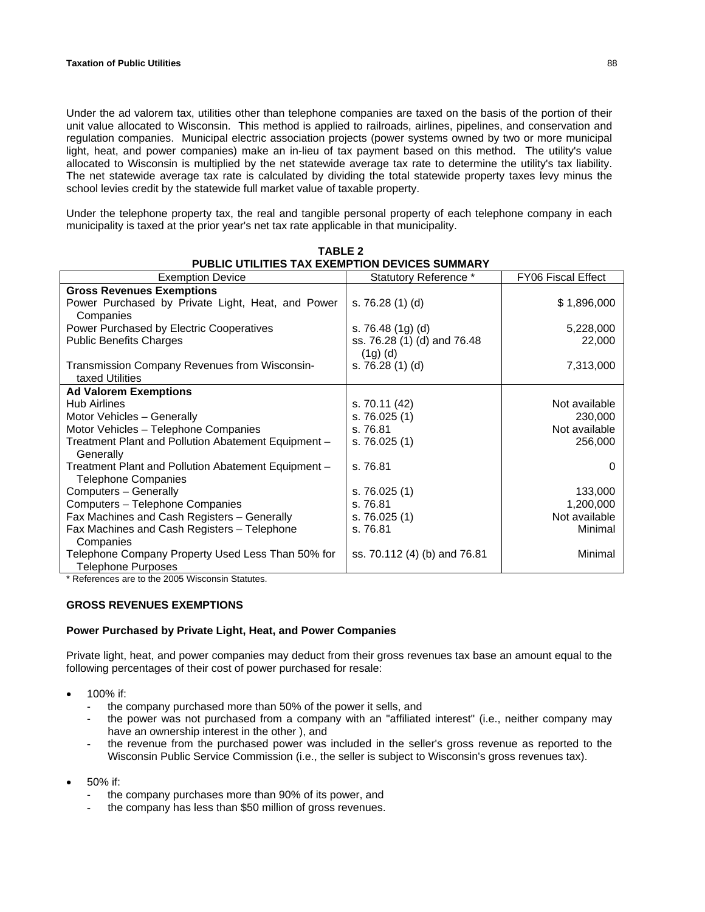Under the ad valorem tax, utilities other than telephone companies are taxed on the basis of the portion of their unit value allocated to Wisconsin. This method is applied to railroads, airlines, pipelines, and conservation and regulation companies. Municipal electric association projects (power systems owned by two or more municipal light, heat, and power companies) make an in-lieu of tax payment based on this method. The utility's value allocated to Wisconsin is multiplied by the net statewide average tax rate to determine the utility's tax liability. The net statewide average tax rate is calculated by dividing the total statewide property taxes levy minus the school levies credit by the statewide full market value of taxable property.

Under the telephone property tax, the real and tangible personal property of each telephone company in each municipality is taxed at the prior year's net tax rate applicable in that municipality.

**TABLE 2**
**PUBLIC UTILITIES TAX EXEMPTION DEVICES SUMMARY**

| Exemption Device | Statutory Reference * | FY06 Fiscal Effect |
|---|---|---|
| **Gross Revenues Exemptions** | | |
| Power Purchased by Private Light, Heat, and Power Companies | s. 76.28 (1) (d) | $ 1,896,000 |
| Power Purchased by Electric Cooperatives | s. 76.48 (1g) (d) | 5,228,000 |
| Public Benefits Charges | ss. 76.28 (1) (d) and 76.48 (1g) (d) | 22,000 |
| Transmission Company Revenues from Wisconsin-taxed Utilities | s. 76.28 (1) (d) | 7,313,000 |
| **Ad Valorem Exemptions** | | |
| Hub Airlines | s. 70.11 (42) | Not available |
| Motor Vehicles – Generally | s. 76.025 (1) | 230,000 |
| Motor Vehicles – Telephone Companies | s. 76.81 | Not available |
| Treatment Plant and Pollution Abatement Equipment – Generally | s. 76.025 (1) | 256,000 |
| Treatment Plant and Pollution Abatement Equipment – Telephone Companies | s. 76.81 | 0 |
| Computers – Generally | s. 76.025 (1) | 133,000 |
| Computers – Telephone Companies | s. 76.81 | 1,200,000 |
| Fax Machines and Cash Registers – Generally | s. 76.025 (1) | Not available |
| Fax Machines and Cash Registers – Telephone Companies | s. 76.81 | Minimal |
| Telephone Company Property Used Less Than 50% for Telephone Purposes | ss. 70.112 (4) (b) and 76.81 | Minimal |

\* References are to the 2005 Wisconsin Statutes.

### GROSS REVENUES EXEMPTIONS

#### Power Purchased by Private Light, Heat, and Power Companies

Private light, heat, and power companies may deduct from their gross revenues tax base an amount equal to the following percentages of their cost of power purchased for resale:

- 100% if:
  - the company purchased more than 50% of the power it sells, and
  - the power was not purchased from a company with an "affiliated interest" (i.e., neither company may have an ownership interest in the other ), and
  - the revenue from the purchased power was included in the seller's gross revenue as reported to the Wisconsin Public Service Commission (i.e., the seller is subject to Wisconsin's gross revenues tax).

- 50% if:
  - the company purchases more than 90% of its power, and
  - the company has less than $50 million of gross revenues.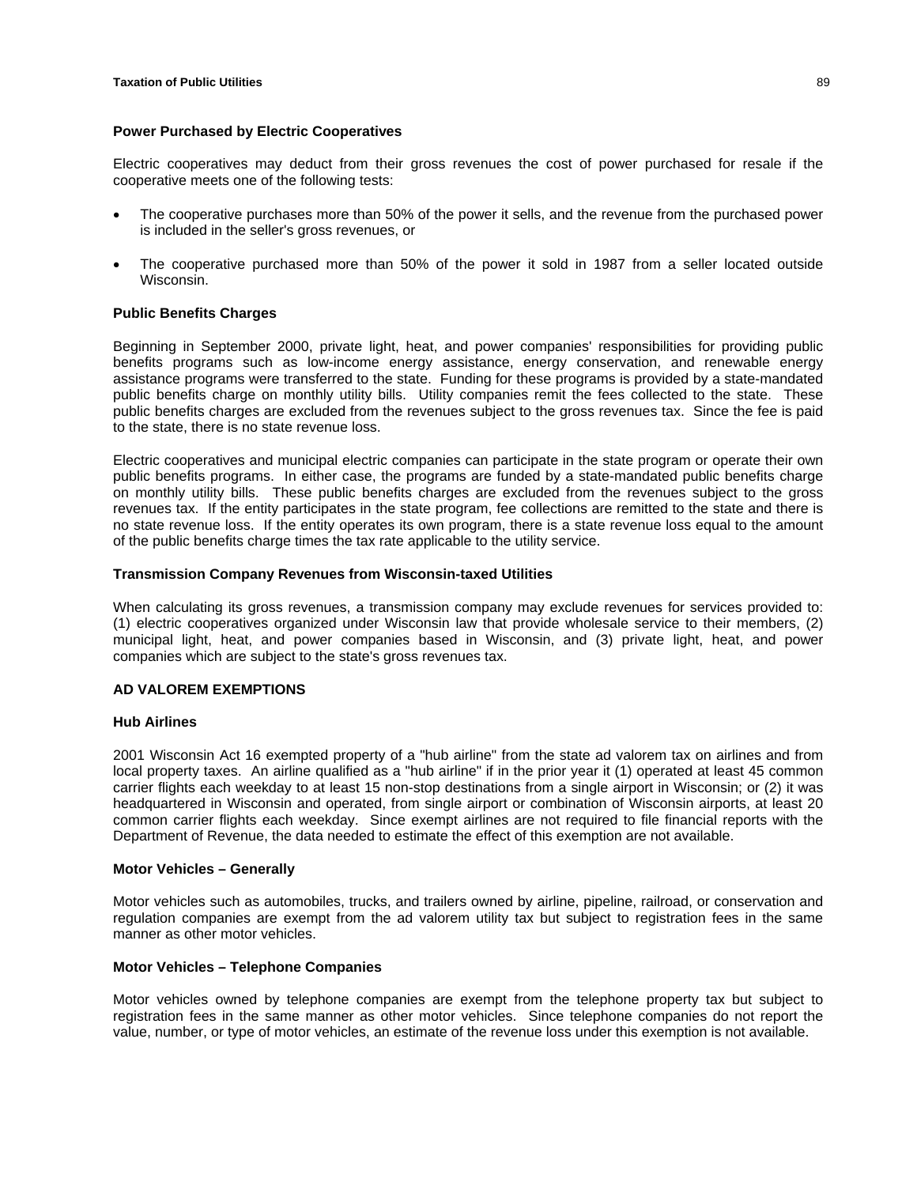### Power Purchased by Electric Cooperatives

Electric cooperatives may deduct from their gross revenues the cost of power purchased for resale if the cooperative meets one of the following tests:

- The cooperative purchases more than 50% of the power it sells, and the revenue from the purchased power is included in the seller's gross revenues, or

- The cooperative purchased more than 50% of the power it sold in 1987 from a seller located outside Wisconsin.

### Public Benefits Charges

Beginning in September 2000, private light, heat, and power companies' responsibilities for providing public benefits programs such as low-income energy assistance, energy conservation, and renewable energy assistance programs were transferred to the state. Funding for these programs is provided by a state-mandated public benefits charge on monthly utility bills. Utility companies remit the fees collected to the state. These public benefits charges are excluded from the revenues subject to the gross revenues tax. Since the fee is paid to the state, there is no state revenue loss.

Electric cooperatives and municipal electric companies can participate in the state program or operate their own public benefits programs. In either case, the programs are funded by a state-mandated public benefits charge on monthly utility bills. These public benefits charges are excluded from the revenues subject to the gross revenues tax. If the entity participates in the state program, fee collections are remitted to the state and there is no state revenue loss. If the entity operates its own program, there is a state revenue loss equal to the amount of the public benefits charge times the tax rate applicable to the utility service.

### Transmission Company Revenues from Wisconsin-taxed Utilities

When calculating its gross revenues, a transmission company may exclude revenues for services provided to: (1) electric cooperatives organized under Wisconsin law that provide wholesale service to their members, (2) municipal light, heat, and power companies based in Wisconsin, and (3) private light, heat, and power companies which are subject to the state's gross revenues tax.

## AD VALOREM EXEMPTIONS

### Hub Airlines

2001 Wisconsin Act 16 exempted property of a "hub airline" from the state ad valorem tax on airlines and from local property taxes. An airline qualified as a "hub airline" if in the prior year it (1) operated at least 45 common carrier flights each weekday to at least 15 non-stop destinations from a single airport in Wisconsin; or (2) it was headquartered in Wisconsin and operated, from single airport or combination of Wisconsin airports, at least 20 common carrier flights each weekday. Since exempt airlines are not required to file financial reports with the Department of Revenue, the data needed to estimate the effect of this exemption are not available.

### Motor Vehicles – Generally

Motor vehicles such as automobiles, trucks, and trailers owned by airline, pipeline, railroad, or conservation and regulation companies are exempt from the ad valorem utility tax but subject to registration fees in the same manner as other motor vehicles.

### Motor Vehicles – Telephone Companies

Motor vehicles owned by telephone companies are exempt from the telephone property tax but subject to registration fees in the same manner as other motor vehicles. Since telephone companies do not report the value, number, or type of motor vehicles, an estimate of the revenue loss under this exemption is not available.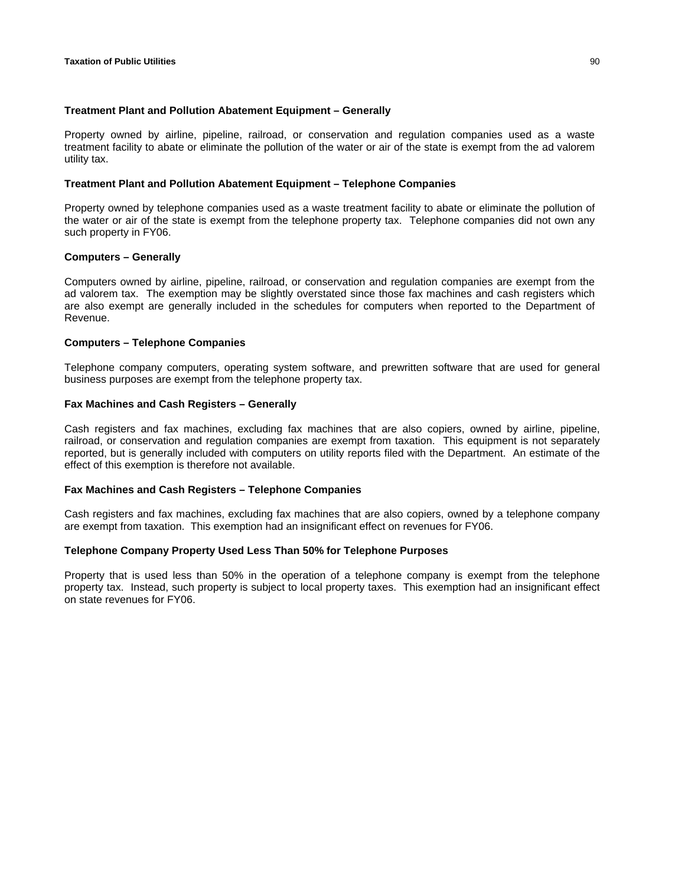### Treatment Plant and Pollution Abatement Equipment – Generally

Property owned by airline, pipeline, railroad, or conservation and regulation companies used as a waste treatment facility to abate or eliminate the pollution of the water or air of the state is exempt from the ad valorem utility tax.

### Treatment Plant and Pollution Abatement Equipment – Telephone Companies

Property owned by telephone companies used as a waste treatment facility to abate or eliminate the pollution of the water or air of the state is exempt from the telephone property tax. Telephone companies did not own any such property in FY06.

### Computers – Generally

Computers owned by airline, pipeline, railroad, or conservation and regulation companies are exempt from the ad valorem tax. The exemption may be slightly overstated since those fax machines and cash registers which are also exempt are generally included in the schedules for computers when reported to the Department of Revenue.

### Computers – Telephone Companies

Telephone company computers, operating system software, and prewritten software that are used for general business purposes are exempt from the telephone property tax.

### Fax Machines and Cash Registers – Generally

Cash registers and fax machines, excluding fax machines that are also copiers, owned by airline, pipeline, railroad, or conservation and regulation companies are exempt from taxation. This equipment is not separately reported, but is generally included with computers on utility reports filed with the Department. An estimate of the effect of this exemption is therefore not available.

### Fax Machines and Cash Registers – Telephone Companies

Cash registers and fax machines, excluding fax machines that are also copiers, owned by a telephone company are exempt from taxation. This exemption had an insignificant effect on revenues for FY06.

### Telephone Company Property Used Less Than 50% for Telephone Purposes

Property that is used less than 50% in the operation of a telephone company is exempt from the telephone property tax. Instead, such property is subject to local property taxes. This exemption had an insignificant effect on state revenues for FY06.